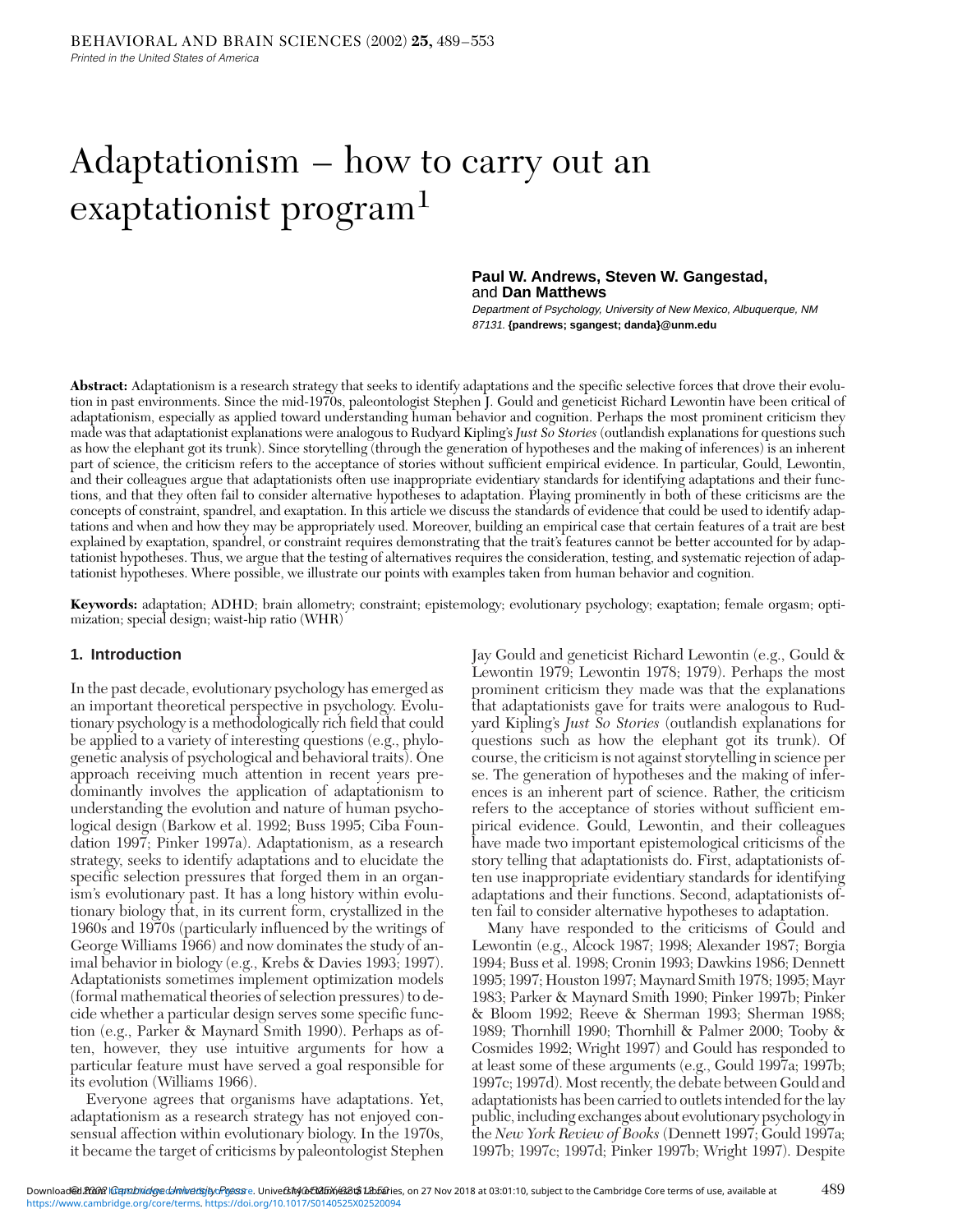# Adaptationism – how to carry out an exaptationist program[1]

**Paul W. Andrews, Steven W. Gangestad,** and **Dan Matthews**

*Department of Psychology, University of New Mexico, Albuquerque, NM 87131.* **{pandrews; sgangest; danda}@unm.edu**

**Abstract:** Adaptationism is a research strategy that seeks to identify adaptations and the specific selective forces that drove their evolution in past environments. Since the mid-1970s, paleontologist Stephen J. Gould and geneticist Richard Lewontin have been critical of adaptationism, especially as applied toward understanding human behavior and cognition. Perhaps the most prominent criticism they made was that adaptationist explanations were analogous to Rudyard Kipling's *Just So Stories* (outlandish explanations for questions such as how the elephant got its trunk). Since storytelling (through the generation of hypotheses and the making of inferences) is an inherent part of science, the criticism refers to the acceptance of stories without sufficient empirical evidence. In particular, Gould, Lewontin, and their colleagues argue that adaptationists often use inappropriate evidentiary standards for identifying adaptations and their functions, and that they often fail to consider alternative hypotheses to adaptation. Playing prominently in both of these criticisms are the concepts of constraint, spandrel, and exaptation. In this article we discuss the standards of evidence that could be used to identify adaptations and when and how they may be appropriately used. Moreover, building an empirical case that certain features of a trait are best explained by exaptation, spandrel, or constraint requires demonstrating that the trait's features cannot be better accounted for by adaptationist hypotheses. Thus, we argue that the testing of alternatives requires the consideration, testing, and systematic rejection of adaptationist hypotheses. Where possible, we illustrate our points with examples taken from human behavior and cognition.

**Keywords:** adaptation; ADHD; brain allometry; constraint; epistemology; evolutionary psychology; exaptation; female orgasm; optimization; special design; waist-hip ratio (WHR)

## 1. Introduction

In the past decade, evolutionary psychology has emerged as an important theoretical perspective in psychology. Evolutionary psychology is a methodologically rich field that could be applied to a variety of interesting questions (e.g., phylogenetic analysis of psychological and behavioral traits). One approach receiving much attention in recent years predominantly involves the application of adaptationism to understanding the evolution and nature of human psychological design (Barkow et al. 1992; Buss 1995; Ciba Foundation 1997; Pinker 1997a). Adaptationism, as a research strategy, seeks to identify adaptations and to elucidate the specific selection pressures that forged them in an organism's evolutionary past. It has a long history within evolutionary biology that, in its current form, crystallized in the 1960s and 1970s (particularly influenced by the writings of George Williams 1966) and now dominates the study of animal behavior in biology (e.g., Krebs & Davies 1993; 1997). Adaptationists sometimes implement optimization models (formal mathematical theories of selection pressures) to decide whether a particular design serves some specific function (e.g., Parker & Maynard Smith 1990). Perhaps as often, however, they use intuitive arguments for how a particular feature must have served a goal responsible for its evolution (Williams 1966).

Everyone agrees that organisms have adaptations. Yet, adaptationism as a research strategy has not enjoyed consensual affection within evolutionary biology. In the 1970s, it became the target of criticisms by paleontologist Stephen Jay Gould and geneticist Richard Lewontin (e.g., Gould & Lewontin 1979; Lewontin 1978; 1979). Perhaps the most prominent criticism they made was that the explanations that adaptationists gave for traits were analogous to Rudyard Kipling's *Just So Stories* (outlandish explanations for questions such as how the elephant got its trunk). Of course, the criticism is not against storytelling in science per se. The generation of hypotheses and the making of inferences is an inherent part of science. Rather, the criticism refers to the acceptance of stories without sufficient empirical evidence. Gould, Lewontin, and their colleagues have made two important epistemological criticisms of the story telling that adaptationists do. First, adaptationists often use inappropriate evidentiary standards for identifying adaptations and their functions. Second, adaptationists often fail to consider alternative hypotheses to adaptation.

Many have responded to the criticisms of Gould and Lewontin (e.g., Alcock 1987; 1998; Alexander 1987; Borgia 1994; Buss et al. 1998; Cronin 1993; Dawkins 1986; Dennett 1995; 1997; Houston 1997; Maynard Smith 1978; 1995; Mayr 1983; Parker & Maynard Smith 1990; Pinker 1997b; Pinker & Bloom 1992; Reeve & Sherman 1993; Sherman 1988; 1989; Thornhill 1990; Thornhill & Palmer 2000; Tooby & Cosmides 1992; Wright 1997) and Gould has responded to at least some of these arguments (e.g., Gould 1997a; 1997b; 1997c; 1997d). Most recently, the debate between Gould and adaptationists has been carried to outlets intended for the lay public, including exchanges about evolutionary psychology in the *New York Review of Books* (Dennett 1997; Gould 1997a; 1997b; 1997c; 1997d; Pinker 1997b; Wright 1997). Despite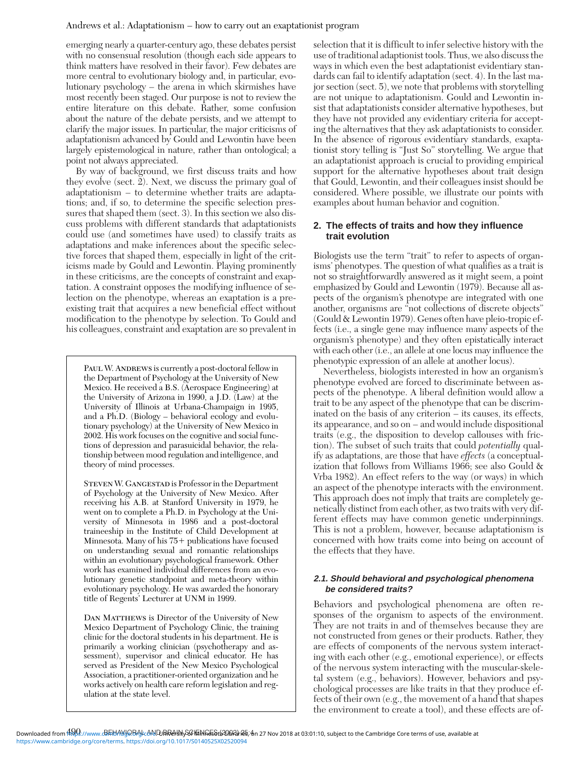emerging nearly a quarter-century ago, these debates persist with no consensual resolution (though each side appears to think matters have resolved in their favor). Few debates are more central to evolutionary biology and, in particular, evolutionary psychology – the arena in which skirmishes have most recently been staged. Our purpose is not to review the entire literature on this debate. Rather, some confusion about the nature of the debate persists, and we attempt to clarify the major issues. In particular, the major criticisms of adaptationism advanced by Gould and Lewontin have been largely epistemological in nature, rather than ontological; a point not always appreciated.

By way of background, we first discuss traits and how they evolve (sect. 2). Next, we discuss the primary goal of adaptationism – to determine whether traits are adaptations; and, if so, to determine the specific selection pressures that shaped them (sect. 3). In this section we also discuss problems with different standards that adaptationists could use (and sometimes have used) to classify traits as adaptations and make inferences about the specific selective forces that shaped them, especially in light of the criticisms made by Gould and Lewontin. Playing prominently in these criticisms, are the concepts of constraint and exaptation. A constraint opposes the modifying influence of selection on the phenotype, whereas an exaptation is a preexisting trait that acquires a new beneficial effect without modification to the phenotype by selection. To Gould and his colleagues, constraint and exaptation are so prevalent in selection that it is difficult to infer selective history with the use of traditional adaptionist tools. Thus, we also discuss the ways in which even the best adaptationist evidentiary standards can fail to identify adaptation (sect. 4). In the last major section (sect. 5), we note that problems with storytelling are not unique to adaptationism. Gould and Lewontin insist that adaptationists consider alternative hypotheses, but they have not provided any evidentiary criteria for accepting the alternatives that they ask adaptationists to consider. In the absence of rigorous evidentiary standards, exaptationist story telling is "Just So" storytelling. We argue that an adaptationist approach is crucial to providing empirical support for the alternative hypotheses about trait design that Gould, Lewontin, and their colleagues insist should be considered. Where possible, we illustrate our points with examples about human behavior and cognition.

Paul W. Andrews is currently a post-doctoral fellow in the Department of Psychology at the University of New Mexico. He received a B.S. (Aerospace Engineering) at the University of Arizona in 1990, a J.D. (Law) at the University of Illinois at Urbana-Champaign in 1995, and a Ph.D. (Biology – behavioral ecology and evolutionary psychology) at the University of New Mexico in 2002. His work focuses on the cognitive and social functions of depression and parasuicidal behavior, the relationship between mood regulation and intelligence, and theory of mind processes.

Steven W. Gangestad is Professor in the Department of Psychology at the University of New Mexico. After receiving his A.B. at Stanford University in 1979, he went on to complete a Ph.D. in Psychology at the University of Minnesota in 1986 and a post-doctoral traineeship in the Institute of Child Development at Minnesota. Many of his 75+ publications have focused on understanding sexual and romantic relationships within an evolutionary psychological framework. Other work has examined individual differences from an evolutionary genetic standpoint and meta-theory within evolutionary psychology. He was awarded the honorary title of Regents' Lecturer at UNM in 1999.

Dan Matthews is Director of the University of New Mexico Department of Psychology Clinic, the training clinic for the doctoral students in his department. He is primarily a working clinician (psychotherapy and assessment), supervisor and clinical educator. He has served as President of the New Mexico Psychological Association, a practitioner-oriented organization and he works actively on health care reform legislation and regulation at the state level.

## 2. The effects of traits and how they influence trait evolution

Biologists use the term "trait" to refer to aspects of organisms' phenotypes. The question of what qualifies as a trait is not so straightforwardly answered as it might seem, a point emphasized by Gould and Lewontin (1979). Because all aspects of the organism's phenotype are integrated with one another, organisms are "not collections of discrete objects" (Gould & Lewontin 1979). Genes often have pleio-tropic effects (i.e., a single gene may influence many aspects of the organism's phenotype) and they often epistatically interact with each other (i.e., an allele at one locus may influence the phenotypic expression of an allele at another locus).

Nevertheless, biologists interested in how an organism's phenotype evolved are forced to discriminate between aspects of the phenotype. A liberal definition would allow a trait to be any aspect of the phenotype that can be discriminated on the basis of any criterion – its causes, its effects, its appearance, and so on – and would include dispositional traits (e.g., the disposition to develop callouses with friction). The subset of such traits that could *potentially* qualify as adaptations, are those that have *effects* (a conceptualization that follows from Williams 1966; see also Gould & Vrba 1982). An effect refers to the way (or ways) in which an aspect of the phenotype interacts with the environment. This approach does not imply that traits are completely genetically distinct from each other, as two traits with very different effects may have common genetic underpinnings. This is not a problem, however, because adaptationism is concerned with how traits come into being on account of the effects that they have.

### 2.1. Should behavioral and psychological phenomena be considered traits?

Behaviors and psychological phenomena are often responses of the organism to aspects of the environment. They are not traits in and of themselves because they are not constructed from genes or their products. Rather, they are effects of components of the nervous system interacting with each other (e.g., emotional experience), or effects of the nervous system interacting with the muscular-skeletal system (e.g., behaviors). However, behaviors and psychological processes are like traits in that they produce effects of their own (e.g., the movement of a hand that shapes the environment to create a tool), and these effects are of-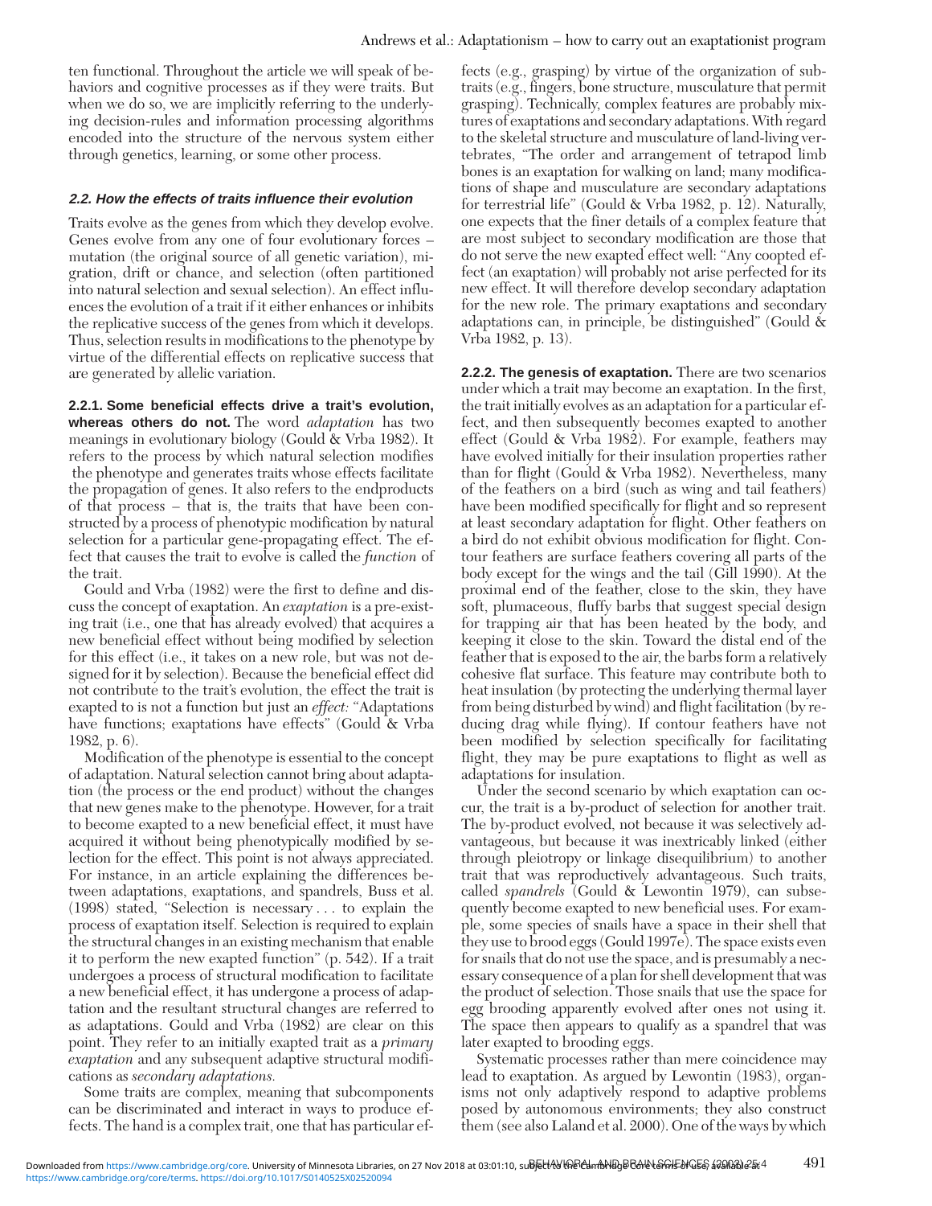ten functional. Throughout the article we will speak of behaviors and cognitive processes as if they were traits. But when we do so, we are implicitly referring to the underlying decision-rules and information processing algorithms encoded into the structure of the nervous system either through genetics, learning, or some other process.

### 2.2. How the effects of traits influence their evolution

Traits evolve as the genes from which they develop evolve. Genes evolve from any one of four evolutionary forces – mutation (the original source of all genetic variation), migration, drift or chance, and selection (often partitioned into natural selection and sexual selection). An effect influences the evolution of a trait if it either enhances or inhibits the replicative success of the genes from which it develops. Thus, selection results in modifications to the phenotype by virtue of the differential effects on replicative success that are generated by allelic variation.

**2.2.1. Some beneficial effects drive a trait's evolution, whereas others do not.** The word *adaptation* has two meanings in evolutionary biology (Gould & Vrba 1982). It refers to the process by which natural selection modifies the phenotype and generates traits whose effects facilitate the propagation of genes. It also refers to the endproducts of that process – that is, the traits that have been constructed by a process of phenotypic modification by natural selection for a particular gene-propagating effect. The effect that causes the trait to evolve is called the *function* of the trait.

Gould and Vrba (1982) were the first to define and discuss the concept of exaptation. An *exaptation* is a pre-existing trait (i.e., one that has already evolved) that acquires a new beneficial effect without being modified by selection for this effect (i.e., it takes on a new role, but was not designed for it by selection). Because the beneficial effect did not contribute to the trait's evolution, the effect the trait is exapted to is not a function but just an *effect:* "Adaptations have functions; exaptations have effects" (Gould & Vrba 1982, p. 6).

Modification of the phenotype is essential to the concept of adaptation. Natural selection cannot bring about adaptation (the process or the end product) without the changes that new genes make to the phenotype. However, for a trait to become exapted to a new beneficial effect, it must have acquired it without being phenotypically modified by selection for the effect. This point is not always appreciated. For instance, in an article explaining the differences between adaptations, exaptations, and spandrels, Buss et al. (1998) stated, "Selection is necessary . . . to explain the process of exaptation itself. Selection is required to explain the structural changes in an existing mechanism that enable it to perform the new exapted function" (p. 542). If a trait undergoes a process of structural modification to facilitate a new beneficial effect, it has undergone a process of adaptation and the resultant structural changes are referred to as adaptations. Gould and Vrba (1982) are clear on this point. They refer to an initially exapted trait as a *primary exaptation* and any subsequent adaptive structural modifications as *secondary adaptations.*

Some traits are complex, meaning that subcomponents can be discriminated and interact in ways to produce effects. The hand is a complex trait, one that has particular effects (e.g., grasping) by virtue of the organization of subtraits (e.g., fingers, bone structure, musculature that permit grasping). Technically, complex features are probably mixtures of exaptations and secondary adaptations. With regard to the skeletal structure and musculature of land-living vertebrates, "The order and arrangement of tetrapod limb bones is an exaptation for walking on land; many modifications of shape and musculature are secondary adaptations for terrestrial life" (Gould & Vrba 1982, p. 12). Naturally, one expects that the finer details of a complex feature that are most subject to secondary modification are those that do not serve the new exapted effect well: "Any coopted effect (an exaptation) will probably not arise perfected for its new effect. It will therefore develop secondary adaptation for the new role. The primary exaptations and secondary adaptations can, in principle, be distinguished" (Gould & Vrba 1982, p. 13).

**2.2.2. The genesis of exaptation.** There are two scenarios under which a trait may become an exaptation. In the first, the trait initially evolves as an adaptation for a particular effect, and then subsequently becomes exapted to another effect (Gould & Vrba 1982). For example, feathers may have evolved initially for their insulation properties rather than for flight (Gould & Vrba 1982). Nevertheless, many of the feathers on a bird (such as wing and tail feathers) have been modified specifically for flight and so represent at least secondary adaptation for flight. Other feathers on a bird do not exhibit obvious modification for flight. Contour feathers are surface feathers covering all parts of the body except for the wings and the tail (Gill 1990). At the proximal end of the feather, close to the skin, they have soft, plumaceous, fluffy barbs that suggest special design for trapping air that has been heated by the body, and keeping it close to the skin. Toward the distal end of the feather that is exposed to the air, the barbs form a relatively cohesive flat surface. This feature may contribute both to heat insulation (by protecting the underlying thermal layer from being disturbed by wind) and flight facilitation (by reducing drag while flying). If contour feathers have not been modified by selection specifically for facilitating flight, they may be pure exaptations to flight as well as adaptations for insulation.

Under the second scenario by which exaptation can occur, the trait is a by-product of selection for another trait. The by-product evolved, not because it was selectively advantageous, but because it was inextricably linked (either through pleiotropy or linkage disequilibrium) to another trait that was reproductively advantageous. Such traits, called *spandrels* (Gould & Lewontin 1979), can subsequently become exapted to new beneficial uses. For example, some species of snails have a space in their shell that they use to brood eggs (Gould 1997e). The space exists even for snails that do not use the space, and is presumably a necessary consequence of a plan for shell development that was the product of selection. Those snails that use the space for egg brooding apparently evolved after ones not using it. The space then appears to qualify as a spandrel that was later exapted to brooding eggs.

Systematic processes rather than mere coincidence may lead to exaptation. As argued by Lewontin (1983), organisms not only adaptively respond to adaptive problems posed by autonomous environments; they also construct them (see also Laland et al. 2000). One of the ways by which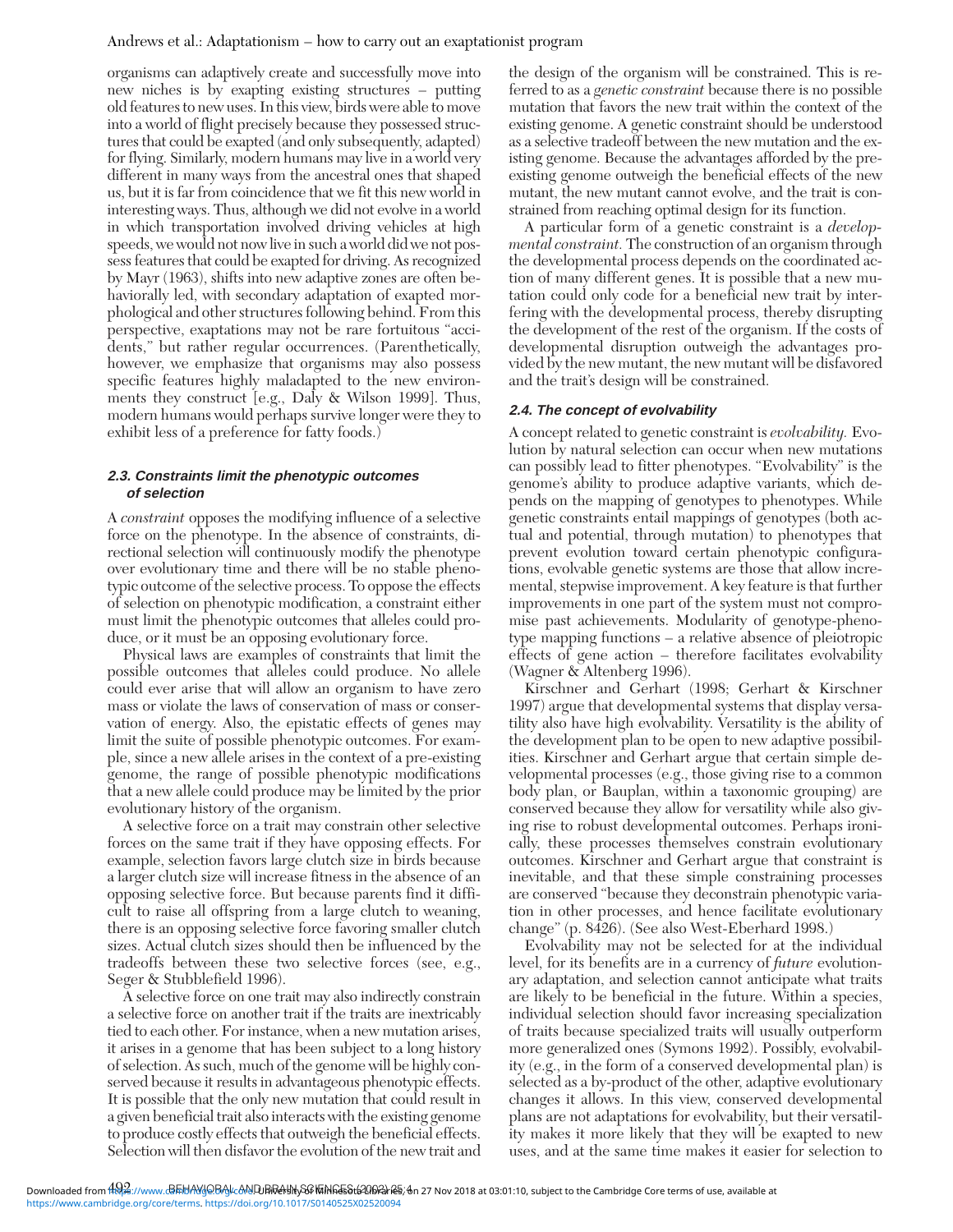organisms can adaptively create and successfully move into new niches is by exapting existing structures – putting old features to new uses. In this view, birds were able to move into a world of flight precisely because they possessed structures that could be exapted (and only subsequently, adapted) for flying. Similarly, modern humans may live in a world very different in many ways from the ancestral ones that shaped us, but it is far from coincidence that we fit this new world in interesting ways. Thus, although we did not evolve in a world in which transportation involved driving vehicles at high speeds, we would not now live in such a world did we not possess features that could be exapted for driving. As recognized by Mayr (1963), shifts into new adaptive zones are often behaviorally led, with secondary adaptation of exapted morphological and other structures following behind. From this perspective, exaptations may not be rare fortuitous "accidents," but rather regular occurrences. (Parenthetically, however, we emphasize that organisms may also possess specific features highly maladapted to the new environments they construct [e.g., Daly & Wilson 1999]. Thus, modern humans would perhaps survive longer were they to exhibit less of a preference for fatty foods.)

### 2.3. Constraints limit the phenotypic outcomes of selection

A *constraint* opposes the modifying influence of a selective force on the phenotype. In the absence of constraints, directional selection will continuously modify the phenotype over evolutionary time and there will be no stable phenotypic outcome of the selective process. To oppose the effects of selection on phenotypic modification, a constraint either must limit the phenotypic outcomes that alleles could produce, or it must be an opposing evolutionary force.

Physical laws are examples of constraints that limit the possible outcomes that alleles could produce. No allele could ever arise that will allow an organism to have zero mass or violate the laws of conservation of mass or conservation of energy. Also, the epistatic effects of genes may limit the suite of possible phenotypic outcomes. For example, since a new allele arises in the context of a pre-existing genome, the range of possible phenotypic modifications that a new allele could produce may be limited by the prior evolutionary history of the organism.

A selective force on a trait may constrain other selective forces on the same trait if they have opposing effects. For example, selection favors large clutch size in birds because a larger clutch size will increase fitness in the absence of an opposing selective force. But because parents find it difficult to raise all offspring from a large clutch to weaning, there is an opposing selective force favoring smaller clutch sizes. Actual clutch sizes should then be influenced by the tradeoffs between these two selective forces (see, e.g., Seger & Stubblefield 1996).

A selective force on one trait may also indirectly constrain a selective force on another trait if the traits are inextricably tied to each other. For instance, when a new mutation arises, it arises in a genome that has been subject to a long history of selection. As such, much of the genome will be highly conserved because it results in advantageous phenotypic effects. It is possible that the only new mutation that could result in a given beneficial trait also interacts with the existing genome to produce costly effects that outweigh the beneficial effects. Selection will then disfavor the evolution of the new trait and the design of the organism will be constrained. This is referred to as a *genetic constraint* because there is no possible mutation that favors the new trait within the context of the existing genome. A genetic constraint should be understood as a selective tradeoff between the new mutation and the existing genome. Because the advantages afforded by the pre-existing genome outweigh the beneficial effects of the new mutant, the new mutant cannot evolve, and the trait is constrained from reaching optimal design for its function.

A particular form of a genetic constraint is a *developmental constraint.* The construction of an organism through the developmental process depends on the coordinated action of many different genes. It is possible that a new mutation could only code for a beneficial new trait by interfering with the developmental process, thereby disrupting the development of the rest of the organism. If the costs of developmental disruption outweigh the advantages provided by the new mutant, the new mutant will be disfavored and the trait's design will be constrained.

### 2.4. The concept of evolvability

A concept related to genetic constraint is *evolvability.* Evolution by natural selection can occur when new mutations can possibly lead to fitter phenotypes. "Evolvability" is the genome's ability to produce adaptive variants, which depends on the mapping of genotypes to phenotypes. While genetic constraints entail mappings of genotypes (both actual and potential, through mutation) to phenotypes that prevent evolution toward certain phenotypic configurations, evolvable genetic systems are those that allow incremental, stepwise improvement. A key feature is that further improvements in one part of the system must not compromise past achievements. Modularity of genotype-phenotype mapping functions – a relative absence of pleiotropic effects of gene action – therefore facilitates evolvability (Wagner & Altenberg 1996).

Kirschner and Gerhart (1998; Gerhart & Kirschner 1997) argue that developmental systems that display versatility also have high evolvability. Versatility is the ability of the development plan to be open to new adaptive possibilities. Kirschner and Gerhart argue that certain simple developmental processes (e.g., those giving rise to a common body plan, or Bauplan, within a taxonomic grouping) are conserved because they allow for versatility while also giving rise to robust developmental outcomes. Perhaps ironically, these processes themselves constrain evolutionary outcomes. Kirschner and Gerhart argue that constraint is inevitable, and that these simple constraining processes are conserved "because they deconstrain phenotypic variation in other processes, and hence facilitate evolutionary change" (p. 8426). (See also West-Eberhard 1998.)

Evolvability may not be selected for at the individual level, for its benefits are in a currency of *future* evolutionary adaptation, and selection cannot anticipate what traits are likely to be beneficial in the future. Within a species, individual selection should favor increasing specialization of traits because specialized traits will usually outperform more generalized ones (Symons 1992). Possibly, evolvability (e.g., in the form of a conserved developmental plan) is selected as a by-product of the other, adaptive evolutionary changes it allows. In this view, conserved developmental plans are not adaptations for evolvability, but their versatility makes it more likely that they will be exapted to new uses, and at the same time makes it easier for selection to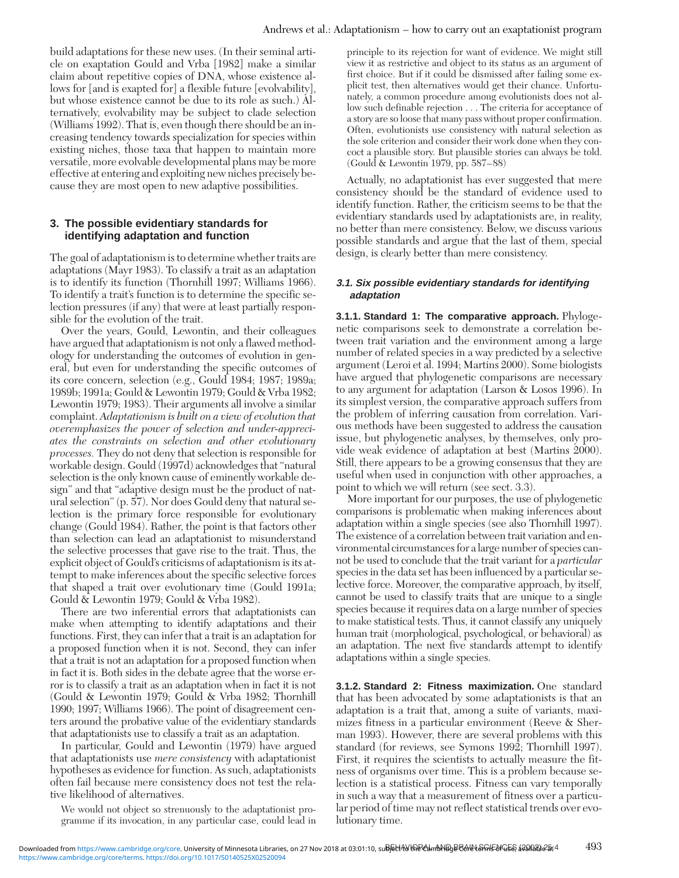build adaptations for these new uses. (In their seminal article on exaptation Gould and Vrba [1982] make a similar claim about repetitive copies of DNA, whose existence allows for [and is exapted for] a flexible future [evolvability], but whose existence cannot be due to its role as such.) Alternatively, evolvability may be subject to clade selection (Williams 1992). That is, even though there should be an increasing tendency towards specialization for species within existing niches, those taxa that happen to maintain more versatile, more evolvable developmental plans may be more effective at entering and exploiting new niches precisely because they are most open to new adaptive possibilities.

## 3. The possible evidentiary standards for identifying adaptation and function

The goal of adaptationism is to determine whether traits are adaptations (Mayr 1983). To classify a trait as an adaptation is to identify its function (Thornhill 1997; Williams 1966). To identify a trait's function is to determine the specific selection pressures (if any) that were at least partially responsible for the evolution of the trait.

Over the years, Gould, Lewontin, and their colleagues have argued that adaptationism is not only a flawed methodology for understanding the outcomes of evolution in general, but even for understanding the specific outcomes of its core concern, selection (e.g., Gould 1984; 1987; 1989a; 1989b; 1991a; Gould & Lewontin 1979; Gould & Vrba 1982; Lewontin 1979; 1983). Their arguments all involve a similar complaint. *Adaptationism is built on a view of evolution that overemphasizes the power of selection and under-appreciates the constraints on selection and other evolutionary processes.* They do not deny that selection is responsible for workable design. Gould (1997d) acknowledges that "natural selection is the only known cause of eminently workable design" and that "adaptive design must be the product of natural selection" (p. 57). Nor does Gould deny that natural selection is the primary force responsible for evolutionary change (Gould 1984). Rather, the point is that factors other than selection can lead an adaptationist to misunderstand the selective processes that gave rise to the trait. Thus, the explicit object of Gould's criticisms of adaptationism is its attempt to make inferences about the specific selective forces that shaped a trait over evolutionary time (Gould 1991a; Gould & Lewontin 1979; Gould & Vrba 1982).

There are two inferential errors that adaptationists can make when attempting to identify adaptations and their functions. First, they can infer that a trait is an adaptation for a proposed function when it is not. Second, they can infer that a trait is not an adaptation for a proposed function when in fact it is. Both sides in the debate agree that the worse error is to classify a trait as an adaptation when in fact it is not (Gould & Lewontin 1979; Gould & Vrba 1982; Thornhill 1990; 1997; Williams 1966). The point of disagreement centers around the probative value of the evidentiary standards that adaptationists use to classify a trait as an adaptation.

In particular, Gould and Lewontin (1979) have argued that adaptationists use *mere consistency* with adaptationist hypotheses as evidence for function. As such, adaptationists often fail because mere consistency does not test the relative likelihood of alternatives.

> We would not object so strenuously to the adaptationist programme if its invocation, in any particular case, could lead in principle to its rejection for want of evidence. We might still view it as restrictive and object to its status as an argument of first choice. But if it could be dismissed after failing some explicit test, then alternatives would get their chance. Unfortunately, a common procedure among evolutionists does not allow such definable rejection . . . The criteria for acceptance of a story are so loose that many pass without proper confirmation. Often, evolutionists use consistency with natural selection as the sole criterion and consider their work done when they concoct a plausible story. But plausible stories can always be told. (Gould & Lewontin 1979, pp. 587–88)

Actually, no adaptationist has ever suggested that mere consistency should be the standard of evidence used to identify function. Rather, the criticism seems to be that the evidentiary standards used by adaptationists are, in reality, no better than mere consistency. Below, we discuss various possible standards and argue that the last of them, special design, is clearly better than mere consistency.

### 3.1. Six possible evidentiary standards for identifying adaptation

**3.1.1. Standard 1: The comparative approach.** Phylogenetic comparisons seek to demonstrate a correlation between trait variation and the environment among a large number of related species in a way predicted by a selective argument (Leroi et al. 1994; Martins 2000). Some biologists have argued that phylogenetic comparisons are necessary to any argument for adaptation (Larson & Losos 1996). In its simplest version, the comparative approach suffers from the problem of inferring causation from correlation. Various methods have been suggested to address the causation issue, but phylogenetic analyses, by themselves, only provide weak evidence of adaptation at best (Martins 2000). Still, there appears to be a growing consensus that they are useful when used in conjunction with other approaches, a point to which we will return (see sect. 3.3).

More important for our purposes, the use of phylogenetic comparisons is problematic when making inferences about adaptation within a single species (see also Thornhill 1997). The existence of a correlation between trait variation and environmental circumstances for a large number of species cannot be used to conclude that the trait variant for a *particular* species in the data set has been influenced by a particular selective force. Moreover, the comparative approach, by itself, cannot be used to classify traits that are unique to a single species because it requires data on a large number of species to make statistical tests. Thus, it cannot classify any uniquely human trait (morphological, psychological, or behavioral) as an adaptation. The next five standards attempt to identify adaptations within a single species.

**3.1.2. Standard 2: Fitness maximization.** One standard that has been advocated by some adaptationists is that an adaptation is a trait that, among a suite of variants, maximizes fitness in a particular environment (Reeve & Sherman 1993). However, there are several problems with this standard (for reviews, see Symons 1992; Thornhill 1997). First, it requires the scientists to actually measure the fitness of organisms over time. This is a problem because selection is a statistical process. Fitness can vary temporally in such a way that a measurement of fitness over a particular period of time may not reflect statistical trends over evolutionary time.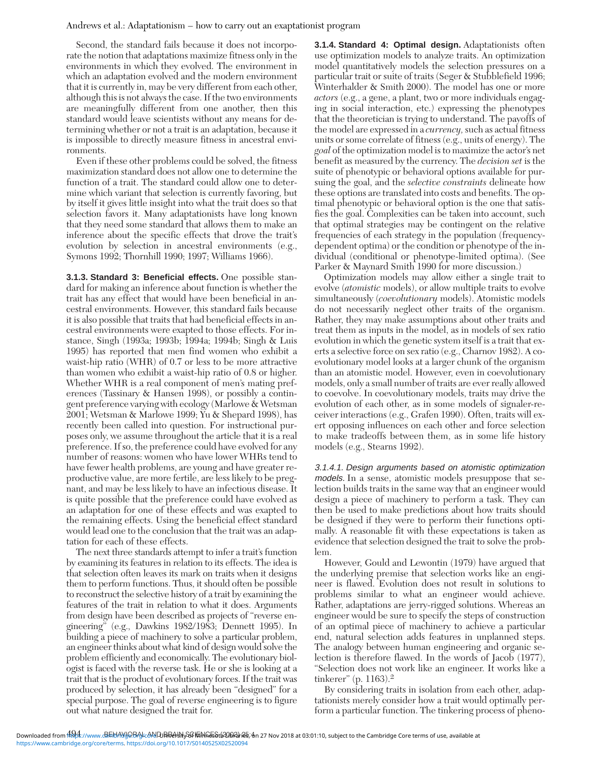Second, the standard fails because it does not incorporate the notion that adaptations maximize fitness only in the environments in which they evolved. The environment in which an adaptation evolved and the modern environment that it is currently in, may be very different from each other, although this is not always the case. If the two environments are meaningfully different from one another, then this standard would leave scientists without any means for determining whether or not a trait is an adaptation, because it is impossible to directly measure fitness in ancestral environments.

Even if these other problems could be solved, the fitness maximization standard does not allow one to determine the function of a trait. The standard could allow one to determine which variant that selection is currently favoring, but by itself it gives little insight into what the trait does so that selection favors it. Many adaptationists have long known that they need some standard that allows them to make an inference about the specific effects that drove the trait's evolution by selection in ancestral environments (e.g., Symons 1992; Thornhill 1990; 1997; Williams 1966).

**3.1.3. Standard 3: Beneficial effects.** One possible standard for making an inference about function is whether the trait has any effect that would have been beneficial in ancestral environments. However, this standard fails because it is also possible that traits that had beneficial effects in ancestral environments were exapted to those effects. For instance, Singh (1993a; 1993b; 1994a; 1994b; Singh & Luis 1995) has reported that men find women who exhibit a waist-hip ratio (WHR) of 0.7 or less to be more attractive than women who exhibit a waist-hip ratio of 0.8 or higher. Whether WHR is a real component of men's mating preferences (Tassinary & Hansen 1998), or possibly a contingent preference varying with ecology (Marlowe & Wetsman 2001; Wetsman & Marlowe 1999; Yu & Shepard 1998), has recently been called into question. For instructional purposes only, we assume throughout the article that it is a real preference. If so, the preference could have evolved for any number of reasons: women who have lower WHRs tend to have fewer health problems, are young and have greater reproductive value, are more fertile, are less likely to be pregnant, and may be less likely to have an infectious disease. It is quite possible that the preference could have evolved as an adaptation for one of these effects and was exapted to the remaining effects. Using the beneficial effect standard would lead one to the conclusion that the trait was an adaptation for each of these effects.

The next three standards attempt to infer a trait's function by examining its features in relation to its effects. The idea is that selection often leaves its mark on traits when it designs them to perform functions. Thus, it should often be possible to reconstruct the selective history of a trait by examining the features of the trait in relation to what it does. Arguments from design have been described as projects of "reverse engineering" (e.g., Dawkins 1982/1983; Dennett 1995). In building a piece of machinery to solve a particular problem, an engineer thinks about what kind of design would solve the problem efficiently and economically. The evolutionary biologist is faced with the reverse task. He or she is looking at a trait that is the product of evolutionary forces. If the trait was produced by selection, it has already been "designed" for a special purpose. The goal of reverse engineering is to figure out what nature designed the trait for.

**3.1.4. Standard 4: Optimal design.** Adaptationists often use optimization models to analyze traits. An optimization model quantitatively models the selection pressures on a particular trait or suite of traits (Seger & Stubblefield 1996; Winterhalder & Smith 2000). The model has one or more *actors* (e.g., a gene, a plant, two or more individuals engaging in social interaction, etc.) expressing the phenotypes that the theoretician is trying to understand. The payoffs of the model are expressed in a *currency,* such as actual fitness units or some correlate of fitness (e.g., units of energy). The *goal* of the optimization model is to maximize the actor's net benefit as measured by the currency. The *decision set* is the suite of phenotypic or behavioral options available for pursuing the goal, and the *selective constraints* delineate how these options are translated into costs and benefits. The optimal phenotypic or behavioral option is the one that satisfies the goal. Complexities can be taken into account, such that optimal strategies may be contingent on the relative frequencies of each strategy in the population (frequency-dependent optima) or the condition or phenotype of the individual (conditional or phenotype-limited optima). (See Parker & Maynard Smith 1990 for more discussion.)

Optimization models may allow either a single trait to evolve (*atomistic* models), or allow multiple traits to evolve simultaneously (*coevolutionary* models). Atomistic models do not necessarily neglect other traits of the organism. Rather, they may make assumptions about other traits and treat them as inputs in the model, as in models of sex ratio evolution in which the genetic system itself is a trait that exerts a selective force on sex ratio (e.g., Charnov 1982). A coevolutionary model looks at a larger chunk of the organism than an atomistic model. However, even in coevolutionary models, only a small number of traits are ever really allowed to coevolve. In coevolutionary models, traits may drive the evolution of each other, as in some models of signaler-receiver interactions (e.g., Grafen 1990). Often, traits will exert opposing influences on each other and force selection to make tradeoffs between them, as in some life history models (e.g., Stearns 1992).

*3.1.4.1. Design arguments based on atomistic optimization models.* In a sense, atomistic models presuppose that selection builds traits in the same way that an engineer would design a piece of machinery to perform a task. They can then be used to make predictions about how traits should be designed if they were to perform their functions optimally. A reasonable fit with these expectations is taken as evidence that selection designed the trait to solve the problem.

However, Gould and Lewontin (1979) have argued that the underlying premise that selection works like an engineer is flawed. Evolution does not result in solutions to problems similar to what an engineer would achieve. Rather, adaptations are jerry-rigged solutions. Whereas an engineer would be sure to specify the steps of construction of an optimal piece of machinery to achieve a particular end, natural selection adds features in unplanned steps. The analogy between human engineering and organic selection is therefore flawed. In the words of Jacob (1977), "Selection does not work like an engineer. It works like a tinkerer" (p. 1163).[2]

By considering traits in isolation from each other, adaptationists merely consider how a trait would optimally perform a particular function. The tinkering process of pheno-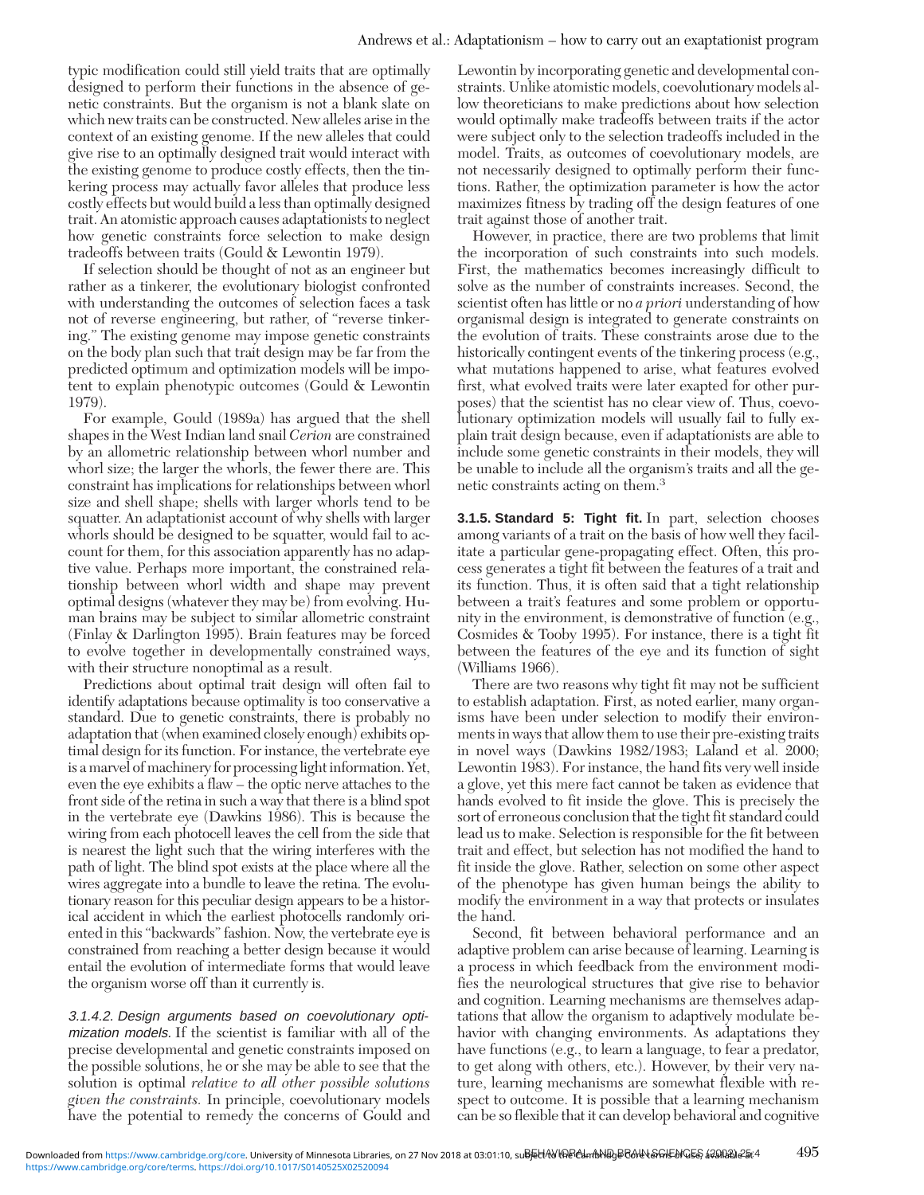typic modification could still yield traits that are optimally designed to perform their functions in the absence of genetic constraints. But the organism is not a blank slate on which new traits can be constructed. New alleles arise in the context of an existing genome. If the new alleles that could give rise to an optimally designed trait would interact with the existing genome to produce costly effects, then the tinkering process may actually favor alleles that produce less costly effects but would build a less than optimally designed trait. An atomistic approach causes adaptationists to neglect how genetic constraints force selection to make design tradeoffs between traits (Gould & Lewontin 1979).

If selection should be thought of not as an engineer but rather as a tinkerer, the evolutionary biologist confronted with understanding the outcomes of selection faces a task not of reverse engineering, but rather, of "reverse tinkering." The existing genome may impose genetic constraints on the body plan such that trait design may be far from the predicted optimum and optimization models will be impotent to explain phenotypic outcomes (Gould & Lewontin 1979).

For example, Gould (1989a) has argued that the shell shapes in the West Indian land snail *Cerion* are constrained by an allometric relationship between whorl number and whorl size; the larger the whorls, the fewer there are. This constraint has implications for relationships between whorl size and shell shape; shells with larger whorls tend to be squatter. An adaptationist account of why shells with larger whorls should be designed to be squatter, would fail to account for them, for this association apparently has no adaptive value. Perhaps more important, the constrained relationship between whorl width and shape may prevent optimal designs (whatever they may be) from evolving. Human brains may be subject to similar allometric constraint (Finlay & Darlington 1995). Brain features may be forced to evolve together in developmentally constrained ways, with their structure nonoptimal as a result.

Predictions about optimal trait design will often fail to identify adaptations because optimality is too conservative a standard. Due to genetic constraints, there is probably no adaptation that (when examined closely enough) exhibits optimal design for its function. For instance, the vertebrate eye is a marvel of machinery for processing light information. Yet, even the eye exhibits a flaw – the optic nerve attaches to the front side of the retina in such a way that there is a blind spot in the vertebrate eye (Dawkins 1986). This is because the wiring from each photocell leaves the cell from the side that is nearest the light such that the wiring interferes with the path of light. The blind spot exists at the place where all the wires aggregate into a bundle to leave the retina. The evolutionary reason for this peculiar design appears to be a historical accident in which the earliest photocells randomly oriented in this "backwards" fashion. Now, the vertebrate eye is constrained from reaching a better design because it would entail the evolution of intermediate forms that would leave the organism worse off than it currently is.

*3.1.4.2. Design arguments based on coevolutionary optimization models.* If the scientist is familiar with all of the precise developmental and genetic constraints imposed on the possible solutions, he or she may be able to see that the solution is optimal *relative to all other possible solutions given the constraints.* In principle, coevolutionary models have the potential to remedy the concerns of Gould and Lewontin by incorporating genetic and developmental constraints. Unlike atomistic models, coevolutionary models allow theoreticians to make predictions about how selection would optimally make tradeoffs between traits if the actor were subject only to the selection tradeoffs included in the model. Traits, as outcomes of coevolutionary models, are not necessarily designed to optimally perform their functions. Rather, the optimization parameter is how the actor maximizes fitness by trading off the design features of one trait against those of another trait.

However, in practice, there are two problems that limit the incorporation of such constraints into such models. First, the mathematics becomes increasingly difficult to solve as the number of constraints increases. Second, the scientist often has little or no *a priori* understanding of how organismal design is integrated to generate constraints on the evolution of traits. These constraints arose due to the historically contingent events of the tinkering process (e.g., what mutations happened to arise, what features evolved first, what evolved traits were later exapted for other purposes) that the scientist has no clear view of. Thus, coevolutionary optimization models will usually fail to fully explain trait design because, even if adaptationists are able to include some genetic constraints in their models, they will be unable to include all the organism's traits and all the genetic constraints acting on them.[3]

**3.1.5. Standard 5: Tight fit.** In part, selection chooses among variants of a trait on the basis of how well they facilitate a particular gene-propagating effect. Often, this process generates a tight fit between the features of a trait and its function. Thus, it is often said that a tight relationship between a trait's features and some problem or opportunity in the environment, is demonstrative of function (e.g., Cosmides & Tooby 1995). For instance, there is a tight fit between the features of the eye and its function of sight (Williams 1966).

There are two reasons why tight fit may not be sufficient to establish adaptation. First, as noted earlier, many organisms have been under selection to modify their environments in ways that allow them to use their pre-existing traits in novel ways (Dawkins 1982/1983; Laland et al. 2000; Lewontin 1983). For instance, the hand fits very well inside a glove, yet this mere fact cannot be taken as evidence that hands evolved to fit inside the glove. This is precisely the sort of erroneous conclusion that the tight fit standard could lead us to make. Selection is responsible for the fit between trait and effect, but selection has not modified the hand to fit inside the glove. Rather, selection on some other aspect of the phenotype has given human beings the ability to modify the environment in a way that protects or insulates the hand.

Second, fit between behavioral performance and an adaptive problem can arise because of learning. Learning is a process in which feedback from the environment modifies the neurological structures that give rise to behavior and cognition. Learning mechanisms are themselves adaptations that allow the organism to adaptively modulate behavior with changing environments. As adaptations they have functions (e.g., to learn a language, to fear a predator, to get along with others, etc.). However, by their very nature, learning mechanisms are somewhat flexible with respect to outcome. It is possible that a learning mechanism can be so flexible that it can develop behavioral and cognitive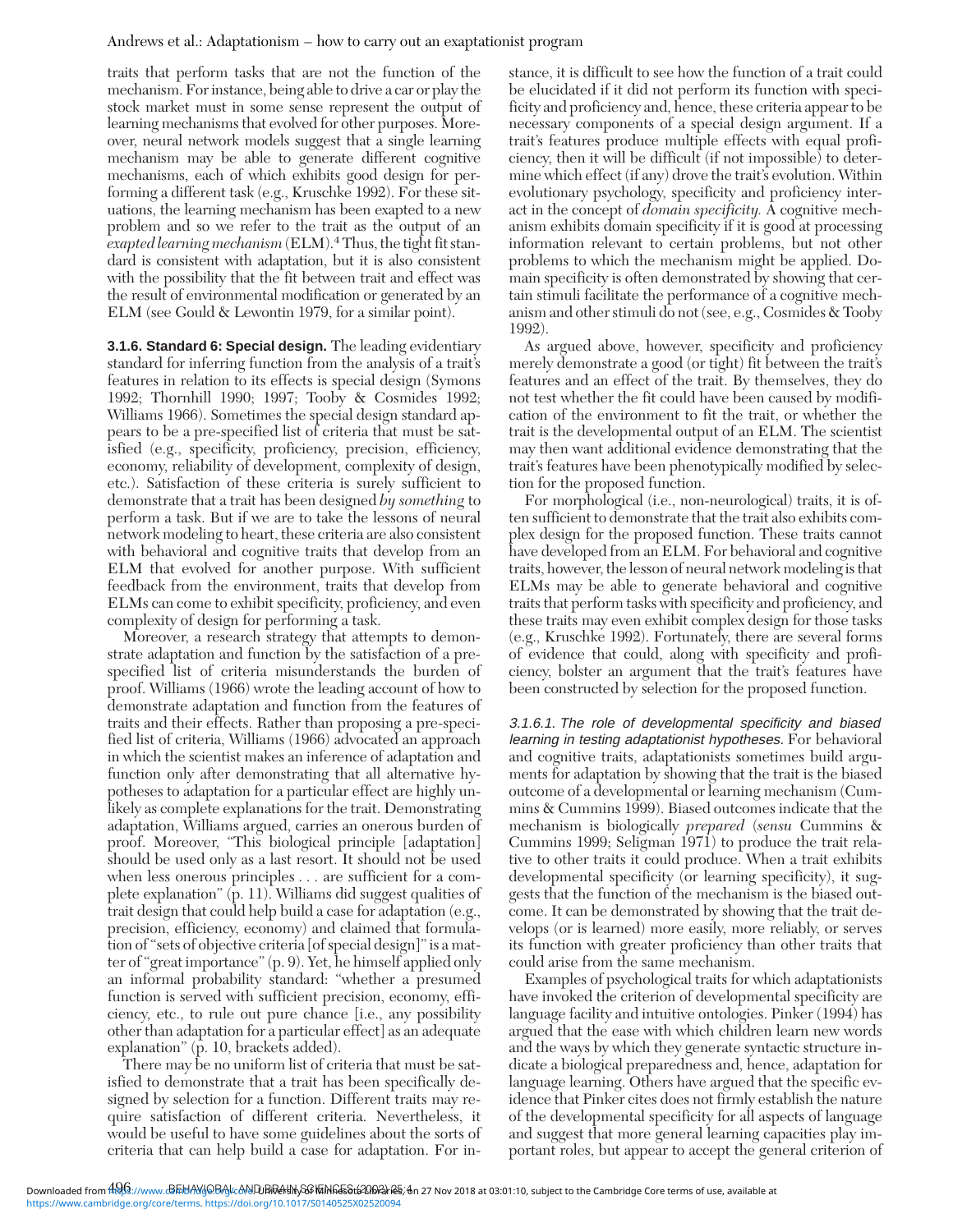traits that perform tasks that are not the function of the mechanism. For instance, being able to drive a car or play the stock market must in some sense represent the output of learning mechanisms that evolved for other purposes. Moreover, neural network models suggest that a single learning mechanism may be able to generate different cognitive mechanisms, each of which exhibits good design for performing a different task (e.g., Kruschke 1992). For these situations, the learning mechanism has been exapted to a new problem and so we refer to the trait as the output of an *exapted learning mechanism* (ELM).[4] Thus, the tight fit standard is consistent with adaptation, but it is also consistent with the possibility that the fit between trait and effect was the result of environmental modification or generated by an ELM (see Gould & Lewontin 1979, for a similar point).

**3.1.6. Standard 6: Special design.** The leading evidentiary standard for inferring function from the analysis of a trait's features in relation to its effects is special design (Symons 1992; Thornhill 1990; 1997; Tooby & Cosmides 1992; Williams 1966). Sometimes the special design standard appears to be a pre-specified list of criteria that must be satisfied (e.g., specificity, proficiency, precision, efficiency, economy, reliability of development, complexity of design, etc.). Satisfaction of these criteria is surely sufficient to demonstrate that a trait has been designed *by something* to perform a task. But if we are to take the lessons of neural network modeling to heart, these criteria are also consistent with behavioral and cognitive traits that develop from an ELM that evolved for another purpose. With sufficient feedback from the environment, traits that develop from ELMs can come to exhibit specificity, proficiency, and even complexity of design for performing a task.

Moreover, a research strategy that attempts to demonstrate adaptation and function by the satisfaction of a pre-specified list of criteria misunderstands the burden of proof. Williams (1966) wrote the leading account of how to demonstrate adaptation and function from the features of traits and their effects. Rather than proposing a pre-specified list of criteria, Williams (1966) advocated an approach in which the scientist makes an inference of adaptation and function only after demonstrating that all alternative hypotheses to adaptation for a particular effect are highly unlikely as complete explanations for the trait. Demonstrating adaptation, Williams argued, carries an onerous burden of proof. Moreover, "This biological principle [adaptation] should be used only as a last resort. It should not be used when less onerous principles . . . are sufficient for a complete explanation" (p. 11). Williams did suggest qualities of trait design that could help build a case for adaptation (e.g., precision, efficiency, economy) and claimed that formulation of "sets of objective criteria [of special design]" is a matter of "great importance" (p. 9). Yet, he himself applied only an informal probability standard: "whether a presumed function is served with sufficient precision, economy, efficiency, etc., to rule out pure chance [i.e., any possibility other than adaptation for a particular effect] as an adequate explanation" (p. 10, brackets added).

There may be no uniform list of criteria that must be satisfied to demonstrate that a trait has been specifically designed by selection for a function. Different traits may require satisfaction of different criteria. Nevertheless, it would be useful to have some guidelines about the sorts of criteria that can help build a case for adaptation. For instance, it is difficult to see how the function of a trait could be elucidated if it did not perform its function with specificity and proficiency and, hence, these criteria appear to be necessary components of a special design argument. If a trait's features produce multiple effects with equal proficiency, then it will be difficult (if not impossible) to determine which effect (if any) drove the trait's evolution. Within evolutionary psychology, specificity and proficiency interact in the concept of *domain specificity.* A cognitive mechanism exhibits domain specificity if it is good at processing information relevant to certain problems, but not other problems to which the mechanism might be applied. Domain specificity is often demonstrated by showing that certain stimuli facilitate the performance of a cognitive mechanism and other stimuli do not (see, e.g., Cosmides & Tooby 1992).

As argued above, however, specificity and proficiency merely demonstrate a good (or tight) fit between the trait's features and an effect of the trait. By themselves, they do not test whether the fit could have been caused by modification of the environment to fit the trait, or whether the trait is the developmental output of an ELM. The scientist may then want additional evidence demonstrating that the trait's features have been phenotypically modified by selection for the proposed function.

For morphological (i.e., non-neurological) traits, it is often sufficient to demonstrate that the trait also exhibits complex design for the proposed function. These traits cannot have developed from an ELM. For behavioral and cognitive traits, however, the lesson of neural network modeling is that ELMs may be able to generate behavioral and cognitive traits that perform tasks with specificity and proficiency, and these traits may even exhibit complex design for those tasks (e.g., Kruschke 1992). Fortunately, there are several forms of evidence that could, along with specificity and proficiency, bolster an argument that the trait's features have been constructed by selection for the proposed function.

*3.1.6.1. The role of developmental specificity and biased learning in testing adaptationist hypotheses.* For behavioral and cognitive traits, adaptationists sometimes build arguments for adaptation by showing that the trait is the biased outcome of a developmental or learning mechanism (Cummins & Cummins 1999). Biased outcomes indicate that the mechanism is biologically *prepared* (*sensu* Cummins & Cummins 1999; Seligman 1971) to produce the trait relative to other traits it could produce. When a trait exhibits developmental specificity (or learning specificity), it suggests that the function of the mechanism is the biased outcome. It can be demonstrated by showing that the trait develops (or is learned) more easily, more reliably, or serves its function with greater proficiency than other traits that could arise from the same mechanism.

Examples of psychological traits for which adaptationists have invoked the criterion of developmental specificity are language facility and intuitive ontologies. Pinker (1994) has argued that the ease with which children learn new words and the ways by which they generate syntactic structure indicate a biological preparedness and, hence, adaptation for language learning. Others have argued that the specific evidence that Pinker cites does not firmly establish the nature of the developmental specificity for all aspects of language and suggest that more general learning capacities play important roles, but appear to accept the general criterion of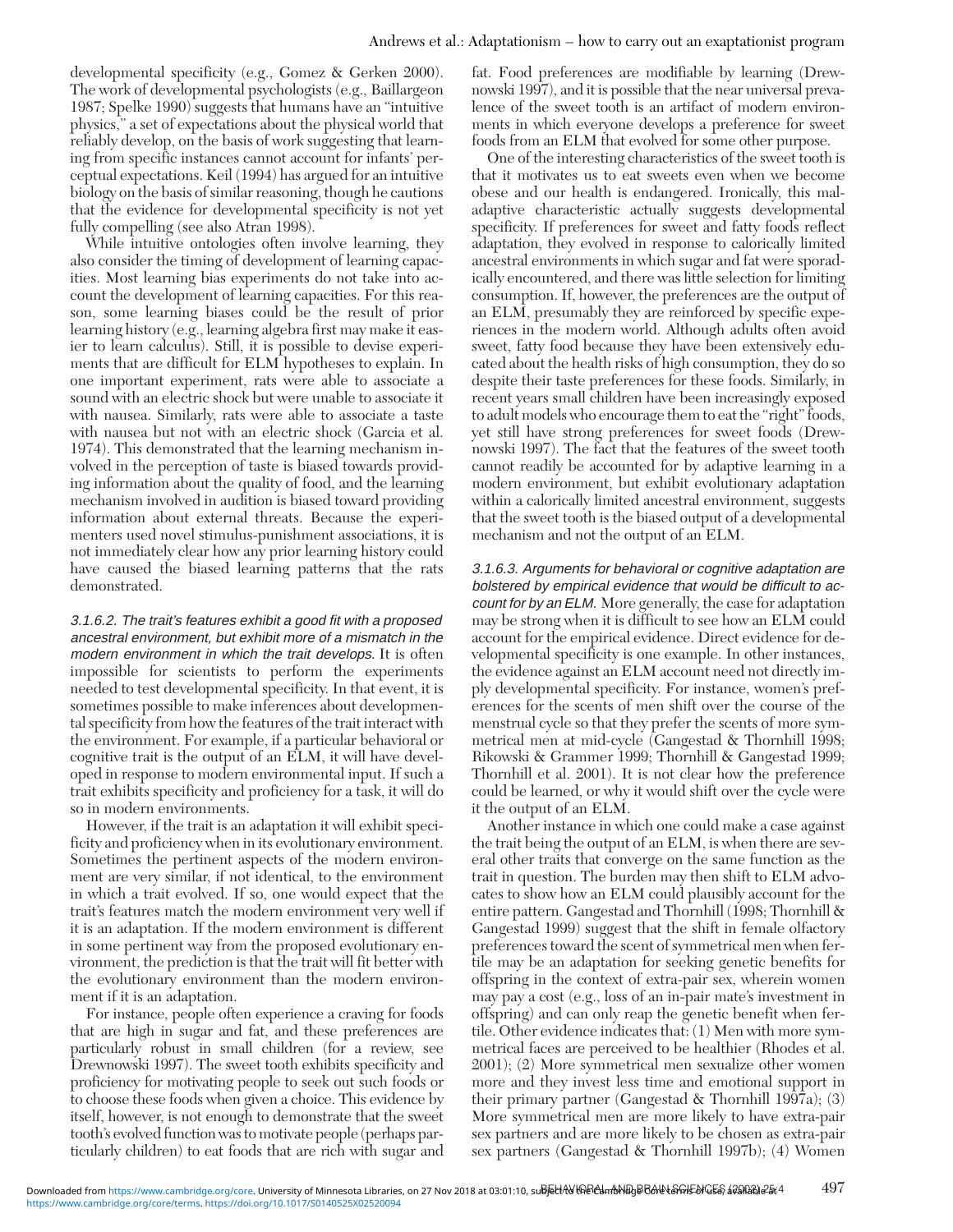developmental specificity (e.g., Gomez & Gerken 2000). The work of developmental psychologists (e.g., Baillargeon 1987; Spelke 1990) suggests that humans have an "intuitive physics," a set of expectations about the physical world that reliably develop, on the basis of work suggesting that learning from specific instances cannot account for infants' perceptual expectations. Keil (1994) has argued for an intuitive biology on the basis of similar reasoning, though he cautions that the evidence for developmental specificity is not yet fully compelling (see also Atran 1998).

While intuitive ontologies often involve learning, they also consider the timing of development of learning capacities. Most learning bias experiments do not take into account the development of learning capacities. For this reason, some learning biases could be the result of prior learning history (e.g., learning algebra first may make it easier to learn calculus). Still, it is possible to devise experiments that are difficult for ELM hypotheses to explain. In one important experiment, rats were able to associate a sound with an electric shock but were unable to associate it with nausea. Similarly, rats were able to associate a taste with nausea but not with an electric shock (Garcia et al. 1974). This demonstrated that the learning mechanism involved in the perception of taste is biased towards providing information about the quality of food, and the learning mechanism involved in audition is biased toward providing information about external threats. Because the experimenters used novel stimulus-punishment associations, it is not immediately clear how any prior learning history could have caused the biased learning patterns that the rats demonstrated.

*3.1.6.2. The trait's features exhibit a good fit with a proposed ancestral environment, but exhibit more of a mismatch in the modern environment in which the trait develops.* It is often impossible for scientists to perform the experiments needed to test developmental specificity. In that event, it is sometimes possible to make inferences about developmental specificity from how the features of the trait interact with the environment. For example, if a particular behavioral or cognitive trait is the output of an ELM, it will have developed in response to modern environmental input. If such a trait exhibits specificity and proficiency for a task, it will do so in modern environments.

However, if the trait is an adaptation it will exhibit specificity and proficiency when in its evolutionary environment. Sometimes the pertinent aspects of the modern environment are very similar, if not identical, to the environment in which a trait evolved. If so, one would expect that the trait's features match the modern environment very well if it is an adaptation. If the modern environment is different in some pertinent way from the proposed evolutionary environment, the prediction is that the trait will fit better with the evolutionary environment than the modern environment if it is an adaptation.

For instance, people often experience a craving for foods that are high in sugar and fat, and these preferences are particularly robust in small children (for a review, see Drewnowski 1997). The sweet tooth exhibits specificity and proficiency for motivating people to seek out such foods or to choose these foods when given a choice. This evidence by itself, however, is not enough to demonstrate that the sweet tooth's evolved function was to motivate people (perhaps particularly children) to eat foods that are rich with sugar and fat. Food preferences are modifiable by learning (Drewnowski 1997), and it is possible that the near universal prevalence of the sweet tooth is an artifact of modern environments in which everyone develops a preference for sweet foods from an ELM that evolved for some other purpose.

One of the interesting characteristics of the sweet tooth is that it motivates us to eat sweets even when we become obese and our health is endangered. Ironically, this maladaptive characteristic actually suggests developmental specificity. If preferences for sweet and fatty foods reflect adaptation, they evolved in response to calorically limited ancestral environments in which sugar and fat were sporadically encountered, and there was little selection for limiting consumption. If, however, the preferences are the output of an ELM, presumably they are reinforced by specific experiences in the modern world. Although adults often avoid sweet, fatty food because they have been extensively educated about the health risks of high consumption, they do so despite their taste preferences for these foods. Similarly, in recent years small children have been increasingly exposed to adult models who encourage them to eat the "right" foods, yet still have strong preferences for sweet foods (Drewnowski 1997). The fact that the features of the sweet tooth cannot readily be accounted for by adaptive learning in a modern environment, but exhibit evolutionary adaptation within a calorically limited ancestral environment, suggests that the sweet tooth is the biased output of a developmental mechanism and not the output of an ELM.

*3.1.6.3. Arguments for behavioral or cognitive adaptation are bolstered by empirical evidence that would be difficult to account for by an ELM.* More generally, the case for adaptation may be strong when it is difficult to see how an ELM could account for the empirical evidence. Direct evidence for developmental specificity is one example. In other instances, the evidence against an ELM account need not directly imply developmental specificity. For instance, women's preferences for the scents of men shift over the course of the menstrual cycle so that they prefer the scents of more symmetrical men at mid-cycle (Gangestad & Thornhill 1998; Rikowski & Grammer 1999; Thornhill & Gangestad 1999; Thornhill et al. 2001). It is not clear how the preference could be learned, or why it would shift over the cycle were it the output of an ELM.

Another instance in which one could make a case against the trait being the output of an ELM, is when there are several other traits that converge on the same function as the trait in question. The burden may then shift to ELM advocates to show how an ELM could plausibly account for the entire pattern. Gangestad and Thornhill (1998; Thornhill & Gangestad 1999) suggest that the shift in female olfactory preferences toward the scent of symmetrical men when fertile may be an adaptation for seeking genetic benefits for offspring in the context of extra-pair sex, wherein women may pay a cost (e.g., loss of an in-pair mate's investment in offspring) and can only reap the genetic benefit when fertile. Other evidence indicates that: (1) Men with more symmetrical faces are perceived to be healthier (Rhodes et al. 2001); (2) More symmetrical men sexualize other women more and they invest less time and emotional support in their primary partner (Gangestad & Thornhill 1997a); (3) More symmetrical men are more likely to have extra-pair sex partners and are more likely to be chosen as extra-pair sex partners (Gangestad & Thornhill 1997b); (4) Women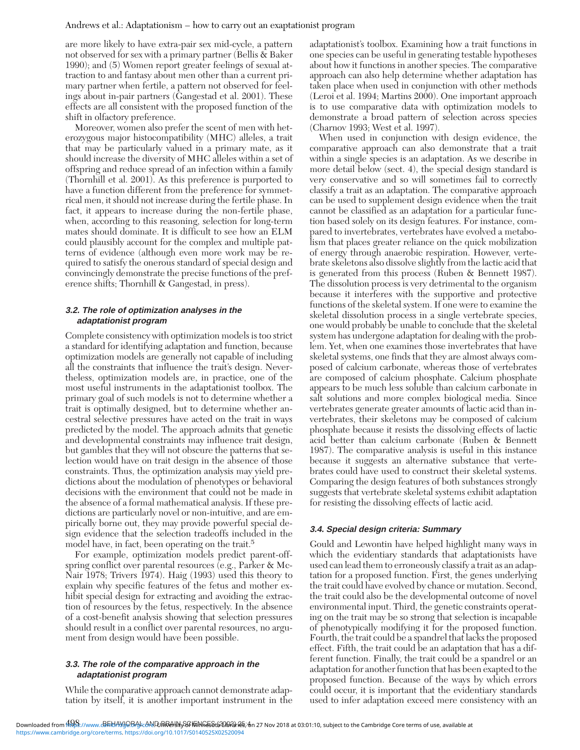are more likely to have extra-pair sex mid-cycle, a pattern not observed for sex with a primary partner (Bellis & Baker 1990); and (5) Women report greater feelings of sexual attraction to and fantasy about men other than a current primary partner when fertile, a pattern not observed for feelings about in-pair partners (Gangestad et al. 2001). These effects are all consistent with the proposed function of the shift in olfactory preference.

Moreover, women also prefer the scent of men with heterozygous major histocompatibility (MHC) alleles, a trait that may be particularly valued in a primary mate, as it should increase the diversity of MHC alleles within a set of offspring and reduce spread of an infection within a family (Thornhill et al. 2001). As this preference is purported to have a function different from the preference for symmetrical men, it should not increase during the fertile phase. In fact, it appears to increase during the non-fertile phase, when, according to this reasoning, selection for long-term mates should dominate. It is difficult to see how an ELM could plausibly account for the complex and multiple patterns of evidence (although even more work may be required to satisfy the onerous standard of special design and convincingly demonstrate the precise functions of the preference shifts; Thornhill & Gangestad, in press).

### 3.2. The role of optimization analyses in the adaptationist program

Complete consistency with optimization models is too strict a standard for identifying adaptation and function, because optimization models are generally not capable of including all the constraints that influence the trait's design. Nevertheless, optimization models are, in practice, one of the most useful instruments in the adaptationist toolbox. The primary goal of such models is not to determine whether a trait is optimally designed, but to determine whether ancestral selective pressures have acted on the trait in ways predicted by the model. The approach admits that genetic and developmental constraints may influence trait design, but gambles that they will not obscure the patterns that selection would have on trait design in the absence of those constraints. Thus, the optimization analysis may yield predictions about the modulation of phenotypes or behavioral decisions with the environment that could not be made in the absence of a formal mathematical analysis. If these predictions are particularly novel or non-intuitive, and are empirically borne out, they may provide powerful special design evidence that the selection tradeoffs included in the model have, in fact, been operating on the trait.[5]

For example, optimization models predict parent-offspring conflict over parental resources (e.g., Parker & McNair 1978; Trivers 1974). Haig (1993) used this theory to explain why specific features of the fetus and mother exhibit special design for extracting and avoiding the extraction of resources by the fetus, respectively. In the absence of a cost-benefit analysis showing that selection pressures should result in a conflict over parental resources, no argument from design would have been possible.

### 3.3. The role of the comparative approach in the adaptationist program

While the comparative approach cannot demonstrate adaptation by itself, it is another important instrument in the adaptationist's toolbox. Examining how a trait functions in one species can be useful in generating testable hypotheses about how it functions in another species. The comparative approach can also help determine whether adaptation has taken place when used in conjunction with other methods (Leroi et al. 1994; Martins 2000). One important approach is to use comparative data with optimization models to demonstrate a broad pattern of selection across species (Charnov 1993; West et al. 1997).

When used in conjunction with design evidence, the comparative approach can also demonstrate that a trait within a single species is an adaptation. As we describe in more detail below (sect. 4), the special design standard is very conservative and so will sometimes fail to correctly classify a trait as an adaptation. The comparative approach can be used to supplement design evidence when the trait cannot be classified as an adaptation for a particular function based solely on its design features. For instance, compared to invertebrates, vertebrates have evolved a metabolism that places greater reliance on the quick mobilization of energy through anaerobic respiration. However, vertebrate skeletons also dissolve slightly from the lactic acid that is generated from this process (Ruben & Bennett 1987). The dissolution process is very detrimental to the organism because it interferes with the supportive and protective functions of the skeletal system. If one were to examine the skeletal dissolution process in a single vertebrate species, one would probably be unable to conclude that the skeletal system has undergone adaptation for dealing with the problem. Yet, when one examines those invertebrates that have skeletal systems, one finds that they are almost always composed of calcium carbonate, whereas those of vertebrates are composed of calcium phosphate. Calcium phosphate appears to be much less soluble than calcium carbonate in salt solutions and more complex biological media. Since vertebrates generate greater amounts of lactic acid than invertebrates, their skeletons may be composed of calcium phosphate because it resists the dissolving effects of lactic acid better than calcium carbonate (Ruben & Bennett 1987). The comparative analysis is useful in this instance because it suggests an alternative substance that vertebrates could have used to construct their skeletal systems. Comparing the design features of both substances strongly suggests that vertebrate skeletal systems exhibit adaptation for resisting the dissolving effects of lactic acid.

### 3.4. Special design criteria: Summary

Gould and Lewontin have helped highlight many ways in which the evidentiary standards that adaptationists have used can lead them to erroneously classify a trait as an adaptation for a proposed function. First, the genes underlying the trait could have evolved by chance or mutation. Second, the trait could also be the developmental outcome of novel environmental input. Third, the genetic constraints operating on the trait may be so strong that selection is incapable of phenotypically modifying it for the proposed function. Fourth, the trait could be a spandrel that lacks the proposed effect. Fifth, the trait could be an adaptation that has a different function. Finally, the trait could be a spandrel or an adaptation for another function that has been exapted to the proposed function. Because of the ways by which errors could occur, it is important that the evidentiary standards used to infer adaptation exceed mere consistency with an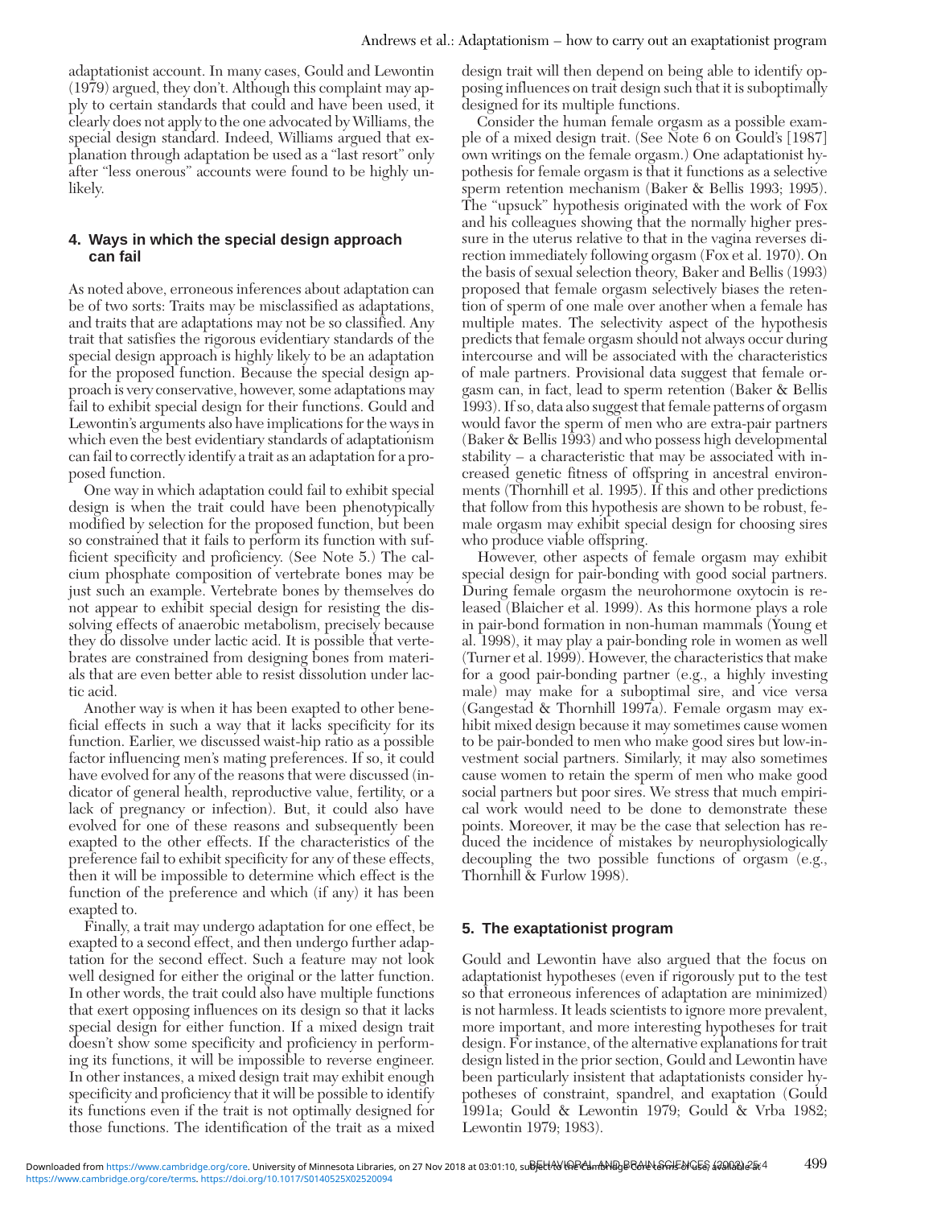adaptationist account. In many cases, Gould and Lewontin (1979) argued, they don't. Although this complaint may apply to certain standards that could and have been used, it clearly does not apply to the one advocated by Williams, the special design standard. Indeed, Williams argued that explanation through adaptation be used as a "last resort" only after "less onerous" accounts were found to be highly unlikely.

## 4. Ways in which the special design approach can fail

As noted above, erroneous inferences about adaptation can be of two sorts: Traits may be misclassified as adaptations, and traits that are adaptations may not be so classified. Any trait that satisfies the rigorous evidentiary standards of the special design approach is highly likely to be an adaptation for the proposed function. Because the special design approach is very conservative, however, some adaptations may fail to exhibit special design for their functions. Gould and Lewontin's arguments also have implications for the ways in which even the best evidentiary standards of adaptationism can fail to correctly identify a trait as an adaptation for a proposed function.

One way in which adaptation could fail to exhibit special design is when the trait could have been phenotypically modified by selection for the proposed function, but been so constrained that it fails to perform its function with sufficient specificity and proficiency. (See Note 5.) The calcium phosphate composition of vertebrate bones may be just such an example. Vertebrate bones by themselves do not appear to exhibit special design for resisting the dissolving effects of anaerobic metabolism, precisely because they do dissolve under lactic acid. It is possible that vertebrates are constrained from designing bones from materials that are even better able to resist dissolution under lactic acid.

Another way is when it has been exapted to other beneficial effects in such a way that it lacks specificity for its function. Earlier, we discussed waist-hip ratio as a possible factor influencing men's mating preferences. If so, it could have evolved for any of the reasons that were discussed (indicator of general health, reproductive value, fertility, or a lack of pregnancy or infection). But, it could also have evolved for one of these reasons and subsequently been exapted to the other effects. If the characteristics of the preference fail to exhibit specificity for any of these effects, then it will be impossible to determine which effect is the function of the preference and which (if any) it has been exapted to.

Finally, a trait may undergo adaptation for one effect, be exapted to a second effect, and then undergo further adaptation for the second effect. Such a feature may not look well designed for either the original or the latter function. In other words, the trait could also have multiple functions that exert opposing influences on its design so that it lacks special design for either function. If a mixed design trait doesn't show some specificity and proficiency in performing its functions, it will be impossible to reverse engineer. In other instances, a mixed design trait may exhibit enough specificity and proficiency that it will be possible to identify its functions even if the trait is not optimally designed for those functions. The identification of the trait as a mixed design trait will then depend on being able to identify opposing influences on trait design such that it is suboptimally designed for its multiple functions.

Consider the human female orgasm as a possible example of a mixed design trait. (See Note 6 on Gould's [1987] own writings on the female orgasm.) One adaptationist hypothesis for female orgasm is that it functions as a selective sperm retention mechanism (Baker & Bellis 1993; 1995). The "upsuck" hypothesis originated with the work of Fox and his colleagues showing that the normally higher pressure in the uterus relative to that in the vagina reverses direction immediately following orgasm (Fox et al. 1970). On the basis of sexual selection theory, Baker and Bellis (1993) proposed that female orgasm selectively biases the retention of sperm of one male over another when a female has multiple mates. The selectivity aspect of the hypothesis predicts that female orgasm should not always occur during intercourse and will be associated with the characteristics of male partners. Provisional data suggest that female orgasm can, in fact, lead to sperm retention (Baker & Bellis 1993). If so, data also suggest that female patterns of orgasm would favor the sperm of men who are extra-pair partners (Baker & Bellis 1993) and who possess high developmental stability – a characteristic that may be associated with increased genetic fitness of offspring in ancestral environments (Thornhill et al. 1995). If this and other predictions that follow from this hypothesis are shown to be robust, female orgasm may exhibit special design for choosing sires who produce viable offspring.

However, other aspects of female orgasm may exhibit special design for pair-bonding with good social partners. During female orgasm the neurohormone oxytocin is released (Blaicher et al. 1999). As this hormone plays a role in pair-bond formation in non-human mammals (Young et al. 1998), it may play a pair-bonding role in women as well (Turner et al. 1999). However, the characteristics that make for a good pair-bonding partner (e.g., a highly investing male) may make for a suboptimal sire, and vice versa (Gangestad & Thornhill 1997a). Female orgasm may exhibit mixed design because it may sometimes cause women to be pair-bonded to men who make good sires but low-investment social partners. Similarly, it may also sometimes cause women to retain the sperm of men who make good social partners but poor sires. We stress that much empirical work would need to be done to demonstrate these points. Moreover, it may be the case that selection has reduced the incidence of mistakes by neurophysiologically decoupling the two possible functions of orgasm (e.g., Thornhill & Furlow 1998).

## 5. The exaptationist program

Gould and Lewontin have also argued that the focus on adaptationist hypotheses (even if rigorously put to the test so that erroneous inferences of adaptation are minimized) is not harmless. It leads scientists to ignore more prevalent, more important, and more interesting hypotheses for trait design. For instance, of the alternative explanations for trait design listed in the prior section, Gould and Lewontin have been particularly insistent that adaptationists consider hypotheses of constraint, spandrel, and exaptation (Gould 1991a; Gould & Lewontin 1979; Gould & Vrba 1982; Lewontin 1979; 1983).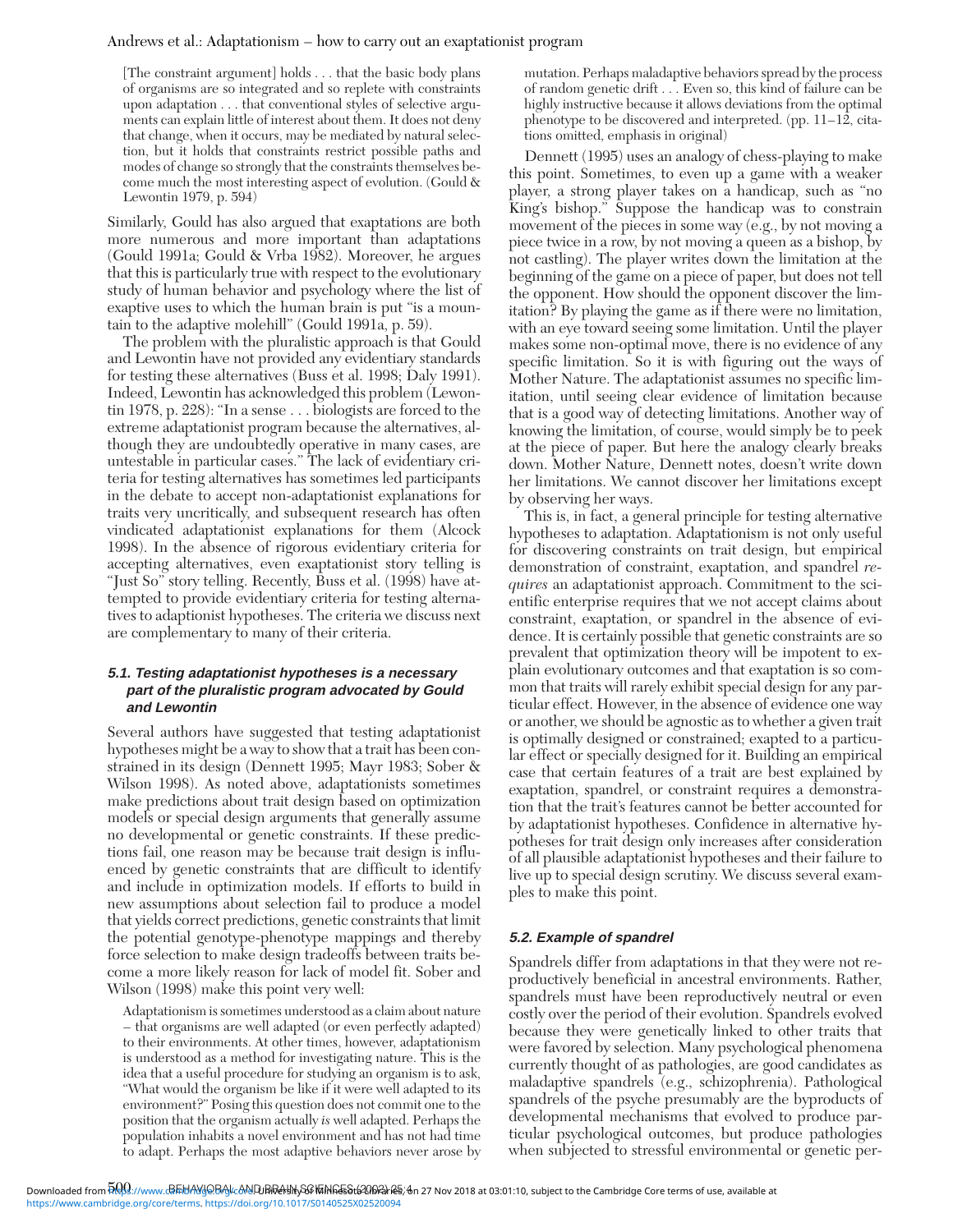[The constraint argument] holds . . . that the basic body plans of organisms are so integrated and so replete with constraints upon adaptation . . . that conventional styles of selective arguments can explain little of interest about them. It does not deny that change, when it occurs, may be mediated by natural selection, but it holds that constraints restrict possible paths and modes of change so strongly that the constraints themselves become much the most interesting aspect of evolution. (Gould & Lewontin 1979, p. 594)

Similarly, Gould has also argued that exaptations are both more numerous and more important than adaptations (Gould 1991a; Gould & Vrba 1982). Moreover, he argues that this is particularly true with respect to the evolutionary study of human behavior and psychology where the list of exaptive uses to which the human brain is put "is a mountain to the adaptive molehill" (Gould 1991a, p. 59).

The problem with the pluralistic approach is that Gould and Lewontin have not provided any evidentiary standards for testing these alternatives (Buss et al. 1998; Daly 1991). Indeed, Lewontin has acknowledged this problem (Lewontin 1978, p. 228): "In a sense . . . biologists are forced to the extreme adaptationist program because the alternatives, although they are undoubtedly operative in many cases, are untestable in particular cases." The lack of evidentiary criteria for testing alternatives has sometimes led participants in the debate to accept non-adaptationist explanations for traits very uncritically, and subsequent research has often vindicated adaptationist explanations for them (Alcock 1998). In the absence of rigorous evidentiary criteria for accepting alternatives, even exaptationist story telling is "Just So" story telling. Recently, Buss et al. (1998) have attempted to provide evidentiary criteria for testing alternatives to adaptionist hypotheses. The criteria we discuss next are complementary to many of their criteria.

### 5.1. Testing adaptationist hypotheses is a necessary part of the pluralistic program advocated by Gould and Lewontin

Several authors have suggested that testing adaptationist hypotheses might be a way to show that a trait has been constrained in its design (Dennett 1995; Mayr 1983; Sober & Wilson 1998). As noted above, adaptationists sometimes make predictions about trait design based on optimization models or special design arguments that generally assume no developmental or genetic constraints. If these predictions fail, one reason may be because trait design is influenced by genetic constraints that are difficult to identify and include in optimization models. If efforts to build in new assumptions about selection fail to produce a model that yields correct predictions, genetic constraints that limit the potential genotype-phenotype mappings and thereby force selection to make design tradeoffs between traits become a more likely reason for lack of model fit. Sober and Wilson (1998) make this point very well:

> Adaptationism is sometimes understood as a claim about nature – that organisms are well adapted (or even perfectly adapted) to their environments. At other times, however, adaptationism is understood as a method for investigating nature. This is the idea that a useful procedure for studying an organism is to ask, "What would the organism be like if it were well adapted to its environment?" Posing this question does not commit one to the position that the organism actually *is* well adapted. Perhaps the population inhabits a novel environment and has not had time to adapt. Perhaps the most adaptive behaviors never arose by mutation. Perhaps maladaptive behaviors spread by the process of random genetic drift . . . Even so, this kind of failure can be highly instructive because it allows deviations from the optimal phenotype to be discovered and interpreted. (pp. 11–12, citations omitted, emphasis in original)

Dennett (1995) uses an analogy of chess-playing to make this point. Sometimes, to even up a game with a weaker player, a strong player takes on a handicap, such as "no King's bishop." Suppose the handicap was to constrain movement of the pieces in some way (e.g., by not moving a piece twice in a row, by not moving a queen as a bishop, by not castling). The player writes down the limitation at the beginning of the game on a piece of paper, but does not tell the opponent. How should the opponent discover the limitation? By playing the game as if there were no limitation, with an eye toward seeing some limitation. Until the player makes some non-optimal move, there is no evidence of any specific limitation. So it is with figuring out the ways of Mother Nature. The adaptationist assumes no specific limitation, until seeing clear evidence of limitation because that is a good way of detecting limitations. Another way of knowing the limitation, of course, would simply be to peek at the piece of paper. But here the analogy clearly breaks down. Mother Nature, Dennett notes, doesn't write down her limitations. We cannot discover her limitations except by observing her ways.

This is, in fact, a general principle for testing alternative hypotheses to adaptation. Adaptationism is not only useful for discovering constraints on trait design, but empirical demonstration of constraint, exaptation, and spandrel *requires* an adaptationist approach. Commitment to the scientific enterprise requires that we not accept claims about constraint, exaptation, or spandrel in the absence of evidence. It is certainly possible that genetic constraints are so prevalent that optimization theory will be impotent to explain evolutionary outcomes and that exaptation is so common that traits will rarely exhibit special design for any particular effect. However, in the absence of evidence one way or another, we should be agnostic as to whether a given trait is optimally designed or constrained; exapted to a particular effect or specially designed for it. Building an empirical case that certain features of a trait are best explained by exaptation, spandrel, or constraint requires a demonstration that the trait's features cannot be better accounted for by adaptationist hypotheses. Confidence in alternative hypotheses for trait design only increases after consideration of all plausible adaptationist hypotheses and their failure to live up to special design scrutiny. We discuss several examples to make this point.

### 5.2. Example of spandrel

Spandrels differ from adaptations in that they were not reproductively beneficial in ancestral environments. Rather, spandrels must have been reproductively neutral or even costly over the period of their evolution. Spandrels evolved because they were genetically linked to other traits that were favored by selection. Many psychological phenomena currently thought of as pathologies, are good candidates as maladaptive spandrels (e.g., schizophrenia). Pathological spandrels of the psyche presumably are the byproducts of developmental mechanisms that evolved to produce particular psychological outcomes, but produce pathologies when subjected to stressful environmental or genetic per-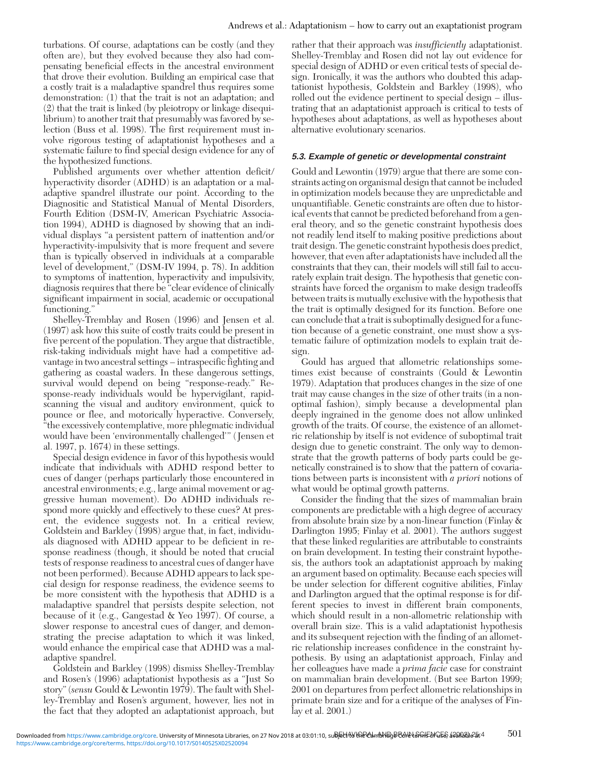turbations. Of course, adaptations can be costly (and they often are), but they evolved because they also had compensating beneficial effects in the ancestral environment that drove their evolution. Building an empirical case that a costly trait is a maladaptive spandrel thus requires some demonstration: (1) that the trait is not an adaptation; and (2) that the trait is linked (by pleiotropy or linkage disequilibrium) to another trait that presumably was favored by selection (Buss et al. 1998). The first requirement must involve rigorous testing of adaptationist hypotheses and a systematic failure to find special design evidence for any of the hypothesized functions.

Published arguments over whether attention deficit/hyperactivity disorder (ADHD) is an adaptation or a maladaptive spandrel illustrate our point. According to the Diagnositic and Statistical Manual of Mental Disorders, Fourth Edition (DSM-IV, American Psychiatric Association 1994), ADHD is diagnosed by showing that an individual displays "a persistent pattern of inattention and/or hyperactivity-impulsivity that is more frequent and severe than is typically observed in individuals at a comparable level of development," (DSM-IV 1994, p. 78). In addition to symptoms of inattention, hyperactivity and impulsivity, diagnosis requires that there be "clear evidence of clinically significant impairment in social, academic or occupational functioning."

Shelley-Tremblay and Rosen (1996) and Jensen et al. (1997) ask how this suite of costly traits could be present in five percent of the population. They argue that distractible, risk-taking individuals might have had a competitive advantage in two ancestral settings – intraspecific fighting and gathering as coastal waders. In these dangerous settings, survival would depend on being "response-ready." Response-ready individuals would be hypervigilant, rapid-scanning the visual and auditory environment, quick to pounce or flee, and motorically hyperactive. Conversely, "the excessively contemplative, more phlegmatic individual would have been 'environmentally challenged'" (Jensen et al. 1997, p. 1674) in these settings.

Special design evidence in favor of this hypothesis would indicate that individuals with ADHD respond better to cues of danger (perhaps particularly those encountered in ancestral environments; e.g., large animal movement or aggressive human movement). Do ADHD individuals respond more quickly and effectively to these cues? At present, the evidence suggests not. In a critical review, Goldstein and Barkley (1998) argue that, in fact, individuals diagnosed with ADHD appear to be deficient in response readiness (though, it should be noted that crucial tests of response readiness to ancestral cues of danger have not been performed). Because ADHD appears to lack special design for response readiness, the evidence seems to be more consistent with the hypothesis that ADHD is a maladaptive spandrel that persists despite selection, not because of it (e.g., Gangestad & Yeo 1997). Of course, a slower response to ancestral cues of danger, and demonstrating the precise adaptation to which it was linked, would enhance the empirical case that ADHD was a maladaptive spandrel.

Goldstein and Barkley (1998) dismiss Shelley-Tremblay and Rosen's (1996) adaptationist hypothesis as a "Just So story" (*sensu* Gould & Lewontin 1979). The fault with Shelley-Tremblay and Rosen's argument, however, lies not in the fact that they adopted an adaptationist approach, but rather that their approach was *insufficiently* adaptationist. Shelley-Tremblay and Rosen did not lay out evidence for special design of ADHD or even critical tests of special design. Ironically, it was the authors who doubted this adaptationist hypothesis, Goldstein and Barkley (1998), who rolled out the evidence pertinent to special design – illustrating that an adaptationist approach is critical to tests of hypotheses about adaptations, as well as hypotheses about alternative evolutionary scenarios.

### 5.3. Example of genetic or developmental constraint

Gould and Lewontin (1979) argue that there are some constraints acting on organismal design that cannot be included in optimization models because they are unpredictable and unquantifiable. Genetic constraints are often due to historical events that cannot be predicted beforehand from a general theory, and so the genetic constraint hypothesis does not readily lend itself to making positive predictions about trait design. The genetic constraint hypothesis does predict, however, that even after adaptationists have included all the constraints that they can, their models will still fail to accurately explain trait design. The hypothesis that genetic constraints have forced the organism to make design tradeoffs between traits is mutually exclusive with the hypothesis that the trait is optimally designed for its function. Before one can conclude that a trait is suboptimally designed for a function because of a genetic constraint, one must show a systematic failure of optimization models to explain trait design.

Gould has argued that allometric relationships sometimes exist because of constraints (Gould & Lewontin 1979). Adaptation that produces changes in the size of one trait may cause changes in the size of other traits (in a non-optimal fashion), simply because a developmental plan deeply ingrained in the genome does not allow unlinked growth of the traits. Of course, the existence of an allometric relationship by itself is not evidence of suboptimal trait design due to genetic constraint. The only way to demonstrate that the growth patterns of body parts could be genetically constrained is to show that the pattern of covariations between parts is inconsistent with *a priori* notions of what would be optimal growth patterns.

Consider the finding that the sizes of mammalian brain components are predictable with a high degree of accuracy from absolute brain size by a non-linear function (Finlay & Darlington 1995; Finlay et al. 2001). The authors suggest that these linked regularities are attributable to constraints on brain development. In testing their constraint hypothesis, the authors took an adaptationist approach by making an argument based on optimality. Because each species will be under selection for different cognitive abilities, Finlay and Darlington argued that the optimal response is for different species to invest in different brain components, which should result in a non-allometric relationship with overall brain size. This is a valid adaptationist hypothesis and its subsequent rejection with the finding of an allometric relationship increases confidence in the constraint hypothesis. By using an adaptationist approach, Finlay and her colleagues have made a *prima facie* case for constraint on mammalian brain development. (But see Barton 1999; 2001 on departures from perfect allometric relationships in primate brain size and for a critique of the analyses of Finlay et al. 2001.)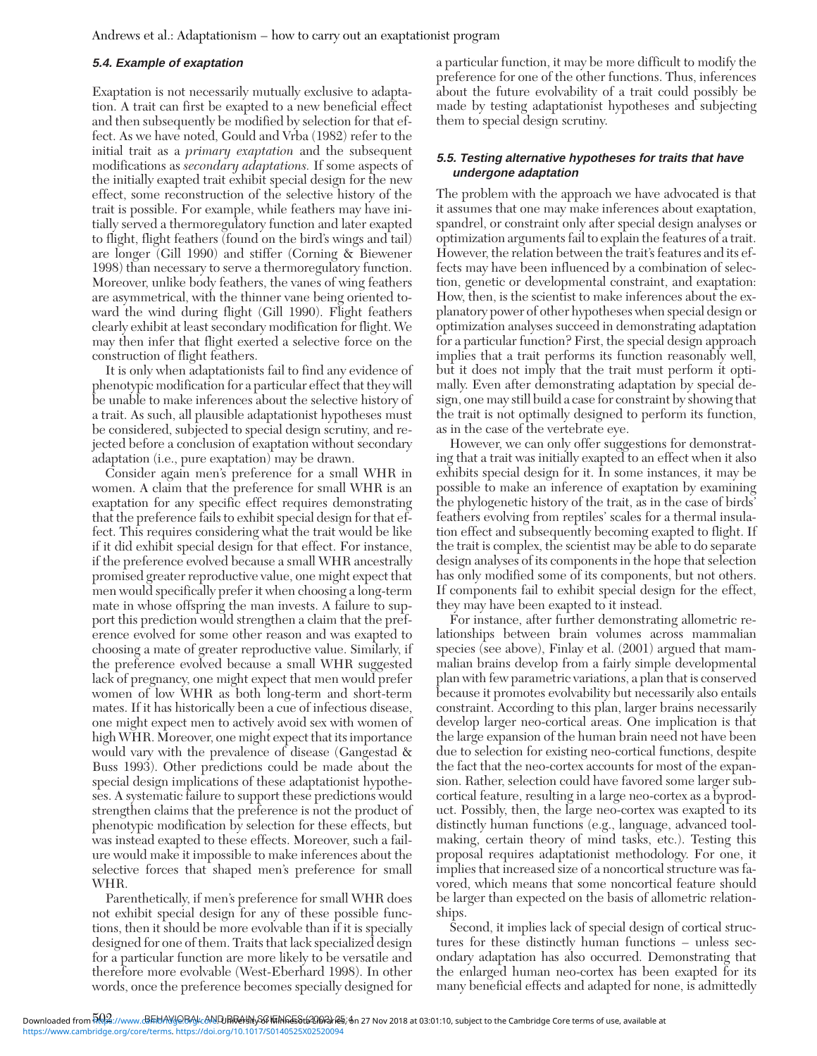### 5.4. Example of exaptation

Exaptation is not necessarily mutually exclusive to adaptation. A trait can first be exapted to a new beneficial effect and then subsequently be modified by selection for that effect. As we have noted, Gould and Vrba (1982) refer to the initial trait as a *primary exaptation* and the subsequent modifications as *secondary adaptations.* If some aspects of the initially exapted trait exhibit special design for the new effect, some reconstruction of the selective history of the trait is possible. For example, while feathers may have initially served a thermoregulatory function and later exapted to flight, flight feathers (found on the bird's wings and tail) are longer (Gill 1990) and stiffer (Corning & Biewener 1998) than necessary to serve a thermoregulatory function. Moreover, unlike body feathers, the vanes of wing feathers are asymmetrical, with the thinner vane being oriented toward the wind during flight (Gill 1990). Flight feathers clearly exhibit at least secondary modification for flight. We may then infer that flight exerted a selective force on the construction of flight feathers.

It is only when adaptationists fail to find any evidence of phenotypic modification for a particular effect that they will be unable to make inferences about the selective history of a trait. As such, all plausible adaptationist hypotheses must be considered, subjected to special design scrutiny, and rejected before a conclusion of exaptation without secondary adaptation (i.e., pure exaptation) may be drawn.

Consider again men's preference for a small WHR in women. A claim that the preference for small WHR is an exaptation for any specific effect requires demonstrating that the preference fails to exhibit special design for that effect. This requires considering what the trait would be like if it did exhibit special design for that effect. For instance, if the preference evolved because a small WHR ancestrally promised greater reproductive value, one might expect that men would specifically prefer it when choosing a long-term mate in whose offspring the man invests. A failure to support this prediction would strengthen a claim that the preference evolved for some other reason and was exapted to choosing a mate of greater reproductive value. Similarly, if the preference evolved because a small WHR suggested lack of pregnancy, one might expect that men would prefer women of low WHR as both long-term and short-term mates. If it has historically been a cue of infectious disease, one might expect men to actively avoid sex with women of high WHR. Moreover, one might expect that its importance would vary with the prevalence of disease (Gangestad & Buss 1993). Other predictions could be made about the special design implications of these adaptationist hypotheses. A systematic failure to support these predictions would strengthen claims that the preference is not the product of phenotypic modification by selection for these effects, but was instead exapted to these effects. Moreover, such a failure would make it impossible to make inferences about the selective forces that shaped men's preference for small WHR.

Parenthetically, if men's preference for small WHR does not exhibit special design for any of these possible functions, then it should be more evolvable than if it is specially designed for one of them. Traits that lack specialized design for a particular function are more likely to be versatile and therefore more evolvable (West-Eberhard 1998). In other words, once the preference becomes specially designed for a particular function, it may be more difficult to modify the preference for one of the other functions. Thus, inferences about the future evolvability of a trait could possibly be made by testing adaptationist hypotheses and subjecting them to special design scrutiny.

### 5.5. Testing alternative hypotheses for traits that have undergone adaptation

The problem with the approach we have advocated is that it assumes that one may make inferences about exaptation, spandrel, or constraint only after special design analyses or optimization arguments fail to explain the features of a trait. However, the relation between the trait's features and its effects may have been influenced by a combination of selection, genetic or developmental constraint, and exaptation: How, then, is the scientist to make inferences about the explanatory power of other hypotheses when special design or optimization analyses succeed in demonstrating adaptation for a particular function? First, the special design approach implies that a trait performs its function reasonably well, but it does not imply that the trait must perform it optimally. Even after demonstrating adaptation by special design, one may still build a case for constraint by showing that the trait is not optimally designed to perform its function, as in the case of the vertebrate eye.

However, we can only offer suggestions for demonstrating that a trait was initially exapted to an effect when it also exhibits special design for it. In some instances, it may be possible to make an inference of exaptation by examining the phylogenetic history of the trait, as in the case of birds' feathers evolving from reptiles' scales for a thermal insulation effect and subsequently becoming exapted to flight. If the trait is complex, the scientist may be able to do separate design analyses of its components in the hope that selection has only modified some of its components, but not others. If components fail to exhibit special design for the effect, they may have been exapted to it instead.

For instance, after further demonstrating allometric relationships between brain volumes across mammalian species (see above), Finlay et al. (2001) argued that mammalian brains develop from a fairly simple developmental plan with few parametric variations, a plan that is conserved because it promotes evolvability but necessarily also entails constraint. According to this plan, larger brains necessarily develop larger neo-cortical areas. One implication is that the large expansion of the human brain need not have been due to selection for existing neo-cortical functions, despite the fact that the neo-cortex accounts for most of the expansion. Rather, selection could have favored some larger subcortical feature, resulting in a large neo-cortex as a byproduct. Possibly, then, the large neo-cortex was exapted to its distinctly human functions (e.g., language, advanced toolmaking, certain theory of mind tasks, etc.). Testing this proposal requires adaptationist methodology. For one, it implies that increased size of a noncortical structure was favored, which means that some noncortical feature should be larger than expected on the basis of allometric relationships.

Second, it implies lack of special design of cortical structures for these distinctly human functions – unless secondary adaptation has also occurred. Demonstrating that the enlarged human neo-cortex has been exapted for its many beneficial effects and adapted for none, is admittedly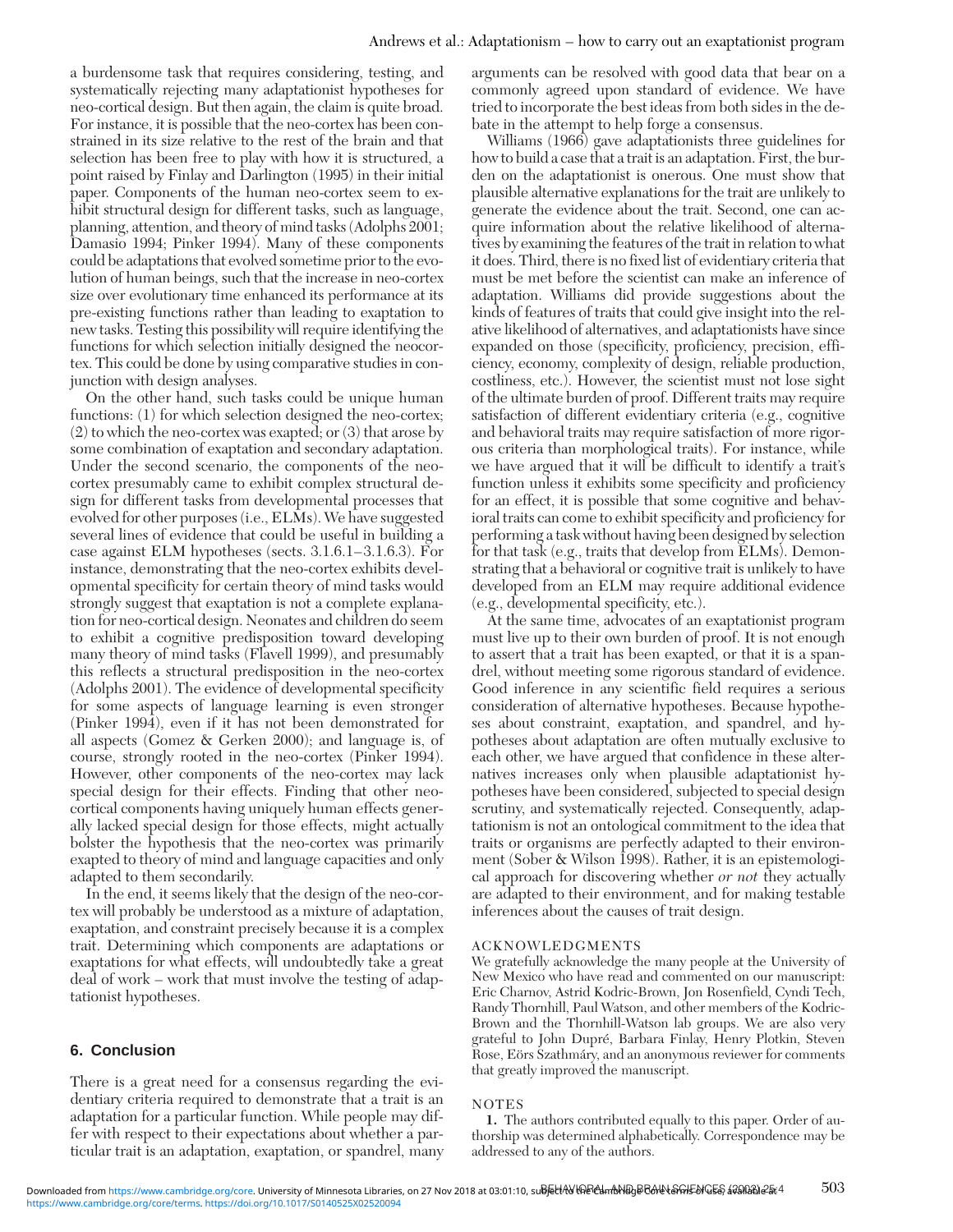a burdensome task that requires considering, testing, and systematically rejecting many adaptationist hypotheses for neo-cortical design. But then again, the claim is quite broad. For instance, it is possible that the neo-cortex has been constrained in its size relative to the rest of the brain and that selection has been free to play with how it is structured, a point raised by Finlay and Darlington (1995) in their initial paper. Components of the human neo-cortex seem to exhibit structural design for different tasks, such as language, planning, attention, and theory of mind tasks (Adolphs 2001; Damasio 1994; Pinker 1994). Many of these components could be adaptations that evolved sometime prior to the evolution of human beings, such that the increase in neo-cortex size over evolutionary time enhanced its performance at its pre-existing functions rather than leading to exaptation to new tasks. Testing this possibility will require identifying the functions for which selection initially designed the neocortex. This could be done by using comparative studies in conjunction with design analyses.

On the other hand, such tasks could be unique human functions: (1) for which selection designed the neo-cortex; (2) to which the neo-cortex was exapted; or (3) that arose by some combination of exaptation and secondary adaptation. Under the second scenario, the components of the neo-cortex presumably came to exhibit complex structural design for different tasks from developmental processes that evolved for other purposes (i.e., ELMs). We have suggested several lines of evidence that could be useful in building a case against ELM hypotheses (sects. 3.1.6.1–3.1.6.3). For instance, demonstrating that the neo-cortex exhibits developmental specificity for certain theory of mind tasks would strongly suggest that exaptation is not a complete explanation for neo-cortical design. Neonates and children do seem to exhibit a cognitive predisposition toward developing many theory of mind tasks (Flavell 1999), and presumably this reflects a structural predisposition in the neo-cortex (Adolphs 2001). The evidence of developmental specificity for some aspects of language learning is even stronger (Pinker 1994), even if it has not been demonstrated for all aspects (Gomez & Gerken 2000); and language is, of course, strongly rooted in the neo-cortex (Pinker 1994). However, other components of the neo-cortex may lack special design for their effects. Finding that other neo-cortical components having uniquely human effects generally lacked special design for those effects, might actually bolster the hypothesis that the neo-cortex was primarily exapted to theory of mind and language capacities and only adapted to them secondarily.

In the end, it seems likely that the design of the neo-cortex will probably be understood as a mixture of adaptation, exaptation, and constraint precisely because it is a complex trait. Determining which components are adaptations or exaptations for what effects, will undoubtedly take a great deal of work – work that must involve the testing of adaptationist hypotheses.

## 6. Conclusion

There is a great need for a consensus regarding the evidentiary criteria required to demonstrate that a trait is an adaptation for a particular function. While people may differ with respect to their expectations about whether a particular trait is an adaptation, exaptation, or spandrel, many arguments can be resolved with good data that bear on a commonly agreed upon standard of evidence. We have tried to incorporate the best ideas from both sides in the debate in the attempt to help forge a consensus.

Williams (1966) gave adaptationists three guidelines for how to build a case that a trait is an adaptation. First, the burden on the adaptationist is onerous. One must show that plausible alternative explanations for the trait are unlikely to generate the evidence about the trait. Second, one can acquire information about the relative likelihood of alternatives by examining the features of the trait in relation to what it does. Third, there is no fixed list of evidentiary criteria that must be met before the scientist can make an inference of adaptation. Williams did provide suggestions about the kinds of features of traits that could give insight into the relative likelihood of alternatives, and adaptationists have since expanded on those (specificity, proficiency, precision, efficiency, economy, complexity of design, reliable production, costliness, etc.). However, the scientist must not lose sight of the ultimate burden of proof. Different traits may require satisfaction of different evidentiary criteria (e.g., cognitive and behavioral traits may require satisfaction of more rigorous criteria than morphological traits). For instance, while we have argued that it will be difficult to identify a trait's function unless it exhibits some specificity and proficiency for an effect, it is possible that some cognitive and behavioral traits can come to exhibit specificity and proficiency for performing a task without having been designed by selection for that task (e.g., traits that develop from ELMs). Demonstrating that a behavioral or cognitive trait is unlikely to have developed from an ELM may require additional evidence (e.g., developmental specificity, etc.).

At the same time, advocates of an exaptationist program must live up to their own burden of proof. It is not enough to assert that a trait has been exapted, or that it is a spandrel, without meeting some rigorous standard of evidence. Good inference in any scientific field requires a serious consideration of alternative hypotheses. Because hypotheses about constraint, exaptation, and spandrel, and hypotheses about adaptation are often mutually exclusive to each other, we have argued that confidence in these alternatives increases only when plausible adaptationist hypotheses have been considered, subjected to special design scrutiny, and systematically rejected. Consequently, adaptationism is not an ontological commitment to the idea that traits or organisms are perfectly adapted to their environment (Sober & Wilson 1998). Rather, it is an epistemological approach for discovering whether *or not* they actually are adapted to their environment, and for making testable inferences about the causes of trait design.

### ACKNOWLEDGMENTS

We gratefully acknowledge the many people at the University of New Mexico who have read and commented on our manuscript: Eric Charnov, Astrid Kodric-Brown, Jon Rosenfield, Cyndi Tech, Randy Thornhill, Paul Watson, and other members of the Kodric-Brown and the Thornhill-Watson lab groups. We are also very grateful to John Dupré, Barbara Finlay, Henry Plotkin, Steven Rose, Eörs Szathmáry, and an anonymous reviewer for comments that greatly improved the manuscript.

### NOTES

**1.** The authors contributed equally to this paper. Order of authorship was determined alphabetically. Correspondence may be addressed to any of the authors.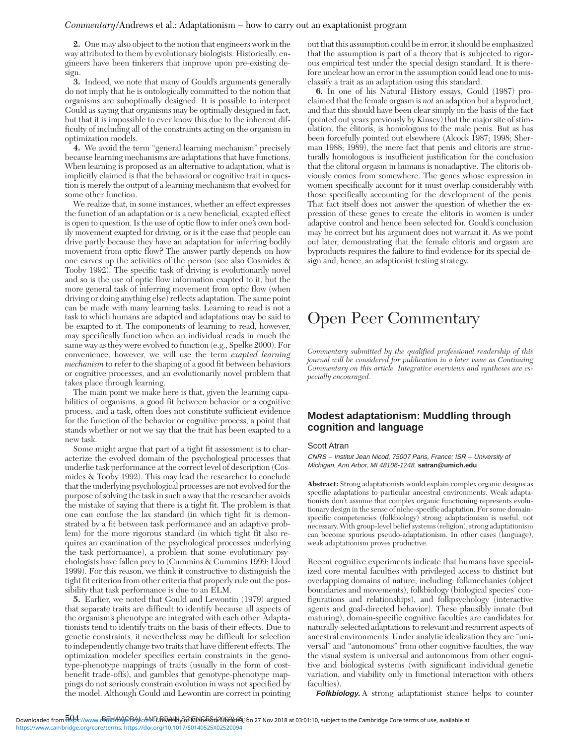**2.** One may also object to the notion that engineers work in the way attributed to them by evolutionary biologists. Historically, engineers have been tinkerers that improve upon pre-existing design.

**3.** Indeed, we note that many of Gould's arguments generally do not imply that he is ontologically committed to the notion that organisms are suboptimally designed. It is possible to interpret Gould as saying that organisms may be optimally designed in fact, but that it is impossible to ever know this due to the inherent difficulty of including all of the constraints acting on the organism in optimization models.

**4.** We avoid the term "general learning mechanism" precisely because learning mechanisms are adaptations that have functions. When learning is proposed as an alternative to adaptation, what is implicitly claimed is that the behavioral or cognitive trait in question is merely the output of a learning mechanism that evolved for some other function.

We realize that, in some instances, whether an effect expresses the function of an adaptation or is a new beneficial, exapted effect is open to question. Is the use of optic flow to infer one's own bodily movement exapted for driving, or is it the case that people can drive partly because they have an adaptation for inferring bodily movement from optic flow? The answer partly depends on how one carves up the activities of the person (see also Cosmides & Tooby 1992). The specific task of driving is evolutionarily novel and so is the use of optic flow information exapted to it, but the more general task of inferring movement from optic flow (when driving or doing anything else) reflects adaptation. The same point can be made with many learning tasks. Learning to read is not a task to which humans are adapted and adaptations may be said to be exapted to it. The components of learning to read, however, may specifically function when an individual reads in much the same way as they were evolved to function (e.g., Spelke 2000). For convenience, however, we will use the term *exapted learning mechanism* to refer to the shaping of a good fit between behaviors or cognitive processes, and an evolutionarily novel problem that takes place through learning.

The main point we make here is that, given the learning capabilities of organisms, a good fit between behavior or a cognitive process, and a task, often does not constitute sufficient evidence for the function of the behavior or cognitive process, a point that stands whether or not we say that the trait has been exapted to a new task.

Some might argue that part of a tight fit assessment is to characterize the evolved domain of the psychological processes that underlie task performance at the correct level of description (Cosmides & Tooby 1992). This may lead the researcher to conclude that the underlying psychological processes are not evolved for the purpose of solving the task in such a way that the researcher avoids the mistake of saying that there is a tight fit. The problem is that one can confuse the lax standard (in which tight fit is demonstrated by a fit between task performance and an adaptive problem) for the more rigorous standard (in which tight fit also requires an examination of the psychological processes underlying the task performance), a problem that some evolutionary psychologists have fallen prey to (Cummins & Cummins 1999; Lloyd 1999). For this reason, we think it constructive to distinguish the tight fit criterion from other criteria that properly rule out the possibility that task performance is due to an ELM.

**5.** Earlier, we noted that Gould and Lewontin (1979) argued that separate traits are difficult to identify because all aspects of the organism's phenotype are integrated with each other. Adaptationists tend to identify traits on the basis of their effects. Due to genetic constraints, it nevertheless may be difficult for selection to independently change two traits that have different effects. The optimization modeler specifies certain constraints in the genotype-phenotype mappings of traits (usually in the form of cost-benefit trade-offs), and gambles that genotype-phenotype mappings do not seriously constrain evolution in ways not specified by the model. Although Gould and Lewontin are correct in pointing out that this assumption could be in error, it should be emphasized that the assumption is part of a theory that is subjected to rigorous empirical test under the special design standard. It is therefore unclear how an error in the assumption could lead one to misclassify a trait as an adaptation using this standard.

**6.** In one of his Natural History essays, Gould (1987) proclaimed that the female orgasm is *not* an adaption but a byproduct, and that this should have been clear simply on the basis of the fact (pointed out years previously by Kinsey) that the major site of stimulation, the clitoris, is homologous to the male penis. But as has been forcefully pointed out elsewhere (Alcock 1987; 1998; Sherman 1988; 1989), the mere fact that penis and clitoris are structurally homologous is insufficient justification for the conclusion that the clitoral orgasm in humans is nonadaptive. The clitoris obviously comes from somewhere. The genes whose expression in women specifically account for it must overlap considerably with those specifically accounting for the development of the penis. That fact itself does not answer the question of whether the expression of these genes to create the clitoris in women is under adaptive control and hence been selected for. Gould's conclusion may be correct but his argument does not warrant it. As we point out later, demonstrating that the female clitoris and orgasm are byproducts requires the failure to find evidence for its special design and, hence, an adaptionist testing strategy.

# Open Peer Commentary

*Commentary submitted by the qualified professional readership of this journal will be considered for publication in a later issue as Continuing Commentary on this article. Integrative overviews and syntheses are especially encouraged.*

## Modest adaptationism: Muddling through cognition and language

Scott Atran

*CNRS – Institut Jean Nicod, 75007 Paris, France; ISR – University of Michigan, Ann Arbor, MI 48106-1248.* **satran@umich.edu**

**Abstract:** Strong adaptationists would explain complex organic designs as specific adaptations to particular ancestral environments. Weak adaptationists don't assume that complex organic functioning represents evolutionary design in the sense of niche-specific adaptation. For some domain-specific competencies (folkbiology) strong adaptationism is useful, not necessary. With group-level belief systems (religion), strong adaptationism can become spurious pseudo-adaptationism. In other cases (language), weak adaptationism proves productive.

Recent cognitive experiments indicate that humans have specialized core mental faculties with privileged access to distinct but overlapping domains of nature, including: folkmechanics (object boundaries and movements), folkbiology (biological species' configurations and relationships), and folkpsychology (interactive agents and goal-directed behavior). These plausibly innate (but maturing), domain-specific cognitive faculties are candidates for naturally-selected adaptations to relevant and recurrent aspects of ancestral environments. Under analytic idealization they are "universal" and "autonomous" from other cognitive faculties, the way the visual system is universal and autonomous from other cognitive and biological systems (with significant individual genetic variation, and viability only in functional interaction with others faculties).

***Folkbiology.*** A strong adaptationist stance helps to counter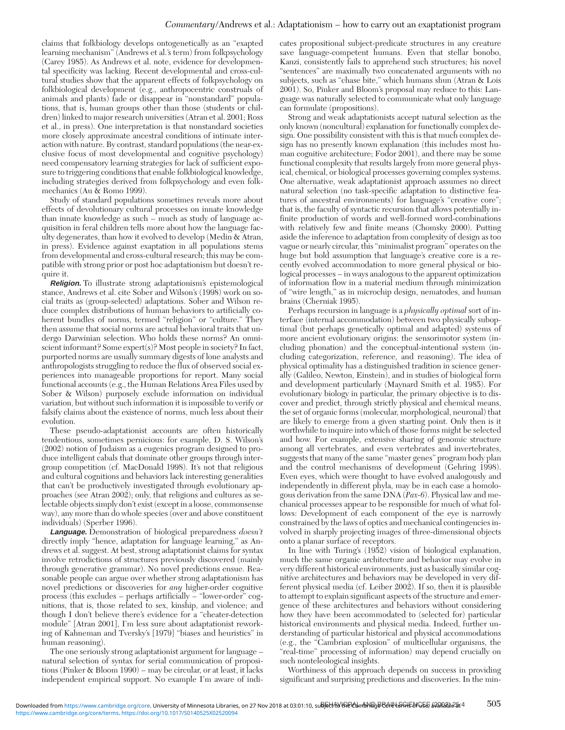claims that folkbiology develops ontogenetically as an "exapted learning mechanism" (Andrews et al.'s term) from folkpsychology (Carey 1985). As Andrews et al. note, evidence for developmental specificity was lacking. Recent developmental and cross-cultural studies show that the apparent effects of folkpsychology on folkbiological development (e.g., anthropocentric construals of animals and plants) fade or disappear in "nonstandard" populations, that is, human groups other than those (students or children) linked to major research universities (Atran et al. 2001; Ross et al., in press). One interpretation is that nonstandard societies more closely approximate ancestral conditions of intimate interaction with nature. By contrast, standard populations (the near-exclusive focus of most developmental and cognitive psychology) need compensatory learning strategies for lack of sufficient exposure to triggering conditions that enable folkbiological knowledge, including strategies derived from folkpsychology and even folkmechanics (Au & Romo 1999).

Study of standard populations sometimes reveals more about effects of devolutionary cultural processes on innate knowledge than innate knowledge as such – much as study of language acquisition in feral children tells more about how the language faculty degenerates, than how it evolved to develop (Medin & Atran, in press). Evidence against exaptation in all populations stems from developmental and cross-cultural research; this may be compatible with strong prior or post hoc adaptationism but doesn't require it.

***Religion.*** To illustrate strong adaptationism's epistemological stance, Andrews et al. cite Sober and Wilson's (1998) work on social traits as (group-selected) adaptations. Sober and Wilson reduce complex distributions of human behaviors to artificially coherent bundles of norms, termed "religion" or "culture." They then assume that social norms are actual behavioral traits that undergo Darwinian selection. Who holds these norms? An omniscient informant? Some expert(s)? Most people in society? In fact, purported norms are usually summary digests of lone analysts and anthropologists struggling to reduce the flux of observed social experiences into manageable proportions for report. Many social functional accounts (e.g., the Human Relations Area Files used by Sober & Wilson) purposely exclude information on individual variation, but without such information it is impossible to verify or falsify claims about the existence of norms, much less about their evolution.

These pseudo-adaptationist accounts are often historically tendentious, sometimes pernicious: for example, D. S. Wilson's (2002) notion of Judaism as a eugenics program designed to produce intelligent cabals that dominate other groups through intergroup competition (cf. MacDonald 1998). It's not that religious and cultural cognitions and behaviors lack interesting generalities that can't be productively investigated through evolutionary approaches (see Atran 2002); only, that religions and cultures as selectable objects simply don't exist (except in a loose, commonsense way), any more than do whole species (over and above constituent individuals) (Sperber 1996).

***Language.*** Demonstration of biological preparedness *doesn't* directly imply "hence, adaptation for language learning," as Andrews et al. suggest. At best, strong adaptationist claims for syntax involve retrodictions of structures previously discovered (mainly through generative grammar). No novel predictions ensue. Reasonable people can argue over whether strong adaptationism has novel predictions or discoveries for *any* higher-order cognitive process (this excludes – perhaps artificially – "lower-order" cognitions, that is, those related to sex, kinship, and violence; and though I don't believe there's evidence for a "cheater-detection module" [Atran 2001], I'm less sure about adaptationist reworking of Kahneman and Tversky's [1979] "biases and heuristics" in human reasoning).

The one seriously strong adaptationist argument for language – natural selection of syntax for serial communication of propositions (Pinker & Bloom 1990) – may be circular, or at least, it lacks independent empirical support. No example I'm aware of indicates propositional subject-predicate structures in any creature save language-competent humans. Even that stellar bonobo, Kanzi, consistently fails to apprehend such structures; his novel "sentences" are maximally two concatenated arguments with no subjects, such as "chase bite," which humans shun (Atran & Lois 2001). So, Pinker and Bloom's proposal may reduce to this: Language was naturally selected to communicate what only language can formulate (propositions).

Strong and weak adaptationists accept natural selection as the only known (noncultural) explanation for functionally complex design. One possibility consistent with this is that much complex design has no presently known explanation (this includes most human cognitive architecture; Fodor 2001), and there may be some functional complexity that results largely from more general physical, chemical, or biological processes governing complex systems. One alternative, weak adaptationist approach assumes no direct natural selection (no task-specific adaptation to distinctive features of ancestral environments) for language's "creative core"; that is, the faculty of syntactic recursion that allows potentially infinite production of words and well-formed word-combinations with relatively few and finite means (Chomsky 2000). Putting aside the inference to adaptation from complexity of design as too vague or nearly circular, this "minimalist program" operates on the huge but bold assumption that language's creative core is a recently evolved accommodation to more general physical or biological processes – in ways analogous to the apparent optimization of information flow in a material medium through minimization of "wire length," as in microchip design, nematodes, and human brains (Cherniak 1995).

Perhaps recursion in language is a *physically optimal* sort of interface (internal accommodation) between two physically suboptimal (but perhaps genetically optimal and adapted) systems of more ancient evolutionary origins: the sensorimotor system (including phonation) and the conceptual-intentional system (including categorization, reference, and reasoning). The idea of physical optimality has a distinguished tradition in science generally (Galileo, Newton, Einstein), and in studies of biological form and development particularly (Maynard Smith et al. 1985). For evolutionary biology in particular, the primary objective is to discover and predict, through strictly physical and chemical means, the set of organic forms (molecular, morphological, neuronal) that are likely to emerge from a given starting point. Only then is it worthwhile to inquire into which of those forms might be selected and how. For example, extensive sharing of genomic structure among all vertebrates, and even vertebrates and invertebrates, suggests that many of the same "master genes" program body plan and the control mechanisms of development (Gehring 1998). Even eyes, which were thought to have evolved analogously and independently in different phyla, may be in each case a homologous derivation from the same DNA (*Pax-6*). Physical law and mechanical processes appear to be responsible for much of what follows: Development of each component of the eye is narrowly constrained by the laws of optics and mechanical contingencies involved in sharply projecting images of three-dimensional objects onto a planar surface of receptors.

In line with Turing's (1952) vision of biological explanation, much the same organic architecture and behavior may evolve in very different historical environments, just as basically similar cognitive architectures and behaviors may be developed in very different physical media (cf. Leiber 2002). If so, then it is plausible to attempt to explain significant aspects of the structure and emergence of these architectures and behaviors without considering how they have been accommodated to (selected for) particular historical environments and physical media. Indeed, further understanding of particular historical and physical accommodations (e.g., the "Cambrian explosion" of multicellular organisms, the "real-time" processing of information) may depend crucially on such nonteleological insights.

Worthiness of this approach depends on success in providing significant and surprising predictions and discoveries. In the min-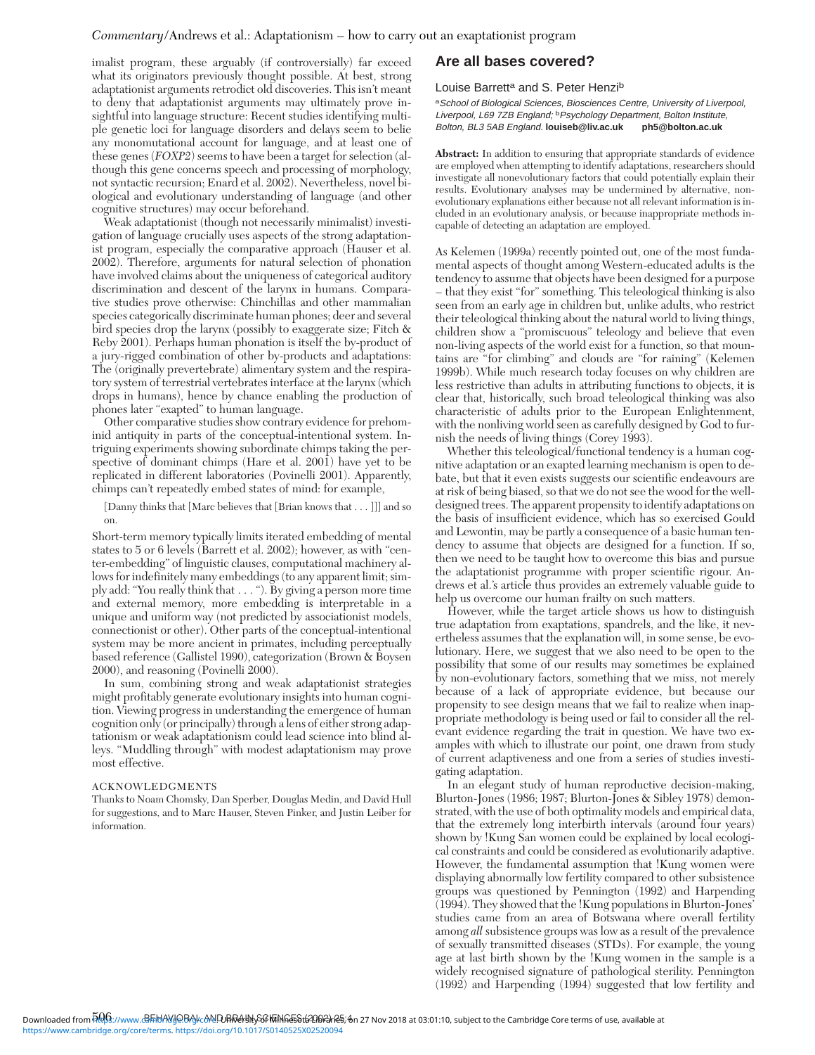imalist program, these arguably (if controversially) far exceed what its originators previously thought possible. At best, strong adaptationist arguments retrodict old discoveries. This isn't meant to deny that adaptationist arguments may ultimately prove insightful into language structure: Recent studies identifying multiple genetic loci for language disorders and delays seem to belie any monomutational account for language, and at least one of these genes (*FOXP2*) seems to have been a target for selection (although this gene concerns speech and processing of morphology, not syntactic recursion; Enard et al. 2002). Nevertheless, novel biological and evolutionary understanding of language (and other cognitive structures) may occur beforehand.

Weak adaptationist (though not necessarily minimalist) investigation of language crucially uses aspects of the strong adaptationist program, especially the comparative approach (Hauser et al. 2002). Therefore, arguments for natural selection of phonation have involved claims about the uniqueness of categorical auditory discrimination and descent of the larynx in humans. Comparative studies prove otherwise: Chinchillas and other mammalian species categorically discriminate human phones; deer and several bird species drop the larynx (possibly to exaggerate size; Fitch & Reby 2001). Perhaps human phonation is itself the by-product of a jury-rigged combination of other by-products and adaptations: The (originally prevertebrate) alimentary system and the respiratory system of terrestrial vertebrates interface at the larynx (which drops in humans), hence by chance enabling the production of phones later "exapted" to human language.

Other comparative studies show contrary evidence for prehominid antiquity in parts of the conceptual-intentional system. Intriguing experiments showing subordinate chimps taking the perspective of dominant chimps (Hare et al. 2001) have yet to be replicated in different laboratories (Povinelli 2001). Apparently, chimps can't repeatedly embed states of mind: for example,

> [Danny thinks that [Marc believes that [Brian knows that . . . ]]] and so on.

Short-term memory typically limits iterated embedding of mental states to 5 or 6 levels (Barrett et al. 2002); however, as with "center-embedding" of linguistic clauses, computational machinery allows for indefinitely many embeddings (to any apparent limit; simply add: "You really think that . . . "). By giving a person more time and external memory, more embedding is interpretable in a unique and uniform way (not predicted by associationist models, connectionist or other). Other parts of the conceptual-intentional system may be more ancient in primates, including perceptually based reference (Gallistel 1990), categorization (Brown & Boysen 2000), and reasoning (Povinelli 2000).

In sum, combining strong and weak adaptationist strategies might profitably generate evolutionary insights into human cognition. Viewing progress in understanding the emergence of human cognition only (or principally) through a lens of either strong adaptationism or weak adaptationism could lead science into blind alleys. "Muddling through" with modest adaptationism may prove most effective.

ACKNOWLEDGMENTS

Thanks to Noam Chomsky, Dan Sperber, Douglas Medin, and David Hull for suggestions, and to Marc Hauser, Steven Pinker, and Justin Leiber for information.

## Are all bases covered?

Louise Barrett[a] and S. Peter Henzi[b]

[a]*School of Biological Sciences, Biosciences Centre, University of Liverpool, Liverpool, L69 7ZB England;* [b]*Psychology Department, Bolton Institute, Bolton, BL3 5AB England.* **louiseb@liv.ac.uk** **ph5@bolton.ac.uk**

**Abstract:** In addition to ensuring that appropriate standards of evidence are employed when attempting to identify adaptations, researchers should investigate all nonevolutionary factors that could potentially explain their results. Evolutionary analyses may be undermined by alternative, nonevolutionary explanations either because not all relevant information is included in an evolutionary analysis, or because inappropriate methods incapable of detecting an adaptation are employed.

As Kelemen (1999a) recently pointed out, one of the most fundamental aspects of thought among Western-educated adults is the tendency to assume that objects have been designed for a purpose – that they exist "for" something. This teleological thinking is also seen from an early age in children but, unlike adults, who restrict their teleological thinking about the natural world to living things, children show a "promiscuous" teleology and believe that even non-living aspects of the world exist for a function, so that mountains are "for climbing" and clouds are "for raining" (Kelemen 1999b). While much research today focuses on why children are less restrictive than adults in attributing functions to objects, it is clear that, historically, such broad teleological thinking was also characteristic of adults prior to the European Enlightenment, with the nonliving world seen as carefully designed by God to furnish the needs of living things (Corey 1993).

Whether this teleological/functional tendency is a human cognitive adaptation or an exapted learning mechanism is open to debate, but that it even exists suggests our scientific endeavours are at risk of being biased, so that we do not see the wood for the well-designed trees. The apparent propensity to identify adaptations on the basis of insufficient evidence, which has so exercised Gould and Lewontin, may be partly a consequence of a basic human tendency to assume that objects are designed for a function. If so, then we need to be taught how to overcome this bias and pursue the adaptationist programme with proper scientific rigour. Andrews et al.'s article thus provides an extremely valuable guide to help us overcome our human frailty on such matters.

However, while the target article shows us how to distinguish true adaptation from exaptations, spandrels, and the like, it nevertheless assumes that the explanation will, in some sense, be evolutionary. Here, we suggest that we also need to be open to the possibility that some of our results may sometimes be explained by non-evolutionary factors, something that we miss, not merely because of a lack of appropriate evidence, but because our propensity to see design means that we fail to realize when inappropriate methodology is being used or fail to consider all the relevant evidence regarding the trait in question. We have two examples with which to illustrate our point, one drawn from study of current adaptiveness and one from a series of studies investigating adaptation.

In an elegant study of human reproductive decision-making, Blurton-Jones (1986; 1987; Blurton-Jones & Sibley 1978) demonstrated, with the use of both optimality models and empirical data, that the extremely long interbirth intervals (around four years) shown by !Kung San women could be explained by local ecological constraints and could be considered as evolutionarily adaptive. However, the fundamental assumption that !Kung women were displaying abnormally low fertility compared to other subsistence groups was questioned by Pennington (1992) and Harpending (1994). They showed that the !Kung populations in Blurton-Jones' studies came from an area of Botswana where overall fertility among *all* subsistence groups was low as a result of the prevalence of sexually transmitted diseases (STDs). For example, the young age at last birth shown by the !Kung women in the sample is a widely recognised signature of pathological sterility. Pennington (1992) and Harpending (1994) suggested that low fertility and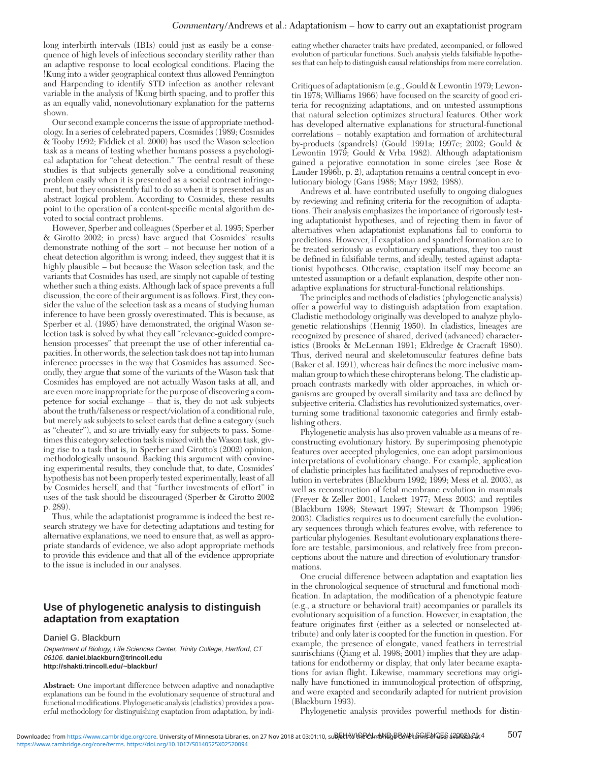long interbirth intervals (IBIs) could just as easily be a consequence of high levels of infectious secondary sterility rather than an adaptive response to local ecological conditions. Placing the !Kung into a wider geographical context thus allowed Pennington and Harpending to identify STD infection as another relevant variable in the analysis of !Kung birth spacing, and to proffer this as an equally valid, nonevolutionary explanation for the patterns shown.

Our second example concerns the issue of appropriate methodology. In a series of celebrated papers, Cosmides (1989; Cosmides & Tooby 1992; Fiddick et al. 2000) has used the Wason selection task as a means of testing whether humans possess a psychological adaptation for "cheat detection." The central result of these studies is that subjects generally solve a conditional reasoning problem easily when it is presented as a social contract infringement, but they consistently fail to do so when it is presented as an abstract logical problem. According to Cosmides, these results point to the operation of a content-specific mental algorithm devoted to social contract problems.

However, Sperber and colleagues (Sperber et al. 1995; Sperber & Girotto 2002; in press) have argued that Cosmides' results demonstrate nothing of the sort – not because her notion of a cheat detection algorithm is wrong; indeed, they suggest that it is highly plausible – but because the Wason selection task, and the variants that Cosmides has used, are simply not capable of testing whether such a thing exists. Although lack of space prevents a full discussion, the core of their argument is as follows. First, they consider the value of the selection task as a means of studying human inference to have been grossly overestimated. This is because, as Sperber et al. (1995) have demonstrated, the original Wason selection task is solved by what they call "relevance-guided comprehension processes" that preempt the use of other inferential capacities. In other words, the selection task does not tap into human inference processes in the way that Cosmides has assumed. Secondly, they argue that some of the variants of the Wason task that Cosmides has employed are not actually Wason tasks at all, and are even more inappropriate for the purpose of discovering a competence for social exchange – that is, they do not ask subjects about the truth/falseness or respect/violation of a conditional rule, but merely ask subjects to select cards that define a category (such as "cheater"), and so are trivially easy for subjects to pass. Sometimes this category selection task is mixed with the Wason task, giving rise to a task that is, in Sperber and Girotto's (2002) opinion, methodologically unsound. Backing this argument with convincing experimental results, they conclude that, to date, Cosmides' hypothesis has not been properly tested experimentally, least of all by Cosmides herself, and that "further investments of effort" in uses of the task should be discouraged (Sperber & Girotto 2002 p. 289).

Thus, while the adaptationist programme is indeed the best research strategy we have for detecting adaptations and testing for alternative explanations, we need to ensure that, as well as appropriate standards of evidence, we also adopt appropriate methods to provide this evidence and that all of the evidence appropriate to the issue is included in our analyses.

## Use of phylogenetic analysis to distinguish adaptation from exaptation

Daniel G. Blackburn

*Department of Biology, Life Sciences Center, Trinity College, Hartford, CT 06106.* **daniel.blackburn@trincoll.edu**
**http://shakti.trincoll.edu/~blackbur/**

**Abstract:** One important difference between adaptive and nonadaptive explanations can be found in the evolutionary sequence of structural and functional modifications. Phylogenetic analysis (cladistics) provides a powerful methodology for distinguishing exaptation from adaptation, by indicating whether character traits have predated, accompanied, or followed evolution of particular functions. Such analysis yields falsifiable hypotheses that can help to distinguish causal relationships from mere correlation.

Critiques of adaptationism (e.g., Gould & Lewontin 1979; Lewontin 1978; Williams 1966) have focused on the scarcity of good criteria for recognizing adaptations, and on untested assumptions that natural selection optimizes structural features. Other work has developed alternative explanations for structural-functional correlations – notably exaptation and formation of architectural by-products (spandrels) (Gould 1991a; 1997e; 2002; Gould & Lewontin 1979; Gould & Vrba 1982). Although adaptationism gained a pejorative connotation in some circles (see Rose & Lauder 1996b, p. 2), adaptation remains a central concept in evolutionary biology (Gans 1988; Mayr 1982; 1988).

Andrews et al. have contributed usefully to ongoing dialogues by reviewing and refining criteria for the recognition of adaptations. Their analysis emphasizes the importance of rigorously testing adaptationist hypotheses, and of rejecting them in favor of alternatives when adaptationist explanations fail to conform to predictions. However, if exaptation and spandrel formation are to be treated seriously as evolutionary explanations, they too must be defined in falsifiable terms, and ideally, tested against adaptationist hypotheses. Otherwise, exaptation itself may become an untested assumption or a default explanation, despite other nonadaptive explanations for structural-functional relationships.

The principles and methods of cladistics (phylogenetic analysis) offer a powerful way to distinguish adaptation from exaptation. Cladistic methodology originally was developed to analyze phylogenetic relationships (Hennig 1950). In cladistics, lineages are recognized by presence of shared, derived (advanced) characteristics (Brooks & McLennan 1991; Eldredge & Cracraft 1980). Thus, derived neural and skeletomuscular features define bats (Baker et al. 1991), whereas hair defines the more inclusive mammalian group to which these chiropterans belong. The cladistic approach contrasts markedly with older approaches, in which organisms are grouped by overall similarity and taxa are defined by subjective criteria. Cladistics has revolutionized systematics, overturning some traditional taxonomic categories and firmly establishing others.

Phylogenetic analysis has also proven valuable as a means of reconstructing evolutionary history. By superimposing phenotypic features over accepted phylogenies, one can adopt parsimonious interpretations of evolutionary change. For example, application of cladistic principles has facilitated analyses of reproductive evolution in vertebrates (Blackburn 1992; 1999; Mess et al. 2003), as well as reconstruction of fetal membrane evolution in mammals (Freyer & Zeller 2001; Luckett 1977; Mess 2003) and reptiles (Blackburn 1998; Stewart 1997; Stewart & Thompson 1996; 2003). Cladistics requires us to document carefully the evolutionary sequences through which features evolve, with reference to particular phylogenies. Resultant evolutionary explanations therefore are testable, parsimonious, and relatively free from preconceptions about the nature and direction of evolutionary transformations.

One crucial difference between adaptation and exaptation lies in the chronological sequence of structural and functional modification. In adaptation, the modification of a phenotypic feature (e.g., a structure or behavioral trait) accompanies or parallels its evolutionary acquisition of a function. However, in exaptation, the feature originates first (either as a selected or nonselected attribute) and only later is coopted for the function in question. For example, the presence of elongate, vaned feathers in terrestrial saurischians (Qiang et al. 1998; 2001) implies that they are adaptations for endothermy or display, that only later became exaptations for avian flight. Likewise, mammary secretions may originally have functioned in immunological protection of offspring, and were exapted and secondarily adapted for nutrient provision (Blackburn 1993).

Phylogenetic analysis provides powerful methods for distin-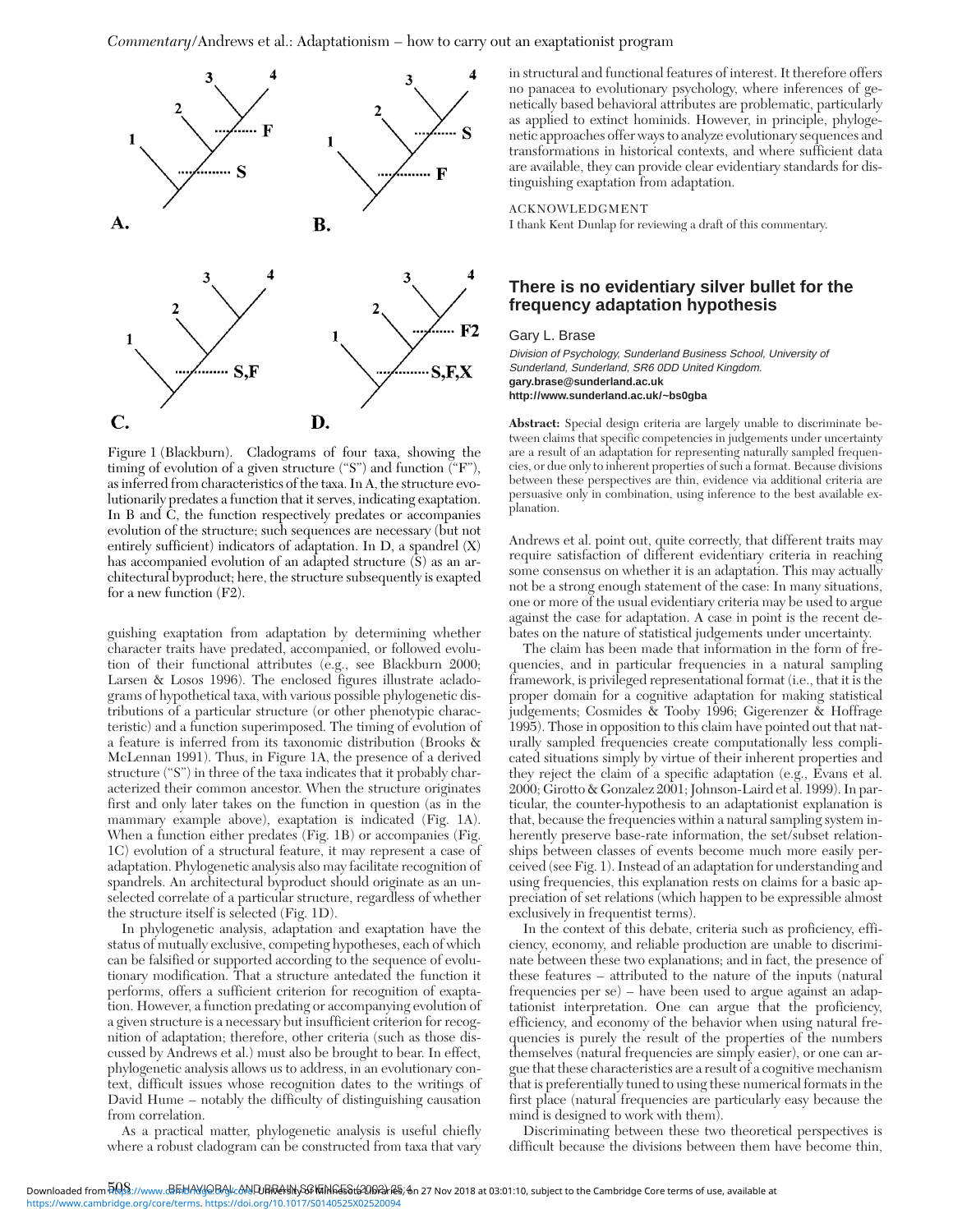Figure 1 (Blackburn). Cladograms of four taxa, showing the timing of evolution of a given structure ("S") and function ("F"), as inferred from characteristics of the taxa. In A, the structure evolutionarily predates a function that it serves, indicating exaptation. In B and C, the function respectively predates or accompanies evolution of the structure; such sequences are necessary (but not entirely sufficient) indicators of adaptation. In D, a spandrel (X) has accompanied evolution of an adapted structure (S) as an architectural byproduct; here, the structure subsequently is exapted for a new function (F2).

guishing exaptation from adaptation by determining whether character traits have predated, accompanied, or followed evolution of their functional attributes (e.g., see Blackburn 2000; Larsen & Losos 1996). The enclosed figures illustrate acladograms of hypothetical taxa, with various possible phylogenetic distributions of a particular structure (or other phenotypic characteristic) and a function superimposed. The timing of evolution of a feature is inferred from its taxonomic distribution (Brooks & McLennan 1991). Thus, in Figure 1A, the presence of a derived structure ("S") in three of the taxa indicates that it probably characterized their common ancestor. When the structure originates first and only later takes on the function in question (as in the mammary example above), exaptation is indicated (Fig. 1A). When a function either predates (Fig. 1B) or accompanies (Fig. 1C) evolution of a structural feature, it may represent a case of adaptation. Phylogenetic analysis also may facilitate recognition of spandrels. An architectural byproduct should originate as an unselected correlate of a particular structure, regardless of whether the structure itself is selected (Fig. 1D).

In phylogenetic analysis, adaptation and exaptation have the status of mutually exclusive, competing hypotheses, each of which can be falsified or supported according to the sequence of evolutionary modification. That a structure antedated the function it performs, offers a sufficient criterion for recognition of exaptation. However, a function predating or accompanying evolution of a given structure is a necessary but insufficient criterion for recognition of adaptation; therefore, other criteria (such as those discussed by Andrews et al.) must also be brought to bear. In effect, phylogenetic analysis allows us to address, in an evolutionary context, difficult issues whose recognition dates to the writings of David Hume – notably the difficulty of distinguishing causation from correlation.

As a practical matter, phylogenetic analysis is useful chiefly where a robust cladogram can be constructed from taxa that vary in structural and functional features of interest. It therefore offers no panacea to evolutionary psychology, where inferences of genetically based behavioral attributes are problematic, particularly as applied to extinct hominids. However, in principle, phylogenetic approaches offer ways to analyze evolutionary sequences and transformations in historical contexts, and where sufficient data are available, they can provide clear evidentiary standards for distinguishing exaptation from adaptation.

ACKNOWLEDGMENT

I thank Kent Dunlap for reviewing a draft of this commentary.

## There is no evidentiary silver bullet for the frequency adaptation hypothesis

Gary L. Brase

*Division of Psychology, Sunderland Business School, University of Sunderland, Sunderland, SR6 0DD United Kingdom.*
**gary.brase@sunderland.ac.uk**
**http://www.sunderland.ac.uk/~bs0gba**

**Abstract:** Special design criteria are largely unable to discriminate between claims that specific competencies in judgements under uncertainty are a result of an adaptation for representing naturally sampled frequencies, or due only to inherent properties of such a format. Because divisions between these perspectives are thin, evidence via additional criteria are persuasive only in combination, using inference to the best available explanation.

Andrews et al. point out, quite correctly, that different traits may require satisfaction of different evidentiary criteria in reaching some consensus on whether it is an adaptation. This may actually not be a strong enough statement of the case: In many situations, one or more of the usual evidentiary criteria may be used to argue against the case for adaptation. A case in point is the recent debates on the nature of statistical judgements under uncertainty.

The claim has been made that information in the form of frequencies, and in particular frequencies in a natural sampling framework, is privileged representational format (i.e., that it is the proper domain for a cognitive adaptation for making statistical judgements; Cosmides & Tooby 1996; Gigerenzer & Hoffrage 1995). Those in opposition to this claim have pointed out that naturally sampled frequencies create computationally less complicated situations simply by virtue of their inherent properties and they reject the claim of a specific adaptation (e.g., Evans et al. 2000; Girotto & Gonzalez 2001; Johnson-Laird et al. 1999). In particular, the counter-hypothesis to an adaptationist explanation is that, because the frequencies within a natural sampling system inherently preserve base-rate information, the set/subset relationships between classes of events become much more easily perceived (see Fig. 1). Instead of an adaptation for understanding and using frequencies, this explanation rests on claims for a basic appreciation of set relations (which happen to be expressible almost exclusively in frequentist terms).

In the context of this debate, criteria such as proficiency, efficiency, economy, and reliable production are unable to discriminate between these two explanations; and in fact, the presence of these features – attributed to the nature of the inputs (natural frequencies per se) – have been used to argue against an adaptationist interpretation. One can argue that the proficiency, efficiency, and economy of the behavior when using natural frequencies is purely the result of the properties of the numbers themselves (natural frequencies are simply easier), or one can argue that these characteristics are a result of a cognitive mechanism that is preferentially tuned to using these numerical formats in the first place (natural frequencies are particularly easy because the mind is designed to work with them).

Discriminating between these two theoretical perspectives is difficult because the divisions between them have become thin,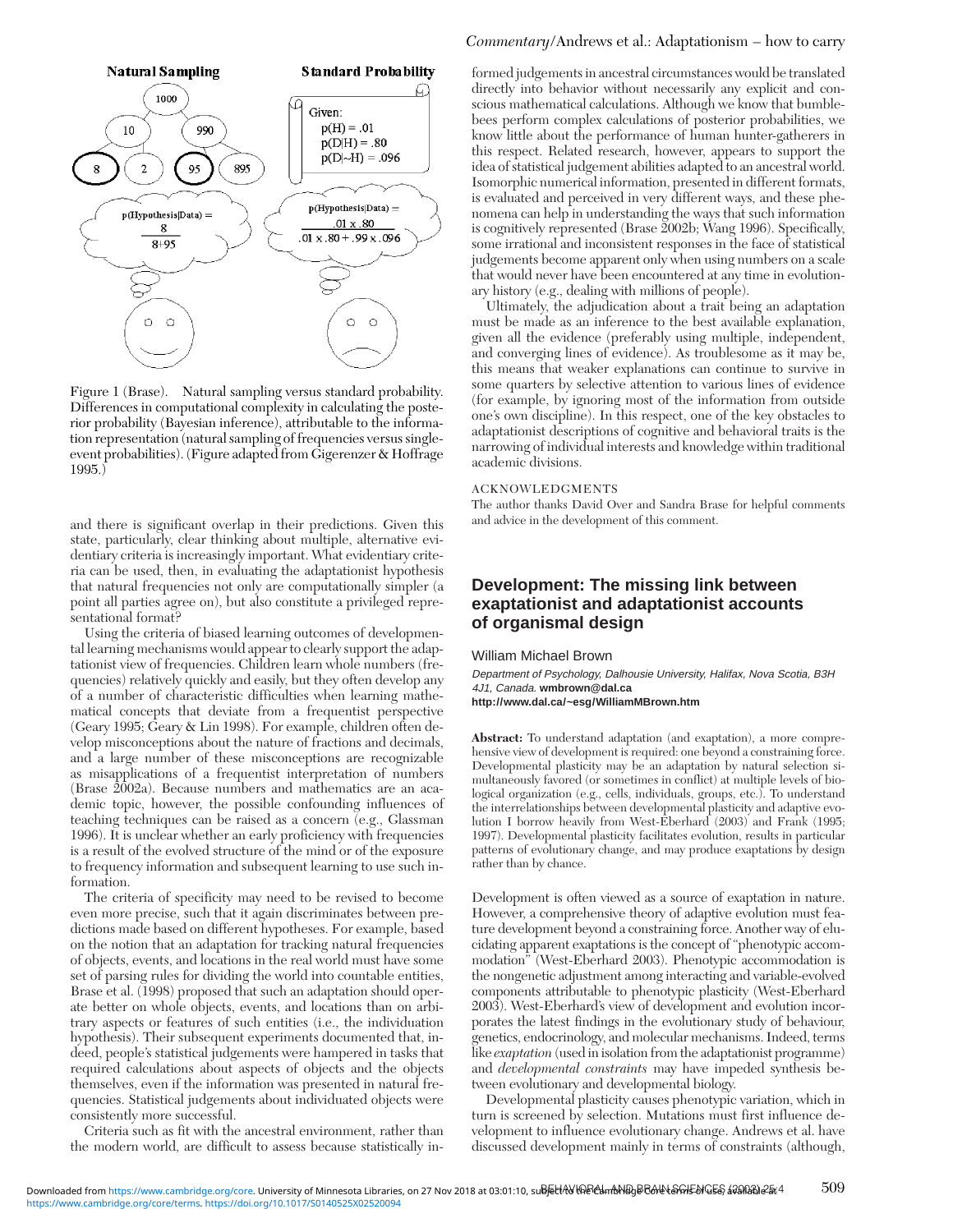Natural Sampling

1000

10

990

8

2

95

895

p(Hypothesis|Data) =

$\frac{8}{8+95}$

Standard Probability

Given:

p(H) = .01

p(D|H) = .80

p(D|~H) = .096

p(Hypothesis|Data) =

$\frac{.01 \times .80}{.01 \times .80 + .99 \times .096}$

Figure 1 (Brase). Natural sampling versus standard probability. Differences in computational complexity in calculating the posterior probability (Bayesian inference), attributable to the information representation (natural sampling of frequencies versus single-event probabilities). (Figure adapted from Gigerenzer & Hoffrage 1995.)

and there is significant overlap in their predictions. Given this state, particularly, clear thinking about multiple, alternative evidentiary criteria is increasingly important. What evidentiary criteria can be used, then, in evaluating the adaptationist hypothesis that natural frequencies not only are computationally simpler (a point all parties agree on), but also constitute a privileged representational format?

Using the criteria of biased learning outcomes of developmental learning mechanisms would appear to clearly support the adaptationist view of frequencies. Children learn whole numbers (frequencies) relatively quickly and easily, but they often develop any of a number of characteristic difficulties when learning mathematical concepts that deviate from a frequentist perspective (Geary 1995; Geary & Lin 1998). For example, children often develop misconceptions about the nature of fractions and decimals, and a large number of these misconceptions are recognizable as misapplications of a frequentist interpretation of numbers (Brase 2002a). Because numbers and mathematics are an academic topic, however, the possible confounding influences of teaching techniques can be raised as a concern (e.g., Glassman 1996). It is unclear whether an early proficiency with frequencies is a result of the evolved structure of the mind or of the exposure to frequency information and subsequent learning to use such information.

The criteria of specificity may need to be revised to become even more precise, such that it again discriminates between predictions made based on different hypotheses. For example, based on the notion that an adaptation for tracking natural frequencies of objects, events, and locations in the real world must have some set of parsing rules for dividing the world into countable entities, Brase et al. (1998) proposed that such an adaptation should operate better on whole objects, events, and locations than on arbitrary aspects or features of such entities (i.e., the individuation hypothesis). Their subsequent experiments documented that, indeed, people's statistical judgements were hampered in tasks that required calculations about aspects of objects and the objects themselves, even if the information was presented in natural frequencies. Statistical judgements about individuated objects were consistently more successful.

Criteria such as fit with the ancestral environment, rather than the modern world, are difficult to assess because statistically informed judgements in ancestral circumstances would be translated directly into behavior without necessarily any explicit and conscious mathematical calculations. Although we know that bumblebees perform complex calculations of posterior probabilities, we know little about the performance of human hunter-gatherers in this respect. Related research, however, appears to support the idea of statistical judgement abilities adapted to an ancestral world. Isomorphic numerical information, presented in different formats, is evaluated and perceived in very different ways, and these phenomena can help in understanding the ways that such information is cognitively represented (Brase 2002b; Wang 1996). Specifically, some irrational and inconsistent responses in the face of statistical judgements become apparent only when using numbers on a scale that would never have been encountered at any time in evolutionary history (e.g., dealing with millions of people).

Ultimately, the adjudication about a trait being an adaptation must be made as an inference to the best available explanation, given all the evidence (preferably using multiple, independent, and converging lines of evidence). As troublesome as it may be, this means that weaker explanations can continue to survive in some quarters by selective attention to various lines of evidence (for example, by ignoring most of the information from outside one's own discipline). In this respect, one of the key obstacles to adaptationist descriptions of cognitive and behavioral traits is the narrowing of individual interests and knowledge within traditional academic divisions.

ACKNOWLEDGMENTS

The author thanks David Over and Sandra Brase for helpful comments and advice in the development of this comment.

## Development: The missing link between exaptationist and adaptationist accounts of organismal design

William Michael Brown

*Department of Psychology, Dalhousie University, Halifax, Nova Scotia, B3H 4J1, Canada.* **wmbrown@dal.ca**
**http://www.dal.ca/~esg/WilliamMBrown.htm**

**Abstract:** To understand adaptation (and exaptation), a more comprehensive view of development is required: one beyond a constraining force. Developmental plasticity may be an adaptation by natural selection simultaneously favored (or sometimes in conflict) at multiple levels of biological organization (e.g., cells, individuals, groups, etc.). To understand the interrelationships between developmental plasticity and adaptive evolution I borrow heavily from West-Eberhard (2003) and Frank (1995; 1997). Developmental plasticity facilitates evolution, results in particular patterns of evolutionary change, and may produce exaptations by design rather than by chance.

Development is often viewed as a source of exaptation in nature. However, a comprehensive theory of adaptive evolution must feature development beyond a constraining force. Another way of elucidating apparent exaptations is the concept of "phenotypic accommodation" (West-Eberhard 2003). Phenotypic accommodation is the nongenetic adjustment among interacting and variable-evolved components attributable to phenotypic plasticity (West-Eberhard 2003). West-Eberhard's view of development and evolution incorporates the latest findings in the evolutionary study of behaviour, genetics, endocrinology, and molecular mechanisms. Indeed, terms like *exaptation* (used in isolation from the adaptationist programme) and *developmental constraints* may have impeded synthesis between evolutionary and developmental biology.

Developmental plasticity causes phenotypic variation, which in turn is screened by selection. Mutations must first influence development to influence evolutionary change. Andrews et al. have discussed development mainly in terms of constraints (although,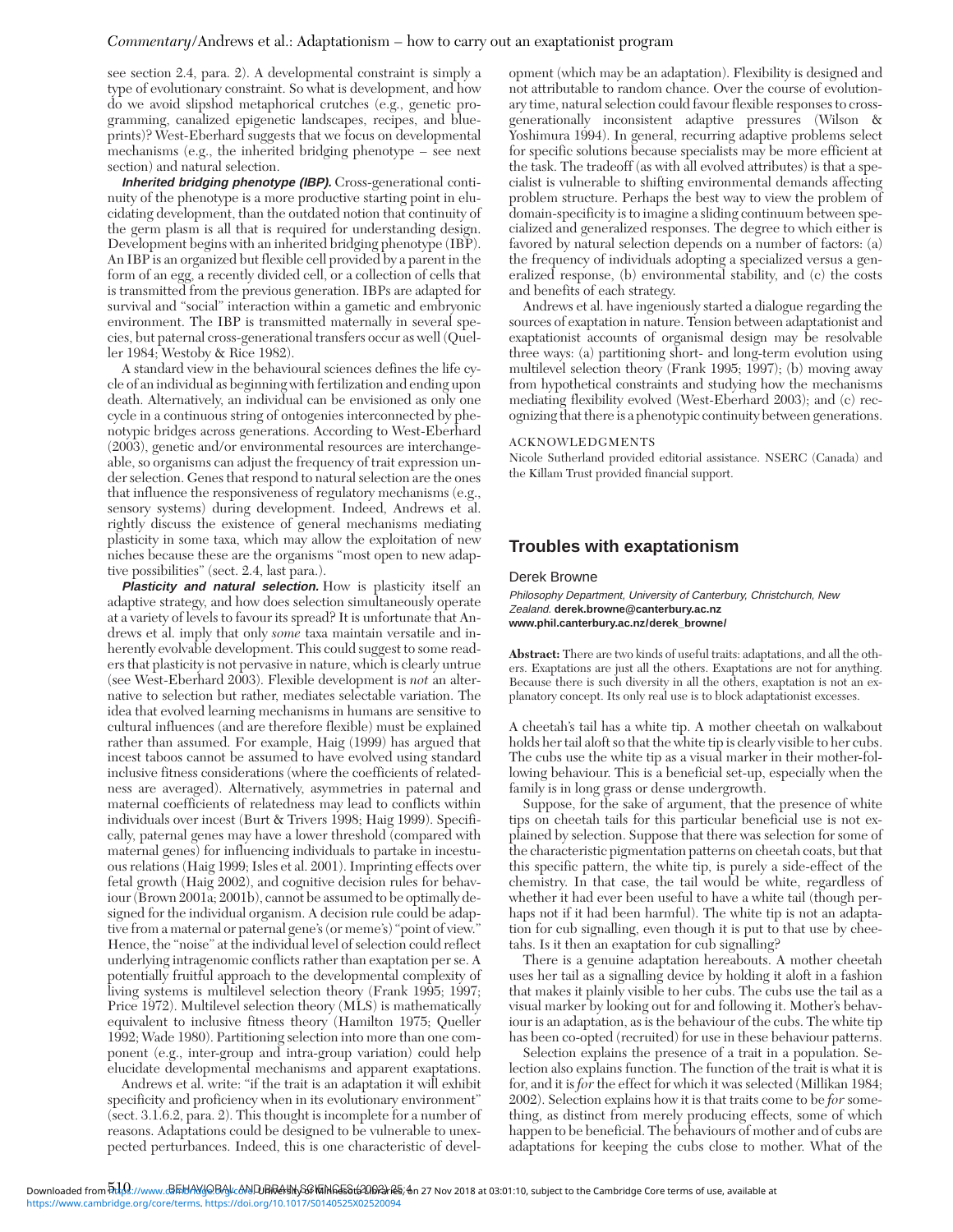see section 2.4, para. 2). A developmental constraint is simply a type of evolutionary constraint. So what is development, and how do we avoid slipshod metaphorical crutches (e.g., genetic programming, canalized epigenetic landscapes, recipes, and blueprints)? West-Eberhard suggests that we focus on developmental mechanisms (e.g., the inherited bridging phenotype – see next section) and natural selection.

***Inherited bridging phenotype (IBP).*** Cross-generational continuity of the phenotype is a more productive starting point in elucidating development, than the outdated notion that continuity of the germ plasm is all that is required for understanding design. Development begins with an inherited bridging phenotype (IBP). An IBP is an organized but flexible cell provided by a parent in the form of an egg, a recently divided cell, or a collection of cells that is transmitted from the previous generation. IBPs are adapted for survival and "social" interaction within a gametic and embryonic environment. The IBP is transmitted maternally in several species, but paternal cross-generational transfers occur as well (Queller 1984; Westoby & Rice 1982).

A standard view in the behavioural sciences defines the life cycle of an individual as beginning with fertilization and ending upon death. Alternatively, an individual can be envisioned as only one cycle in a continuous string of ontogenies interconnected by phenotypic bridges across generations. According to West-Eberhard (2003), genetic and/or environmental resources are interchangeable, so organisms can adjust the frequency of trait expression under selection. Genes that respond to natural selection are the ones that influence the responsiveness of regulatory mechanisms (e.g., sensory systems) during development. Indeed, Andrews et al. rightly discuss the existence of general mechanisms mediating plasticity in some taxa, which may allow the exploitation of new niches because these are the organisms "most open to new adaptive possibilities" (sect. 2.4, last para.).

***Plasticity and natural selection.*** How is plasticity itself an adaptive strategy, and how does selection simultaneously operate at a variety of levels to favour its spread? It is unfortunate that Andrews et al. imply that only *some* taxa maintain versatile and inherently evolvable development. This could suggest to some readers that plasticity is not pervasive in nature, which is clearly untrue (see West-Eberhard 2003). Flexible development is *not* an alternative to selection but rather, mediates selectable variation. The idea that evolved learning mechanisms in humans are sensitive to cultural influences (and are therefore flexible) must be explained rather than assumed. For example, Haig (1999) has argued that incest taboos cannot be assumed to have evolved using standard inclusive fitness considerations (where the coefficients of relatedness are averaged). Alternatively, asymmetries in paternal and maternal coefficients of relatedness may lead to conflicts within individuals over incest (Burt & Trivers 1998; Haig 1999). Specifically, paternal genes may have a lower threshold (compared with maternal genes) for influencing individuals to partake in incestuous relations (Haig 1999; Isles et al. 2001). Imprinting effects over fetal growth (Haig 2002), and cognitive decision rules for behaviour (Brown 2001a; 2001b), cannot be assumed to be optimally designed for the individual organism. A decision rule could be adaptive from a maternal or paternal gene's (or meme's) "point of view." Hence, the "noise" at the individual level of selection could reflect underlying intragenomic conflicts rather than exaptation per se. A potentially fruitful approach to the developmental complexity of living systems is multilevel selection theory (Frank 1995; 1997; Price 1972). Multilevel selection theory (MLS) is mathematically equivalent to inclusive fitness theory (Hamilton 1975; Queller 1992; Wade 1980). Partitioning selection into more than one component (e.g., inter-group and intra-group variation) could help elucidate developmental mechanisms and apparent exaptations.

Andrews et al. write: "if the trait is an adaptation it will exhibit specificity and proficiency when in its evolutionary environment" (sect. 3.1.6.2, para. 2). This thought is incomplete for a number of reasons. Adaptations could be designed to be vulnerable to unexpected perturbances. Indeed, this is one characteristic of development (which may be an adaptation). Flexibility is designed and not attributable to random chance. Over the course of evolutionary time, natural selection could favour flexible responses to cross-generationally inconsistent adaptive pressures (Wilson & Yoshimura 1994). In general, recurring adaptive problems select for specific solutions because specialists may be more efficient at the task. The tradeoff (as with all evolved attributes) is that a specialist is vulnerable to shifting environmental demands affecting problem structure. Perhaps the best way to view the problem of domain-specificity is to imagine a sliding continuum between specialized and generalized responses. The degree to which either is favored by natural selection depends on a number of factors: (a) the frequency of individuals adopting a specialized versus a generalized response, (b) environmental stability, and (c) the costs and benefits of each strategy.

Andrews et al. have ingeniously started a dialogue regarding the sources of exaptation in nature. Tension between adaptationist and exaptationist accounts of organismal design may be resolvable three ways: (a) partitioning short- and long-term evolution using multilevel selection theory (Frank 1995; 1997); (b) moving away from hypothetical constraints and studying how the mechanisms mediating flexibility evolved (West-Eberhard 2003); and (c) recognizing that there is a phenotypic continuity between generations.

ACKNOWLEDGMENTS

Nicole Sutherland provided editorial assistance. NSERC (Canada) and the Killam Trust provided financial support.

## Troubles with exaptationism

Derek Browne

*Philosophy Department, University of Canterbury, Christchurch, New Zealand.* **derek.browne@canterbury.ac.nz**
**www.phil.canterbury.ac.nz/derek_browne/**

**Abstract:** There are two kinds of useful traits: adaptations, and all the others. Exaptations are just all the others. Exaptations are not for anything. Because there is such diversity in all the others, exaptation is not an explanatory concept. Its only real use is to block adaptationist excesses.

A cheetah's tail has a white tip. A mother cheetah on walkabout holds her tail aloft so that the white tip is clearly visible to her cubs. The cubs use the white tip as a visual marker in their mother-following behaviour. This is a beneficial set-up, especially when the family is in long grass or dense undergrowth.

Suppose, for the sake of argument, that the presence of white tips on cheetah tails for this particular beneficial use is not explained by selection. Suppose that there was selection for some of the characteristic pigmentation patterns on cheetah coats, but that this specific pattern, the white tip, is purely a side-effect of the chemistry. In that case, the tail would be white, regardless of whether it had ever been useful to have a white tail (though perhaps not if it had been harmful). The white tip is not an adaptation for cub signalling, even though it is put to that use by cheetahs. Is it then an exaptation for cub signalling?

There is a genuine adaptation hereabouts. A mother cheetah uses her tail as a signalling device by holding it aloft in a fashion that makes it plainly visible to her cubs. The cubs use the tail as a visual marker by looking out for and following it. Mother's behaviour is an adaptation, as is the behaviour of the cubs. The white tip has been co-opted (recruited) for use in these behaviour patterns.

Selection explains the presence of a trait in a population. Selection also explains function. The function of the trait is what it is for, and it is *for* the effect for which it was selected (Millikan 1984; 2002). Selection explains how it is that traits come to be *for* something, as distinct from merely producing effects, some of which happen to be beneficial. The behaviours of mother and of cubs are adaptations for keeping the cubs close to mother. What of the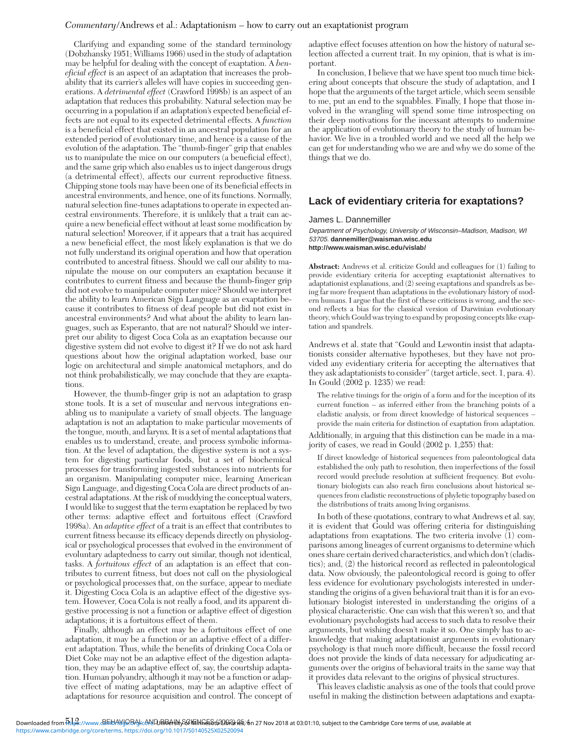Clarifying and expanding some of the standard terminology (Dobzhansky 1951; Williams 1966) used in the study of adaptation may be helpful for dealing with the concept of exaptation. A *beneficial effect* is an aspect of an adaptation that increases the probability that its carrier's alleles will have copies in succeeding generations. A *detrimental effect* (Crawford 1998b) is an aspect of an adaptation that reduces this probability. Natural selection may be occurring in a population if an adaptation's expected beneficial effects are not equal to its expected detrimental effects. A *function* is a beneficial effect that existed in an ancestral population for an extended period of evolutionary time, and hence is a cause of the evolution of the adaptation. The "thumb-finger" grip that enables us to manipulate the mice on our computers (a beneficial effect), and the same grip which also enables us to inject dangerous drugs (a detrimental effect), affects our current reproductive fitness. Chipping stone tools may have been one of its beneficial effects in ancestral environments, and hence, one of its functions. Normally, natural selection fine-tunes adaptations to operate in expected ancestral environments. Therefore, it is unlikely that a trait can acquire a new beneficial effect without at least some modification by natural selection! Moreover, if it appears that a trait has acquired a new beneficial effect, the most likely explanation is that we do not fully understand its original operation and how that operation contributed to ancestral fitness. Should we call our ability to manipulate the mouse on our computers an exaptation because it contributes to current fitness and because the thumb-finger grip did not evolve to manipulate computer mice? Should we interpret the ability to learn American Sign Language as an exaptation because it contributes to fitness of deaf people but did not exist in ancestral environments? And what about the ability to learn languages, such as Esperanto, that are not natural? Should we interpret our ability to digest Coca Cola as an exaptation because our digestive system did not evolve to digest it? If we do not ask hard questions about how the original adaptation worked, base our logic on architectural and simple anatomical metaphors, and do not think probabilistically, we may conclude that they are exaptations.

However, the thumb-finger grip is not an adaptation to grasp stone tools. It is a set of muscular and nervous integrations enabling us to manipulate a variety of small objects. The language adaptation is not an adaptation to make particular movements of the tongue, mouth, and larynx. It is a set of mental adaptations that enables us to understand, create, and process symbolic information. At the level of adaptation, the digestive system is not a system for digesting particular foods, but a set of biochemical processes for transforming ingested substances into nutrients for an organism. Manipulating computer mice, learning American Sign Language, and digesting Coca Cola are direct products of ancestral adaptations. At the risk of muddying the conceptual waters, I would like to suggest that the term exaptation be replaced by two other terms: adaptive effect and fortuitous effect (Crawford 1998a). An *adaptive effect* of a trait is an effect that contributes to current fitness because its efficacy depends directly on physiological or psychological processes that evolved in the environment of evoluntary adaptedness to carry out similar, though not identical, tasks. A *fortuitous effect* of an adaptation is an effect that contributes to current fitness, but does not call on the physiological or psychological processes that, on the surface, appear to mediate it. Digesting Coca Cola is an adaptive effect of the digestive system. However, Coca Cola is not really a food, and its apparent digestive processing is not a function or adaptive effect of digestion adaptations; it is a fortuitous effect of them.

Finally, although an effect may be a fortuitous effect of one adaptation, it may be a function or an adaptive effect of a different adaptation. Thus, while the benefits of drinking Coca Cola or Diet Coke may not be an adaptive effect of the digestion adaptation, they may be an adaptive effect of, say, the courtship adaptation. Human polyandry, although it may not be a function or adaptive effect of mating adaptations, may be an adaptive effect of adaptations for resource acquisition and control. The concept of adaptive effect focuses attention on how the history of natural selection affected a current trait. In my opinion, that is what is important.

In conclusion, I believe that we have spent too much time bickering about concepts that obscure the study of adaptation, and I hope that the arguments of the target article, which seem sensible to me, put an end to the squabbles. Finally, I hope that those involved in the wrangling will spend some time introspecting on their deep motivations for the incessant attempts to undermine the application of evolutionary theory to the study of human behavior. We live in a troubled world and we need all the help we can get for understanding who we are and why we do some of the things that we do.

## Lack of evidentiary criteria for exaptations?

James L. Dannemiller

*Department of Psychology, University of Wisconsin–Madison, Madison, WI 53705.* **dannemiller@waisman.wisc.edu**
**http://www.waisman.wisc.edu/vislab/**

**Abstract:** Andrews et al. criticize Gould and colleagues for (1) failing to provide evidentiary criteria for accepting exaptationist alternatives to adaptationist explanations, and (2) seeing exaptations and spandrels as being far more frequent than adaptations in the evolutionary history of modern humans. I argue that the first of these criticisms is wrong, and the second reflects a bias for the classical version of Darwinian evolutionary theory, which Gould was trying to expand by proposing concepts like exaptation and spandrels.

Andrews et al. state that "Gould and Lewontin insist that adaptationists consider alternative hypotheses, but they have not provided any evidentiary criteria for accepting the alternatives that they ask adaptationists to consider" (target article, sect. 1, para. 4). In Gould (2002 p. 1235) we read:

> The relative timings for the origin of a form and for the inception of its current function – as inferred either from the branching points of a cladistic analysis, or from direct knowledge of historical sequences – provide the main criteria for distinction of exaptation from adaptation.

Additionally, in arguing that this distinction can be made in a majority of cases, we read in Gould (2002 p. 1,255) that:

> If direct knowledge of historical sequences from paleontological data established the only path to resolution, then imperfections of the fossil record would preclude resolution at sufficient frequency. But evolutionary biologists can also reach firm conclusions about historical sequences from cladistic reconstructions of phyletic topography based on the distributions of traits among living organisms.

In both of these quotations, contrary to what Andrews et al. say, it is evident that Gould was offering criteria for distinguishing adaptations from exaptations. The two criteria involve (1) comparisons among lineages of current organisms to determine which ones share certain derived characteristics, and which don't (cladistics); and, (2) the historical record as reflected in paleontological data. Now obviously, the paleontological record is going to offer less evidence for evolutionary psychologists interested in understanding the origins of a given behavioral trait than it is for an evolutionary biologist interested in understanding the origins of a physical characteristic. One can wish that this weren't so, and that evolutionary psychologists had access to such data to resolve their arguments, but wishing doesn't make it so. One simply has to acknowledge that making adaptationist arguments in evolutionary psychology is that much more difficult, because the fossil record does not provide the kinds of data necessary for adjudicating arguments over the origins of behavioral traits in the same way that it provides data relevant to the origins of physical structures.

This leaves cladistic analysis as one of the tools that could prove useful in making the distinction between adaptations and exapta-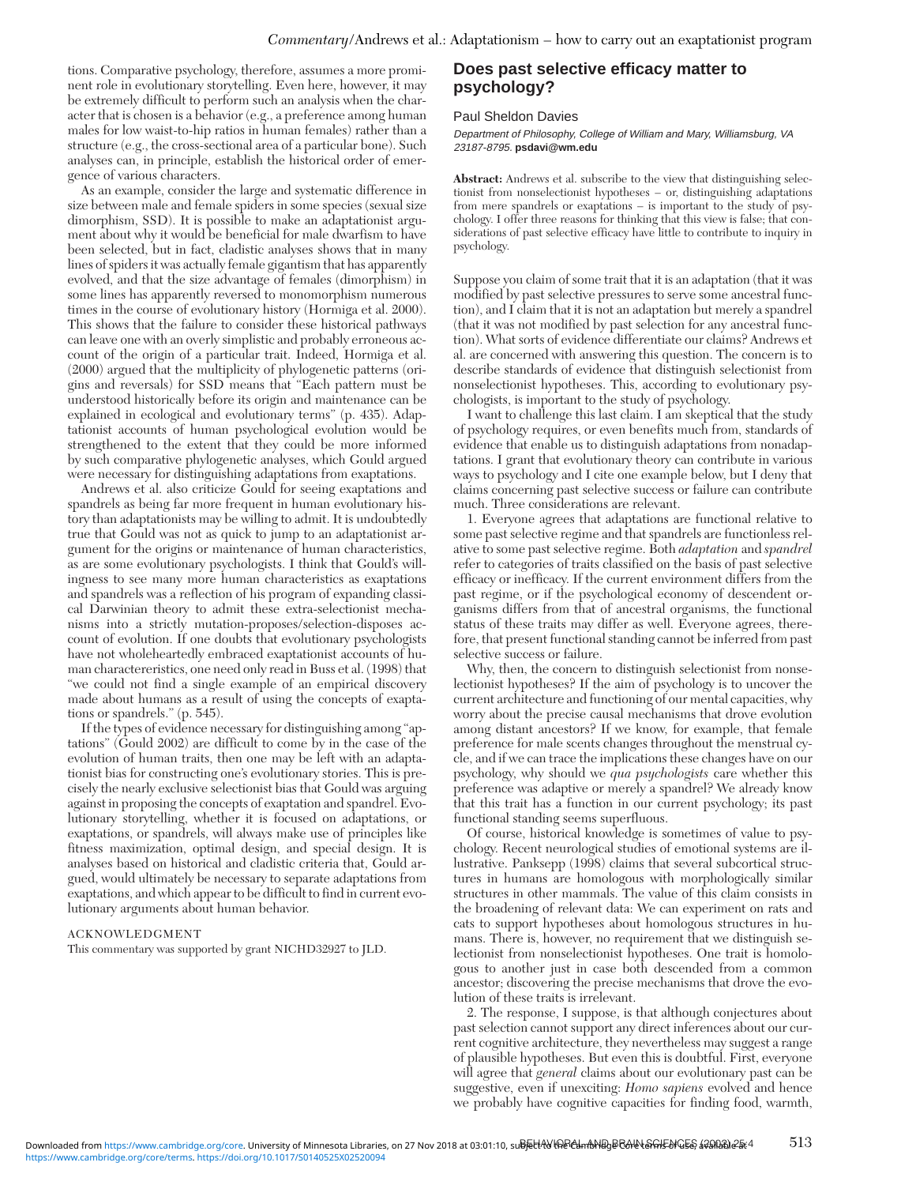tions. Comparative psychology, therefore, assumes a more prominent role in evolutionary storytelling. Even here, however, it may be extremely difficult to perform such an analysis when the character that is chosen is a behavior (e.g., a preference among human males for low waist-to-hip ratios in human females) rather than a structure (e.g., the cross-sectional area of a particular bone). Such analyses can, in principle, establish the historical order of emergence of various characters.

As an example, consider the large and systematic difference in size between male and female spiders in some species (sexual size dimorphism, SSD). It is possible to make an adaptationist argument about why it would be beneficial for male dwarfism to have been selected, but in fact, cladistic analyses shows that in many lines of spiders it was actually female gigantism that has apparently evolved, and that the size advantage of females (dimorphism) in some lines has apparently reversed to monomorphism numerous times in the course of evolutionary history (Hormiga et al. 2000). This shows that the failure to consider these historical pathways can leave one with an overly simplistic and probably erroneous account of the origin of a particular trait. Indeed, Hormiga et al. (2000) argued that the multiplicity of phylogenetic patterns (origins and reversals) for SSD means that "Each pattern must be understood historically before its origin and maintenance can be explained in ecological and evolutionary terms" (p. 435). Adaptationist accounts of human psychological evolution would be strengthened to the extent that they could be more informed by such comparative phylogenetic analyses, which Gould argued were necessary for distinguishing adaptations from exaptations.

Andrews et al. also criticize Gould for seeing exaptations and spandrels as being far more frequent in human evolutionary history than adaptationists may be willing to admit. It is undoubtedly true that Gould was not as quick to jump to an adaptationist argument for the origins or maintenance of human characteristics, as are some evolutionary psychologists. I think that Gould's willingness to see many more human characteristics as exaptations and spandrels was a reflection of his program of expanding classical Darwinian theory to admit these extra-selectionist mechanisms into a strictly mutation-proposes/selection-disposes account of evolution. If one doubts that evolutionary psychologists have not wholeheartedly embraced exaptationist accounts of human charactereristics, one need only read in Buss et al. (1998) that "we could not find a single example of an empirical discovery made about humans as a result of using the concepts of exaptations or spandrels." (p. 545).

If the types of evidence necessary for distinguishing among "aptations" (Gould 2002) are difficult to come by in the case of the evolution of human traits, then one may be left with an adaptationist bias for constructing one's evolutionary stories. This is precisely the nearly exclusive selectionist bias that Gould was arguing against in proposing the concepts of exaptation and spandrel. Evolutionary storytelling, whether it is focused on adaptations, or exaptations, or spandrels, will always make use of principles like fitness maximization, optimal design, and special design. It is analyses based on historical and cladistic criteria that, Gould argued, would ultimately be necessary to separate adaptations from exaptations, and which appear to be difficult to find in current evolutionary arguments about human behavior.

### ACKNOWLEDGMENT

This commentary was supported by grant NICHD32927 to JLD.

## Does past selective efficacy matter to psychology?

Paul Sheldon Davies

*Department of Philosophy, College of William and Mary, Williamsburg, VA 23187-8795.* **psdavi@wm.edu**

**Abstract:** Andrews et al. subscribe to the view that distinguishing selectionist from nonselectionist hypotheses – or, distinguishing adaptations from mere spandrels or exaptations – is important to the study of psychology. I offer three reasons for thinking that this view is false; that considerations of past selective efficacy have little to contribute to inquiry in psychology.

Suppose you claim of some trait that it is an adaptation (that it was modified by past selective pressures to serve some ancestral function), and I claim that it is not an adaptation but merely a spandrel (that it was not modified by past selection for any ancestral function). What sorts of evidence differentiate our claims? Andrews et al. are concerned with answering this question. The concern is to describe standards of evidence that distinguish selectionist from nonselectionist hypotheses. This, according to evolutionary psychologists, is important to the study of psychology.

I want to challenge this last claim. I am skeptical that the study of psychology requires, or even benefits much from, standards of evidence that enable us to distinguish adaptations from nonadaptations. I grant that evolutionary theory can contribute in various ways to psychology and I cite one example below, but I deny that claims concerning past selective success or failure can contribute much. Three considerations are relevant.

1. Everyone agrees that adaptations are functional relative to some past selective regime and that spandrels are functionless relative to some past selective regime. Both *adaptation* and *spandrel* refer to categories of traits classified on the basis of past selective efficacy or inefficacy. If the current environment differs from the past regime, or if the psychological economy of descendent organisms differs from that of ancestral organisms, the functional status of these traits may differ as well. Everyone agrees, therefore, that present functional standing cannot be inferred from past selective success or failure.

Why, then, the concern to distinguish selectionist from nonselectionist hypotheses? If the aim of psychology is to uncover the current architecture and functioning of our mental capacities, why worry about the precise causal mechanisms that drove evolution among distant ancestors? If we know, for example, that female preference for male scents changes throughout the menstrual cycle, and if we can trace the implications these changes have on our psychology, why should we *qua psychologists* care whether this preference was adaptive or merely a spandrel? We already know that this trait has a function in our current psychology; its past functional standing seems superfluous.

Of course, historical knowledge is sometimes of value to psychology. Recent neurological studies of emotional systems are illustrative. Panksepp (1998) claims that several subcortical structures in humans are homologous with morphologically similar structures in other mammals. The value of this claim consists in the broadening of relevant data: We can experiment on rats and cats to support hypotheses about homologous structures in humans. There is, however, no requirement that we distinguish selectionist from nonselectionist hypotheses. One trait is homologous to another just in case both descended from a common ancestor; discovering the precise mechanisms that drove the evolution of these traits is irrelevant.

2. The response, I suppose, is that although conjectures about past selection cannot support any direct inferences about our current cognitive architecture, they nevertheless may suggest a range of plausible hypotheses. But even this is doubtful. First, everyone will agree that *general* claims about our evolutionary past can be suggestive, even if unexciting: *Homo sapiens* evolved and hence we probably have cognitive capacities for finding food, warmth,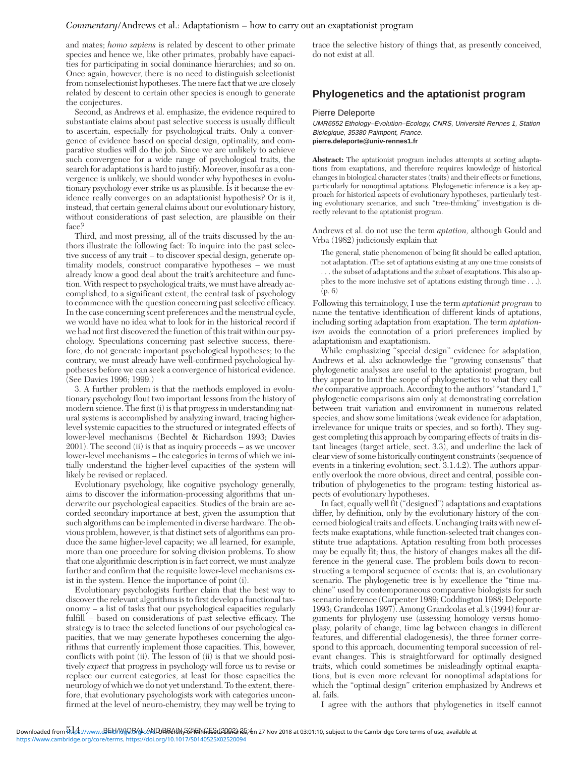and mates; *homo sapiens* is related by descent to other primate species and hence we, like other primates, probably have capacities for participating in social dominance hierarchies; and so on. Once again, however, there is no need to distinguish selectionist from nonselectionist hypotheses. The mere fact that we are closely related by descent to certain other species is enough to generate the conjectures.

Second, as Andrews et al. emphasize, the evidence required to substantiate claims about past selective success is usually difficult to ascertain, especially for psychological traits. Only a convergence of evidence based on special design, optimality, and comparative studies will do the job. Since we are unlikely to achieve such convergence for a wide range of psychological traits, the search for adaptations is hard to justify. Moreover, insofar as a convergence is unlikely, we should wonder why hypotheses in evolutionary psychology ever strike us as plausible. Is it because the evidence really converges on an adaptationist hypothesis? Or is it, instead, that certain general claims about our evolutionary history, without considerations of past selection, are plausible on their face?

Third, and most pressing, all of the traits discussed by the authors illustrate the following fact: To inquire into the past selective success of any trait – to discover special design, generate optimality models, construct comparative hypotheses – we must already know a good deal about the trait's architecture and function. With respect to psychological traits, we must have already accomplished, to a significant extent, the central task of psychology to commence with the question concerning past selective efficacy. In the case concerning scent preferences and the menstrual cycle, we would have no idea what to look for in the historical record if we had not first discovered the function of this trait within our psychology. Speculations concerning past selective success, therefore, do not generate important psychological hypotheses; to the contrary, we must already have well-confirmed psychological hypotheses before we can seek a convergence of historical evidence. (See Davies 1996; 1999.)

3. A further problem is that the methods employed in evolutionary psychology flout two important lessons from the history of modern science. The first (i) is that progress in understanding natural systems is accomplished by analyzing inward, tracing higher-level systemic capacities to the structured or integrated effects of lower-level mechanisms (Bechtel & Richardson 1993; Davies 2001). The second (ii) is that as inquiry proceeds – as we uncover lower-level mechanisms – the categories in terms of which we initially understand the higher-level capacities of the system will likely be revised or replaced.

Evolutionary psychology, like cognitive psychology generally, aims to discover the information-processing algorithms that underwrite our psychological capacities. Studies of the brain are accorded secondary importance at best, given the assumption that such algorithms can be implemented in diverse hardware. The obvious problem, however, is that distinct sets of algorithms can produce the same higher-level capacity; we all learned, for example, more than one procedure for solving division problems. To show that one algorithmic description is in fact correct, we must analyze further and confirm that the requisite lower-level mechanisms exist in the system. Hence the importance of point (i).

Evolutionary psychologists further claim that the best way to discover the relevant algorithms is to first develop a functional taxonomy – a list of tasks that our psychological capacities regularly fulfill – based on considerations of past selective efficacy. The strategy is to trace the selected functions of our psychological capacities, that we may generate hypotheses concerning the algorithms that currently implement those capacities. This, however, conflicts with point (ii). The lesson of (ii) is that we should positively *expect* that progress in psychology will force us to revise or replace our current categories, at least for those capacities the neurology of which we do not yet understand. To the extent, therefore, that evolutionary psychologists work with categories unconfirmed at the level of neuro-chemistry, they may well be trying to trace the selective history of things that, as presently conceived, do not exist at all.

## Phylogenetics and the aptationist program

Pierre Deleporte

*UMR6552 Ethology–Evolution–Ecology, CNRS, Université Rennes 1, Station Biologique, 35380 Paimpont, France.*
**pierre.deleporte@univ-rennes1.fr**

**Abstract:** The aptationist program includes attempts at sorting adaptations from exaptations, and therefore requires knowledge of historical changes in biological character states (traits) and their effects or functions, particularly for nonoptimal aptations. Phylogenetic inference is a key approach for historical aspects of evolutionary hypotheses, particularly testing evolutionary scenarios, and such "tree-thinking" investigation is directly relevant to the aptationist program.

Andrews et al. do not use the term *aptation*, although Gould and Vrba (1982) judiciously explain that

> The general, static phenomenon of being fit should be called aptation, not adaptation. (The set of aptations existing at any one time consists of . . . the subset of adaptations and the subset of exaptations. This also applies to the more inclusive set of aptations existing through time . . .). (p. 6)

Following this terminology, I use the term *aptationist program* to name the tentative identification of different kinds of aptations, including sorting adaptation from exaptation. The term *aptationism* avoids the connotation of a priori preferences implied by adaptationism and exaptationism.

While emphasizing "special design" evidence for adaptation, Andrews et al. also acknowledge the "growing consensus" that phylogenetic analyses are useful to the aptationist program, but they appear to limit the scope of phylogenetics to what they call *the* comparative approach. According to the authors' "standard 1," phylogenetic comparisons aim only at demonstrating correlation between trait variation and environment in numerous related species, and show some limitations (weak evidence for adaptation, irrelevance for unique traits or species, and so forth). They suggest completing this approach by comparing effects of traits in distant lineages (target article, sect. 3.3), and underline the lack of clear view of some historically contingent constraints (sequence of events in a tinkering evolution; sect. 3.1.4.2). The authors apparently overlook the more obvious, direct and central, possible contribution of phylogenetics to the program: testing historical aspects of evolutionary hypotheses.

In fact, equally well fit ("designed") adaptations and exaptations differ, by definition, only by the evolutionary history of the concerned biological traits and effects. Unchanging traits with new effects make exaptations, while function-selected trait changes constitute true adaptations. Aptation resulting from both processes may be equally fit; thus, the history of changes makes all the difference in the general case. The problem boils down to reconstructing a temporal sequence of events: that is, an evolutionary scenario. The phylogenetic tree is by excellence the "time machine" used by contemporaneous comparative biologists for such scenario inference (Carpenter 1989; Coddington 1988; Deleporte 1993; Grandcolas 1997). Among Grandcolas et al.'s (1994) four arguments for phylogeny use (assessing homology versus homoplasy, polarity of change, time lag between changes in different features, and differential cladogenesis), the three former correspond to this approach, documenting temporal succession of relevant changes. This is straightforward for optimally designed traits, which could sometimes be misleadingly optimal exaptations, but is even more relevant for nonoptimal adaptations for which the "optimal design" criterion emphasized by Andrews et al. fails.

I agree with the authors that phylogenetics in itself cannot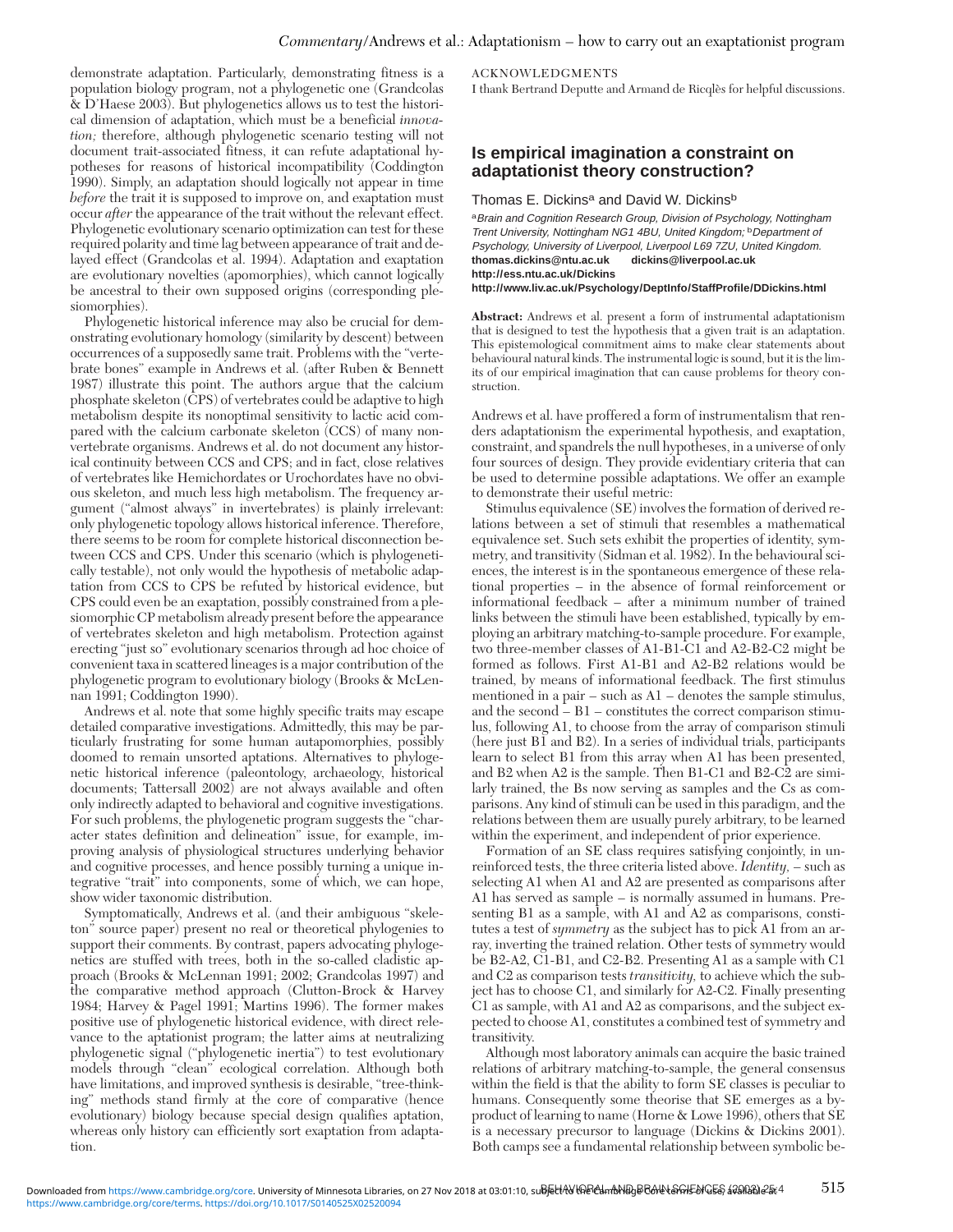demonstrate adaptation. Particularly, demonstrating fitness is a population biology program, not a phylogenetic one (Grandcolas & D'Haese 2003). But phylogenetics allows us to test the historical dimension of adaptation, which must be a beneficial *innovation;* therefore, although phylogenetic scenario testing will not document trait-associated fitness, it can refute adaptational hypotheses for reasons of historical incompatibility (Coddington 1990). Simply, an adaptation should logically not appear in time *before* the trait it is supposed to improve on, and exaptation must occur *after* the appearance of the trait without the relevant effect. Phylogenetic evolutionary scenario optimization can test for these required polarity and time lag between appearance of trait and delayed effect (Grandcolas et al. 1994). Adaptation and exaptation are evolutionary novelties (apomorphies), which cannot logically be ancestral to their own supposed origins (corresponding plesiomorphies).

Phylogenetic historical inference may also be crucial for demonstrating evolutionary homology (similarity by descent) between occurrences of a supposedly same trait. Problems with the "vertebrate bones" example in Andrews et al. (after Ruben & Bennett 1987) illustrate this point. The authors argue that the calcium phosphate skeleton (CPS) of vertebrates could be adaptive to high metabolism despite its nonoptimal sensitivity to lactic acid compared with the calcium carbonate skeleton (CCS) of many nonvertebrate organisms. Andrews et al. do not document any historical continuity between CCS and CPS; and in fact, close relatives of vertebrates like Hemichordates or Urochordates have no obvious skeleton, and much less high metabolism. The frequency argument ("almost always" in invertebrates) is plainly irrelevant: only phylogenetic topology allows historical inference. Therefore, there seems to be room for complete historical disconnection between CCS and CPS. Under this scenario (which is phylogenetically testable), not only would the hypothesis of metabolic adaptation from CCS to CPS be refuted by historical evidence, but CPS could even be an exaptation, possibly constrained from a plesiomorphic CP metabolism already present before the appearance of vertebrates skeleton and high metabolism. Protection against erecting "just so" evolutionary scenarios through ad hoc choice of convenient taxa in scattered lineages is a major contribution of the phylogenetic program to evolutionary biology (Brooks & McLennan 1991; Coddington 1990).

Andrews et al. note that some highly specific traits may escape detailed comparative investigations. Admittedly, this may be particularly frustrating for some human autapomorphies, possibly doomed to remain unsorted aptations. Alternatives to phylogenetic historical inference (paleontology, archaeology, historical documents; Tattersall 2002) are not always available and often only indirectly adapted to behavioral and cognitive investigations. For such problems, the phylogenetic program suggests the "character states definition and delineation" issue, for example, improving analysis of physiological structures underlying behavior and cognitive processes, and hence possibly turning a unique integrative "trait" into components, some of which, we can hope, show wider taxonomic distribution.

Symptomatically, Andrews et al. (and their ambiguous "skeleton" source paper) present no real or theoretical phylogenies to support their comments. By contrast, papers advocating phylogenetics are stuffed with trees, both in the so-called cladistic approach (Brooks & McLennan 1991; 2002; Grandcolas 1997) and the comparative method approach (Clutton-Brock & Harvey 1984; Harvey & Pagel 1991; Martins 1996). The former makes positive use of phylogenetic historical evidence, with direct relevance to the aptationist program; the latter aims at neutralizing phylogenetic signal ("phylogenetic inertia") to test evolutionary models through "clean" ecological correlation. Although both have limitations, and improved synthesis is desirable, "tree-thinking" methods stand firmly at the core of comparative (hence evolutionary) biology because special design qualifies aptation, whereas only history can efficiently sort exaptation from adaptation.

ACKNOWLEDGMENTS

I thank Bertrand Deputte and Armand de Ricqlès for helpful discussions.

## Is empirical imagination a constraint on adaptationist theory construction?

Thomas E. Dickins[a] and David W. Dickins[b]

[a]*Brain and Cognition Research Group, Division of Psychology, Nottingham Trent University, Nottingham NG1 4BU, United Kingdom;* [b]*Department of Psychology, University of Liverpool, Liverpool L69 7ZU, United Kingdom.*
**thomas.dickins@ntu.ac.uk dickins@liverpool.ac.uk**
**http://ess.ntu.ac.uk/Dickins**
**http://www.liv.ac.uk/Psychology/DeptInfo/StaffProfile/DDickins.html**

**Abstract:** Andrews et al. present a form of instrumental adaptationism that is designed to test the hypothesis that a given trait is an adaptation. This epistemological commitment aims to make clear statements about behavioural natural kinds. The instrumental logic is sound, but it is the limits of our empirical imagination that can cause problems for theory construction.

Andrews et al. have proffered a form of instrumentalism that renders adaptationism the experimental hypothesis, and exaptation, constraint, and spandrels the null hypotheses, in a universe of only four sources of design. They provide evidentiary criteria that can be used to determine possible adaptations. We offer an example to demonstrate their useful metric:

Stimulus equivalence (SE) involves the formation of derived relations between a set of stimuli that resembles a mathematical equivalence set. Such sets exhibit the properties of identity, symmetry, and transitivity (Sidman et al. 1982). In the behavioural sciences, the interest is in the spontaneous emergence of these relational properties – in the absence of formal reinforcement or informational feedback – after a minimum number of trained links between the stimuli have been established, typically by employing an arbitrary matching-to-sample procedure. For example, two three-member classes of A1-B1-C1 and A2-B2-C2 might be formed as follows. First A1-B1 and A2-B2 relations would be trained, by means of informational feedback. The first stimulus mentioned in a pair – such as A1 – denotes the sample stimulus, and the second – B1 – constitutes the correct comparison stimulus, following A1, to choose from the array of comparison stimuli (here just B1 and B2). In a series of individual trials, participants learn to select B1 from this array when A1 has been presented, and B2 when A2 is the sample. Then B1-C1 and B2-C2 are similarly trained, the Bs now serving as samples and the Cs as comparisons. Any kind of stimuli can be used in this paradigm, and the relations between them are usually purely arbitrary, to be learned within the experiment, and independent of prior experience.

Formation of an SE class requires satisfying conjointly, in unreinforced tests, the three criteria listed above. *Identity,* – such as selecting A1 when A1 and A2 are presented as comparisons after A1 has served as sample – is normally assumed in humans. Presenting B1 as a sample, with A1 and A2 as comparisons, constitutes a test of *symmetry* as the subject has to pick A1 from an array, inverting the trained relation. Other tests of symmetry would be B2-A2, C1-B1, and C2-B2. Presenting A1 as a sample with C1 and C2 as comparison tests *transitivity,* to achieve which the subject has to choose C1, and similarly for A2-C2. Finally presenting C1 as sample, with A1 and A2 as comparisons, and the subject expected to choose A1, constitutes a combined test of symmetry and transitivity.

Although most laboratory animals can acquire the basic trained relations of arbitrary matching-to-sample, the general consensus within the field is that the ability to form SE classes is peculiar to humans. Consequently some theorise that SE emerges as a by-product of learning to name (Horne & Lowe 1996), others that SE is a necessary precursor to language (Dickins & Dickins 2001). Both camps see a fundamental relationship between symbolic be-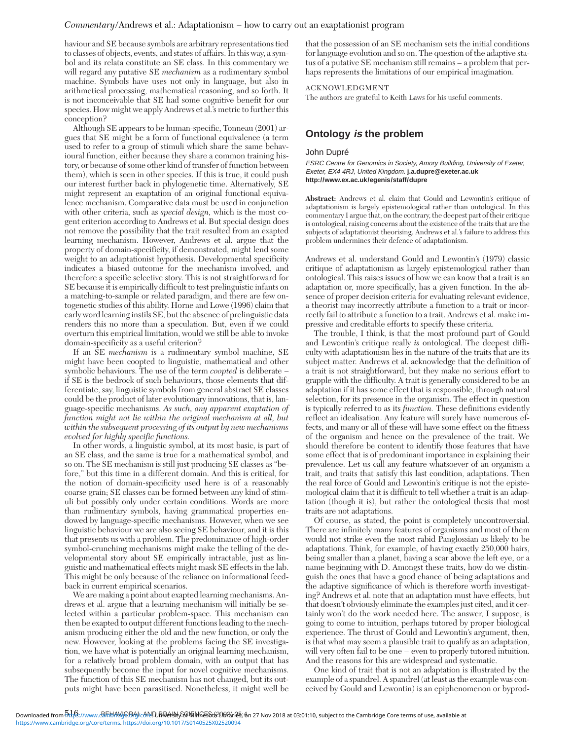haviour and SE because symbols are arbitrary representations tied to classes of objects, events, and states of affairs. In this way, a symbol and its relata constitute an SE class. In this commentary we will regard any putative SE *mechanism* as a rudimentary symbol machine. Symbols have uses not only in language, but also in arithmetical processing, mathematical reasoning, and so forth. It is not inconceivable that SE had some cognitive benefit for our species. How might we apply Andrews et al.'s metric to further this conception?

Although SE appears to be human-specific, Tonneau (2001) argues that SE might be a form of functional equivalence (a term used to refer to a group of stimuli which share the same behavioural function, either because they share a common training history, or because of some other kind of transfer of function between them), which is seen in other species. If this is true, it could push our interest further back in phylogenetic time. Alternatively, SE might represent an exaptation of an original functional equivalence mechanism. Comparative data must be used in conjunction with other criteria, such as *special design*, which is the most cogent criterion according to Andrews et al. But special design does not remove the possibility that the trait resulted from an exapted learning mechanism. However, Andrews et al. argue that the property of domain-specificity, if demonstrated, might lend some weight to an adaptationist hypothesis. Developmental specificity indicates a biased outcome for the mechanism involved, and therefore a specific selective story. This is not straightforward for SE because it is empirically difficult to test prelinguistic infants on a matching-to-sample or related paradigm, and there are few ontogenetic studies of this ability. Horne and Lowe (1996) claim that early word learning instils SE, but the absence of prelinguistic data renders this no more than a speculation. But, even if we could overturn this empirical limitation, would we still be able to invoke domain-specificity as a useful criterion?

If an SE *mechanism* is a rudimentary symbol machine, SE might have been coopted to linguistic, mathematical and other symbolic behaviours. The use of the term *coopted* is deliberate – if SE is the bedrock of such behaviours, those elements that differentiate, say, linguistic symbols from general abstract SE classes could be the product of later evolutionary innovations, that is, language-specific mechanisms. *As such, any apparent exaptation of function might not lie within the original mechanism at all, but within the subsequent processing of its output by new mechanisms evolved for highly specific functions.*

In other words, a linguistic symbol, at its most basic, is part of an SE class, and the same is true for a mathematical symbol, and so on. The SE mechanism is still just producing SE classes as "before," but this time in a different domain. And this is critical, for the notion of domain-specificity used here is of a reasonably coarse grain; SE classes can be formed between any kind of stimuli but possibly only under certain conditions. Words are more than rudimentary symbols, having grammatical properties endowed by language-specific mechanisms. However, when we see linguistic behaviour we are also seeing SE behaviour, and it is this that presents us with a problem. The predominance of high-order symbol-crunching mechanisms might make the telling of the developmental story about SE empirically intractable, just as linguistic and mathematical effects might mask SE effects in the lab. This might be only because of the reliance on informational feedback in current empirical scenarios.

We are making a point about exapted learning mechanisms. Andrews et al. argue that a learning mechanism will initially be selected within a particular problem-space. This mechanism can then be exapted to output different functions leading to the mechanism producing either the old and the new function, or only the new. However, looking at the problems facing the SE investigation, we have what is potentially an original learning mechanism, for a relatively broad problem domain, with an output that has subsequently become the input for novel cognitive mechanisms. The function of this SE mechanism has not changed, but its outputs might have been parasitised. Nonetheless, it might well be that the possession of an SE mechanism sets the initial conditions for language evolution and so on. The question of the adaptive status of a putative SE mechanism still remains – a problem that perhaps represents the limitations of our empirical imagination.

ACKNOWLEDGMENT

The authors are grateful to Keith Laws for his useful comments.

## Ontology *is* the problem

John Dupré

*ESRC Centre for Genomics in Society, Amory Building, University of Exeter, Exeter, EX4 4RJ, United Kingdom.* **j.a.dupre@exeter.ac.uk**
**http://www.ex.ac.uk/egenis/staff/dupre**

**Abstract:** Andrews et al. claim that Gould and Lewontin's critique of adaptationism is largely epistemological rather than ontological. In this commentary I argue that, on the contrary, the deepest part of their critique is ontological, raising concerns about the existence of the traits that are the subjects of adaptationist theorising. Andrews et al.'s failure to address this problem undermines their defence of adaptationism.

Andrews et al. understand Gould and Lewontin's (1979) classic critique of adaptationism as largely epistemological rather than ontological. This raises issues of how we can know that a trait is an adaptation or, more specifically, has a given function. In the absence of proper decision criteria for evaluating relevant evidence, a theorist may incorrectly attribute a function to a trait or incorrectly fail to attribute a function to a trait. Andrews et al. make impressive and creditable efforts to specify these criteria.

The trouble, I think, is that the most profound part of Gould and Lewontin's critique really *is* ontological. The deepest difficulty with adaptationism lies in the nature of the traits that are its subject matter. Andrews et al. acknowledge that the definition of a trait is not straightforward, but they make no serious effort to grapple with the difficulty. A trait is generally considered to be an adaptation if it has some effect that is responsible, through natural selection, for its presence in the organism. The effect in question is typically referred to as its *function.* These definitions evidently reflect an idealisation. Any feature will surely have numerous effects, and many or all of these will have some effect on the fitness of the organism and hence on the prevalence of the trait. We should therefore be content to identify those features that have some effect that is of predominant importance in explaining their prevalence. Let us call any feature whatsoever of an organism a trait, and traits that satisfy this last condition, adaptations. Then the real force of Gould and Lewontin's critique is not the epistemological claim that it is difficult to tell whether a trait is an adaptation (though it is), but rather the ontological thesis that most traits are not adaptations.

Of course, as stated, the point is completely uncontroversial. There are infinitely many features of organisms and most of them would not strike even the most rabid Panglossian as likely to be adaptations. Think, for example, of having exactly 250,000 hairs, being smaller than a planet, having a scar above the left eye, or a name beginning with D. Amongst these traits, how do we distinguish the ones that have a good chance of being adaptations and the adaptive significance of which is therefore worth investigating? Andrews et al. note that an adaptation must have effects, but that doesn't obviously eliminate the examples just cited, and it certainly won't do the work needed here. The answer, I suppose, is going to come to intuition, perhaps tutored by proper biological experience. The thrust of Gould and Lewontin's argument, then, is that what may seem a plausible trait to qualify as an adaptation, will very often fail to be one – even to properly tutored intuition. And the reasons for this are widespread and systematic.

One kind of trait that is not an adaptation is illustrated by the example of a spandrel. A spandrel (at least as the example was conceived by Gould and Lewontin) is an epiphenomenon or byprod-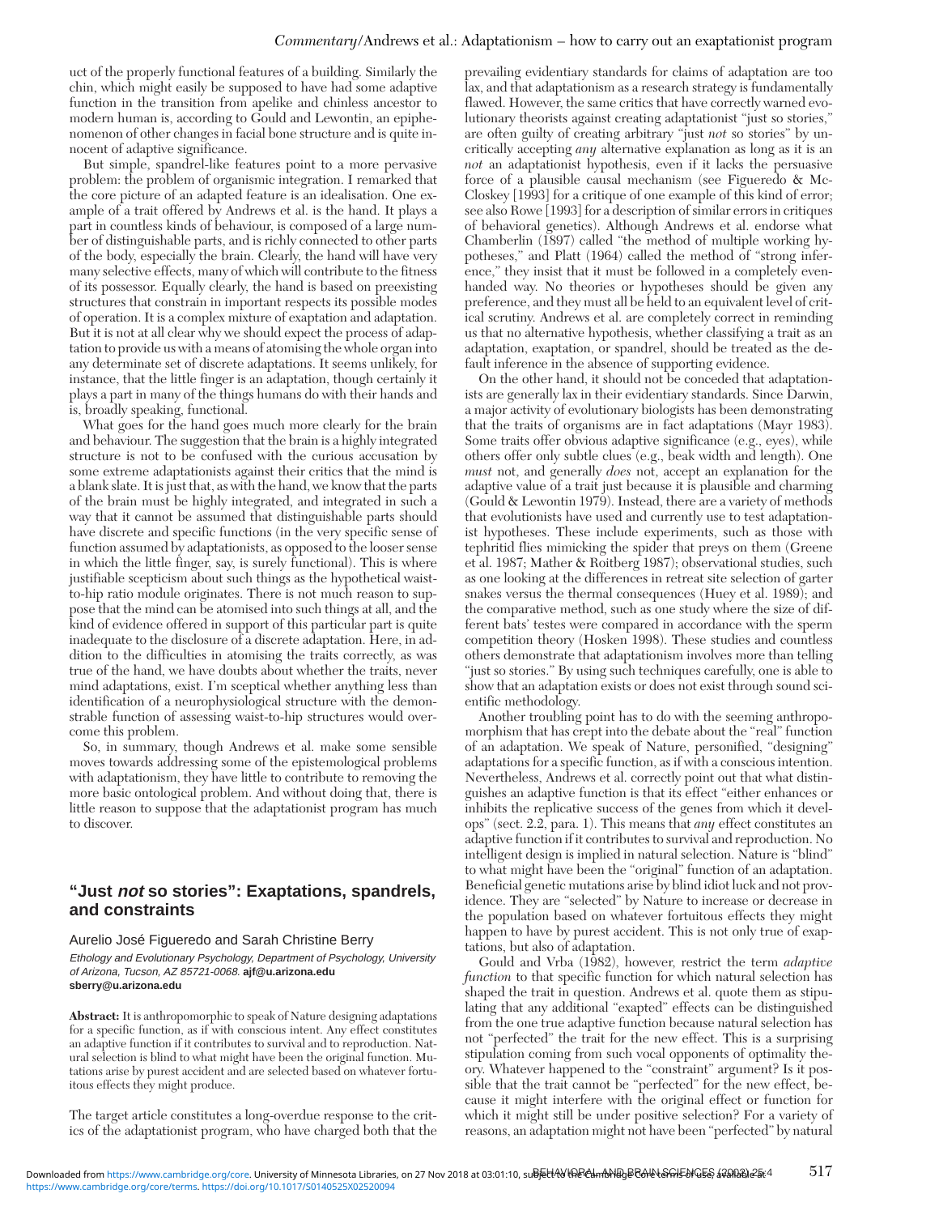uct of the properly functional features of a building. Similarly the chin, which might easily be supposed to have had some adaptive function in the transition from apelike and chinless ancestor to modern human is, according to Gould and Lewontin, an epiphenomenon of other changes in facial bone structure and is quite innocent of adaptive significance.

But simple, spandrel-like features point to a more pervasive problem: the problem of organismic integration. I remarked that the core picture of an adapted feature is an idealisation. One example of a trait offered by Andrews et al. is the hand. It plays a part in countless kinds of behaviour, is composed of a large number of distinguishable parts, and is richly connected to other parts of the body, especially the brain. Clearly, the hand will have very many selective effects, many of which will contribute to the fitness of its possessor. Equally clearly, the hand is based on preexisting structures that constrain in important respects its possible modes of operation. It is a complex mixture of exaptation and adaptation. But it is not at all clear why we should expect the process of adaptation to provide us with a means of atomising the whole organ into any determinate set of discrete adaptations. It seems unlikely, for instance, that the little finger is an adaptation, though certainly it plays a part in many of the things humans do with their hands and is, broadly speaking, functional.

What goes for the hand goes much more clearly for the brain and behaviour. The suggestion that the brain is a highly integrated structure is not to be confused with the curious accusation by some extreme adaptationists against their critics that the mind is a blank slate. It is just that, as with the hand, we know that the parts of the brain must be highly integrated, and integrated in such a way that it cannot be assumed that distinguishable parts should have discrete and specific functions (in the very specific sense of function assumed by adaptationists, as opposed to the looser sense in which the little finger, say, is surely functional). This is where justifiable scepticism about such things as the hypothetical waist-to-hip ratio module originates. There is not much reason to suppose that the mind can be atomised into such things at all, and the kind of evidence offered in support of this particular part is quite inadequate to the disclosure of a discrete adaptation. Here, in addition to the difficulties in atomising the traits correctly, as was true of the hand, we have doubts about whether the traits, never mind adaptations, exist. I'm sceptical whether anything less than identification of a neurophysiological structure with the demonstrable function of assessing waist-to-hip structures would overcome this problem.

So, in summary, though Andrews et al. make some sensible moves towards addressing some of the epistemological problems with adaptationism, they have little to contribute to removing the more basic ontological problem. And without doing that, there is little reason to suppose that the adaptationist program has much to discover.

## "Just *not* so stories": Exaptations, spandrels, and constraints

Aurelio José Figueredo and Sarah Christine Berry

*Ethology and Evolutionary Psychology, Department of Psychology, University of Arizona, Tucson, AZ 85721-0068.* **ajf@u.arizona.edu sberry@u.arizona.edu**

**Abstract:** It is anthropomorphic to speak of Nature designing adaptations for a specific function, as if with conscious intent. Any effect constitutes an adaptive function if it contributes to survival and to reproduction. Natural selection is blind to what might have been the original function. Mutations arise by purest accident and are selected based on whatever fortuitous effects they might produce.

The target article constitutes a long-overdue response to the critics of the adaptationist program, who have charged both that the prevailing evidentiary standards for claims of adaptation are too lax, and that adaptationism as a research strategy is fundamentally flawed. However, the same critics that have correctly warned evolutionary theorists against creating adaptationist "just so stories," are often guilty of creating arbitrary "just *not* so stories" by uncritically accepting *any* alternative explanation as long as it is an *not* an adaptationist hypothesis, even if it lacks the persuasive force of a plausible causal mechanism (see Figueredo & McCloskey [1993] for a critique of one example of this kind of error; see also Rowe [1993] for a description of similar errors in critiques of behavioral genetics). Although Andrews et al. endorse what Chamberlin (1897) called "the method of multiple working hypotheses," and Platt (1964) called the method of "strong inference," they insist that it must be followed in a completely even-handed way. No theories or hypotheses should be given any preference, and they must all be held to an equivalent level of critical scrutiny. Andrews et al. are completely correct in reminding us that no alternative hypothesis, whether classifying a trait as an adaptation, exaptation, or spandrel, should be treated as the default inference in the absence of supporting evidence.

On the other hand, it should not be conceded that adaptationists are generally lax in their evidentiary standards. Since Darwin, a major activity of evolutionary biologists has been demonstrating that the traits of organisms are in fact adaptations (Mayr 1983). Some traits offer obvious adaptive significance (e.g., eyes), while others offer only subtle clues (e.g., beak width and length). One *must* not, and generally *does* not, accept an explanation for the adaptive value of a trait just because it is plausible and charming (Gould & Lewontin 1979). Instead, there are a variety of methods that evolutionists have used and currently use to test adaptationist hypotheses. These include experiments, such as those with tephritid flies mimicking the spider that preys on them (Greene et al. 1987; Mather & Roitberg 1987); observational studies, such as one looking at the differences in retreat site selection of garter snakes versus the thermal consequences (Huey et al. 1989); and the comparative method, such as one study where the size of different bats' testes were compared in accordance with the sperm competition theory (Hosken 1998). These studies and countless others demonstrate that adaptationism involves more than telling "just so stories." By using such techniques carefully, one is able to show that an adaptation exists or does not exist through sound scientific methodology.

Another troubling point has to do with the seeming anthropomorphism that has crept into the debate about the "real" function of an adaptation. We speak of Nature, personified, "designing" adaptations for a specific function, as if with a conscious intention. Nevertheless, Andrews et al. correctly point out that what distinguishes an adaptive function is that its effect "either enhances or inhibits the replicative success of the genes from which it develops" (sect. 2.2, para. 1). This means that *any* effect constitutes an adaptive function if it contributes to survival and reproduction. No intelligent design is implied in natural selection. Nature is "blind" to what might have been the "original" function of an adaptation. Beneficial genetic mutations arise by blind idiot luck and not providence. They are "selected" by Nature to increase or decrease in the population based on whatever fortuitous effects they might happen to have by purest accident. This is not only true of exaptations, but also of adaptation.

Gould and Vrba (1982), however, restrict the term *adaptive function* to that specific function for which natural selection has shaped the trait in question. Andrews et al. quote them as stipulating that any additional "exapted" effects can be distinguished from the one true adaptive function because natural selection has not "perfected" the trait for the new effect. This is a surprising stipulation coming from such vocal opponents of optimality theory. Whatever happened to the "constraint" argument? Is it possible that the trait cannot be "perfected" for the new effect, because it might interfere with the original effect or function for which it might still be under positive selection? For a variety of reasons, an adaptation might not have been "perfected" by natural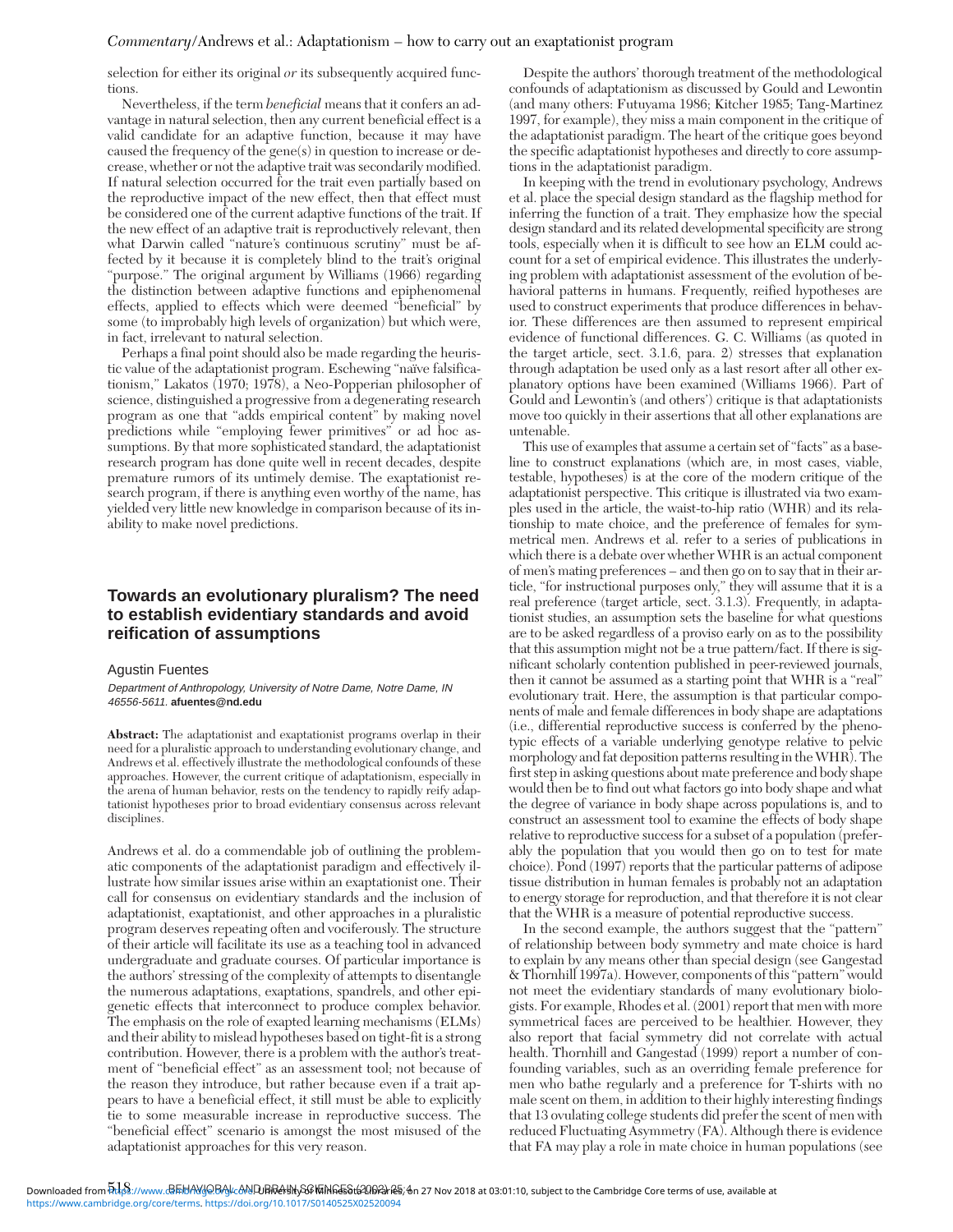selection for either its original *or* its subsequently acquired functions.

Nevertheless, if the term *beneficial* means that it confers an advantage in natural selection, then any current beneficial effect is a valid candidate for an adaptive function, because it may have caused the frequency of the gene(s) in question to increase or decrease, whether or not the adaptive trait was secondarily modified. If natural selection occurred for the trait even partially based on the reproductive impact of the new effect, then that effect must be considered one of the current adaptive functions of the trait. If the new effect of an adaptive trait is reproductively relevant, then what Darwin called "nature's continuous scrutiny" must be affected by it because it is completely blind to the trait's original "purpose." The original argument by Williams (1966) regarding the distinction between adaptive functions and epiphenomenal effects, applied to effects which were deemed "beneficial" by some (to improbably high levels of organization) but which were, in fact, irrelevant to natural selection.

Perhaps a final point should also be made regarding the heuristic value of the adaptationist program. Eschewing "naïve falsificationism," Lakatos (1970; 1978), a Neo-Popperian philosopher of science, distinguished a progressive from a degenerating research program as one that "adds empirical content" by making novel predictions while "employing fewer primitives" or ad hoc assumptions. By that more sophisticated standard, the adaptationist research program has done quite well in recent decades, despite premature rumors of its untimely demise. The exaptationist research program, if there is anything even worthy of the name, has yielded very little new knowledge in comparison because of its inability to make novel predictions.

## Towards an evolutionary pluralism? The need to establish evidentiary standards and avoid reification of assumptions

Agustin Fuentes

*Department of Anthropology, University of Notre Dame, Notre Dame, IN 46556-5611.* **afuentes@nd.edu**

**Abstract:** The adaptationist and exaptationist programs overlap in their need for a pluralistic approach to understanding evolutionary change, and Andrews et al. effectively illustrate the methodological confounds of these approaches. However, the current critique of adaptationism, especially in the arena of human behavior, rests on the tendency to rapidly reify adaptationist hypotheses prior to broad evidentiary consensus across relevant disciplines.

Andrews et al. do a commendable job of outlining the problematic components of the adaptationist paradigm and effectively illustrate how similar issues arise within an exaptationist one. Their call for consensus on evidentiary standards and the inclusion of adaptationist, exaptationist, and other approaches in a pluralistic program deserves repeating often and vociferously. The structure of their article will facilitate its use as a teaching tool in advanced undergraduate and graduate courses. Of particular importance is the authors' stressing of the complexity of attempts to disentangle the numerous adaptations, exaptations, spandrels, and other epigenetic effects that interconnect to produce complex behavior. The emphasis on the role of exapted learning mechanisms (ELMs) and their ability to mislead hypotheses based on tight-fit is a strong contribution. However, there is a problem with the author's treatment of "beneficial effect" as an assessment tool; not because of the reason they introduce, but rather because even if a trait appears to have a beneficial effect, it still must be able to explicitly tie to some measurable increase in reproductive success. The "beneficial effect" scenario is amongst the most misused of the adaptationist approaches for this very reason.

Despite the authors' thorough treatment of the methodological confounds of adaptationism as discussed by Gould and Lewontin (and many others: Futuyama 1986; Kitcher 1985; Tang-Martinez 1997, for example), they miss a main component in the critique of the adaptationist paradigm. The heart of the critique goes beyond the specific adaptationist hypotheses and directly to core assumptions in the adaptationist paradigm.

In keeping with the trend in evolutionary psychology, Andrews et al. place the special design standard as the flagship method for inferring the function of a trait. They emphasize how the special design standard and its related developmental specificity are strong tools, especially when it is difficult to see how an ELM could account for a set of empirical evidence. This illustrates the underlying problem with adaptationist assessment of the evolution of behavioral patterns in humans. Frequently, reified hypotheses are used to construct experiments that produce differences in behavior. These differences are then assumed to represent empirical evidence of functional differences. G. C. Williams (as quoted in the target article, sect. 3.1.6, para. 2) stresses that explanation through adaptation be used only as a last resort after all other explanatory options have been examined (Williams 1966). Part of Gould and Lewontin's (and others') critique is that adaptationists move too quickly in their assertions that all other explanations are untenable.

This use of examples that assume a certain set of "facts" as a baseline to construct explanations (which are, in most cases, viable, testable, hypotheses) is at the core of the modern critique of the adaptationist perspective. This critique is illustrated via two examples used in the article, the waist-to-hip ratio (WHR) and its relationship to mate choice, and the preference of females for symmetrical men. Andrews et al. refer to a series of publications in which there is a debate over whether WHR is an actual component of men's mating preferences – and then go on to say that in their article, "for instructional purposes only," they will assume that it is a real preference (target article, sect. 3.1.3). Frequently, in adaptationist studies, an assumption sets the baseline for what questions are to be asked regardless of a proviso early on as to the possibility that this assumption might not be a true pattern/fact. If there is significant scholarly contention published in peer-reviewed journals, then it cannot be assumed as a starting point that WHR is a "real" evolutionary trait. Here, the assumption is that particular components of male and female differences in body shape are adaptations (i.e., differential reproductive success is conferred by the phenotypic effects of a variable underlying genotype relative to pelvic morphology and fat deposition patterns resulting in the WHR). The first step in asking questions about mate preference and body shape would then be to find out what factors go into body shape and what the degree of variance in body shape across populations is, and to construct an assessment tool to examine the effects of body shape relative to reproductive success for a subset of a population (preferably the population that you would then go on to test for mate choice). Pond (1997) reports that the particular patterns of adipose tissue distribution in human females is probably not an adaptation to energy storage for reproduction, and that therefore it is not clear that the WHR is a measure of potential reproductive success.

In the second example, the authors suggest that the "pattern" of relationship between body symmetry and mate choice is hard to explain by any means other than special design (see Gangestad & Thornhill 1997a). However, components of this "pattern" would not meet the evidentiary standards of many evolutionary biologists. For example, Rhodes et al. (2001) report that men with more symmetrical faces are perceived to be healthier. However, they also report that facial symmetry did not correlate with actual health. Thornhill and Gangestad (1999) report a number of confounding variables, such as an overriding female preference for men who bathe regularly and a preference for T-shirts with no male scent on them, in addition to their highly interesting findings that 13 ovulating college students did prefer the scent of men with reduced Fluctuating Asymmetry (FA). Although there is evidence that FA may play a role in mate choice in human populations (see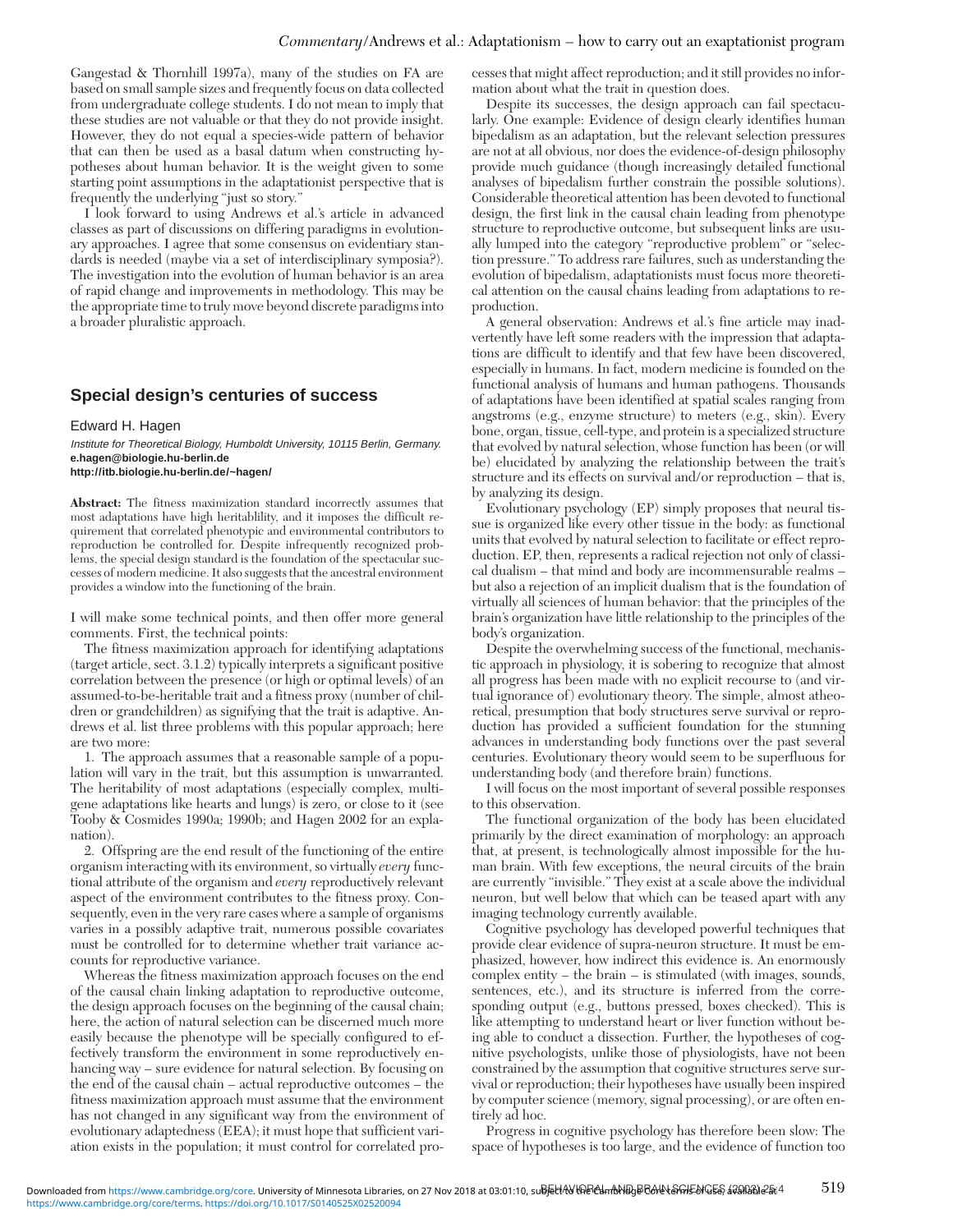Gangestad & Thornhill 1997a), many of the studies on FA are based on small sample sizes and frequently focus on data collected from undergraduate college students. I do not mean to imply that these studies are not valuable or that they do not provide insight. However, they do not equal a species-wide pattern of behavior that can then be used as a basal datum when constructing hypotheses about human behavior. It is the weight given to some starting point assumptions in the adaptationist perspective that is frequently the underlying "just so story."

I look forward to using Andrews et al.'s article in advanced classes as part of discussions on differing paradigms in evolutionary approaches. I agree that some consensus on evidentiary standards is needed (maybe via a set of interdisciplinary symposia?). The investigation into the evolution of human behavior is an area of rapid change and improvements in methodology. This may be the appropriate time to truly move beyond discrete paradigms into a broader pluralistic approach.

## Special design's centuries of success

Edward H. Hagen

*Institute for Theoretical Biology, Humboldt University, 10115 Berlin, Germany.*
**e.hagen@biologie.hu-berlin.de**
**http://itb.biologie.hu-berlin.de/~hagen/**

**Abstract:** The fitness maximization standard incorrectly assumes that most adaptations have high heritablility, and it imposes the difficult requirement that correlated phenotypic and environmental contributors to reproduction be controlled for. Despite infrequently recognized problems, the special design standard is the foundation of the spectacular successes of modern medicine. It also suggests that the ancestral environment provides a window into the functioning of the brain.

I will make some technical points, and then offer more general comments. First, the technical points:

The fitness maximization approach for identifying adaptations (target article, sect. 3.1.2) typically interprets a significant positive correlation between the presence (or high or optimal levels) of an assumed-to-be-heritable trait and a fitness proxy (number of children or grandchildren) as signifying that the trait is adaptive. Andrews et al. list three problems with this popular approach; here are two more:

1. The approach assumes that a reasonable sample of a population will vary in the trait, but this assumption is unwarranted. The heritability of most adaptations (especially complex, multigene adaptations like hearts and lungs) is zero, or close to it (see Tooby & Cosmides 1990a; 1990b; and Hagen 2002 for an explanation).

2. Offspring are the end result of the functioning of the entire organism interacting with its environment, so virtually *every* functional attribute of the organism and *every* reproductively relevant aspect of the environment contributes to the fitness proxy. Consequently, even in the very rare cases where a sample of organisms varies in a possibly adaptive trait, numerous possible covariates must be controlled for to determine whether trait variance accounts for reproductive variance.

Whereas the fitness maximization approach focuses on the end of the causal chain linking adaptation to reproductive outcome, the design approach focuses on the beginning of the causal chain; here, the action of natural selection can be discerned much more easily because the phenotype will be specially configured to effectively transform the environment in some reproductively enhancing way – sure evidence for natural selection. By focusing on the end of the causal chain – actual reproductive outcomes – the fitness maximization approach must assume that the environment has not changed in any significant way from the environment of evolutionary adaptedness (EEA); it must hope that sufficient variation exists in the population; it must control for correlated processes that might affect reproduction; and it still provides no information about what the trait in question does.

Despite its successes, the design approach can fail spectacularly. One example: Evidence of design clearly identifies human bipedalism as an adaptation, but the relevant selection pressures are not at all obvious, nor does the evidence-of-design philosophy provide much guidance (though increasingly detailed functional analyses of bipedalism further constrain the possible solutions). Considerable theoretical attention has been devoted to functional design, the first link in the causal chain leading from phenotype structure to reproductive outcome, but subsequent links are usually lumped into the category "reproductive problem" or "selection pressure." To address rare failures, such as understanding the evolution of bipedalism, adaptationists must focus more theoretical attention on the causal chains leading from adaptations to reproduction.

A general observation: Andrews et al.'s fine article may inadvertently have left some readers with the impression that adaptations are difficult to identify and that few have been discovered, especially in humans. In fact, modern medicine is founded on the functional analysis of humans and human pathogens. Thousands of adaptations have been identified at spatial scales ranging from angstroms (e.g., enzyme structure) to meters (e.g., skin). Every bone, organ, tissue, cell-type, and protein is a specialized structure that evolved by natural selection, whose function has been (or will be) elucidated by analyzing the relationship between the trait's structure and its effects on survival and/or reproduction – that is, by analyzing its design.

Evolutionary psychology (EP) simply proposes that neural tissue is organized like every other tissue in the body: as functional units that evolved by natural selection to facilitate or effect reproduction. EP, then, represents a radical rejection not only of classical dualism – that mind and body are incommensurable realms – but also a rejection of an implicit dualism that is the foundation of virtually all sciences of human behavior: that the principles of the brain's organization have little relationship to the principles of the body's organization.

Despite the overwhelming success of the functional, mechanistic approach in physiology, it is sobering to recognize that almost all progress has been made with no explicit recourse to (and virtual ignorance of) evolutionary theory. The simple, almost atheoretical, presumption that body structures serve survival or reproduction has provided a sufficient foundation for the stunning advances in understanding body functions over the past several centuries. Evolutionary theory would seem to be superfluous for understanding body (and therefore brain) functions.

I will focus on the most important of several possible responses to this observation.

The functional organization of the body has been elucidated primarily by the direct examination of morphology: an approach that, at present, is technologically almost impossible for the human brain. With few exceptions, the neural circuits of the brain are currently "invisible." They exist at a scale above the individual neuron, but well below that which can be teased apart with any imaging technology currently available.

Cognitive psychology has developed powerful techniques that provide clear evidence of supra-neuron structure. It must be emphasized, however, how indirect this evidence is. An enormously complex entity – the brain – is stimulated (with images, sounds, sentences, etc.), and its structure is inferred from the corresponding output (e.g., buttons pressed, boxes checked). This is like attempting to understand heart or liver function without being able to conduct a dissection. Further, the hypotheses of cognitive psychologists, unlike those of physiologists, have not been constrained by the assumption that cognitive structures serve survival or reproduction; their hypotheses have usually been inspired by computer science (memory, signal processing), or are often entirely ad hoc.

Progress in cognitive psychology has therefore been slow: The space of hypotheses is too large, and the evidence of function too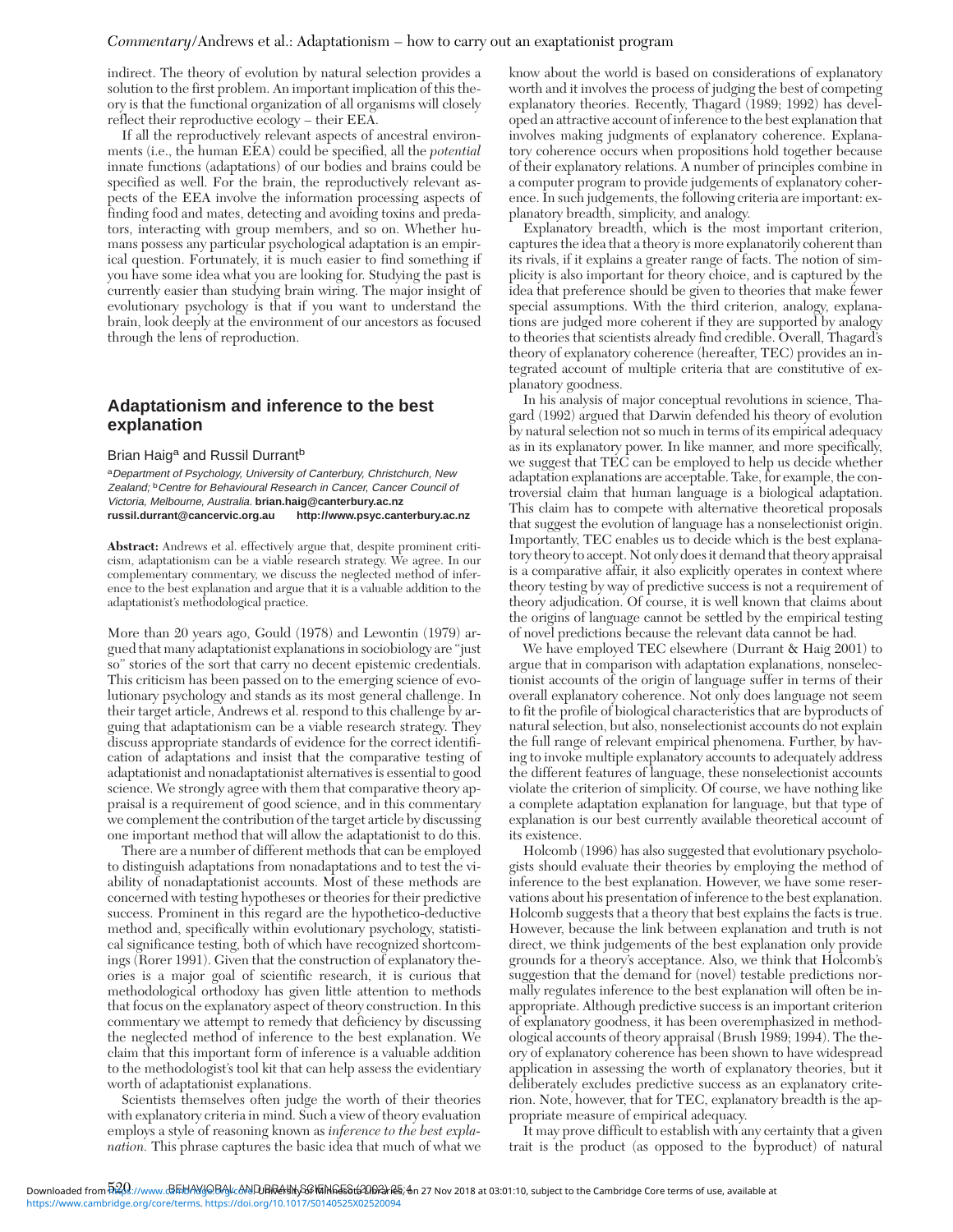indirect. The theory of evolution by natural selection provides a solution to the first problem. An important implication of this theory is that the functional organization of all organisms will closely reflect their reproductive ecology – their EEA.

If all the reproductively relevant aspects of ancestral environments (i.e., the human EEA) could be specified, all the *potential* innate functions (adaptations) of our bodies and brains could be specified as well. For the brain, the reproductively relevant aspects of the EEA involve the information processing aspects of finding food and mates, detecting and avoiding toxins and predators, interacting with group members, and so on. Whether humans possess any particular psychological adaptation is an empirical question. Fortunately, it is much easier to find something if you have some idea what you are looking for. Studying the past is currently easier than studying brain wiring. The major insight of evolutionary psychology is that if you want to understand the brain, look deeply at the environment of our ancestors as focused through the lens of reproduction.

## Adaptationism and inference to the best explanation

Brian Haig[a] and Russil Durrant[b]

[a]*Department of Psychology, University of Canterbury, Christchurch, New Zealand;* [b]*Centre for Behavioural Research in Cancer, Cancer Council of Victoria, Melbourne, Australia.* **brian.haig@canterbury.ac.nz** **russil.durrant@cancervic.org.au** **http://www.psyc.canterbury.ac.nz**

**Abstract:** Andrews et al. effectively argue that, despite prominent criticism, adaptationism can be a viable research strategy. We agree. In our complementary commentary, we discuss the neglected method of inference to the best explanation and argue that it is a valuable addition to the adaptationist's methodological practice.

More than 20 years ago, Gould (1978) and Lewontin (1979) argued that many adaptationist explanations in sociobiology are "just so" stories of the sort that carry no decent epistemic credentials. This criticism has been passed on to the emerging science of evolutionary psychology and stands as its most general challenge. In their target article, Andrews et al. respond to this challenge by arguing that adaptationism can be a viable research strategy. They discuss appropriate standards of evidence for the correct identification of adaptations and insist that the comparative testing of adaptationist and nonadaptationist alternatives is essential to good science. We strongly agree with them that comparative theory appraisal is a requirement of good science, and in this commentary we complement the contribution of the target article by discussing one important method that will allow the adaptationist to do this.

There are a number of different methods that can be employed to distinguish adaptations from nonadaptations and to test the viability of nonadaptationist accounts. Most of these methods are concerned with testing hypotheses or theories for their predictive success. Prominent in this regard are the hypothetico-deductive method and, specifically within evolutionary psychology, statistical significance testing, both of which have recognized shortcomings (Rorer 1991). Given that the construction of explanatory theories is a major goal of scientific research, it is curious that methodological orthodoxy has given little attention to methods that focus on the explanatory aspect of theory construction. In this commentary we attempt to remedy that deficiency by discussing the neglected method of inference to the best explanation. We claim that this important form of inference is a valuable addition to the methodologist's tool kit that can help assess the evidentiary worth of adaptationist explanations.

Scientists themselves often judge the worth of their theories with explanatory criteria in mind. Such a view of theory evaluation employs a style of reasoning known as *inference to the best explanation.* This phrase captures the basic idea that much of what we know about the world is based on considerations of explanatory worth and it involves the process of judging the best of competing explanatory theories. Recently, Thagard (1989; 1992) has developed an attractive account of inference to the best explanation that involves making judgments of explanatory coherence. Explanatory coherence occurs when propositions hold together because of their explanatory relations. A number of principles combine in a computer program to provide judgements of explanatory coherence. In such judgements, the following criteria are important: explanatory breadth, simplicity, and analogy.

Explanatory breadth, which is the most important criterion, captures the idea that a theory is more explanatorily coherent than its rivals, if it explains a greater range of facts. The notion of simplicity is also important for theory choice, and is captured by the idea that preference should be given to theories that make fewer special assumptions. With the third criterion, analogy, explanations are judged more coherent if they are supported by analogy to theories that scientists already find credible. Overall, Thagard's theory of explanatory coherence (hereafter, TEC) provides an integrated account of multiple criteria that are constitutive of explanatory goodness.

In his analysis of major conceptual revolutions in science, Thagard (1992) argued that Darwin defended his theory of evolution by natural selection not so much in terms of its empirical adequacy as in its explanatory power. In like manner, and more specifically, we suggest that TEC can be employed to help us decide whether adaptation explanations are acceptable. Take, for example, the controversial claim that human language is a biological adaptation. This claim has to compete with alternative theoretical proposals that suggest the evolution of language has a nonselectionist origin. Importantly, TEC enables us to decide which is the best explanatory theory to accept. Not only does it demand that theory appraisal is a comparative affair, it also explicitly operates in context where theory testing by way of predictive success is not a requirement of theory adjudication. Of course, it is well known that claims about the origins of language cannot be settled by the empirical testing of novel predictions because the relevant data cannot be had.

We have employed TEC elsewhere (Durrant & Haig 2001) to argue that in comparison with adaptation explanations, nonselectionist accounts of the origin of language suffer in terms of their overall explanatory coherence. Not only does language not seem to fit the profile of biological characteristics that are byproducts of natural selection, but also, nonselectionist accounts do not explain the full range of relevant empirical phenomena. Further, by having to invoke multiple explanatory accounts to adequately address the different features of language, these nonselectionist accounts violate the criterion of simplicity. Of course, we have nothing like a complete adaptation explanation for language, but that type of explanation is our best currently available theoretical account of its existence.

Holcomb (1996) has also suggested that evolutionary psychologists should evaluate their theories by employing the method of inference to the best explanation. However, we have some reservations about his presentation of inference to the best explanation. Holcomb suggests that a theory that best explains the facts is true. However, because the link between explanation and truth is not direct, we think judgements of the best explanation only provide grounds for a theory's acceptance. Also, we think that Holcomb's suggestion that the demand for (novel) testable predictions normally regulates inference to the best explanation will often be inappropriate. Although predictive success is an important criterion of explanatory goodness, it has been overemphasized in methodological accounts of theory appraisal (Brush 1989; 1994). The theory of explanatory coherence has been shown to have widespread application in assessing the worth of explanatory theories, but it deliberately excludes predictive success as an explanatory criterion. Note, however, that for TEC, explanatory breadth is the appropriate measure of empirical adequacy.

It may prove difficult to establish with any certainty that a given trait is the product (as opposed to the byproduct) of natural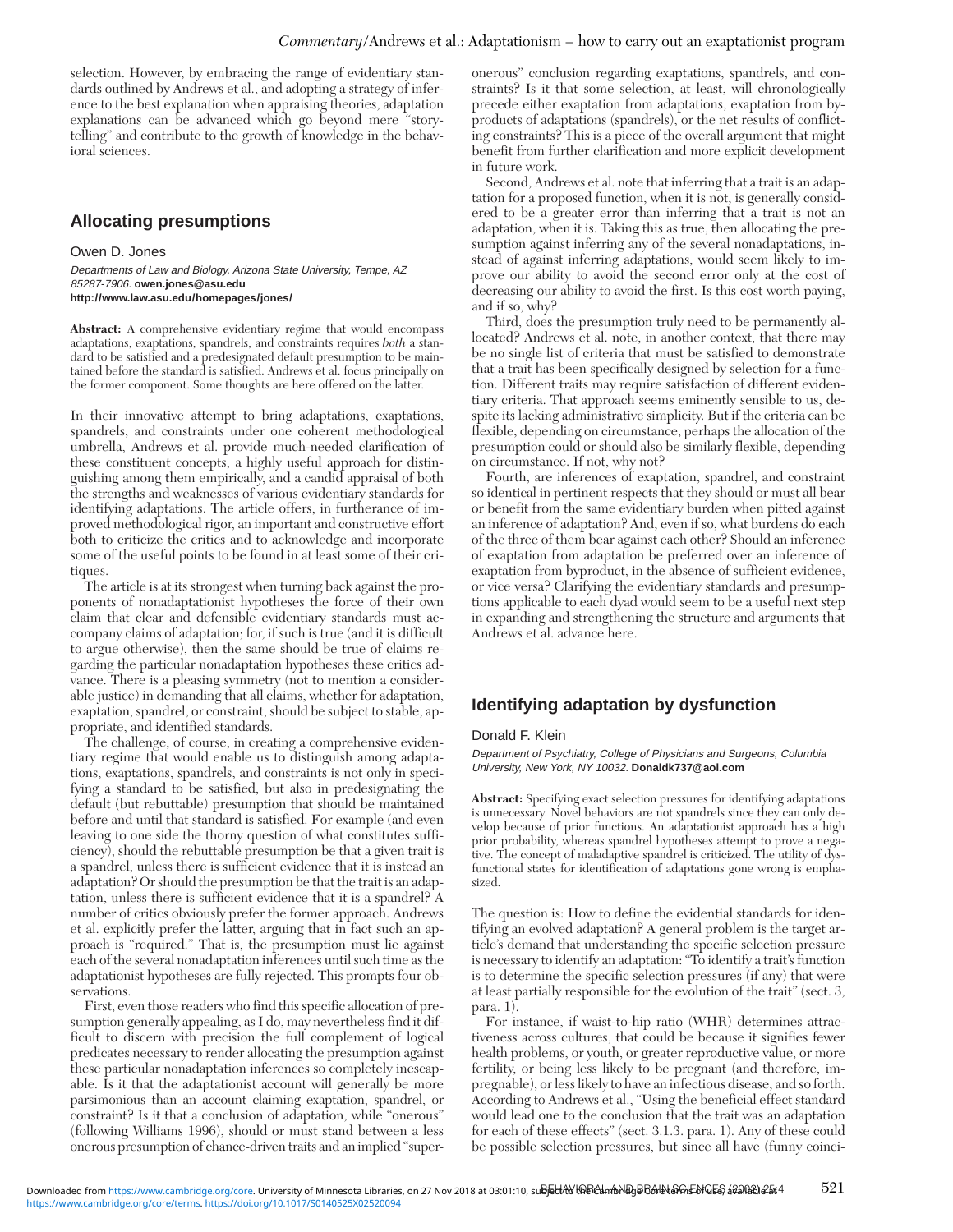selection. However, by embracing the range of evidentiary standards outlined by Andrews et al., and adopting a strategy of inference to the best explanation when appraising theories, adaptation explanations can be advanced which go beyond mere "storytelling" and contribute to the growth of knowledge in the behavioral sciences.

## Allocating presumptions

Owen D. Jones

*Departments of Law and Biology, Arizona State University, Tempe, AZ 85287-7906.* **owen.jones@asu.edu**
**http://www.law.asu.edu/homepages/jones/**

**Abstract:** A comprehensive evidentiary regime that would encompass adaptations, exaptations, spandrels, and constraints requires *both* a standard to be satisfied and a predesignated default presumption to be maintained before the standard is satisfied. Andrews et al. focus principally on the former component. Some thoughts are here offered on the latter.

In their innovative attempt to bring adaptations, exaptations, spandrels, and constraints under one coherent methodological umbrella, Andrews et al. provide much-needed clarification of these constituent concepts, a highly useful approach for distinguishing among them empirically, and a candid appraisal of both the strengths and weaknesses of various evidentiary standards for identifying adaptations. The article offers, in furtherance of improved methodological rigor, an important and constructive effort both to criticize the critics and to acknowledge and incorporate some of the useful points to be found in at least some of their critiques.

The article is at its strongest when turning back against the proponents of nonadaptationist hypotheses the force of their own claim that clear and defensible evidentiary standards must accompany claims of adaptation; for, if such is true (and it is difficult to argue otherwise), then the same should be true of claims regarding the particular nonadaptation hypotheses these critics advance. There is a pleasing symmetry (not to mention a considerable justice) in demanding that all claims, whether for adaptation, exaptation, spandrel, or constraint, should be subject to stable, appropriate, and identified standards.

The challenge, of course, in creating a comprehensive evidentiary regime that would enable us to distinguish among adaptations, exaptations, spandrels, and constraints is not only in specifying a standard to be satisfied, but also in predesignating the default (but rebuttable) presumption that should be maintained before and until that standard is satisfied. For example (and even leaving to one side the thorny question of what constitutes sufficiency), should the rebuttable presumption be that a given trait is a spandrel, unless there is sufficient evidence that it is instead an adaptation? Or should the presumption be that the trait is an adaptation, unless there is sufficient evidence that it is a spandrel? A number of critics obviously prefer the former approach. Andrews et al. explicitly prefer the latter, arguing that in fact such an approach is "required." That is, the presumption must lie against each of the several nonadaptation inferences until such time as the adaptationist hypotheses are fully rejected. This prompts four observations.

First, even those readers who find this specific allocation of presumption generally appealing, as I do, may nevertheless find it difficult to discern with precision the full complement of logical predicates necessary to render allocating the presumption against these particular nonadaptation inferences so completely inescapable. Is it that the adaptationist account will generally be more parsimonious than an account claiming exaptation, spandrel, or constraint? Is it that a conclusion of adaptation, while "onerous" (following Williams 1996), should or must stand between a less onerous presumption of chance-driven traits and an implied "super-onerous" conclusion regarding exaptations, spandrels, and constraints? Is it that some selection, at least, will chronologically precede either exaptation from adaptations, exaptation from by-products of adaptations (spandrels), or the net results of conflicting constraints? This is a piece of the overall argument that might benefit from further clarification and more explicit development in future work.

Second, Andrews et al. note that inferring that a trait is an adaptation for a proposed function, when it is not, is generally considered to be a greater error than inferring that a trait is not an adaptation, when it is. Taking this as true, then allocating the presumption against inferring any of the several nonadaptations, instead of against inferring adaptations, would seem likely to improve our ability to avoid the second error only at the cost of decreasing our ability to avoid the first. Is this cost worth paying, and if so, why?

Third, does the presumption truly need to be permanently allocated? Andrews et al. note, in another context, that there may be no single list of criteria that must be satisfied to demonstrate that a trait has been specifically designed by selection for a function. Different traits may require satisfaction of different evidentiary criteria. That approach seems eminently sensible to us, despite its lacking administrative simplicity. But if the criteria can be flexible, depending on circumstance, perhaps the allocation of the presumption could or should also be similarly flexible, depending on circumstance. If not, why not?

Fourth, are inferences of exaptation, spandrel, and constraint so identical in pertinent respects that they should or must all bear or benefit from the same evidentiary burden when pitted against an inference of adaptation? And, even if so, what burdens do each of the three of them bear against each other? Should an inference of exaptation from adaptation be preferred over an inference of exaptation from byproduct, in the absence of sufficient evidence, or vice versa? Clarifying the evidentiary standards and presumptions applicable to each dyad would seem to be a useful next step in expanding and strengthening the structure and arguments that Andrews et al. advance here.

## Identifying adaptation by dysfunction

Donald F. Klein

*Department of Psychiatry, College of Physicians and Surgeons, Columbia University, New York, NY 10032.* **Donaldk737@aol.com**

**Abstract:** Specifying exact selection pressures for identifying adaptations is unnecessary. Novel behaviors are not spandrels since they can only develop because of prior functions. An adaptationist approach has a high prior probability, whereas spandrel hypotheses attempt to prove a negative. The concept of maladaptive spandrel is criticized. The utility of dysfunctional states for identification of adaptations gone wrong is emphasized.

The question is: How to define the evidential standards for identifying an evolved adaptation? A general problem is the target article's demand that understanding the specific selection pressure is necessary to identify an adaptation: "To identify a trait's function is to determine the specific selection pressures (if any) that were at least partially responsible for the evolution of the trait" (sect. 3, para. 1).

For instance, if waist-to-hip ratio (WHR) determines attractiveness across cultures, that could be because it signifies fewer health problems, or youth, or greater reproductive value, or more fertility, or being less likely to be pregnant (and therefore, impregnable), or less likely to have an infectious disease, and so forth. According to Andrews et al., "Using the beneficial effect standard would lead one to the conclusion that the trait was an adaptation for each of these effects" (sect. 3.1.3. para. 1). Any of these could be possible selection pressures, but since all have (funny coinci-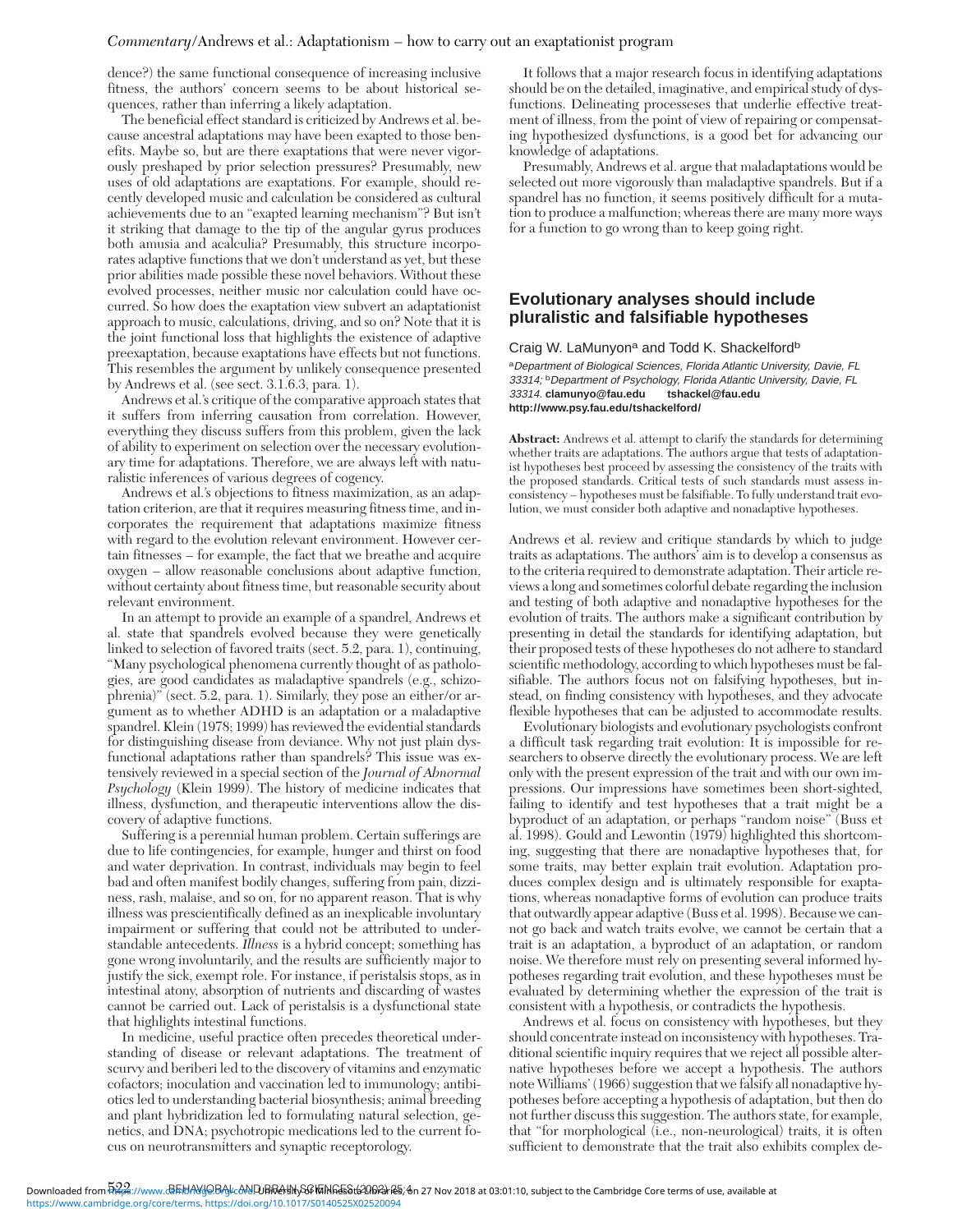dence?) the same functional consequence of increasing inclusive fitness, the authors' concern seems to be about historical sequences, rather than inferring a likely adaptation.

The beneficial effect standard is criticized by Andrews et al. because ancestral adaptations may have been exapted to those benefits. Maybe so, but are there exaptations that were never vigorously preshaped by prior selection pressures? Presumably, new uses of old adaptations are exaptations. For example, should recently developed music and calculation be considered as cultural achievements due to an "exapted learning mechanism"? But isn't it striking that damage to the tip of the angular gyrus produces both amusia and acalculia? Presumably, this structure incorporates adaptive functions that we don't understand as yet, but these prior abilities made possible these novel behaviors. Without these evolved processes, neither music nor calculation could have occurred. So how does the exaptation view subvert an adaptationist approach to music, calculations, driving, and so on? Note that it is the joint functional loss that highlights the existence of adaptive preexaptation, because exaptations have effects but not functions. This resembles the argument by unlikely consequence presented by Andrews et al. (see sect. 3.1.6.3, para. 1).

Andrews et al.'s critique of the comparative approach states that it suffers from inferring causation from correlation. However, everything they discuss suffers from this problem, given the lack of ability to experiment on selection over the necessary evolutionary time for adaptations. Therefore, we are always left with naturalistic inferences of various degrees of cogency.

Andrews et al.'s objections to fitness maximization, as an adaptation criterion, are that it requires measuring fitness time, and incorporates the requirement that adaptations maximize fitness with regard to the evolution relevant environment. However certain fitnesses – for example, the fact that we breathe and acquire oxygen – allow reasonable conclusions about adaptive function, without certainty about fitness time, but reasonable security about relevant environment.

In an attempt to provide an example of a spandrel, Andrews et al. state that spandrels evolved because they were genetically linked to selection of favored traits (sect. 5.2, para. 1), continuing, "Many psychological phenomena currently thought of as pathologies, are good candidates as maladaptive spandrels (e.g., schizophrenia)" (sect. 5.2, para. 1). Similarly, they pose an either/or argument as to whether ADHD is an adaptation or a maladaptive spandrel. Klein (1978; 1999) has reviewed the evidential standards for distinguishing disease from deviance. Why not just plain dysfunctional adaptations rather than spandrels? This issue was extensively reviewed in a special section of the *Journal of Abnormal Psychology* (Klein 1999). The history of medicine indicates that illness, dysfunction, and therapeutic interventions allow the discovery of adaptive functions.

Suffering is a perennial human problem. Certain sufferings are due to life contingencies, for example, hunger and thirst on food and water deprivation. In contrast, individuals may begin to feel bad and often manifest bodily changes, suffering from pain, dizziness, rash, malaise, and so on, for no apparent reason. That is why illness was prescientifically defined as an inexplicable involuntary impairment or suffering that could not be attributed to understandable antecedents. *Illness* is a hybrid concept; something has gone wrong involuntarily, and the results are sufficiently major to justify the sick, exempt role. For instance, if peristalsis stops, as in intestinal atony, absorption of nutrients and discarding of wastes cannot be carried out. Lack of peristalsis is a dysfunctional state that highlights intestinal functions.

In medicine, useful practice often precedes theoretical understanding of disease or relevant adaptations. The treatment of scurvy and beriberi led to the discovery of vitamins and enzymatic cofactors; inoculation and vaccination led to immunology; antibiotics led to understanding bacterial biosynthesis; animal breeding and plant hybridization led to formulating natural selection, genetics, and DNA; psychotropic medications led to the current focus on neurotransmitters and synaptic receptorology.

It follows that a major research focus in identifying adaptations should be on the detailed, imaginative, and empirical study of dysfunctions. Delineating processeses that underlie effective treatment of illness, from the point of view of repairing or compensating hypothesized dysfunctions, is a good bet for advancing our knowledge of adaptations.

Presumably, Andrews et al. argue that maladaptations would be selected out more vigorously than maladaptive spandrels. But if a spandrel has no function, it seems positively difficult for a mutation to produce a malfunction; whereas there are many more ways for a function to go wrong than to keep going right.

## Evolutionary analyses should include pluralistic and falsifiable hypotheses

Craig W. LaMunyon[a] and Todd K. Shackelford[b]

[a]*Department of Biological Sciences, Florida Atlantic University, Davie, FL 33314;* [b]*Department of Psychology, Florida Atlantic University, Davie, FL 33314.* **clamunyo@fau.edu tshackel@fau.edu**
**http://www.psy.fau.edu/tshackelford/**

**Abstract:** Andrews et al. attempt to clarify the standards for determining whether traits are adaptations. The authors argue that tests of adaptationist hypotheses best proceed by assessing the consistency of the traits with the proposed standards. Critical tests of such standards must assess inconsistency – hypotheses must be falsifiable. To fully understand trait evolution, we must consider both adaptive and nonadaptive hypotheses.

Andrews et al. review and critique standards by which to judge traits as adaptations. The authors' aim is to develop a consensus as to the criteria required to demonstrate adaptation. Their article reviews a long and sometimes colorful debate regarding the inclusion and testing of both adaptive and nonadaptive hypotheses for the evolution of traits. The authors make a significant contribution by presenting in detail the standards for identifying adaptation, but their proposed tests of these hypotheses do not adhere to standard scientific methodology, according to which hypotheses must be falsifiable. The authors focus not on falsifying hypotheses, but instead, on finding consistency with hypotheses, and they advocate flexible hypotheses that can be adjusted to accommodate results.

Evolutionary biologists and evolutionary psychologists confront a difficult task regarding trait evolution: It is impossible for researchers to observe directly the evolutionary process. We are left only with the present expression of the trait and with our own impressions. Our impressions have sometimes been short-sighted, failing to identify and test hypotheses that a trait might be a byproduct of an adaptation, or perhaps "random noise" (Buss et al. 1998). Gould and Lewontin (1979) highlighted this shortcoming, suggesting that there are nonadaptive hypotheses that, for some traits, may better explain trait evolution. Adaptation produces complex design and is ultimately responsible for exaptations, whereas nonadaptive forms of evolution can produce traits that outwardly appear adaptive (Buss et al. 1998). Because we cannot go back and watch traits evolve, we cannot be certain that a trait is an adaptation, a byproduct of an adaptation, or random noise. We therefore must rely on presenting several informed hypotheses regarding trait evolution, and these hypotheses must be evaluated by determining whether the expression of the trait is consistent with a hypothesis, or contradicts the hypothesis.

Andrews et al. focus on consistency with hypotheses, but they should concentrate instead on inconsistency with hypotheses. Traditional scientific inquiry requires that we reject all possible alternative hypotheses before we accept a hypothesis. The authors note Williams' (1966) suggestion that we falsify all nonadaptive hypotheses before accepting a hypothesis of adaptation, but then do not further discuss this suggestion. The authors state, for example, that "for morphological (i.e., non-neurological) traits, it is often sufficient to demonstrate that the trait also exhibits complex de-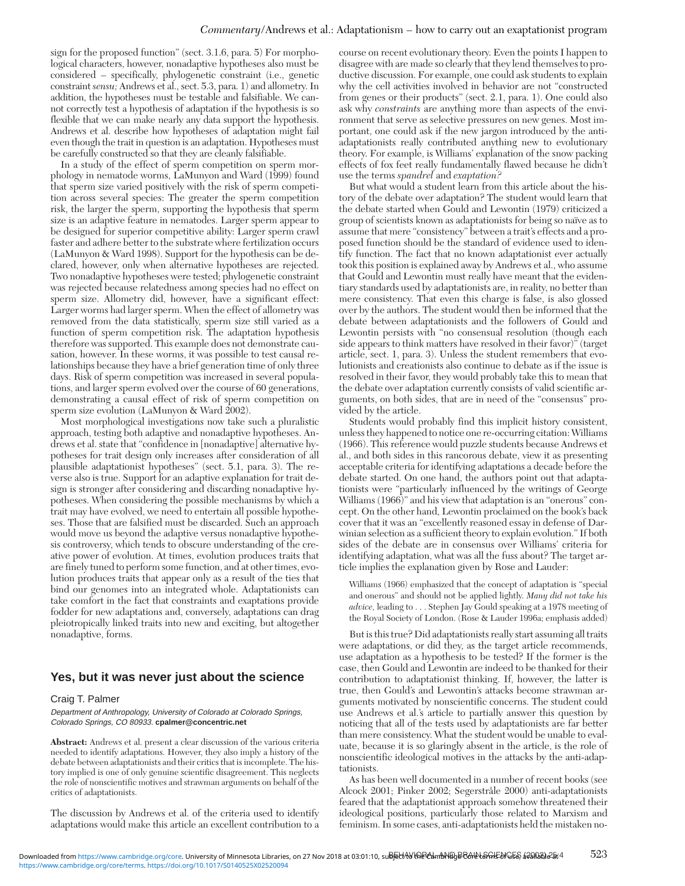sign for the proposed function" (sect. 3.1.6, para. 5) For morphological characters, however, nonadaptive hypotheses also must be considered – specifically, phylogenetic constraint (i.e., genetic constraint *sensu;* Andrews et al., sect. 5.3, para. 1) and allometry. In addition, the hypotheses must be testable and falsifiable. We cannot correctly test a hypothesis of adaptation if the hypothesis is so flexible that we can make nearly any data support the hypothesis. Andrews et al. describe how hypotheses of adaptation might fail even though the trait in question is an adaptation. Hypotheses must be carefully constructed so that they are cleanly falsifiable.

In a study of the effect of sperm competition on sperm morphology in nematode worms, LaMunyon and Ward (1999) found that sperm size varied positively with the risk of sperm competition across several species: The greater the sperm competition risk, the larger the sperm, supporting the hypothesis that sperm size is an adaptive feature in nematodes. Larger sperm appear to be designed for superior competitive ability: Larger sperm crawl faster and adhere better to the substrate where fertilization occurs (LaMunyon & Ward 1998). Support for the hypothesis can be declared, however, only when alternative hypotheses are rejected. Two nonadaptive hypotheses were tested; phylogenetic constraint was rejected because relatedness among species had no effect on sperm size. Allometry did, however, have a significant effect: Larger worms had larger sperm. When the effect of allometry was removed from the data statistically, sperm size still varied as a function of sperm competition risk. The adaptation hypothesis therefore was supported. This example does not demonstrate causation, however. In these worms, it was possible to test causal relationships because they have a brief generation time of only three days. Risk of sperm competition was increased in several populations, and larger sperm evolved over the course of 60 generations, demonstrating a causal effect of risk of sperm competition on sperm size evolution (LaMunyon & Ward 2002).

Most morphological investigations now take such a pluralistic approach, testing both adaptive and nonadaptive hypotheses. Andrews et al. state that "confidence in [nonadaptive] alternative hypotheses for trait design only increases after consideration of all plausible adaptationist hypotheses" (sect. 5.1, para. 3). The reverse also is true. Support for an adaptive explanation for trait design is stronger after considering and discarding nonadaptive hypotheses. When considering the possible mechanisms by which a trait may have evolved, we need to entertain all possible hypotheses. Those that are falsified must be discarded. Such an approach would move us beyond the adaptive versus nonadaptive hypothesis controversy, which tends to obscure understanding of the creative power of evolution. At times, evolution produces traits that are finely tuned to perform some function, and at other times, evolution produces traits that appear only as a result of the ties that bind our genomes into an integrated whole. Adaptationists can take comfort in the fact that constraints and exaptations provide fodder for new adaptations and, conversely, adaptations can drag pleiotropically linked traits into new and exciting, but altogether nonadaptive, forms.

## Yes, but it was never just about the science

Craig T. Palmer

*Department of Anthropology, University of Colorado at Colorado Springs, Colorado Springs, CO 80933.* **cpalmer@concentric.net**

**Abstract:** Andrews et al. present a clear discussion of the various criteria needed to identify adaptations. However, they also imply a history of the debate between adaptationists and their critics that is incomplete. The history implied is one of only genuine scientific disagreement. This neglects the role of nonscientific motives and strawman arguments on behalf of the critics of adaptationists.

The discussion by Andrews et al. of the criteria used to identify adaptations would make this article an excellent contribution to a course on recent evolutionary theory. Even the points I happen to disagree with are made so clearly that they lend themselves to productive discussion. For example, one could ask students to explain why the cell activities involved in behavior are not "constructed from genes or their products" (sect. 2.1, para. 1). One could also ask why *constraints* are anything more than aspects of the environment that serve as selective pressures on new genes. Most important, one could ask if the new jargon introduced by the anti-adaptationists really contributed anything new to evolutionary theory. For example, is Williams' explanation of the snow packing effects of fox feet really fundamentally flawed because he didn't use the terms *spandrel* and *exaptation?*

But what would a student learn from this article about the history of the debate over adaptation? The student would learn that the debate started when Gould and Lewontin (1979) criticized a group of scientists known as adaptationists for being so naïve as to assume that mere "consistency" between a trait's effects and a proposed function should be the standard of evidence used to identify function. The fact that no known adaptationist ever actually took this position is explained away by Andrews et al., who assume that Gould and Lewontin must really have meant that the evidentiary standards used by adaptationists are, in reality, no better than mere consistency. That even this charge is false, is also glossed over by the authors. The student would then be informed that the debate between adaptationists and the followers of Gould and Lewontin persists with "no consensual resolution (though each side appears to think matters have resolved in their favor)" (target article, sect. 1, para. 3). Unless the student remembers that evolutionists and creationists also continue to debate as if the issue is resolved in their favor, they would probably take this to mean that the debate over adaptation currently consists of valid scientific arguments, on both sides, that are in need of the "consensus" provided by the article.

Students would probably find this implicit history consistent, unless they happened to notice one re-occurring citation: Williams (1966). This reference would puzzle students because Andrews et al., and both sides in this rancorous debate, view it as presenting acceptable criteria for identifying adaptations a decade before the debate started. On one hand, the authors point out that adaptationists were "particularly influenced by the writings of George Williams (1966)" and his view that adaptation is an "onerous" concept. On the other hand, Lewontin proclaimed on the book's back cover that it was an "excellently reasoned essay in defense of Darwinian selection as a sufficient theory to explain evolution." If both sides of the debate are in consensus over Williams' criteria for identifying adaptation, what was all the fuss about? The target article implies the explanation given by Rose and Lauder:

> Williams (1966) emphasized that the concept of adaptation is "special and onerous" and should not be applied lightly. *Many did not take his advice,* leading to . . . Stephen Jay Gould speaking at a 1978 meeting of the Royal Society of London. (Rose & Lauder 1996a; emphasis added)

But is this true? Did adaptationists really start assuming all traits were adaptations, or did they, as the target article recommends, use adaptation as a hypothesis to be tested? If the former is the case, then Gould and Lewontin are indeed to be thanked for their contribution to adaptationist thinking. If, however, the latter is true, then Gould's and Lewontin's attacks become strawman arguments motivated by nonscientific concerns. The student could use Andrews et al.'s article to partially answer this question by noticing that all of the tests used by adaptationists are far better than mere consistency. What the student would be unable to evaluate, because it is so glaringly absent in the article, is the role of nonscientific ideological motives in the attacks by the anti-adaptationists.

As has been well documented in a number of recent books (see Alcock 2001; Pinker 2002; Segerstråle 2000) anti-adaptationists feared that the adaptationist approach somehow threatened their ideological positions, particularly those related to Marxism and feminism. In some cases, anti-adaptationists held the mistaken no-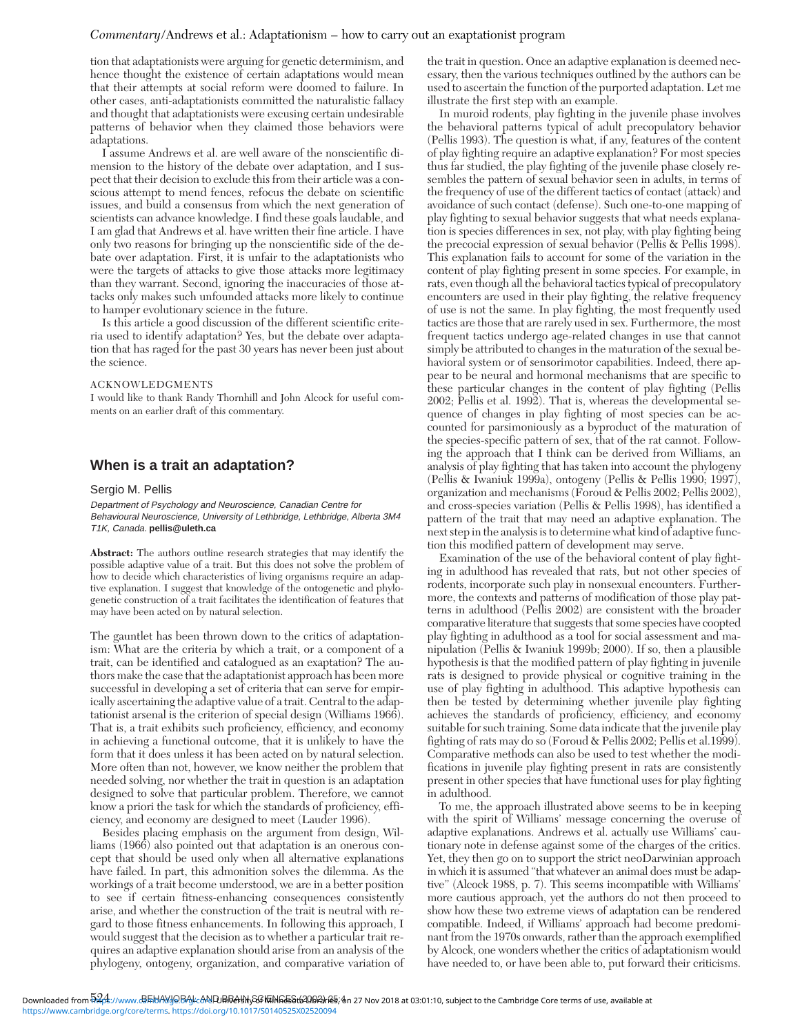tion that adaptationists were arguing for genetic determinism, and hence thought the existence of certain adaptations would mean that their attempts at social reform were doomed to failure. In other cases, anti-adaptationists committed the naturalistic fallacy and thought that adaptationists were excusing certain undesirable patterns of behavior when they claimed those behaviors were adaptations.

I assume Andrews et al. are well aware of the nonscientific dimension to the history of the debate over adaptation, and I suspect that their decision to exclude this from their article was a conscious attempt to mend fences, refocus the debate on scientific issues, and build a consensus from which the next generation of scientists can advance knowledge. I find these goals laudable, and I am glad that Andrews et al. have written their fine article. I have only two reasons for bringing up the nonscientific side of the debate over adaptation. First, it is unfair to the adaptationists who were the targets of attacks to give those attacks more legitimacy than they warrant. Second, ignoring the inaccuracies of those attacks only makes such unfounded attacks more likely to continue to hamper evolutionary science in the future.

Is this article a good discussion of the different scientific criteria used to identify adaptation? Yes, but the debate over adaptation that has raged for the past 30 years has never been just about the science.

ACKNOWLEDGMENTS

I would like to thank Randy Thornhill and John Alcock for useful comments on an earlier draft of this commentary.

## When is a trait an adaptation?

Sergio M. Pellis

*Department of Psychology and Neuroscience, Canadian Centre for Behavioural Neuroscience, University of Lethbridge, Lethbridge, Alberta 3M4 T1K, Canada.* **pellis@uleth.ca**

**Abstract:** The authors outline research strategies that may identify the possible adaptive value of a trait. But this does not solve the problem of how to decide which characteristics of living organisms require an adaptive explanation. I suggest that knowledge of the ontogenetic and phylogenetic construction of a trait facilitates the identification of features that may have been acted on by natural selection.

The gauntlet has been thrown down to the critics of adaptationism: What are the criteria by which a trait, or a component of a trait, can be identified and catalogued as an exaptation? The authors make the case that the adaptationist approach has been more successful in developing a set of criteria that can serve for empirically ascertaining the adaptive value of a trait. Central to the adaptationist arsenal is the criterion of special design (Williams 1966). That is, a trait exhibits such proficiency, efficiency, and economy in achieving a functional outcome, that it is unlikely to have the form that it does unless it has been acted on by natural selection. More often than not, however, we know neither the problem that needed solving, nor whether the trait in question is an adaptation designed to solve that particular problem. Therefore, we cannot know a priori the task for which the standards of proficiency, efficiency, and economy are designed to meet (Lauder 1996).

Besides placing emphasis on the argument from design, Williams (1966) also pointed out that adaptation is an onerous concept that should be used only when all alternative explanations have failed. In part, this admonition solves the dilemma. As the workings of a trait become understood, we are in a better position to see if certain fitness-enhancing consequences consistently arise, and whether the construction of the trait is neutral with regard to those fitness enhancements. In following this approach, I would suggest that the decision as to whether a particular trait requires an adaptive explanation should arise from an analysis of the phylogeny, ontogeny, organization, and comparative variation of the trait in question. Once an adaptive explanation is deemed necessary, then the various techniques outlined by the authors can be used to ascertain the function of the purported adaptation. Let me illustrate the first step with an example.

In muroid rodents, play fighting in the juvenile phase involves the behavioral patterns typical of adult precopulatory behavior (Pellis 1993). The question is what, if any, features of the content of play fighting require an adaptive explanation? For most species thus far studied, the play fighting of the juvenile phase closely resembles the pattern of sexual behavior seen in adults, in terms of the frequency of use of the different tactics of contact (attack) and avoidance of such contact (defense). Such one-to-one mapping of play fighting to sexual behavior suggests that what needs explanation is species differences in sex, not play, with play fighting being the precocial expression of sexual behavior (Pellis & Pellis 1998). This explanation fails to account for some of the variation in the content of play fighting present in some species. For example, in rats, even though all the behavioral tactics typical of precopulatory encounters are used in their play fighting, the relative frequency of use is not the same. In play fighting, the most frequently used tactics are those that are rarely used in sex. Furthermore, the most frequent tactics undergo age-related changes in use that cannot simply be attributed to changes in the maturation of the sexual behavioral system or of sensorimotor capabilities. Indeed, there appear to be neural and hormonal mechanisms that are specific to these particular changes in the content of play fighting (Pellis 2002; Pellis et al. 1992). That is, whereas the developmental sequence of changes in play fighting of most species can be accounted for parsimoniously as a byproduct of the maturation of the species-specific pattern of sex, that of the rat cannot. Following the approach that I think can be derived from Williams, an analysis of play fighting that has taken into account the phylogeny (Pellis & Iwaniuk 1999a), ontogeny (Pellis & Pellis 1990; 1997), organization and mechanisms (Foroud & Pellis 2002; Pellis 2002), and cross-species variation (Pellis & Pellis 1998), has identified a pattern of the trait that may need an adaptive explanation. The next step in the analysis is to determine what kind of adaptive function this modified pattern of development may serve.

Examination of the use of the behavioral content of play fighting in adulthood has revealed that rats, but not other species of rodents, incorporate such play in nonsexual encounters. Furthermore, the contexts and patterns of modification of those play patterns in adulthood (Pellis 2002) are consistent with the broader comparative literature that suggests that some species have coopted play fighting in adulthood as a tool for social assessment and manipulation (Pellis & Iwaniuk 1999b; 2000). If so, then a plausible hypothesis is that the modified pattern of play fighting in juvenile rats is designed to provide physical or cognitive training in the use of play fighting in adulthood. This adaptive hypothesis can then be tested by determining whether juvenile play fighting achieves the standards of proficiency, efficiency, and economy suitable for such training. Some data indicate that the juvenile play fighting of rats may do so (Foroud & Pellis 2002; Pellis et al.1999). Comparative methods can also be used to test whether the modifications in juvenile play fighting present in rats are consistently present in other species that have functional uses for play fighting in adulthood.

To me, the approach illustrated above seems to be in keeping with the spirit of Williams' message concerning the overuse of adaptive explanations. Andrews et al. actually use Williams' cautionary note in defense against some of the charges of the critics. Yet, they then go on to support the strict neoDarwinian approach in which it is assumed "that whatever an animal does must be adaptive" (Alcock 1988, p. 7). This seems incompatible with Williams' more cautious approach, yet the authors do not then proceed to show how these two extreme views of adaptation can be rendered compatible. Indeed, if Williams' approach had become predominant from the 1970s onwards, rather than the approach exemplified by Alcock, one wonders whether the critics of adaptationism would have needed to, or have been able to, put forward their criticisms.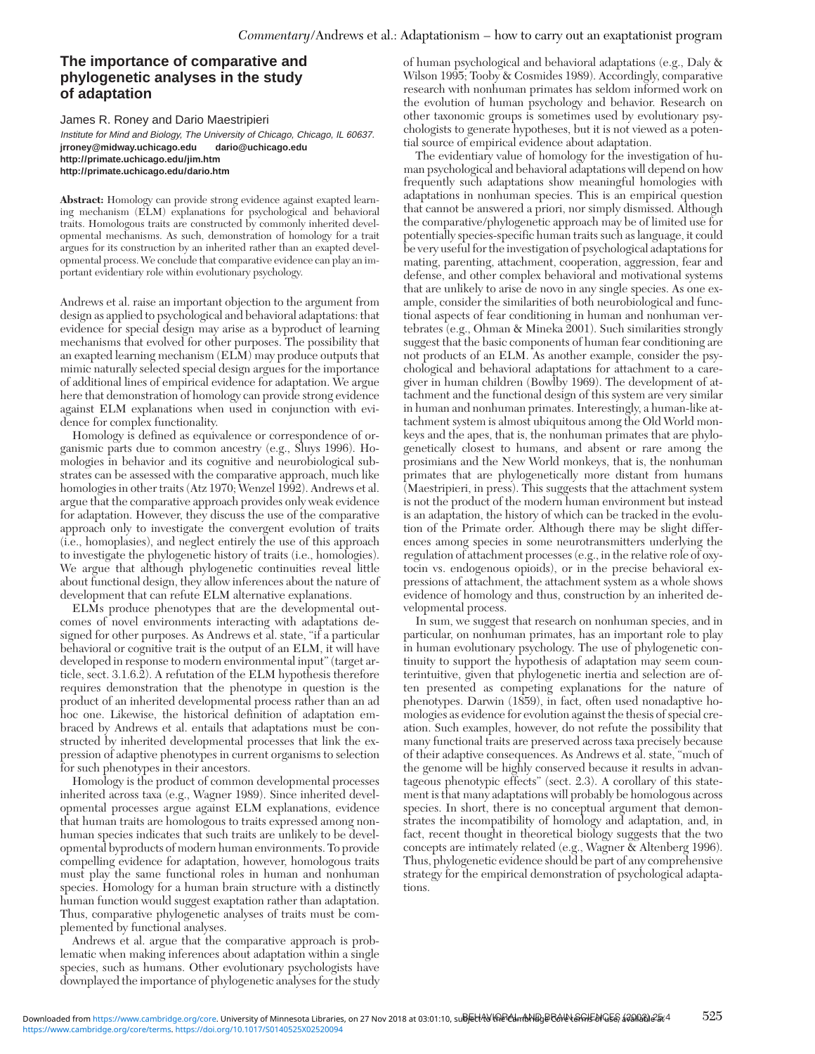## The importance of comparative and phylogenetic analyses in the study of adaptation

James R. Roney and Dario Maestripieri

*Institute for Mind and Biology, The University of Chicago, Chicago, IL 60637.*
**jrroney@midway.uchicago.edu dario@uchicago.edu**
**http://primate.uchicago.edu/jim.htm**
**http://primate.uchicago.edu/dario.htm**

**Abstract:** Homology can provide strong evidence against exapted learning mechanism (ELM) explanations for psychological and behavioral traits. Homologous traits are constructed by commonly inherited developmental mechanisms. As such, demonstration of homology for a trait argues for its construction by an inherited rather than an exapted developmental process. We conclude that comparative evidence can play an important evidentiary role within evolutionary psychology.

Andrews et al. raise an important objection to the argument from design as applied to psychological and behavioral adaptations: that evidence for special design may arise as a byproduct of learning mechanisms that evolved for other purposes. The possibility that an exapted learning mechanism (ELM) may produce outputs that mimic naturally selected special design argues for the importance of additional lines of empirical evidence for adaptation. We argue here that demonstration of homology can provide strong evidence against ELM explanations when used in conjunction with evidence for complex functionality.

Homology is defined as equivalence or correspondence of organismic parts due to common ancestry (e.g., Sluys 1996). Homologies in behavior and its cognitive and neurobiological substrates can be assessed with the comparative approach, much like homologies in other traits (Atz 1970; Wenzel 1992). Andrews et al. argue that the comparative approach provides only weak evidence for adaptation. However, they discuss the use of the comparative approach only to investigate the convergent evolution of traits (i.e., homoplasies), and neglect entirely the use of this approach to investigate the phylogenetic history of traits (i.e., homologies). We argue that although phylogenetic continuities reveal little about functional design, they allow inferences about the nature of development that can refute ELM alternative explanations.

ELMs produce phenotypes that are the developmental outcomes of novel environments interacting with adaptations designed for other purposes. As Andrews et al. state, "if a particular behavioral or cognitive trait is the output of an ELM, it will have developed in response to modern environmental input" (target article, sect. 3.1.6.2). A refutation of the ELM hypothesis therefore requires demonstration that the phenotype in question is the product of an inherited developmental process rather than an ad hoc one. Likewise, the historical definition of adaptation embraced by Andrews et al. entails that adaptations must be constructed by inherited developmental processes that link the expression of adaptive phenotypes in current organisms to selection for such phenotypes in their ancestors.

Homology is the product of common developmental processes inherited across taxa (e.g., Wagner 1989). Since inherited developmental processes argue against ELM explanations, evidence that human traits are homologous to traits expressed among nonhuman species indicates that such traits are unlikely to be developmental byproducts of modern human environments. To provide compelling evidence for adaptation, however, homologous traits must play the same functional roles in human and nonhuman species. Homology for a human brain structure with a distinctly human function would suggest exaptation rather than adaptation. Thus, comparative phylogenetic analyses of traits must be complemented by functional analyses.

Andrews et al. argue that the comparative approach is problematic when making inferences about adaptation within a single species, such as humans. Other evolutionary psychologists have downplayed the importance of phylogenetic analyses for the study of human psychological and behavioral adaptations (e.g., Daly & Wilson 1995; Tooby & Cosmides 1989). Accordingly, comparative research with nonhuman primates has seldom informed work on the evolution of human psychology and behavior. Research on other taxonomic groups is sometimes used by evolutionary psychologists to generate hypotheses, but it is not viewed as a potential source of empirical evidence about adaptation.

The evidentiary value of homology for the investigation of human psychological and behavioral adaptations will depend on how frequently such adaptations show meaningful homologies with adaptations in nonhuman species. This is an empirical question that cannot be answered a priori, nor simply dismissed. Although the comparative/phylogenetic approach may be of limited use for potentially species-specific human traits such as language, it could be very useful for the investigation of psychological adaptations for mating, parenting, attachment, cooperation, aggression, fear and defense, and other complex behavioral and motivational systems that are unlikely to arise de novo in any single species. As one example, consider the similarities of both neurobiological and functional aspects of fear conditioning in human and nonhuman vertebrates (e.g., Ohman & Mineka 2001). Such similarities strongly suggest that the basic components of human fear conditioning are not products of an ELM. As another example, consider the psychological and behavioral adaptations for attachment to a caregiver in human children (Bowlby 1969). The development of attachment and the functional design of this system are very similar in human and nonhuman primates. Interestingly, a human-like attachment system is almost ubiquitous among the Old World monkeys and the apes, that is, the nonhuman primates that are phylogenetically closest to humans, and absent or rare among the prosimians and the New World monkeys, that is, the nonhuman primates that are phylogenetically more distant from humans (Maestripieri, in press). This suggests that the attachment system is not the product of the modern human environment but instead is an adaptation, the history of which can be tracked in the evolution of the Primate order. Although there may be slight differences among species in some neurotransmitters underlying the regulation of attachment processes (e.g., in the relative role of oxytocin vs. endogenous opioids), or in the precise behavioral expressions of attachment, the attachment system as a whole shows evidence of homology and thus, construction by an inherited developmental process.

In sum, we suggest that research on nonhuman species, and in particular, on nonhuman primates, has an important role to play in human evolutionary psychology. The use of phylogenetic continuity to support the hypothesis of adaptation may seem counterintuitive, given that phylogenetic inertia and selection are often presented as competing explanations for the nature of phenotypes. Darwin (1859), in fact, often used nonadaptive homologies as evidence for evolution against the thesis of special creation. Such examples, however, do not refute the possibility that many functional traits are preserved across taxa precisely because of their adaptive consequences. As Andrews et al. state, "much of the genome will be highly conserved because it results in advantageous phenotypic effects" (sect. 2.3). A corollary of this statement is that many adaptations will probably be homologous across species. In short, there is no conceptual argument that demonstrates the incompatibility of homology and adaptation, and, in fact, recent thought in theoretical biology suggests that the two concepts are intimately related (e.g., Wagner & Altenberg 1996). Thus, phylogenetic evidence should be part of any comprehensive strategy for the empirical demonstration of psychological adaptations.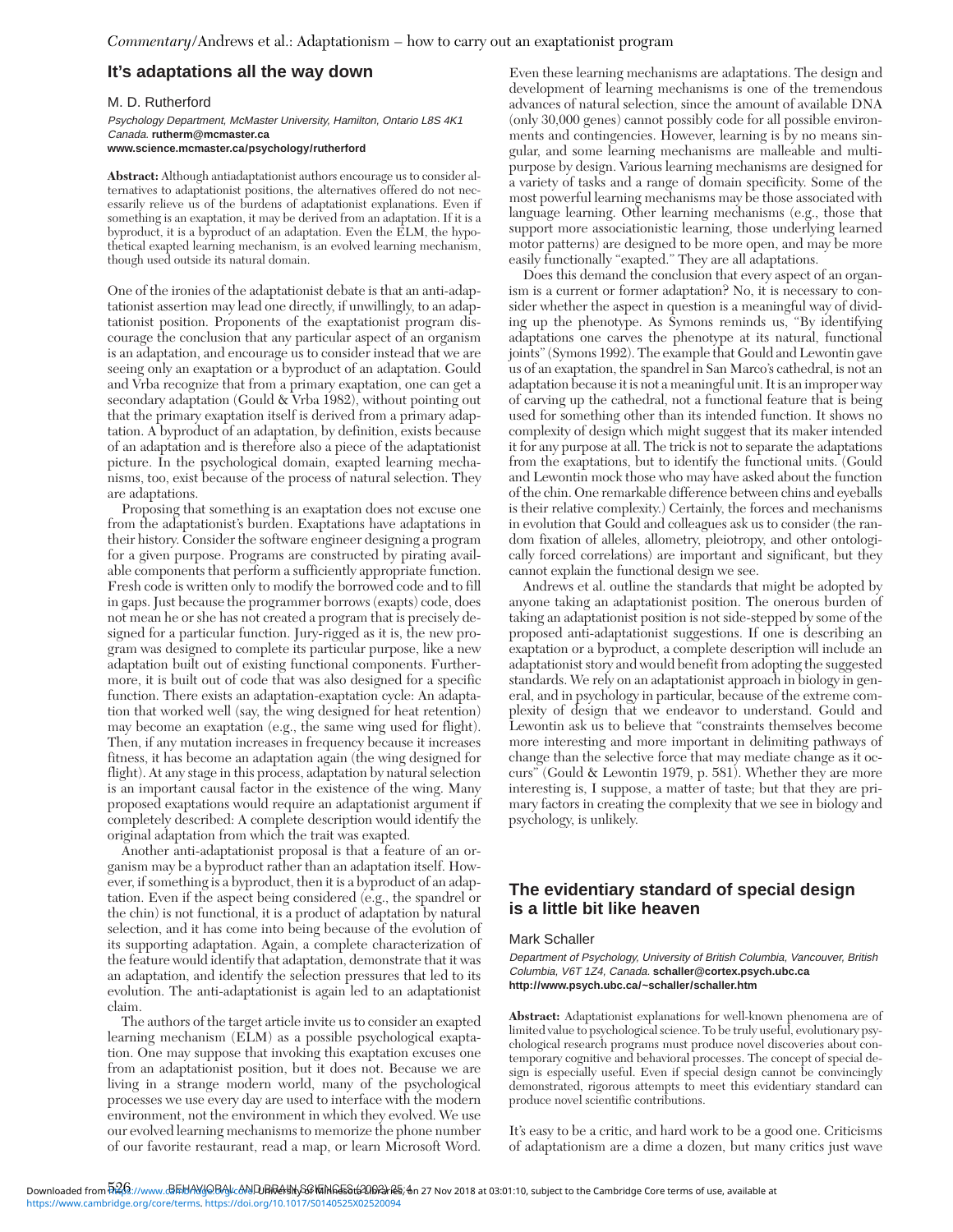## It's adaptations all the way down

M. D. Rutherford

*Psychology Department, McMaster University, Hamilton, Ontario L8S 4K1 Canada.* **rutherm@mcmaster.ca**
**www.science.mcmaster.ca/psychology/rutherford**

**Abstract:** Although antiadaptationist authors encourage us to consider alternatives to adaptationist positions, the alternatives offered do not necessarily relieve us of the burdens of adaptationist explanations. Even if something is an exaptation, it may be derived from an adaptation. If it is a byproduct, it is a byproduct of an adaptation. Even the ELM, the hypothetical exapted learning mechanism, is an evolved learning mechanism, though used outside its natural domain.

One of the ironies of the adaptationist debate is that an anti-adaptationist assertion may lead one directly, if unwillingly, to an adaptationist position. Proponents of the exaptationist program discourage the conclusion that any particular aspect of an organism is an adaptation, and encourage us to consider instead that we are seeing only an exaptation or a byproduct of an adaptation. Gould and Vrba recognize that from a primary exaptation, one can get a secondary adaptation (Gould & Vrba 1982), without pointing out that the primary exaptation itself is derived from a primary adaptation. A byproduct of an adaptation, by definition, exists because of an adaptation and is therefore also a piece of the adaptationist picture. In the psychological domain, exapted learning mechanisms, too, exist because of the process of natural selection. They are adaptations.

Proposing that something is an exaptation does not excuse one from the adaptationist's burden. Exaptations have adaptations in their history. Consider the software engineer designing a program for a given purpose. Programs are constructed by pirating available components that perform a sufficiently appropriate function. Fresh code is written only to modify the borrowed code and to fill in gaps. Just because the programmer borrows (exapts) code, does not mean he or she has not created a program that is precisely designed for a particular function. Jury-rigged as it is, the new program was designed to complete its particular purpose, like a new adaptation built out of existing functional components. Furthermore, it is built out of code that was also designed for a specific function. There exists an adaptation-exaptation cycle: An adaptation that worked well (say, the wing designed for heat retention) may become an exaptation (e.g., the same wing used for flight). Then, if any mutation increases in frequency because it increases fitness, it has become an adaptation again (the wing designed for flight). At any stage in this process, adaptation by natural selection is an important causal factor in the existence of the wing. Many proposed exaptations would require an adaptationist argument if completely described: A complete description would identify the original adaptation from which the trait was exapted.

Another anti-adaptationist proposal is that a feature of an organism may be a byproduct rather than an adaptation itself. However, if something is a byproduct, then it is a byproduct of an adaptation. Even if the aspect being considered (e.g., the spandrel or the chin) is not functional, it is a product of adaptation by natural selection, and it has come into being because of the evolution of its supporting adaptation. Again, a complete characterization of the feature would identify that adaptation, demonstrate that it was an adaptation, and identify the selection pressures that led to its evolution. The anti-adaptationist is again led to an adaptationist claim.

The authors of the target article invite us to consider an exapted learning mechanism (ELM) as a possible psychological exaptation. One may suppose that invoking this exaptation excuses one from an adaptationist position, but it does not. Because we are living in a strange modern world, many of the psychological processes we use every day are used to interface with the modern environment, not the environment in which they evolved. We use our evolved learning mechanisms to memorize the phone number of our favorite restaurant, read a map, or learn Microsoft Word. Even these learning mechanisms are adaptations. The design and development of learning mechanisms is one of the tremendous advances of natural selection, since the amount of available DNA (only 30,000 genes) cannot possibly code for all possible environments and contingencies. However, learning is by no means singular, and some learning mechanisms are malleable and multipurpose by design. Various learning mechanisms are designed for a variety of tasks and a range of domain specificity. Some of the most powerful learning mechanisms may be those associated with language learning. Other learning mechanisms (e.g., those that support more associationistic learning, those underlying learned motor patterns) are designed to be more open, and may be more easily functionally "exapted." They are all adaptations.

Does this demand the conclusion that every aspect of an organism is a current or former adaptation? No, it is necessary to consider whether the aspect in question is a meaningful way of dividing up the phenotype. As Symons reminds us, "By identifying adaptations one carves the phenotype at its natural, functional joints" (Symons 1992). The example that Gould and Lewontin gave us of an exaptation, the spandrel in San Marco's cathedral, is not an adaptation because it is not a meaningful unit. It is an improper way of carving up the cathedral, not a functional feature that is being used for something other than its intended function. It shows no complexity of design which might suggest that its maker intended it for any purpose at all. The trick is not to separate the adaptations from the exaptations, but to identify the functional units. (Gould and Lewontin mock those who may have asked about the function of the chin. One remarkable difference between chins and eyeballs is their relative complexity.) Certainly, the forces and mechanisms in evolution that Gould and colleagues ask us to consider (the random fixation of alleles, allometry, pleiotropy, and other ontologically forced correlations) are important and significant, but they cannot explain the functional design we see.

Andrews et al. outline the standards that might be adopted by anyone taking an adaptationist position. The onerous burden of taking an adaptationist position is not side-stepped by some of the proposed anti-adaptationist suggestions. If one is describing an exaptation or a byproduct, a complete description will include an adaptationist story and would benefit from adopting the suggested standards. We rely on an adaptationist approach in biology in general, and in psychology in particular, because of the extreme complexity of design that we endeavor to understand. Gould and Lewontin ask us to believe that "constraints themselves become more interesting and more important in delimiting pathways of change than the selective force that may mediate change as it occurs" (Gould & Lewontin 1979, p. 581). Whether they are more interesting is, I suppose, a matter of taste; but that they are primary factors in creating the complexity that we see in biology and psychology, is unlikely.

## The evidentiary standard of special design is a little bit like heaven

Mark Schaller

*Department of Psychology, University of British Columbia, Vancouver, British Columbia, V6T 1Z4, Canada.* **schaller@cortex.psych.ubc.ca**
**http://www.psych.ubc.ca/~schaller/schaller.htm**

**Abstract:** Adaptationist explanations for well-known phenomena are of limited value to psychological science. To be truly useful, evolutionary psychological research programs must produce novel discoveries about contemporary cognitive and behavioral processes. The concept of special design is especially useful. Even if special design cannot be convincingly demonstrated, rigorous attempts to meet this evidentiary standard can produce novel scientific contributions.

It's easy to be a critic, and hard work to be a good one. Criticisms of adaptationism are a dime a dozen, but many critics just wave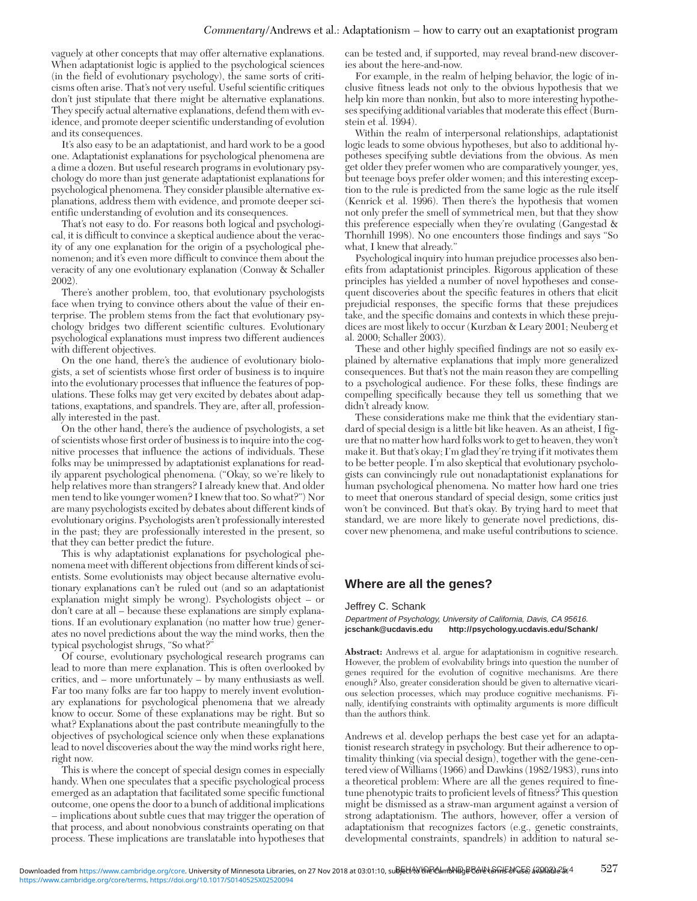vaguely at other concepts that may offer alternative explanations. When adaptationist logic is applied to the psychological sciences (in the field of evolutionary psychology), the same sorts of criticisms often arise. That's not very useful. Useful scientific critiques don't just stipulate that there might be alternative explanations. They specify actual alternative explanations, defend them with evidence, and promote deeper scientific understanding of evolution and its consequences.

It's also easy to be an adaptationist, and hard work to be a good one. Adaptationist explanations for psychological phenomena are a dime a dozen. But useful research programs in evolutionary psychology do more than just generate adaptationist explanations for psychological phenomena. They consider plausible alternative explanations, address them with evidence, and promote deeper scientific understanding of evolution and its consequences.

That's not easy to do. For reasons both logical and psychological, it is difficult to convince a skeptical audience about the veracity of any one explanation for the origin of a psychological phenomenon; and it's even more difficult to convince them about the veracity of any one evolutionary explanation (Conway & Schaller 2002).

There's another problem, too, that evolutionary psychologists face when trying to convince others about the value of their enterprise. The problem stems from the fact that evolutionary psychology bridges two different scientific cultures. Evolutionary psychological explanations must impress two different audiences with different objectives.

On the one hand, there's the audience of evolutionary biologists, a set of scientists whose first order of business is to inquire into the evolutionary processes that influence the features of populations. These folks may get very excited by debates about adaptations, exaptations, and spandrels. They are, after all, professionally interested in the past.

On the other hand, there's the audience of psychologists, a set of scientists whose first order of business is to inquire into the cognitive processes that influence the actions of individuals. These folks may be unimpressed by adaptationist explanations for readily apparent psychological phenomena. ("Okay, so we're likely to help relatives more than strangers? I already knew that. And older men tend to like younger women? I knew that too. So what?") Nor are many psychologists excited by debates about different kinds of evolutionary origins. Psychologists aren't professionally interested in the past; they are professionally interested in the present, so that they can better predict the future.

This is why adaptationist explanations for psychological phenomena meet with different objections from different kinds of scientists. Some evolutionists may object because alternative evolutionary explanations can't be ruled out (and so an adaptationist explanation might simply be wrong). Psychologists object – or don't care at all – because these explanations are simply explanations. If an evolutionary explanation (no matter how true) generates no novel predictions about the way the mind works, then the typical psychologist shrugs, "So what?"

Of course, evolutionary psychological research programs can lead to more than mere explanation. This is often overlooked by critics, and – more unfortunately – by many enthusiasts as well. Far too many folks are far too happy to merely invent evolutionary explanations for psychological phenomena that we already know to occur. Some of these explanations may be right. But so what? Explanations about the past contribute meaningfully to the objectives of psychological science only when these explanations lead to novel discoveries about the way the mind works right here, right now.

This is where the concept of special design comes in especially handy. When one speculates that a specific psychological process emerged as an adaptation that facilitated some specific functional outcome, one opens the door to a bunch of additional implications – implications about subtle cues that may trigger the operation of that process, and about nonobvious constraints operating on that process. These implications are translatable into hypotheses that can be tested and, if supported, may reveal brand-new discoveries about the here-and-now.

For example, in the realm of helping behavior, the logic of inclusive fitness leads not only to the obvious hypothesis that we help kin more than nonkin, but also to more interesting hypotheses specifying additional variables that moderate this effect (Burnstein et al. 1994).

Within the realm of interpersonal relationships, adaptationist logic leads to some obvious hypotheses, but also to additional hypotheses specifying subtle deviations from the obvious. As men get older they prefer women who are comparatively younger, yes, but teenage boys prefer older women; and this interesting exception to the rule is predicted from the same logic as the rule itself (Kenrick et al. 1996). Then there's the hypothesis that women not only prefer the smell of symmetrical men, but that they show this preference especially when they're ovulating (Gangestad & Thornhill 1998). No one encounters those findings and says "So what, I knew that already."

Psychological inquiry into human prejudice processes also benefits from adaptationist principles. Rigorous application of these principles has yielded a number of novel hypotheses and consequent discoveries about the specific features in others that elicit prejudicial responses, the specific forms that these prejudices take, and the specific domains and contexts in which these prejudices are most likely to occur (Kurzban & Leary 2001; Neuberg et al. 2000; Schaller 2003).

These and other highly specified findings are not so easily explained by alternative explanations that imply more generalized consequences. But that's not the main reason they are compelling to a psychological audience. For these folks, these findings are compelling specifically because they tell us something that we didn't already know.

These considerations make me think that the evidentiary standard of special design is a little bit like heaven. As an atheist, I figure that no matter how hard folks work to get to heaven, they won't make it. But that's okay; I'm glad they're trying if it motivates them to be better people. I'm also skeptical that evolutionary psychologists can convincingly rule out nonadaptationist explanations for human psychological phenomena. No matter how hard one tries to meet that onerous standard of special design, some critics just won't be convinced. But that's okay. By trying hard to meet that standard, we are more likely to generate novel predictions, discover new phenomena, and make useful contributions to science.

## Where are all the genes?

Jeffrey C. Schank

*Department of Psychology, University of California, Davis, CA 95616.*
**jcschank@ucdavis.edu    http://psychology.ucdavis.edu/Schank/**

**Abstract:** Andrews et al. argue for adaptationism in cognitive research. However, the problem of evolvability brings into question the number of genes required for the evolution of cognitive mechanisms. Are there enough? Also, greater consideration should be given to alternative vicarious selection processes, which may produce cognitive mechanisms. Finally, identifying constraints with optimality arguments is more difficult than the authors think.

Andrews et al. develop perhaps the best case yet for an adaptationist research strategy in psychology. But their adherence to optimality thinking (via special design), together with the gene-centered view of Williams (1966) and Dawkins (1982/1983), runs into a theoretical problem: Where are all the genes required to fine-tune phenotypic traits to proficient levels of fitness? This question might be dismissed as a straw-man argument against a version of strong adaptationism. The authors, however, offer a version of adaptationism that recognizes factors (e.g., genetic constraints, developmental constraints, spandrels) in addition to natural se-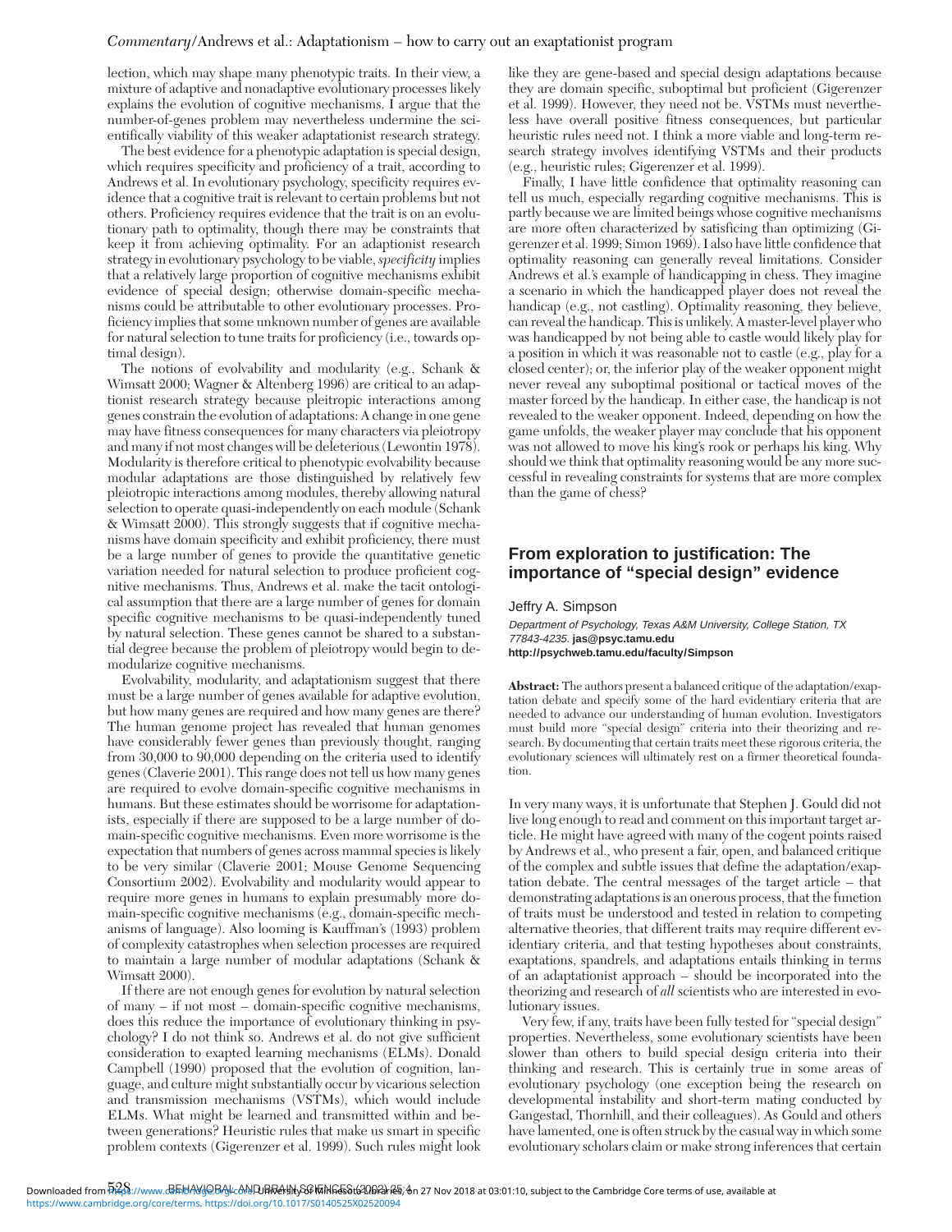lection, which may shape many phenotypic traits. In their view, a mixture of adaptive and nonadaptive evolutionary processes likely explains the evolution of cognitive mechanisms. I argue that the number-of-genes problem may nevertheless undermine the scientifically viability of this weaker adaptationist research strategy.

The best evidence for a phenotypic adaptation is special design, which requires specificity and proficiency of a trait, according to Andrews et al. In evolutionary psychology, specificity requires evidence that a cognitive trait is relevant to certain problems but not others. Proficiency requires evidence that the trait is on an evolutionary path to optimality, though there may be constraints that keep it from achieving optimality. For an adaptionist research strategy in evolutionary psychology to be viable, *specificity* implies that a relatively large proportion of cognitive mechanisms exhibit evidence of special design; otherwise domain-specific mechanisms could be attributable to other evolutionary processes. Proficiency implies that some unknown number of genes are available for natural selection to tune traits for proficiency (i.e., towards optimal design).

The notions of evolvability and modularity (e.g., Schank & Wimsatt 2000; Wagner & Altenberg 1996) are critical to an adaptionist research strategy because pleitropic interactions among genes constrain the evolution of adaptations: A change in one gene may have fitness consequences for many characters via pleiotropy and many if not most changes will be deleterious (Lewontin 1978). Modularity is therefore critical to phenotypic evolvability because modular adaptations are those distinguished by relatively few pleiotropic interactions among modules, thereby allowing natural selection to operate quasi-independently on each module (Schank & Wimsatt 2000). This strongly suggests that if cognitive mechanisms have domain specificity and exhibit proficiency, there must be a large number of genes to provide the quantitative genetic variation needed for natural selection to produce proficient cognitive mechanisms. Thus, Andrews et al. make the tacit ontological assumption that there are a large number of genes for domain specific cognitive mechanisms to be quasi-independently tuned by natural selection. These genes cannot be shared to a substantial degree because the problem of pleiotropy would begin to demodularize cognitive mechanisms.

Evolvability, modularity, and adaptationism suggest that there must be a large number of genes available for adaptive evolution, but how many genes are required and how many genes are there? The human genome project has revealed that human genomes have considerably fewer genes than previously thought, ranging from 30,000 to 90,000 depending on the criteria used to identify genes (Claverie 2001). This range does not tell us how many genes are required to evolve domain-specific cognitive mechanisms in humans. But these estimates should be worrisome for adaptationists, especially if there are supposed to be a large number of domain-specific cognitive mechanisms. Even more worrisome is the expectation that numbers of genes across mammal species is likely to be very similar (Claverie 2001; Mouse Genome Sequencing Consortium 2002). Evolvability and modularity would appear to require more genes in humans to explain presumably more domain-specific cognitive mechanisms (e.g., domain-specific mechanisms of language). Also looming is Kauffman's (1993) problem of complexity catastrophes when selection processes are required to maintain a large number of modular adaptations (Schank & Wimsatt 2000).

If there are not enough genes for evolution by natural selection of many – if not most – domain-specific cognitive mechanisms, does this reduce the importance of evolutionary thinking in psychology? I do not think so. Andrews et al. do not give sufficient consideration to exapted learning mechanisms (ELMs). Donald Campbell (1990) proposed that the evolution of cognition, language, and culture might substantially occur by vicarious selection and transmission mechanisms (VSTMs), which would include ELMs. What might be learned and transmitted within and between generations? Heuristic rules that make us smart in specific problem contexts (Gigerenzer et al. 1999). Such rules might look like they are gene-based and special design adaptations because they are domain specific, suboptimal but proficient (Gigerenzer et al. 1999). However, they need not be. VSTMs must nevertheless have overall positive fitness consequences, but particular heuristic rules need not. I think a more viable and long-term research strategy involves identifying VSTMs and their products (e.g., heuristic rules; Gigerenzer et al. 1999).

Finally, I have little confidence that optimality reasoning can tell us much, especially regarding cognitive mechanisms. This is partly because we are limited beings whose cognitive mechanisms are more often characterized by satisficing than optimizing (Gigerenzer et al. 1999; Simon 1969). I also have little confidence that optimality reasoning can generally reveal limitations. Consider Andrews et al.'s example of handicapping in chess. They imagine a scenario in which the handicapped player does not reveal the handicap (e.g., not castling). Optimality reasoning, they believe, can reveal the handicap. This is unlikely. A master-level player who was handicapped by not being able to castle would likely play for a position in which it was reasonable not to castle (e.g., play for a closed center); or, the inferior play of the weaker opponent might never reveal any suboptimal positional or tactical moves of the master forced by the handicap. In either case, the handicap is not revealed to the weaker opponent. Indeed, depending on how the game unfolds, the weaker player may conclude that his opponent was not allowed to move his king's rook or perhaps his king. Why should we think that optimality reasoning would be any more successful in revealing constraints for systems that are more complex than the game of chess?

## From exploration to justification: The importance of "special design" evidence

Jeffry A. Simpson

*Department of Psychology, Texas A&M University, College Station, TX 77843-4235.* **jas@psyc.tamu.edu**
**http://psychweb.tamu.edu/faculty/Simpson**

**Abstract:** The authors present a balanced critique of the adaptation/exaptation debate and specify some of the hard evidentiary criteria that are needed to advance our understanding of human evolution. Investigators must build more "special design" criteria into their theorizing and research. By documenting that certain traits meet these rigorous criteria, the evolutionary sciences will ultimately rest on a firmer theoretical foundation.

In very many ways, it is unfortunate that Stephen J. Gould did not live long enough to read and comment on this important target article. He might have agreed with many of the cogent points raised by Andrews et al., who present a fair, open, and balanced critique of the complex and subtle issues that define the adaptation/exaptation debate. The central messages of the target article – that demonstrating adaptations is an onerous process, that the function of traits must be understood and tested in relation to competing alternative theories, that different traits may require different evidentiary criteria, and that testing hypotheses about constraints, exaptations, spandrels, and adaptations entails thinking in terms of an adaptationist approach – should be incorporated into the theorizing and research of *all* scientists who are interested in evolutionary issues.

Very few, if any, traits have been fully tested for "special design" properties. Nevertheless, some evolutionary scientists have been slower than others to build special design criteria into their thinking and research. This is certainly true in some areas of evolutionary psychology (one exception being the research on developmental instability and short-term mating conducted by Gangestad, Thornhill, and their colleagues). As Gould and others have lamented, one is often struck by the casual way in which some evolutionary scholars claim or make strong inferences that certain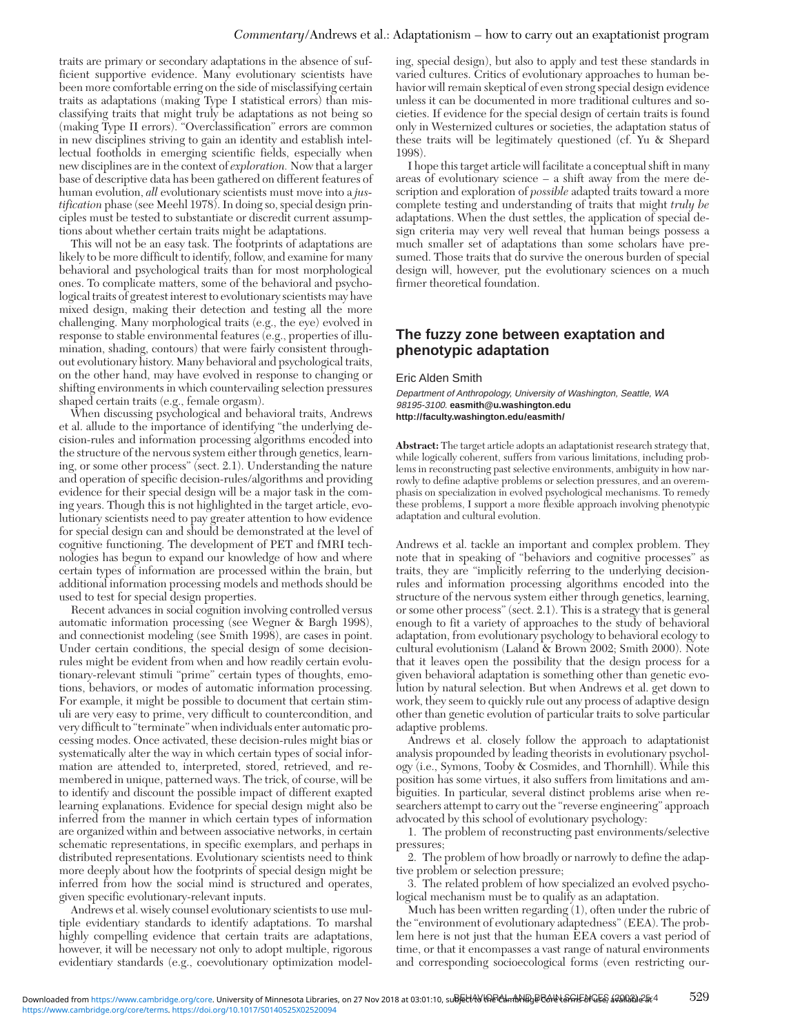traits are primary or secondary adaptations in the absence of sufficient supportive evidence. Many evolutionary scientists have been more comfortable erring on the side of misclassifying certain traits as adaptations (making Type I statistical errors) than misclassifying traits that might truly be adaptations as not being so (making Type II errors). "Overclassification" errors are common in new disciplines striving to gain an identity and establish intellectual footholds in emerging scientific fields, especially when new disciplines are in the context of *exploration.* Now that a larger base of descriptive data has been gathered on different features of human evolution, *all* evolutionary scientists must move into a *justification* phase (see Meehl 1978). In doing so, special design principles must be tested to substantiate or discredit current assumptions about whether certain traits might be adaptations.

This will not be an easy task. The footprints of adaptations are likely to be more difficult to identify, follow, and examine for many behavioral and psychological traits than for most morphological ones. To complicate matters, some of the behavioral and psychological traits of greatest interest to evolutionary scientists may have mixed design, making their detection and testing all the more challenging. Many morphological traits (e.g., the eye) evolved in response to stable environmental features (e.g., properties of illumination, shading, contours) that were fairly consistent throughout evolutionary history. Many behavioral and psychological traits, on the other hand, may have evolved in response to changing or shifting environments in which countervailing selection pressures shaped certain traits (e.g., female orgasm).

When discussing psychological and behavioral traits, Andrews et al. allude to the importance of identifying "the underlying decision-rules and information processing algorithms encoded into the structure of the nervous system either through genetics, learning, or some other process" (sect. 2.1). Understanding the nature and operation of specific decision-rules/algorithms and providing evidence for their special design will be a major task in the coming years. Though this is not highlighted in the target article, evolutionary scientists need to pay greater attention to how evidence for special design can and should be demonstrated at the level of cognitive functioning. The development of PET and fMRI technologies has begun to expand our knowledge of how and where certain types of information are processed within the brain, but additional information processing models and methods should be used to test for special design properties.

Recent advances in social cognition involving controlled versus automatic information processing (see Wegner & Bargh 1998), and connectionist modeling (see Smith 1998), are cases in point. Under certain conditions, the special design of some decision-rules might be evident from when and how readily certain evolutionary-relevant stimuli "prime" certain types of thoughts, emotions, behaviors, or modes of automatic information processing. For example, it might be possible to document that certain stimuli are very easy to prime, very difficult to countercondition, and very difficult to "terminate" when individuals enter automatic processing modes. Once activated, these decision-rules might bias or systematically alter the way in which certain types of social information are attended to, interpreted, stored, retrieved, and remembered in unique, patterned ways. The trick, of course, will be to identify and discount the possible impact of different exapted learning explanations. Evidence for special design might also be inferred from the manner in which certain types of information are organized within and between associative networks, in certain schematic representations, in specific exemplars, and perhaps in distributed representations. Evolutionary scientists need to think more deeply about how the footprints of special design might be inferred from how the social mind is structured and operates, given specific evolutionary-relevant inputs.

Andrews et al. wisely counsel evolutionary scientists to use multiple evidentiary standards to identify adaptations. To marshal highly compelling evidence that certain traits are adaptations, however, it will be necessary not only to adopt multiple, rigorous evidentiary standards (e.g., coevolutionary optimization modeling, special design), but also to apply and test these standards in varied cultures. Critics of evolutionary approaches to human behavior will remain skeptical of even strong special design evidence unless it can be documented in more traditional cultures and societies. If evidence for the special design of certain traits is found only in Westernized cultures or societies, the adaptation status of these traits will be legitimately questioned (cf. Yu & Shepard 1998).

I hope this target article will facilitate a conceptual shift in many areas of evolutionary science – a shift away from the mere description and exploration of *possible* adapted traits toward a more complete testing and understanding of traits that might *truly be* adaptations. When the dust settles, the application of special design criteria may very well reveal that human beings possess a much smaller set of adaptations than some scholars have presumed. Those traits that do survive the onerous burden of special design will, however, put the evolutionary sciences on a much firmer theoretical foundation.

## The fuzzy zone between exaptation and phenotypic adaptation

Eric Alden Smith

*Department of Anthropology, University of Washington, Seattle, WA 98195-3100.* **easmith@u.washington.edu**
**http://faculty.washington.edu/easmith/**

**Abstract:** The target article adopts an adaptationist research strategy that, while logically coherent, suffers from various limitations, including problems in reconstructing past selective environments, ambiguity in how narrowly to define adaptive problems or selection pressures, and an overemphasis on specialization in evolved psychological mechanisms. To remedy these problems, I support a more flexible approach involving phenotypic adaptation and cultural evolution.

Andrews et al. tackle an important and complex problem. They note that in speaking of "behaviors and cognitive processes" as traits, they are "implicitly referring to the underlying decision-rules and information processing algorithms encoded into the structure of the nervous system either through genetics, learning, or some other process" (sect. 2.1). This is a strategy that is general enough to fit a variety of approaches to the study of behavioral adaptation, from evolutionary psychology to behavioral ecology to cultural evolutionism (Laland & Brown 2002; Smith 2000). Note that it leaves open the possibility that the design process for a given behavioral adaptation is something other than genetic evolution by natural selection. But when Andrews et al. get down to work, they seem to quickly rule out any process of adaptive design other than genetic evolution of particular traits to solve particular adaptive problems.

Andrews et al. closely follow the approach to adaptationist analysis propounded by leading theorists in evolutionary psychology (i.e., Symons, Tooby & Cosmides, and Thornhill). While this position has some virtues, it also suffers from limitations and ambiguities. In particular, several distinct problems arise when researchers attempt to carry out the "reverse engineering" approach advocated by this school of evolutionary psychology:

1. The problem of reconstructing past environments/selective pressures;
2. The problem of how broadly or narrowly to define the adaptive problem or selection pressure;
3. The related problem of how specialized an evolved psychological mechanism must be to qualify as an adaptation.

Much has been written regarding (1), often under the rubric of the "environment of evolutionary adaptedness" (EEA). The problem here is not just that the human EEA covers a vast period of time, or that it encompasses a vast range of natural environments and corresponding socioecological forms (even restricting our-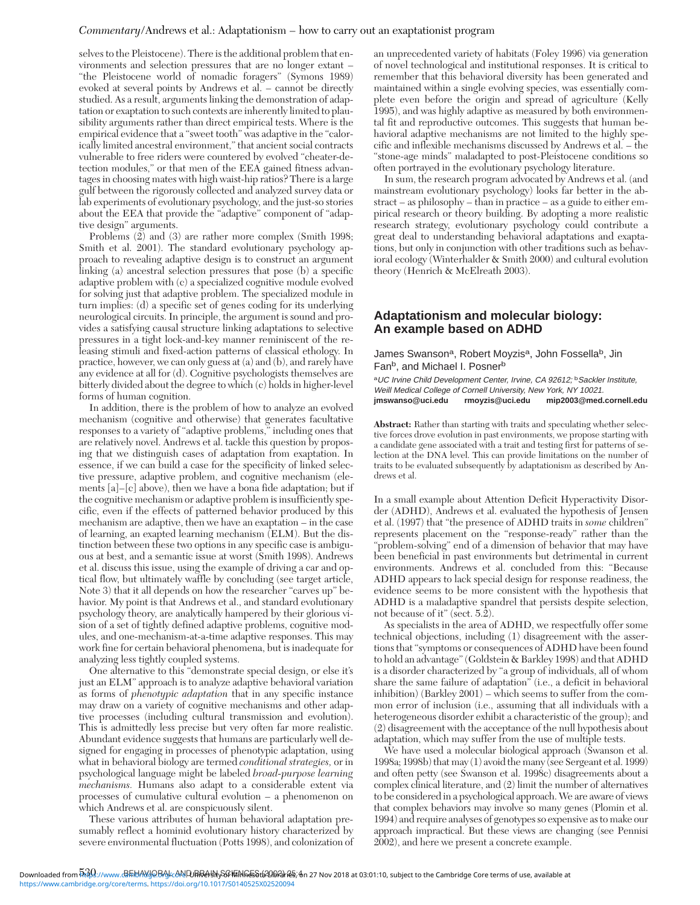selves to the Pleistocene). There is the additional problem that environments and selection pressures that are no longer extant – "the Pleistocene world of nomadic foragers" (Symons 1989) evoked at several points by Andrews et al. – cannot be directly studied. As a result, arguments linking the demonstration of adaptation or exaptation to such contexts are inherently limited to plausibility arguments rather than direct empirical tests. Where is the empirical evidence that a "sweet tooth" was adaptive in the "calorically limited ancestral environment," that ancient social contracts vulnerable to free riders were countered by evolved "cheater-detection modules," or that men of the EEA gained fitness advantages in choosing mates with high waist-hip ratios? There is a large gulf between the rigorously collected and analyzed survey data or lab experiments of evolutionary psychology, and the just-so stories about the EEA that provide the "adaptive" component of "adaptive design" arguments.

Problems (2) and (3) are rather more complex (Smith 1998; Smith et al. 2001). The standard evolutionary psychology approach to revealing adaptive design is to construct an argument linking (a) ancestral selection pressures that pose (b) a specific adaptive problem with (c) a specialized cognitive module evolved for solving just that adaptive problem. The specialized module in turn implies: (d) a specific set of genes coding for its underlying neurological circuits. In principle, the argument is sound and provides a satisfying causal structure linking adaptations to selective pressures in a tight lock-and-key manner reminiscent of the releasing stimuli and fixed-action patterns of classical ethology. In practice, however, we can only guess at (a) and (b), and rarely have any evidence at all for (d). Cognitive psychologists themselves are bitterly divided about the degree to which (c) holds in higher-level forms of human cognition.

In addition, there is the problem of how to analyze an evolved mechanism (cognitive and otherwise) that generates facultative responses to a variety of "adaptive problems," including ones that are relatively novel. Andrews et al. tackle this question by proposing that we distinguish cases of adaptation from exaptation. In essence, if we can build a case for the specificity of linked selective pressure, adaptive problem, and cognitive mechanism (elements [a]–[c] above), then we have a bona fide adaptation; but if the cognitive mechanism or adaptive problem is insufficiently specific, even if the effects of patterned behavior produced by this mechanism are adaptive, then we have an exaptation – in the case of learning, an exapted learning mechanism (ELM). But the distinction between these two options in any specific case is ambiguous at best, and a semantic issue at worst (Smith 1998). Andrews et al. discuss this issue, using the example of driving a car and optical flow, but ultimately waffle by concluding (see target article, Note 3) that it all depends on how the researcher "carves up" behavior. My point is that Andrews et al., and standard evolutionary psychology theory, are analytically hampered by their glorious vision of a set of tightly defined adaptive problems, cognitive modules, and one-mechanism-at-a-time adaptive responses. This may work fine for certain behavioral phenomena, but is inadequate for analyzing less tightly coupled systems.

One alternative to this "demonstrate special design, or else it's just an ELM" approach is to analyze adaptive behavioral variation as forms of *phenotypic adaptation* that in any specific instance may draw on a variety of cognitive mechanisms and other adaptive processes (including cultural transmission and evolution). This is admittedly less precise but very often far more realistic. Abundant evidence suggests that humans are particularly well designed for engaging in processes of phenotypic adaptation, using what in behavioral biology are termed *conditional strategies,* or in psychological language might be labeled *broad-purpose learning mechanisms.* Humans also adapt to a considerable extent via processes of cumulative cultural evolution – a phenomenon on which Andrews et al. are conspicuously silent.

These various attributes of human behavioral adaptation presumably reflect a hominid evolutionary history characterized by severe environmental fluctuation (Potts 1998), and colonization of an unprecedented variety of habitats (Foley 1996) via generation of novel technological and institutional responses. It is critical to remember that this behavioral diversity has been generated and maintained within a single evolving species, was essentially complete even before the origin and spread of agriculture (Kelly 1995), and was highly adaptive as measured by both environmental fit and reproductive outcomes. This suggests that human behavioral adaptive mechanisms are not limited to the highly specific and inflexible mechanisms discussed by Andrews et al. – the "stone-age minds" maladapted to post-Pleistocene conditions so often portrayed in the evolutionary psychology literature.

In sum, the research program advocated by Andrews et al. (and mainstream evolutionary psychology) looks far better in the abstract – as philosophy – than in practice – as a guide to either empirical research or theory building. By adopting a more realistic research strategy, evolutionary psychology could contribute a great deal to understanding behavioral adaptations and exaptations, but only in conjunction with other traditions such as behavioral ecology (Winterhalder & Smith 2000) and cultural evolution theory (Henrich & McElreath 2003).

## Adaptationism and molecular biology: An example based on ADHD

James Swanson[a], Robert Moyzis[a], John Fossella[b], Jin Fan[b], and Michael I. Posner[b]

[a]*UC Irvine Child Development Center, Irvine, CA 92612;* [b]*Sackler Institute, Weill Medical College of Cornell University, New York, NY 10021.*
**jmswanso@uci.edu rmoyzis@uci.edu mip2003@med.cornell.edu**

**Abstract:** Rather than starting with traits and speculating whether selective forces drove evolution in past environments, we propose starting with a candidate gene associated with a trait and testing first for patterns of selection at the DNA level. This can provide limitations on the number of traits to be evaluated subsequently by adaptationism as described by Andrews et al.

In a small example about Attention Deficit Hyperactivity Disorder (ADHD), Andrews et al. evaluated the hypothesis of Jensen et al. (1997) that "the presence of ADHD traits in *some* children" represents placement on the "response-ready" rather than the "problem-solving" end of a dimension of behavior that may have been beneficial in past environments but detrimental in current environments. Andrews et al. concluded from this: "Because ADHD appears to lack special design for response readiness, the evidence seems to be more consistent with the hypothesis that ADHD is a maladaptive spandrel that persists despite selection, not because of it" (sect. 5.2).

As specialists in the area of ADHD, we respectfully offer some technical objections, including (1) disagreement with the assertions that "symptoms or consequences of ADHD have been found to hold an advantage" (Goldstein & Barkley 1998) and that ADHD is a disorder characterized by "a group of individuals, all of whom share the same failure of adaptation" (i.e., a deficit in behavioral inhibition) (Barkley 2001) – which seems to suffer from the common error of inclusion (i.e., assuming that all individuals with a heterogeneous disorder exhibit a characteristic of the group); and (2) disagreement with the acceptance of the null hypothesis about adaptation, which may suffer from the use of multiple tests.

We have used a molecular biological approach (Swanson et al. 1998a; 1998b) that may (1) avoid the many (see Sergeant et al. 1999) and often petty (see Swanson et al. 1998c) disagreements about a complex clinical literature, and (2) limit the number of alternatives to be considered in a psychological approach. We are aware of views that complex behaviors may involve so many genes (Plomin et al. 1994) and require analyses of genotypes so expensive as to make our approach impractical. But these views are changing (see Pennisi 2002), and here we present a concrete example.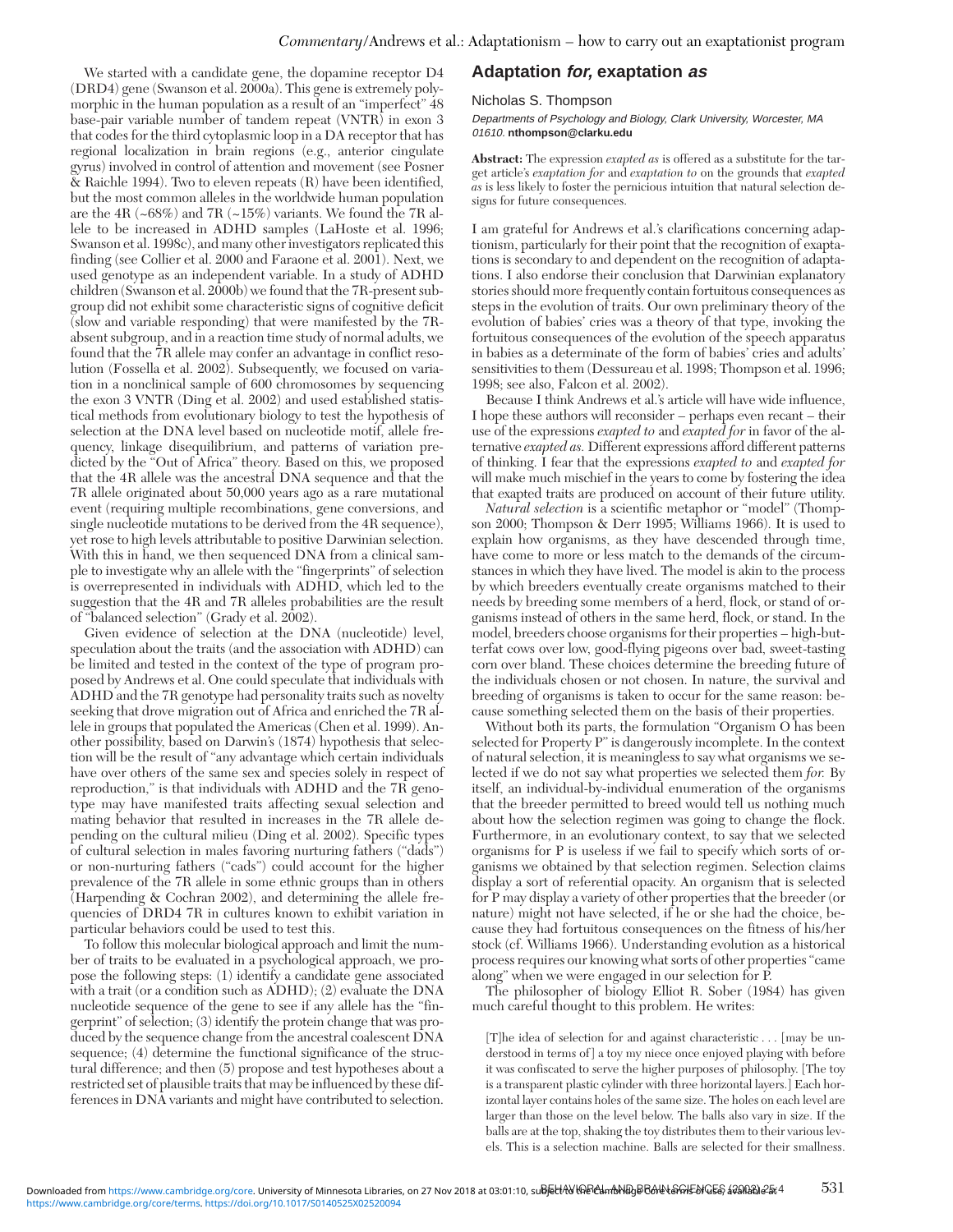We started with a candidate gene, the dopamine receptor D4 (DRD4) gene (Swanson et al. 2000a). This gene is extremely polymorphic in the human population as a result of an "imperfect" 48 base-pair variable number of tandem repeat (VNTR) in exon 3 that codes for the third cytoplasmic loop in a DA receptor that has regional localization in brain regions (e.g., anterior cingulate gyrus) involved in control of attention and movement (see Posner & Raichle 1994). Two to eleven repeats (R) have been identified, but the most common alleles in the worldwide human population are the 4R (~68%) and 7R (~15%) variants. We found the 7R allele to be increased in ADHD samples (LaHoste et al. 1996; Swanson et al. 1998c), and many other investigators replicated this finding (see Collier et al. 2000 and Faraone et al. 2001). Next, we used genotype as an independent variable. In a study of ADHD children (Swanson et al. 2000b) we found that the 7R-present subgroup did not exhibit some characteristic signs of cognitive deficit (slow and variable responding) that were manifested by the 7R-absent subgroup, and in a reaction time study of normal adults, we found that the 7R allele may confer an advantage in conflict resolution (Fossella et al. 2002). Subsequently, we focused on variation in a nonclinical sample of 600 chromosomes by sequencing the exon 3 VNTR (Ding et al. 2002) and used established statistical methods from evolutionary biology to test the hypothesis of selection at the DNA level based on nucleotide motif, allele frequency, linkage disequilibrium, and patterns of variation predicted by the "Out of Africa" theory. Based on this, we proposed that the 4R allele was the ancestral DNA sequence and that the 7R allele originated about 50,000 years ago as a rare mutational event (requiring multiple recombinations, gene conversions, and single nucleotide mutations to be derived from the 4R sequence), yet rose to high levels attributable to positive Darwinian selection. With this in hand, we then sequenced DNA from a clinical sample to investigate why an allele with the "fingerprints" of selection is overrepresented in individuals with ADHD, which led to the suggestion that the 4R and 7R alleles probabilities are the result of "balanced selection" (Grady et al. 2002).

Given evidence of selection at the DNA (nucleotide) level, speculation about the traits (and the association with ADHD) can be limited and tested in the context of the type of program proposed by Andrews et al. One could speculate that individuals with ADHD and the 7R genotype had personality traits such as novelty seeking that drove migration out of Africa and enriched the 7R allele in groups that populated the Americas (Chen et al. 1999). Another possibility, based on Darwin's (1874) hypothesis that selection will be the result of "any advantage which certain individuals have over others of the same sex and species solely in respect of reproduction," is that individuals with ADHD and the 7R genotype may have manifested traits affecting sexual selection and mating behavior that resulted in increases in the 7R allele depending on the cultural milieu (Ding et al. 2002). Specific types of cultural selection in males favoring nurturing fathers ("dads") or non-nurturing fathers ("cads") could account for the higher prevalence of the 7R allele in some ethnic groups than in others (Harpending & Cochran 2002), and determining the allele frequencies of DRD4 7R in cultures known to exhibit variation in particular behaviors could be used to test this.

To follow this molecular biological approach and limit the number of traits to be evaluated in a psychological approach, we propose the following steps: (1) identify a candidate gene associated with a trait (or a condition such as ADHD); (2) evaluate the DNA nucleotide sequence of the gene to see if any allele has the "fingerprint" of selection; (3) identify the protein change that was produced by the sequence change from the ancestral coalescent DNA sequence; (4) determine the functional significance of the structural difference; and then (5) propose and test hypotheses about a restricted set of plausible traits that may be influenced by these differences in DNA variants and might have contributed to selection.

## Adaptation *for,* exaptation *as*

Nicholas S. Thompson

*Departments of Psychology and Biology, Clark University, Worcester, MA 01610.* **nthompson@clarku.edu**

**Abstract:** The expression *exapted as* is offered as a substitute for the target article's *exaptation for* and *exaptation to* on the grounds that *exapted as* is less likely to foster the pernicious intuition that natural selection designs for future consequences.

I am grateful for Andrews et al.'s clarifications concerning adaptionism, particularly for their point that the recognition of exaptations is secondary to and dependent on the recognition of adaptations. I also endorse their conclusion that Darwinian explanatory stories should more frequently contain fortuitous consequences as steps in the evolution of traits. Our own preliminary theory of the evolution of babies' cries was a theory of that type, invoking the fortuitous consequences of the evolution of the speech apparatus in babies as a determinate of the form of babies' cries and adults' sensitivities to them (Dessureau et al. 1998; Thompson et al. 1996; 1998; see also, Falcon et al. 2002).

Because I think Andrews et al.'s article will have wide influence, I hope these authors will reconsider – perhaps even recant – their use of the expressions *exapted to* and *exapted for* in favor of the alternative *exapted as.* Different expressions afford different patterns of thinking. I fear that the expressions *exapted to* and *exapted for* will make much mischief in the years to come by fostering the idea that exapted traits are produced on account of their future utility.

*Natural selection* is a scientific metaphor or "model" (Thompson 2000; Thompson & Derr 1995; Williams 1966). It is used to explain how organisms, as they have descended through time, have come to more or less match to the demands of the circumstances in which they have lived. The model is akin to the process by which breeders eventually create organisms matched to their needs by breeding some members of a herd, flock, or stand of organisms instead of others in the same herd, flock, or stand. In the model, breeders choose organisms for their properties – high-butterfat cows over low, good-flying pigeons over bad, sweet-tasting corn over bland. These choices determine the breeding future of the individuals chosen or not chosen. In nature, the survival and breeding of organisms is taken to occur for the same reason: because something selected them on the basis of their properties.

Without both its parts, the formulation "Organism O has been selected for Property P" is dangerously incomplete. In the context of natural selection, it is meaningless to say what organisms we selected if we do not say what properties we selected them *for.* By itself, an individual-by-individual enumeration of the organisms that the breeder permitted to breed would tell us nothing much about how the selection regimen was going to change the flock. Furthermore, in an evolutionary context, to say that we selected organisms for P is useless if we fail to specify which sorts of organisms we obtained by that selection regimen. Selection claims display a sort of referential opacity. An organism that is selected for P may display a variety of other properties that the breeder (or nature) might not have selected, if he or she had the choice, because they had fortuitous consequences on the fitness of his/her stock (cf. Williams 1966). Understanding evolution as a historical process requires our knowing what sorts of other properties "came along" when we were engaged in our selection for P.

The philosopher of biology Elliot R. Sober (1984) has given much careful thought to this problem. He writes:

> [T]he idea of selection for and against characteristic . . . [may be understood in terms of] a toy my niece once enjoyed playing with before it was confiscated to serve the higher purposes of philosophy. [The toy is a transparent plastic cylinder with three horizontal layers.] Each horizontal layer contains holes of the same size. The holes on each level are larger than those on the level below. The balls also vary in size. If the balls are at the top, shaking the toy distributes them to their various levels. This is a selection machine. Balls are selected for their smallness.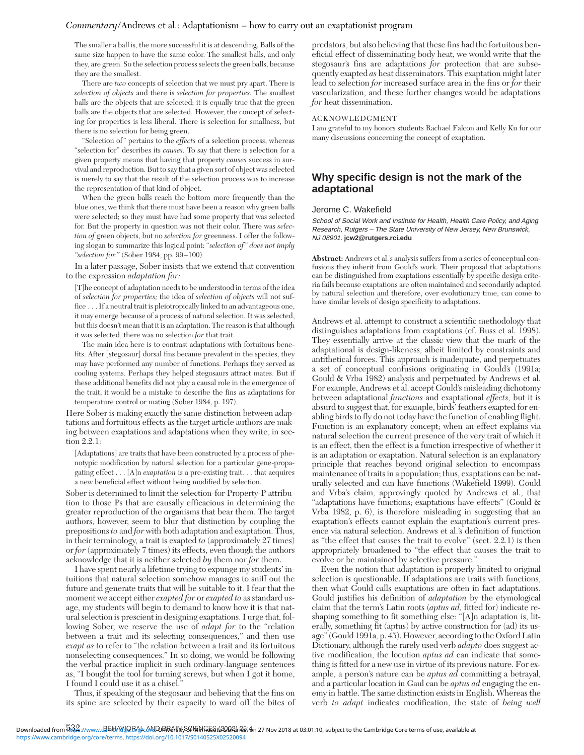The smaller a ball is, the more successful it is at descending. Balls of the same size happen to have the same color. The smallest balls, and only they, are green. So the selection process selects the green balls, because they are the smallest.

There are *two* concepts of selection that we must pry apart. There is *selection of objects* and there is *selection for properties.* The smallest balls are the objects that are selected; it is equally true that the green balls are the objects that are selected. However, the concept of selecting for properties is less liberal. There is selection for smallness, but there is no selection for being green.

"Selection of" pertains to the *effects* of a selection process, whereas "selection for" describes its *causes.* To say that there is selection for a given property means that having that property *causes* success in survival and reproduction. But to say that a given sort of object was selected is merely to say that the result of the selection process was to increase the representation of that kind of object.

When the green balls reach the bottom more frequently than the blue ones, we think that there must have been a reason why green balls were selected; so they must have had some property that was selected for. But the property in question was not their color. There was *selection of* green objects, but no *selection for* greenness. I offer the following slogan to summarize this logical point: *"selection of" does not imply "selection for."* (Sober 1984, pp. 99–100)

In a later passage, Sober insists that we extend that convention to the expression *adaptation for:*

> [T]he concept of adaptation needs to be understood in terms of the idea of *selection for properties;* the idea of *selection of objects* will not suffice . . . If a neutral trait is pleiotropically linked to an advantageous one, it may emerge because of a process of natural selection. It was selected, but this doesn't mean that it is an adaptation. The reason is that although it was selected, there was no selection *for* that trait.
>
> The main idea here is to contrast adaptations with fortuitous benefits. After [stegosaur] dorsal fins became prevalent in the species, they may have performed any number of functions. Perhaps they served as cooling systems. Perhaps they helped stegosaurs attract mates. But if these additional benefits did not play a causal role in the emergence of the trait, it would be a mistake to describe the fins as adaptations for temperature control or mating (Sober 1984, p. 197).

Here Sober is making exactly the same distinction between adaptations and fortuitous effects as the target article authors are making between exaptations and adaptations when they write, in section 2.2.1:

> [Adaptations] are traits that have been constructed by a process of phenotypic modification by natural selection for a particular gene-propagating effect . . . [A]n *exaptation* is a pre-existing trait. . . that acquires a new beneficial effect without being modified by selection.

Sober is determined to limit the selection-for-Property-P attribution to those Ps that are causally efficacious in determining the greater reproduction of the organisms that bear them. The target authors, however, seem to blur that distinction by coupling the prepositions *to* and *for* with both adaptation and exaptation. Thus, in their terminology, a trait is exapted *to* (approximately 27 times) or *for* (approximately 7 times) its effects, even though the authors acknowledge that it is neither selected *by* them nor *for* them.

I have spent nearly a lifetime trying to expunge my students' intuitions that natural selection somehow manages to sniff out the future and generate traits that will be suitable to it. I fear that the moment we accept either *exapted for* or *exapted to* as standard usage, my students will begin to demand to know how it is that natural selection is prescient in designing exaptations. I urge that, following Sober, we reserve the use of *adapt for* to the "relation between a trait and its selecting consequences," and then use *exapt as* to refer to "the relation between a trait and its fortuitous nonselecting consequences." In so doing, we would be following the verbal practice implicit in such ordinary-language sentences as, "I bought the tool for turning screws, but when I got it home, I found I could use it as a chisel."

Thus, if speaking of the stegosaur and believing that the fins on its spine are selected by their capacity to ward off the bites of predators, but also believing that these fins had the fortuitous beneficial effect of disseminating body heat, we would write that the stegosaur's fins are adaptations *for* protection that are subsequently exapted *as* heat disseminators. This exaptation might later lead to selection *for* increased surface area in the fins or *for* their vascularization, and these further changes would be adaptations *for* heat dissemination.

#### ACKNOWLEDGMENT

I am grateful to my honors students Rachael Falcon and Kelly Ku for our many discussions concerning the concept of exaptation.

## Why specific design is not the mark of the adaptational

Jerome C. Wakefield

*School of Social Work and Institute for Health, Health Care Policy, and Aging Research, Rutgers – The State University of New Jersey, New Brunswick, NJ 08901.* **jcw2@rutgers.rci.edu**

**Abstract:** Andrews et al.'s analysis suffers from a series of conceptual confusions they inherit from Gould's work. Their proposal that adaptations can be distinguished from exaptations essentially by specific design criteria fails because exaptations are often maintained and secondarily adapted by natural selection and therefore, over evolutionary time, can come to have similar levels of design specificity to adaptations.

Andrews et al. attempt to construct a scientific methodology that distinguishes adaptations from exaptations (cf. Buss et al. 1998). They essentially arrive at the classic view that the mark of the adaptational is design-likeness, albeit limited by constraints and antithetical forces. This approach is inadequate, and perpetuates a set of conceptual confusions originating in Gould's (1991a; Gould & Vrba 1982) analysis and perpetuated by Andrews et al. For example, Andrews et al. accept Gould's misleading dichotomy between adaptational *functions* and exaptational *effects,* but it is absurd to suggest that, for example, birds' feathers exapted for enabling birds to fly do not today have the function of enabling flight. Function is an explanatory concept; when an effect explains via natural selection the current presence of the very trait of which it is an effect, then the effect is a function irrespective of whether it is an adaptation or exaptation. Natural selection is an explanatory principle that reaches beyond original selection to encompass maintenance of traits in a population; thus, exaptations can be naturally selected and can have functions (Wakefield 1999). Gould and Vrba's claim, approvingly quoted by Andrews et al., that "adaptations have functions; exaptations have effects" (Gould & Vrba 1982, p. 6), is therefore misleading in suggesting that an exaptation's effects cannot explain the exaptation's current presence via natural selection. Andrews et al.'s definition of function as "the effect that causes the trait to evolve" (sect. 2.2.1) is then appropriately broadened to "the effect that causes the trait to evolve or be maintained by selective pressure."

Even the notion that adaptation is properly limited to original selection is questionable. If adaptations are traits with functions, then what Gould calls exaptations are often in fact adaptations. Gould justifies his definition of *adaptation* by the etymological claim that the term's Latin roots (*aptus ad,* fitted for) indicate reshaping something to fit something else: "[A]n adaptation is, literally, something fit (aptus) by active construction for (ad) its usage" (Gould 1991a, p. 45). However, according to the Oxford Latin Dictionary, although the rarely used verb *adapto* does suggest active modification, the locution *aptus ad* can indicate that something is fitted for a new use in virtue of its previous nature. For example, a person's nature can be *aptus ad* committing a betrayal, and a particular location in Gaul can be *aptus ad* engaging the enemy in battle. The same distinction exists in English. Whereas the verb *to adapt* indicates modification, the state of *being well*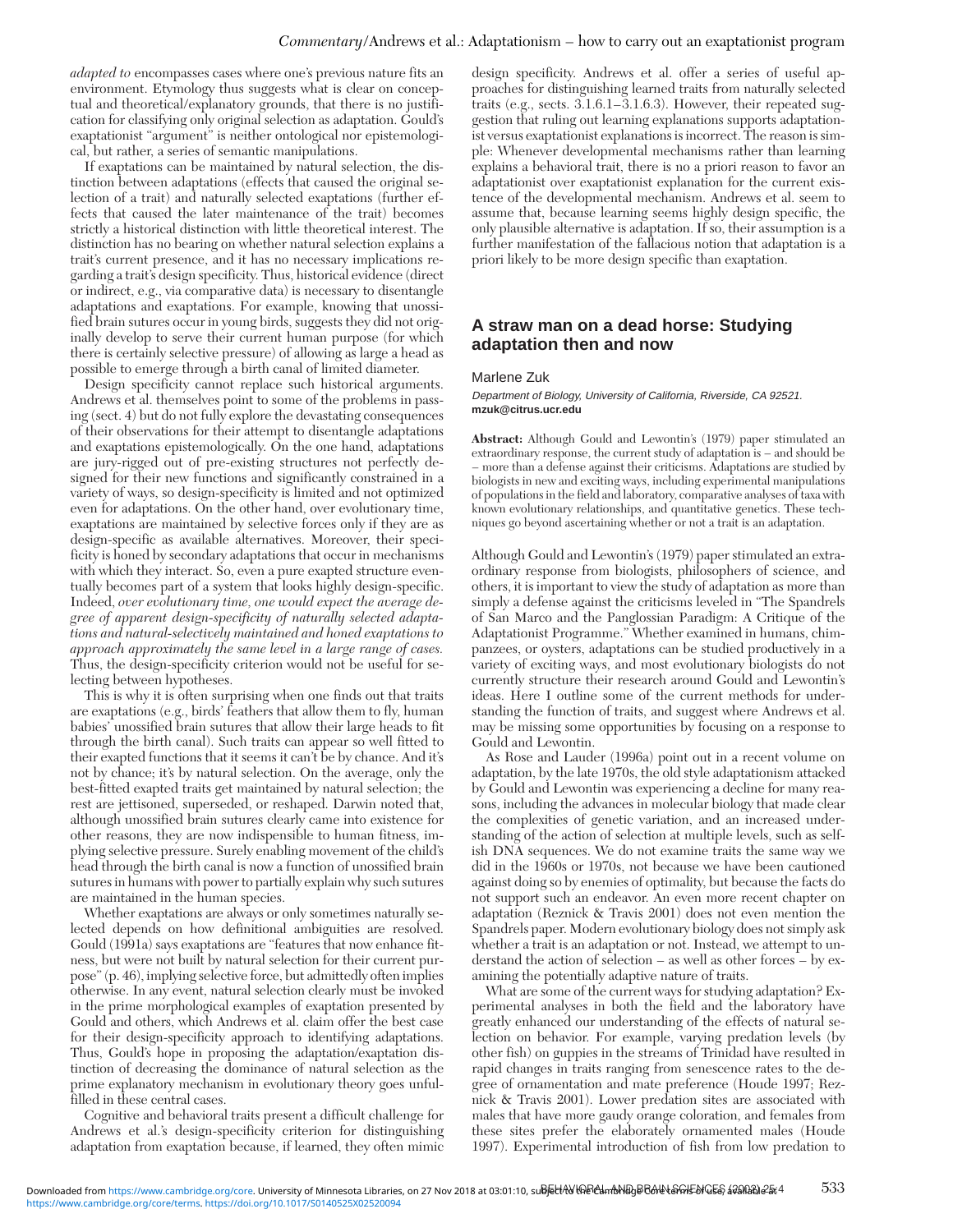*adapted to* encompasses cases where one's previous nature fits an environment. Etymology thus suggests what is clear on conceptual and theoretical/explanatory grounds, that there is no justification for classifying only original selection as adaptation. Gould's exaptationist "argument" is neither ontological nor epistemological, but rather, a series of semantic manipulations.

If exaptations can be maintained by natural selection, the distinction between adaptations (effects that caused the original selection of a trait) and naturally selected exaptations (further effects that caused the later maintenance of the trait) becomes strictly a historical distinction with little theoretical interest. The distinction has no bearing on whether natural selection explains a trait's current presence, and it has no necessary implications regarding a trait's design specificity. Thus, historical evidence (direct or indirect, e.g., via comparative data) is necessary to disentangle adaptations and exaptations. For example, knowing that unossified brain sutures occur in young birds, suggests they did not originally develop to serve their current human purpose (for which there is certainly selective pressure) of allowing as large a head as possible to emerge through a birth canal of limited diameter.

Design specificity cannot replace such historical arguments. Andrews et al. themselves point to some of the problems in passing (sect. 4) but do not fully explore the devastating consequences of their observations for their attempt to disentangle adaptations and exaptations epistemologically. On the one hand, adaptations are jury-rigged out of pre-existing structures not perfectly designed for their new functions and significantly constrained in a variety of ways, so design-specificity is limited and not optimized even for adaptations. On the other hand, over evolutionary time, exaptations are maintained by selective forces only if they are as design-specific as available alternatives. Moreover, their specificity is honed by secondary adaptations that occur in mechanisms with which they interact. So, even a pure exapted structure eventually becomes part of a system that looks highly design-specific. Indeed, *over evolutionary time, one would expect the average degree of apparent design-specificity of naturally selected adaptations and natural-selectively maintained and honed exaptations to approach approximately the same level in a large range of cases.* Thus, the design-specificity criterion would not be useful for selecting between hypotheses.

This is why it is often surprising when one finds out that traits are exaptations (e.g., birds' feathers that allow them to fly, human babies' unossified brain sutures that allow their large heads to fit through the birth canal). Such traits can appear so well fitted to their exapted functions that it seems it can't be by chance. And it's not by chance; it's by natural selection. On the average, only the best-fitted exapted traits get maintained by natural selection; the rest are jettisoned, superseded, or reshaped. Darwin noted that, although unossified brain sutures clearly came into existence for other reasons, they are now indispensible to human fitness, implying selective pressure. Surely enabling movement of the child's head through the birth canal is now a function of unossified brain sutures in humans with power to partially explain why such sutures are maintained in the human species.

Whether exaptations are always or only sometimes naturally selected depends on how definitional ambiguities are resolved. Gould (1991a) says exaptations are "features that now enhance fitness, but were not built by natural selection for their current purpose" (p. 46), implying selective force, but admittedly often implies otherwise. In any event, natural selection clearly must be invoked in the prime morphological examples of exaptation presented by Gould and others, which Andrews et al. claim offer the best case for their design-specificity approach to identifying adaptations. Thus, Gould's hope in proposing the adaptation/exaptation distinction of decreasing the dominance of natural selection as the prime explanatory mechanism in evolutionary theory goes unfulfilled in these central cases.

Cognitive and behavioral traits present a difficult challenge for Andrews et al.'s design-specificity criterion for distinguishing adaptation from exaptation because, if learned, they often mimic design specificity. Andrews et al. offer a series of useful approaches for distinguishing learned traits from naturally selected traits (e.g., sects. 3.1.6.1–3.1.6.3). However, their repeated suggestion that ruling out learning explanations supports adaptationist versus exaptationist explanations is incorrect. The reason is simple: Whenever developmental mechanisms rather than learning explains a behavioral trait, there is no a priori reason to favor an adaptationist over exaptationist explanation for the current existence of the developmental mechanism. Andrews et al. seem to assume that, because learning seems highly design specific, the only plausible alternative is adaptation. If so, their assumption is a further manifestation of the fallacious notion that adaptation is a priori likely to be more design specific than exaptation.

## A straw man on a dead horse: Studying adaptation then and now

Marlene Zuk

*Department of Biology, University of California, Riverside, CA 92521.*
**mzuk@citrus.ucr.edu**

**Abstract:** Although Gould and Lewontin's (1979) paper stimulated an extraordinary response, the current study of adaptation is – and should be – more than a defense against their criticisms. Adaptations are studied by biologists in new and exciting ways, including experimental manipulations of populations in the field and laboratory, comparative analyses of taxa with known evolutionary relationships, and quantitative genetics. These techniques go beyond ascertaining whether or not a trait is an adaptation.

Although Gould and Lewontin's (1979) paper stimulated an extraordinary response from biologists, philosophers of science, and others, it is important to view the study of adaptation as more than simply a defense against the criticisms leveled in "The Spandrels of San Marco and the Panglossian Paradigm: A Critique of the Adaptationist Programme." Whether examined in humans, chimpanzees, or oysters, adaptations can be studied productively in a variety of exciting ways, and most evolutionary biologists do not currently structure their research around Gould and Lewontin's ideas. Here I outline some of the current methods for understanding the function of traits, and suggest where Andrews et al. may be missing some opportunities by focusing on a response to Gould and Lewontin.

As Rose and Lauder (1996a) point out in a recent volume on adaptation, by the late 1970s, the old style adaptationism attacked by Gould and Lewontin was experiencing a decline for many reasons, including the advances in molecular biology that made clear the complexities of genetic variation, and an increased understanding of the action of selection at multiple levels, such as selfish DNA sequences. We do not examine traits the same way we did in the 1960s or 1970s, not because we have been cautioned against doing so by enemies of optimality, but because the facts do not support such an endeavor. An even more recent chapter on adaptation (Reznick & Travis 2001) does not even mention the Spandrels paper. Modern evolutionary biology does not simply ask whether a trait is an adaptation or not. Instead, we attempt to understand the action of selection – as well as other forces – by examining the potentially adaptive nature of traits.

What are some of the current ways for studying adaptation? Experimental analyses in both the field and the laboratory have greatly enhanced our understanding of the effects of natural selection on behavior. For example, varying predation levels (by other fish) on guppies in the streams of Trinidad have resulted in rapid changes in traits ranging from senescence rates to the degree of ornamentation and mate preference (Houde 1997; Reznick & Travis 2001). Lower predation sites are associated with males that have more gaudy orange coloration, and females from these sites prefer the elaborately ornamented males (Houde 1997). Experimental introduction of fish from low predation to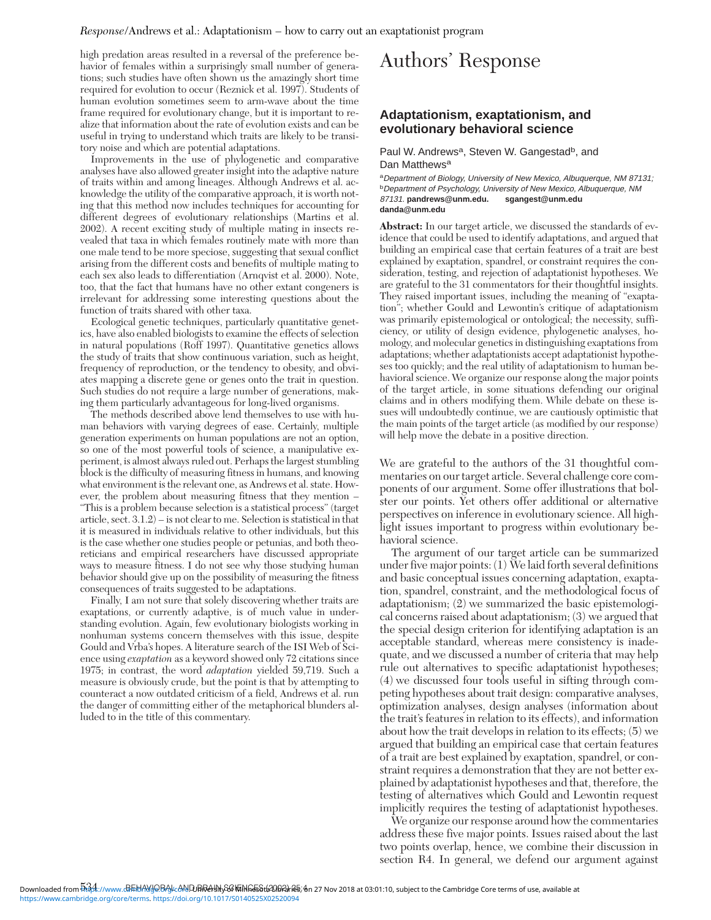high predation areas resulted in a reversal of the preference behavior of females within a surprisingly small number of generations; such studies have often shown us the amazingly short time required for evolution to occur (Reznick et al. 1997). Students of human evolution sometimes seem to arm-wave about the time frame required for evolutionary change, but it is important to realize that information about the rate of evolution exists and can be useful in trying to understand which traits are likely to be transitory noise and which are potential adaptations.

Improvements in the use of phylogenetic and comparative analyses have also allowed greater insight into the adaptive nature of traits within and among lineages. Although Andrews et al. acknowledge the utility of the comparative approach, it is worth noting that this method now includes techniques for accounting for different degrees of evolutionary relationships (Martins et al. 2002). A recent exciting study of multiple mating in insects revealed that taxa in which females routinely mate with more than one male tend to be more speciose, suggesting that sexual conflict arising from the different costs and benefits of multiple mating to each sex also leads to differentiation (Arnqvist et al. 2000). Note, too, that the fact that humans have no other extant congeners is irrelevant for addressing some interesting questions about the function of traits shared with other taxa.

Ecological genetic techniques, particularly quantitative genetics, have also enabled biologists to examine the effects of selection in natural populations (Roff 1997). Quantitative genetics allows the study of traits that show continuous variation, such as height, frequency of reproduction, or the tendency to obesity, and obviates mapping a discrete gene or genes onto the trait in question. Such studies do not require a large number of generations, making them particularly advantageous for long-lived organisms.

The methods described above lend themselves to use with human behaviors with varying degrees of ease. Certainly, multiple generation experiments on human populations are not an option, so one of the most powerful tools of science, a manipulative experiment, is almost always ruled out. Perhaps the largest stumbling block is the difficulty of measuring fitness in humans, and knowing what environment is the relevant one, as Andrews et al. state. However, the problem about measuring fitness that they mention – "This is a problem because selection is a statistical process" (target article, sect. 3.1.2) – is not clear to me. Selection is statistical in that it is measured in individuals relative to other individuals, but this is the case whether one studies people or petunias, and both theoreticians and empirical researchers have discussed appropriate ways to measure fitness. I do not see why those studying human behavior should give up on the possibility of measuring the fitness consequences of traits suggested to be adaptations.

Finally, I am not sure that solely discovering whether traits are exaptations, or currently adaptive, is of much value in understanding evolution. Again, few evolutionary biologists working in nonhuman systems concern themselves with this issue, despite Gould and Vrba's hopes. A literature search of the ISI Web of Science using *exaptation* as a keyword showed only 72 citations since 1975; in contrast, the word *adaptation* yielded 59,719. Such a measure is obviously crude, but the point is that by attempting to counteract a now outdated criticism of a field, Andrews et al. run the danger of committing either of the metaphorical blunders alluded to in the title of this commentary.

# Authors' Response

## Adaptationism, exaptationism, and evolutionary behavioral science

Paul W. Andrews[a], Steven W. Gangestad[b], and Dan Matthews[a]

[a]*Department of Biology, University of New Mexico, Albuquerque, NM 87131;* [b]*Department of Psychology, University of New Mexico, Albuquerque, NM 87131.* **pandrews@unm.edu. sgangest@unm.edu danda@unm.edu**

**Abstract:** In our target article, we discussed the standards of evidence that could be used to identify adaptations, and argued that building an empirical case that certain features of a trait are best explained by exaptation, spandrel, or constraint requires the consideration, testing, and rejection of adaptationist hypotheses. We are grateful to the 31 commentators for their thoughtful insights. They raised important issues, including the meaning of "exaptation"; whether Gould and Lewontin's critique of adaptationism was primarily epistemological or ontological; the necessity, sufficiency, or utility of design evidence, phylogenetic analyses, homology, and molecular genetics in distinguishing exaptions from adaptations; whether adaptationists accept adaptationist hypotheses too quickly; and the real utility of adaptationism to human behavioral science. We organize our response along the major points of the target article, in some situations defending our original claims and in others modifying them. While debate on these issues will undoubtedly continue, we are cautiously optimistic that the main points of the target article (as modified by our response) will help move the debate in a positive direction.

We are grateful to the authors of the 31 thoughtful commentaries on our target article. Several challenge core components of our argument. Some offer illustrations that bolster our points. Yet others offer additional or alternative perspectives on inference in evolutionary science. All highlight issues important to progress within evolutionary behavioral science.

The argument of our target article can be summarized under five major points: (1) We laid forth several definitions and basic conceptual issues concerning adaptation, exaptation, spandrel, constraint, and the methodological focus of adaptationism; (2) we summarized the basic epistemological concerns raised about adaptationism; (3) we argued that the special design criterion for identifying adaptation is an acceptable standard, whereas mere consistency is inadequate, and we discussed a number of criteria that may help rule out alternatives to specific adaptationist hypotheses; (4) we discussed four tools useful in sifting through competing hypotheses about trait design: comparative analyses, optimization analyses, design analyses (information about the trait's features in relation to its effects), and information about how the trait develops in relation to its effects; (5) we argued that building an empirical case that certain features of a trait are best explained by exaptation, spandrel, or constraint requires a demonstration that they are not better explained by adaptationist hypotheses and that, therefore, the testing of alternatives which Gould and Lewontin request implicitly requires the testing of adaptationist hypotheses.

We organize our response around how the commentaries address these five major points. Issues raised about the last two points overlap, hence, we combine their discussion in section R4. In general, we defend our argument against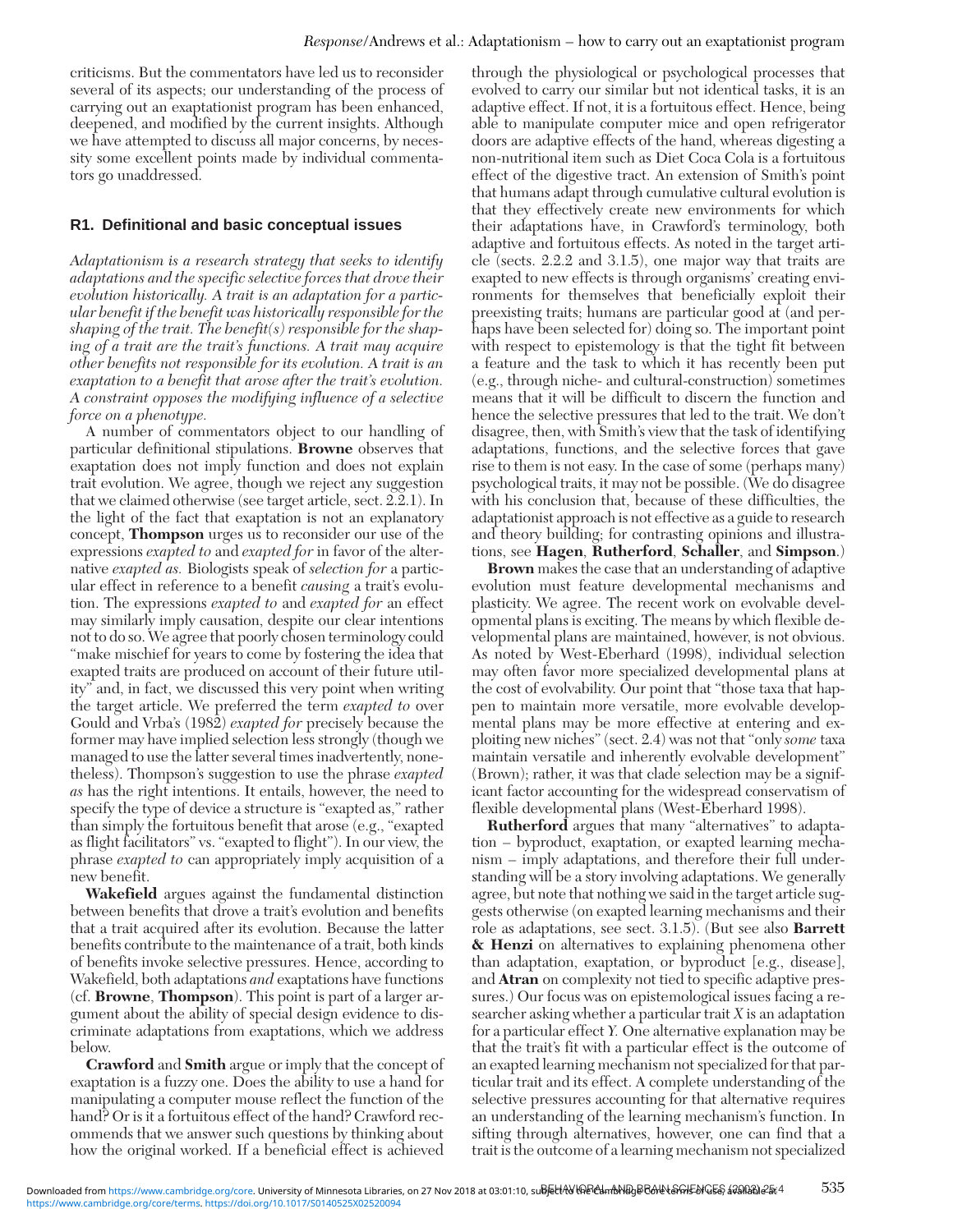criticisms. But the commentators have led us to reconsider several of its aspects; our understanding of the process of carrying out an exaptationist program has been enhanced, deepened, and modified by the current insights. Although we have attempted to discuss all major concerns, by necessity some excellent points made by individual commentators go unaddressed.

## R1. Definitional and basic conceptual issues

*Adaptationism is a research strategy that seeks to identify adaptations and the specific selective forces that drove their evolution historically. A trait is an adaptation for a particular benefit if the benefit was historically responsible for the shaping of the trait. The benefit(s) responsible for the shaping of a trait are the trait's functions. A trait may acquire other benefits not responsible for its evolution. A trait is an exaptation to a benefit that arose after the trait's evolution. A constraint opposes the modifying influence of a selective force on a phenotype.*

A number of commentators object to our handling of particular definitional stipulations. **Browne** observes that exaptation does not imply function and does not explain trait evolution. We agree, though we reject any suggestion that we claimed otherwise (see target article, sect. 2.2.1). In the light of the fact that exaptation is not an explanatory concept, **Thompson** urges us to reconsider our use of the expressions *exapted to* and *exapted for* in favor of the alternative *exapted as.* Biologists speak of *selection for* a particular effect in reference to a benefit *causing* a trait's evolution. The expressions *exapted to* and *exapted for* an effect may similarly imply causation, despite our clear intentions not to do so. We agree that poorly chosen terminology could "make mischief for years to come by fostering the idea that exapted traits are produced on account of their future utility" and, in fact, we discussed this very point when writing the target article. We preferred the term *exapted to* over Gould and Vrba's (1982) *exapted for* precisely because the former may have implied selection less strongly (though we managed to use the latter several times inadvertently, nonetheless). Thompson's suggestion to use the phrase *exapted as* has the right intentions. It entails, however, the need to specify the type of device a structure is "exapted as," rather than simply the fortuitous benefit that arose (e.g., "exapted as flight facilitators" vs. "exapted to flight"). In our view, the phrase *exapted to* can appropriately imply acquisition of a new benefit.

**Wakefield** argues against the fundamental distinction between benefits that drove a trait's evolution and benefits that a trait acquired after its evolution. Because the latter benefits contribute to the maintenance of a trait, both kinds of benefits invoke selective pressures. Hence, according to Wakefield, both adaptations *and* exaptations have functions (cf. **Browne**, **Thompson**). This point is part of a larger argument about the ability of special design evidence to discriminate adaptations from exaptations, which we address below.

**Crawford** and **Smith** argue or imply that the concept of exaptation is a fuzzy one. Does the ability to use a hand for manipulating a computer mouse reflect the function of the hand? Or is it a fortuitous effect of the hand? Crawford recommends that we answer such questions by thinking about how the original worked. If a beneficial effect is achieved through the physiological or psychological processes that evolved to carry our similar but not identical tasks, it is an adaptive effect. If not, it is a fortuitous effect. Hence, being able to manipulate computer mice and open refrigerator doors are adaptive effects of the hand, whereas digesting a non-nutritional item such as Diet Coca Cola is a fortuitous effect of the digestive tract. An extension of Smith's point that humans adapt through cumulative cultural evolution is that they effectively create new environments for which their adaptations have, in Crawford's terminology, both adaptive and fortuitous effects. As noted in the target article (sects. 2.2.2 and 3.1.5), one major way that traits are exapted to new effects is through organisms' creating environments for themselves that beneficially exploit their preexisting traits; humans are particular good at (and perhaps have been selected for) doing so. The important point with respect to epistemology is that the tight fit between a feature and the task to which it has recently been put (e.g., through niche- and cultural-construction) sometimes means that it will be difficult to discern the function and hence the selective pressures that led to the trait. We don't disagree, then, with Smith's view that the task of identifying adaptations, functions, and the selective forces that gave rise to them is not easy. In the case of some (perhaps many) psychological traits, it may not be possible. (We do disagree with his conclusion that, because of these difficulties, the adaptationist approach is not effective as a guide to research and theory building; for contrasting opinions and illustrations, see **Hagen**, **Rutherford**, **Schaller**, and **Simpson**.)

**Brown** makes the case that an understanding of adaptive evolution must feature developmental mechanisms and plasticity. We agree. The recent work on evolvable developmental plans is exciting. The means by which flexible developmental plans are maintained, however, is not obvious. As noted by West-Eberhard (1998), individual selection may often favor more specialized developmental plans at the cost of evolvability. Our point that "those taxa that happen to maintain more versatile, more evolvable developmental plans may be more effective at entering and exploiting new niches" (sect. 2.4) was not that "only *some* taxa maintain versatile and inherently evolvable development" (Brown); rather, it was that clade selection may be a significant factor accounting for the widespread conservatism of flexible developmental plans (West-Eberhard 1998).

**Rutherford** argues that many "alternatives" to adaptation – byproduct, exaptation, or exapted learning mechanism – imply adaptations, and therefore their full understanding will be a story involving adaptations. We generally agree, but note that nothing we said in the target article suggests otherwise (on exapted learning mechanisms and their role as adaptations, see sect. 3.1.5). (But see also **Barrett & Henzi** on alternatives to explaining phenomena other than adaptation, exaptation, or byproduct [e.g., disease], and **Atran** on complexity not tied to specific adaptive pressures.) Our focus was on epistemological issues facing a researcher asking whether a particular trait *X* is an adaptation for a particular effect *Y.* One alternative explanation may be that the trait's fit with a particular effect is the outcome of an exapted learning mechanism not specialized for that particular trait and its effect. A complete understanding of the selective pressures accounting for that alternative requires an understanding of the learning mechanism's function. In sifting through alternatives, however, one can find that a trait is the outcome of a learning mechanism not specialized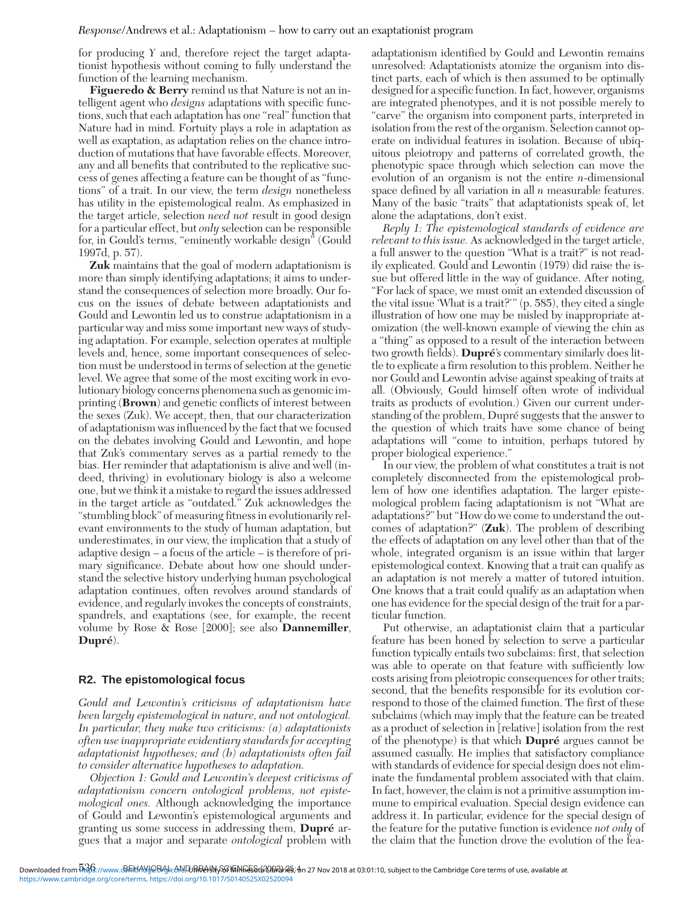for producing *Y* and, therefore reject the target adaptationist hypothesis without coming to fully understand the function of the learning mechanism.

**Figueredo & Berry** remind us that Nature is not an intelligent agent who *designs* adaptations with specific functions, such that each adaptation has one "real" function that Nature had in mind. Fortuity plays a role in adaptation as well as exaptation, as adaptation relies on the chance introduction of mutations that have favorable effects. Moreover, any and all benefits that contributed to the replicative success of genes affecting a feature can be thought of as "functions" of a trait. In our view, the term *design* nonetheless has utility in the epistemological realm. As emphasized in the target article, selection *need not* result in good design for a particular effect, but *only* selection can be responsible for, in Gould's terms, "eminently workable design" (Gould 1997d, p. 57).

**Zuk** maintains that the goal of modern adaptationism is more than simply identifying adaptations; it aims to understand the consequences of selection more broadly. Our focus on the issues of debate between adaptationists and Gould and Lewontin led us to construe adaptationism in a particular way and miss some important new ways of studying adaptation. For example, selection operates at multiple levels and, hence, some important consequences of selection must be understood in terms of selection at the genetic level. We agree that some of the most exciting work in evolutionary biology concerns phenomena such as genomic imprinting (**Brown**) and genetic conflicts of interest between the sexes (Zuk). We accept, then, that our characterization of adaptationism was influenced by the fact that we focused on the debates involving Gould and Lewontin, and hope that Zuk's commentary serves as a partial remedy to the bias. Her reminder that adaptationism is alive and well (indeed, thriving) in evolutionary biology is also a welcome one, but we think it a mistake to regard the issues addressed in the target article as "outdated." Zuk acknowledges the "stumbling block" of measuring fitness in evolutionarily relevant environments to the study of human adaptation, but underestimates, in our view, the implication that a study of adaptive design – a focus of the article – is therefore of primary significance. Debate about how one should understand the selective history underlying human psychological adaptation continues, often revolves around standards of evidence, and regularly invokes the concepts of constraints, spandrels, and exaptations (see, for example, the recent volume by Rose & Rose [2000]; see also **Dannemiller**, **Dupré**).

## R2. The epistomological focus

*Gould and Lewontin's criticisms of adaptationism have been largely epistemological in nature, and not ontological. In particular, they make two criticisms: (a) adaptationists often use inappropriate evidentiary standards for accepting adaptationist hypotheses; and (b) adaptationists often fail to consider alternative hypotheses to adaptation.*

*Objection 1: Gould and Lewontin's deepest criticisms of adaptationism concern ontological problems, not epistemological ones.* Although acknowledging the importance of Gould and Lewontin's epistemological arguments and granting us some success in addressing them, **Dupré** argues that a major and separate *ontological* problem with adaptationism identified by Gould and Lewontin remains unresolved: Adaptationists atomize the organism into distinct parts, each of which is then assumed to be optimally designed for a specific function. In fact, however, organisms are integrated phenotypes, and it is not possible merely to "carve" the organism into component parts, interpreted in isolation from the rest of the organism. Selection cannot operate on individual features in isolation. Because of ubiquitous pleiotropy and patterns of correlated growth, the phenotypic space through which selection can move the evolution of an organism is not the entire $n$-dimensional space defined by all variation in all $n$ measurable features. Many of the basic "traits" that adaptationists speak of, let alone the adaptations, don't exist.

*Reply 1: The epistemological standards of evidence are relevant to this issue.* As acknowledged in the target article, a full answer to the question "What is a trait?" is not readily explicated. Gould and Lewontin (1979) did raise the issue but offered little in the way of guidance. After noting, "For lack of space, we must omit an extended discussion of the vital issue 'What is a trait?'" (p. 585), they cited a single illustration of how one may be misled by inappropriate atomization (the well-known example of viewing the chin as a "thing" as opposed to a result of the interaction between two growth fields). **Dupré**'s commentary similarly does little to explicate a firm resolution to this problem. Neither he nor Gould and Lewontin advise against speaking of traits at all. (Obviously, Gould himself often wrote of individual traits as products of evolution.) Given our current understanding of the problem, Dupré suggests that the answer to the question of which traits have some chance of being adaptations will "come to intuition, perhaps tutored by proper biological experience."

In our view, the problem of what constitutes a trait is not completely disconnected from the epistemological problem of how one identifies adaptation. The larger epistemological problem facing adaptationism is not "What are adaptations?" but "How do we come to understand the outcomes of adaptation?" (**Zuk**). The problem of describing the effects of adaptation on any level other than that of the whole, integrated organism is an issue within that larger epistemological context. Knowing that a trait can qualify as an adaptation is not merely a matter of tutored intuition. One knows that a trait could qualify as an adaptation when one has evidence for the special design of the trait for a particular function.

Put otherwise, an adaptationist claim that a particular feature has been honed by selection to serve a particular function typically entails two subclaims: first, that selection was able to operate on that feature with sufficiently low costs arising from pleiotropic consequences for other traits; second, that the benefits responsible for its evolution correspond to those of the claimed function. The first of these subclaims (which may imply that the feature can be treated as a product of selection in [relative] isolation from the rest of the phenotype) is that which **Dupré** argues cannot be assumed casually. He implies that satisfactory compliance with standards of evidence for special design does not eliminate the fundamental problem associated with that claim. In fact, however, the claim is not a primitive assumption immune to empirical evaluation. Special design evidence can address it. In particular, evidence for the special design of the feature for the putative function is evidence *not only* of the claim that the function drove the evolution of the fea-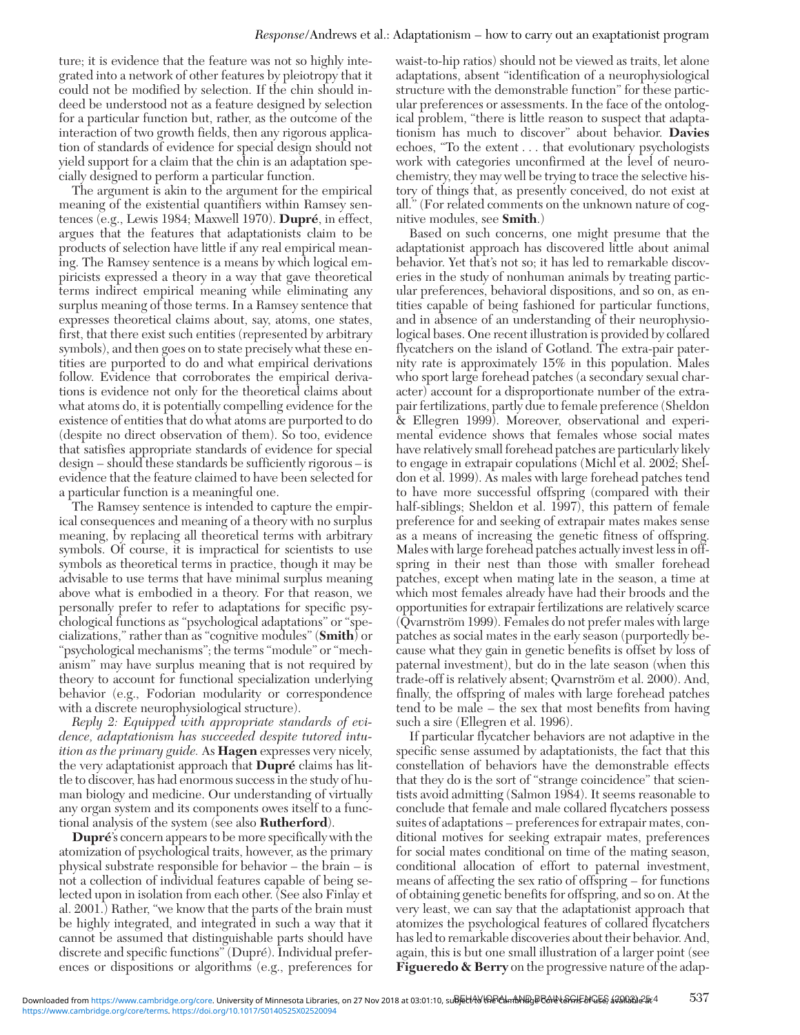ture; it is evidence that the feature was not so highly integrated into a network of other features by pleiotropy that it could not be modified by selection. If the chin should indeed be understood not as a feature designed by selection for a particular function but, rather, as the outcome of the interaction of two growth fields, then any rigorous application of standards of evidence for special design should not yield support for a claim that the chin is an adaptation specially designed to perform a particular function.

The argument is akin to the argument for the empirical meaning of the existential quantifiers within Ramsey sentences (e.g., Lewis 1984; Maxwell 1970). **Dupré**, in effect, argues that the features that adaptationists claim to be products of selection have little if any real empirical meaning. The Ramsey sentence is a means by which logical empiricists expressed a theory in a way that gave theoretical terms indirect empirical meaning while eliminating any surplus meaning of those terms. In a Ramsey sentence that expresses theoretical claims about, say, atoms, one states, first, that there exist such entities (represented by arbitrary symbols), and then goes on to state precisely what these entities are purported to do and what empirical derivations follow. Evidence that corroborates the empirical derivations is evidence not only for the theoretical claims about what atoms do, it is potentially compelling evidence for the existence of entities that do what atoms are purported to do (despite no direct observation of them). So too, evidence that satisfies appropriate standards of evidence for special design – should these standards be sufficiently rigorous – is evidence that the feature claimed to have been selected for a particular function is a meaningful one.

The Ramsey sentence is intended to capture the empirical consequences and meaning of a theory with no surplus meaning, by replacing all theoretical terms with arbitrary symbols. Of course, it is impractical for scientists to use symbols as theoretical terms in practice, though it may be advisable to use terms that have minimal surplus meaning above what is embodied in a theory. For that reason, we personally prefer to refer to adaptations for specific psychological functions as "psychological adaptations" or "specializations," rather than as "cognitive modules" (**Smith**) or "psychological mechanisms"; the terms "module" or "mechanism" may have surplus meaning that is not required by theory to account for functional specialization underlying behavior (e.g., Fodorian modularity or correspondence with a discrete neurophysiological structure).

*Reply 2: Equipped with appropriate standards of evidence, adaptationism has succeeded despite tutored intuition as the primary guide.* As **Hagen** expresses very nicely, the very adaptationist approach that **Dupré** claims has little to discover, has had enormous success in the study of human biology and medicine. Our understanding of virtually any organ system and its components owes itself to a functional analysis of the system (see also **Rutherford**).

**Dupré**'s concern appears to be more specifically with the atomization of psychological traits, however, as the primary physical substrate responsible for behavior – the brain – is not a collection of individual features capable of being selected upon in isolation from each other. (See also Finlay et al. 2001.) Rather, "we know that the parts of the brain must be highly integrated, and integrated in such a way that it cannot be assumed that distinguishable parts should have discrete and specific functions" (Dupré). Individual preferences or dispositions or algorithms (e.g., preferences for waist-to-hip ratios) should not be viewed as traits, let alone adaptations, absent "identification of a neurophysiological structure with the demonstrable function" for these particular preferences or assessments. In the face of the ontological problem, "there is little reason to suspect that adaptationism has much to discover" about behavior. **Davies** echoes, "To the extent . . . that evolutionary psychologists work with categories unconfirmed at the level of neurochemistry, they may well be trying to trace the selective history of things that, as presently conceived, do not exist at all." (For related comments on the unknown nature of cognitive modules, see **Smith**.)

Based on such concerns, one might presume that the adaptationist approach has discovered little about animal behavior. Yet that's not so; it has led to remarkable discoveries in the study of nonhuman animals by treating particular preferences, behavioral dispositions, and so on, as entities capable of being fashioned for particular functions, and in absence of an understanding of their neurophysiological bases. One recent illustration is provided by collared flycatchers on the island of Gotland. The extra-pair paternity rate is approximately 15% in this population. Males who sport large forehead patches (a secondary sexual character) account for a disproportionate number of the extra-pair fertilizations, partly due to female preference (Sheldon & Ellegren 1999). Moreover, observational and experimental evidence shows that females whose social mates have relatively small forehead patches are particularly likely to engage in extrapair copulations (Michl et al. 2002; Sheldon et al. 1999). As males with large forehead patches tend to have more successful offspring (compared with their half-siblings; Sheldon et al. 1997), this pattern of female preference for and seeking of extrapair mates makes sense as a means of increasing the genetic fitness of offspring. Males with large forehead patches actually invest less in offspring in their nest than those with smaller forehead patches, except when mating late in the season, a time at which most females already have had their broods and the opportunities for extrapair fertilizations are relatively scarce (Qvarnström 1999). Females do not prefer males with large patches as social mates in the early season (purportedly because what they gain in genetic benefits is offset by loss of paternal investment), but do in the late season (when this trade-off is relatively absent; Qvarnström et al. 2000). And, finally, the offspring of males with large forehead patches tend to be male – the sex that most benefits from having such a sire (Ellegren et al. 1996).

If particular flycatcher behaviors are not adaptive in the specific sense assumed by adaptationists, the fact that this constellation of behaviors have the demonstrable effects that they do is the sort of "strange coincidence" that scientists avoid admitting (Salmon 1984). It seems reasonable to conclude that female and male collared flycatchers possess suites of adaptations – preferences for extrapair mates, conditional motives for seeking extrapair mates, preferences for social mates conditional on time of the mating season, conditional allocation of effort to paternal investment, means of affecting the sex ratio of offspring – for functions of obtaining genetic benefits for offspring, and so on. At the very least, we can say that the adaptationist approach that atomizes the psychological features of collared flycatchers has led to remarkable discoveries about their behavior. And, again, this is but one small illustration of a larger point (see **Figueredo & Berry** on the progressive nature of the adap-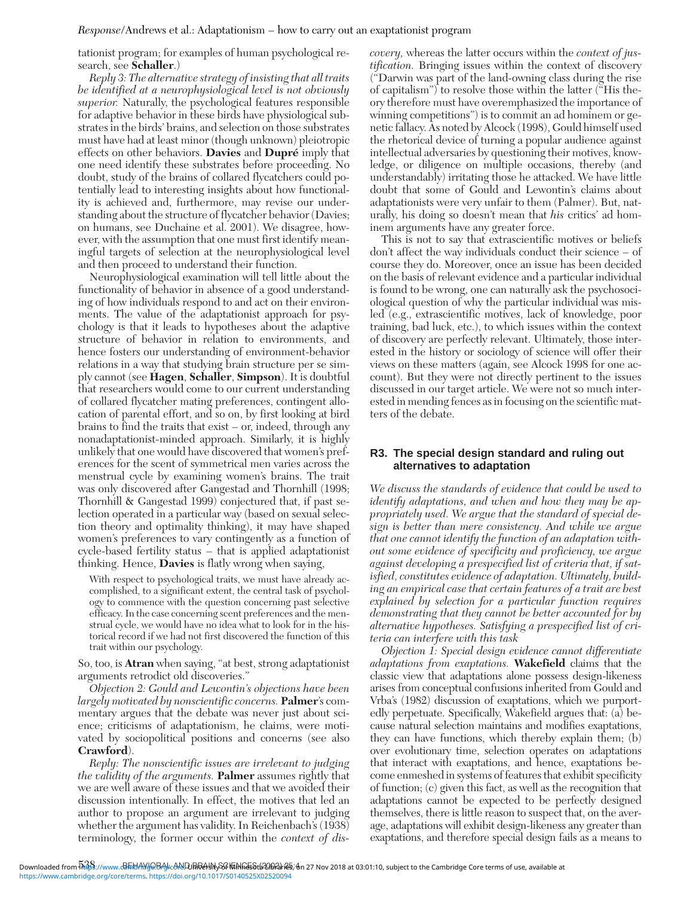tationist program; for examples of human psychological research, see **Schaller**.)

*Reply 3: The alternative strategy of insisting that all traits be identified at a neurophysiological level is not obviously superior.* Naturally, the psychological features responsible for adaptive behavior in these birds have physiological substrates in the birds' brains, and selection on those substrates must have had at least minor (though unknown) pleiotropic effects on other behaviors. **Davies** and **Dupré** imply that one need identify these substrates before proceeding. No doubt, study of the brains of collared flycatchers could potentially lead to interesting insights about how functionality is achieved and, furthermore, may revise our understanding about the structure of flycatcher behavior (Davies; on humans, see Duchaine et al. 2001). We disagree, however, with the assumption that one must first identify meaningful targets of selection at the neurophysiological level and then proceed to understand their function.

Neurophysiological examination will tell little about the functionality of behavior in absence of a good understanding of how individuals respond to and act on their environments. The value of the adaptationist approach for psychology is that it leads to hypotheses about the adaptive structure of behavior in relation to environments, and hence fosters our understanding of environment-behavior relations in a way that studying brain structure per se simply cannot (see **Hagen**, **Schaller**, **Simpson**). It is doubtful that researchers would come to our current understanding of collared flycatcher mating preferences, contingent allocation of parental effort, and so on, by first looking at bird brains to find the traits that exist – or, indeed, through any nonadaptationist-minded approach. Similarly, it is highly unlikely that one would have discovered that women's preferences for the scent of symmetrical men varies across the menstrual cycle by examining women's brains. The trait was only discovered after Gangestad and Thornhill (1998; Thornhill & Gangestad 1999) conjectured that, if past selection operated in a particular way (based on sexual selection theory and optimality thinking), it may have shaped women's preferences to vary contingently as a function of cycle-based fertility status – that is applied adaptationist thinking. Hence, **Davies** is flatly wrong when saying,

> With respect to psychological traits, we must have already accomplished, to a significant extent, the central task of psychology to commence with the question concerning past selective efficacy. In the case concerning scent preferences and the menstrual cycle, we would have no idea what to look for in the historical record if we had not first discovered the function of this trait within our psychology.

So, too, is **Atran** when saying, "at best, strong adaptationist arguments retrodict old discoveries."

*Objection 2: Gould and Lewontin's objections have been largely motivated by nonscientific concerns.* **Palmer**'s commentary argues that the debate was never just about science; criticisms of adaptationism, he claims, were motivated by sociopolitical positions and concerns (see also **Crawford**).

*Reply: The nonscientific issues are irrelevant to judging the validity of the arguments.* **Palmer** assumes rightly that we are well aware of these issues and that we avoided their discussion intentionally. In effect, the motives that led an author to propose an argument are irrelevant to judging whether the argument has validity. In Reichenbach's (1938) terminology, the former occur within the *context of discovery*, whereas the latter occurs within the *context of justification.* Bringing issues within the context of discovery ("Darwin was part of the land-owning class during the rise of capitalism") to resolve those within the latter ("His theory therefore must have overemphasized the importance of winning competitions") is to commit an ad hominem or genetic fallacy. As noted by Alcock (1998), Gould himself used the rhetorical device of turning a popular audience against intellectual adversaries by questioning their motives, knowledge, or diligence on multiple occasions, thereby (and understandably) irritating those he attacked. We have little doubt that some of Gould and Lewontin's claims about adaptationists were very unfair to them (Palmer). But, naturally, his doing so doesn't mean that *his* critics' ad hominem arguments have any greater force.

This is not to say that extrascientific motives or beliefs don't affect the way individuals conduct their science – of course they do. Moreover, once an issue has been decided on the basis of relevant evidence and a particular individual is found to be wrong, one can naturally ask the psychosociological question of why the particular individual was misled (e.g., extrascientific motives, lack of knowledge, poor training, bad luck, etc.), to which issues within the context of discovery are perfectly relevant. Ultimately, those interested in the history or sociology of science will offer their views on these matters (again, see Alcock 1998 for one account). But they were not directly pertinent to the issues discussed in our target article. We were not so much interested in mending fences as in focusing on the scientific matters of the debate.

## R3. The special design standard and ruling out alternatives to adaptation

*We discuss the standards of evidence that could be used to identify adaptations, and when and how they may be appropriately used. We argue that the standard of special design is better than mere consistency. And while we argue that one cannot identify the function of an adaptation without some evidence of specificity and proficiency, we argue against developing a prespecified list of criteria that, if satisfied, constitutes evidence of adaptation. Ultimately, building an empirical case that certain features of a trait are best explained by selection for a particular function requires demonstrating that they cannot be better accounted for by alternative hypotheses. Satisfying a prespecified list of criteria can interfere with this task*

*Objection 1: Special design evidence cannot differentiate adaptations from exaptations.* **Wakefield** claims that the classic view that adaptations alone possess design-likeness arises from conceptual confusions inherited from Gould and Vrba's (1982) discussion of exaptations, which we purportedly perpetuate. Specifically, Wakefield argues that: (a) because natural selection maintains and modifies exaptations, they can have functions, which thereby explain them; (b) over evolutionary time, selection operates on adaptations that interact with exaptations, and hence, exaptations become enmeshed in systems of features that exhibit specificity of function; (c) given this fact, as well as the recognition that adaptations cannot be expected to be perfectly designed themselves, there is little reason to suspect that, on the average, adaptations will exhibit design-likeness any greater than exaptations, and therefore special design fails as a means to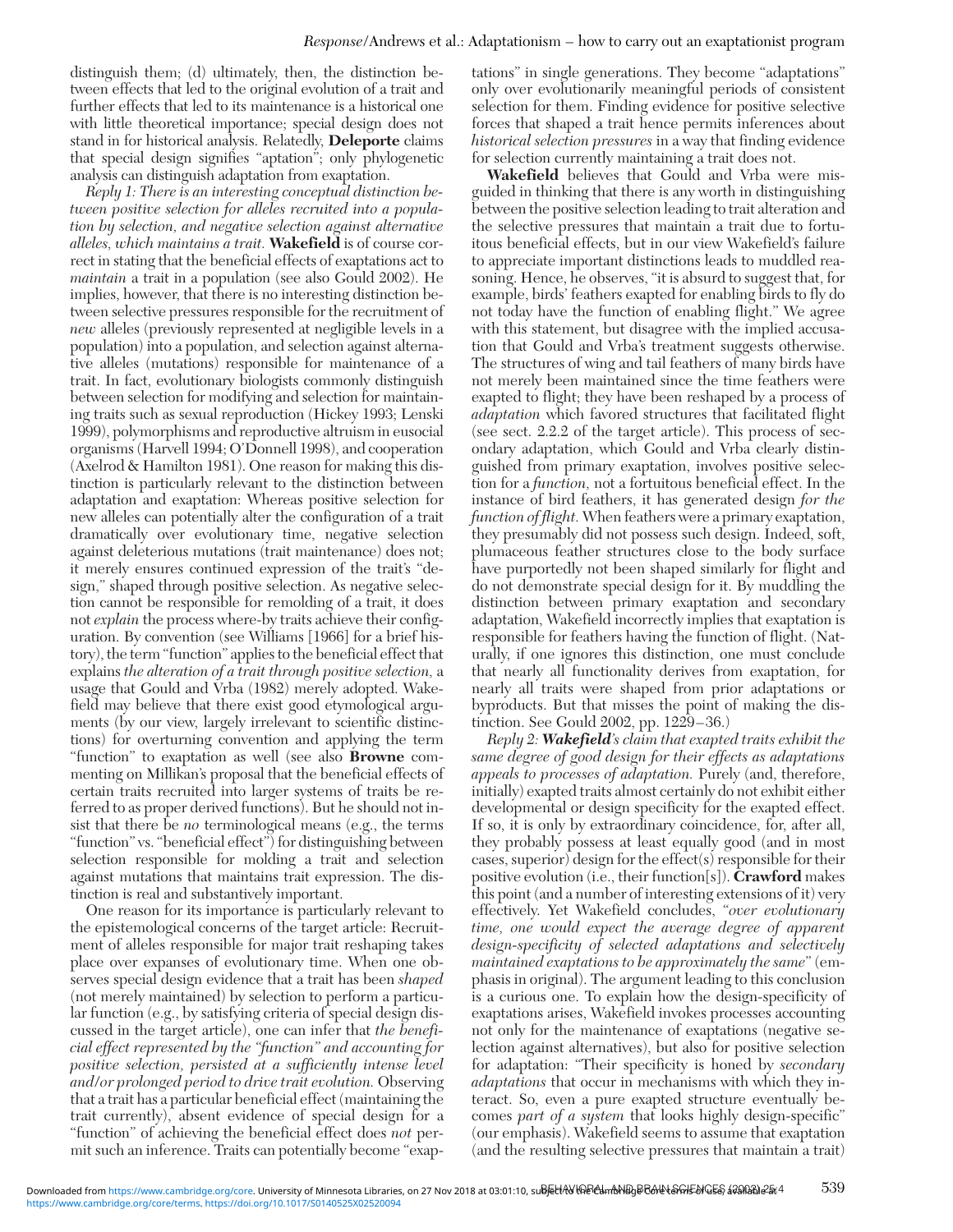distinguish them; (d) ultimately, then, the distinction between effects that led to the original evolution of a trait and further effects that led to its maintenance is a historical one with little theoretical importance; special design does not stand in for historical analysis. Relatedly, **Deleporte** claims that special design signifies "aptation"; only phylogenetic analysis can distinguish adaptation from exaptation.

*Reply 1: There is an interesting conceptual distinction between positive selection for alleles recruited into a population by selection, and negative selection against alternative alleles, which maintains a trait.* **Wakefield** is of course correct in stating that the beneficial effects of exaptations act to *maintain* a trait in a population (see also Gould 2002). He implies, however, that there is no interesting distinction between selective pressures responsible for the recruitment of *new* alleles (previously represented at negligible levels in a population) into a population, and selection against alternative alleles (mutations) responsible for maintenance of a trait. In fact, evolutionary biologists commonly distinguish between selection for modifying and selection for maintaining traits such as sexual reproduction (Hickey 1993; Lenski 1999), polymorphisms and reproductive altruism in eusocial organisms (Harvell 1994; O'Donnell 1998), and cooperation (Axelrod & Hamilton 1981). One reason for making this distinction is particularly relevant to the distinction between adaptation and exaptation: Whereas positive selection for new alleles can potentially alter the configuration of a trait dramatically over evolutionary time, negative selection against deleterious mutations (trait maintenance) does not; it merely ensures continued expression of the trait's "design," shaped through positive selection. As negative selection cannot be responsible for remodeling of a trait, it does not *explain* the process where-by traits achieve their configuration. By convention (see Williams [1966] for a brief history), the term "function" applies to the beneficial effect that explains *the alteration of a trait through positive selection,* a usage that Gould and Vrba (1982) merely adopted. Wakefield may believe that there exist good etymological arguments (by our view, largely irrelevant to scientific distinctions) for overturning convention and applying the term "function" to exaptation as well (see also **Browne** commenting on Millikan's proposal that the beneficial effects of certain traits recruited into larger systems of traits be referred to as proper derived functions). But he should not insist that there be *no* terminological means (e.g., the terms "function" vs. "beneficial effect") for distinguishing between selection responsible for molding a trait and selection against mutations that maintains trait expression. The distinction is real and substantively important.

One reason for its importance is particularly relevant to the epistemological concerns of the target article: Recruitment of alleles responsible for major trait reshaping takes place over expanses of evolutionary time. When one observes special design evidence that a trait has been *shaped* (not merely maintained) by selection to perform a particular function (e.g., by satisfying criteria of special design discussed in the target article), one can infer that *the beneficial effect represented by the "function" and accounting for positive selection, persisted at a sufficiently intense level and/or prolonged period to drive trait evolution.* Observing that a trait has a particular beneficial effect (maintaining the trait currently), absent evidence of special design for a "function" of achieving the beneficial effect does *not* permit such an inference. Traits can potentially become "exaptations" in single generations. They become "adaptations" only over evolutionarily meaningful periods of consistent selection for them. Finding evidence for positive selective forces that shaped a trait hence permits inferences about *historical selection pressures* in a way that finding evidence for selection currently maintaining a trait does not.

**Wakefield** believes that Gould and Vrba were misguided in thinking that there is any worth in distinguishing between the positive selection leading to trait alteration and the selective pressures that maintain a trait due to fortuitous beneficial effects, but in our view Wakefield's failure to appreciate important distinctions leads to muddled reasoning. Hence, he observes, "it is absurd to suggest that, for example, birds' feathers exapted for enabling birds to fly do not today have the function of enabling flight." We agree with this statement, but disagree with the implied accusation that Gould and Vrba's treatment suggests otherwise. The structures of wing and tail feathers of many birds have not merely been maintained since the time feathers were exapted to flight; they have been reshaped by a process of *adaptation* which favored structures that facilitated flight (see sect. 2.2.2 of the target article). This process of secondary adaptation, which Gould and Vrba clearly distinguished from primary exaptation, involves positive selection for a *function,* not a fortuitous beneficial effect. In the instance of bird feathers, it has generated design *for the function of flight.* When feathers were a primary exaptation, they presumably did not possess such design. Indeed, soft, plumaceous feather structures close to the body surface have purportedly not been shaped similarly for flight and do not demonstrate special design for it. By muddling the distinction between primary exaptation and secondary adaptation, Wakefield incorrectly implies that exaptation is responsible for feathers having the function of flight. (Naturally, if one ignores this distinction, one must conclude that nearly all functionality derives from exaptation, for nearly all traits were shaped from prior adaptations or byproducts. But that misses the point of making the distinction. See Gould 2002, pp. 1229–36.)

*Reply 2:* ***Wakefield****'s claim that exapted traits exhibit the same degree of good design for their effects as adaptations appeals to processes of adaptation.* Purely (and, therefore, initially) exapted traits almost certainly do not exhibit either developmental or design specificity for the exapted effect. If so, it is only by extraordinary coincidence, for, after all, they probably possess at least equally good (and in most cases, superior) design for the effect(s) responsible for their positive evolution (i.e., their function[s]). **Crawford** makes this point (and a number of interesting extensions of it) very effectively. Yet Wakefield concludes, "*over evolutionary time, one would expect the average degree of apparent design-specificity of selected adaptations and selectively maintained exaptations to be approximately the same*" (emphasis in original). The argument leading to this conclusion is a curious one. To explain how the design-specificity of exaptations arises, Wakefield invokes processes accounting not only for the maintenance of exaptations (negative selection against alternatives), but also for positive selection for adaptation: "Their specificity is honed by *secondary adaptations* that occur in mechanisms with which they interact. So, even a pure exapted structure eventually becomes *part of a system* that looks highly design-specific" (our emphasis). Wakefield seems to assume that exaptation (and the resulting selective pressures that maintain a trait)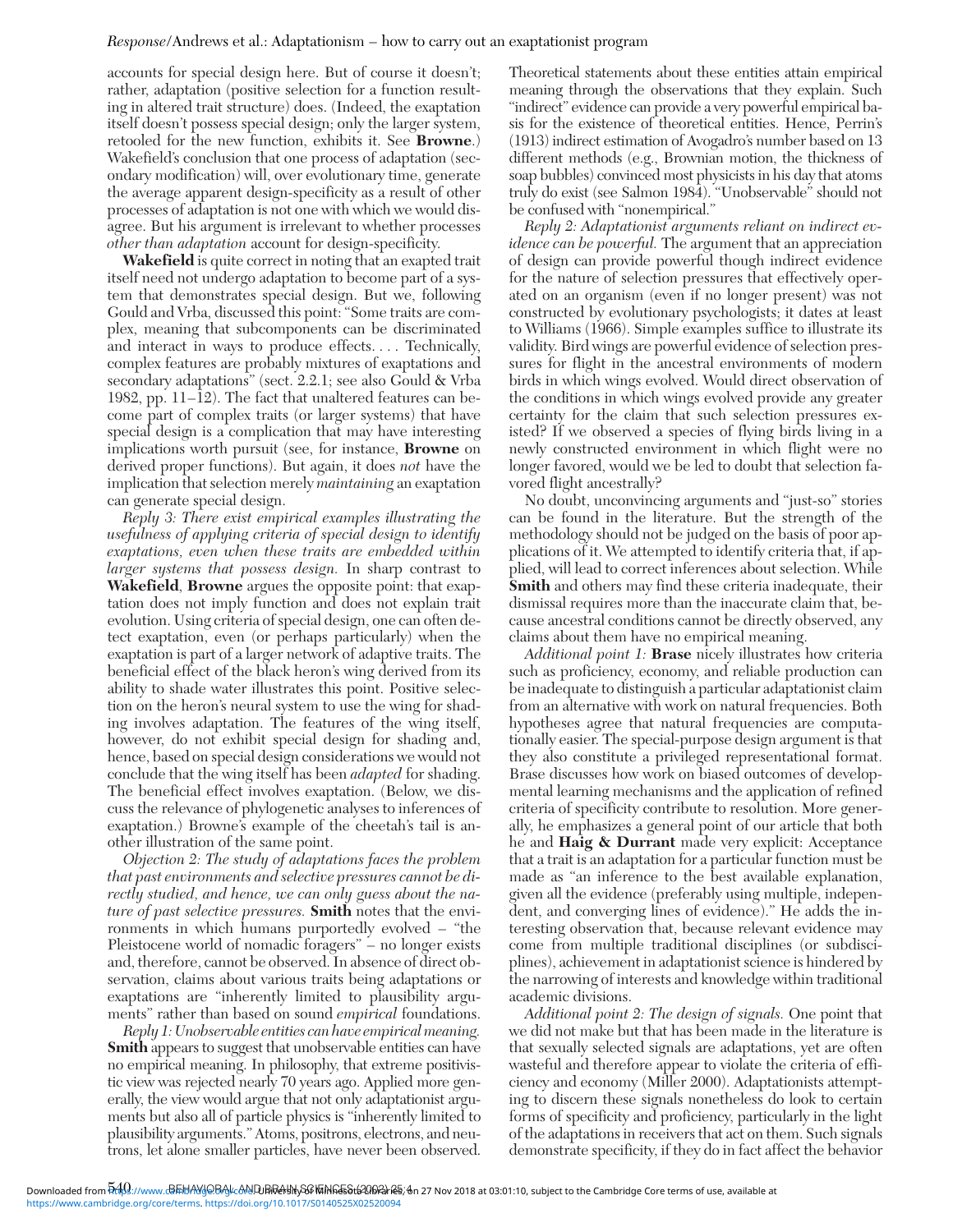accounts for special design here. But of course it doesn't; rather, adaptation (positive selection for a function resulting in altered trait structure) does. (Indeed, the exaptation itself doesn't possess special design; only the larger system, retooled for the new function, exhibits it. See **Browne**.) Wakefield's conclusion that one process of adaptation (secondary modification) will, over evolutionary time, generate the average apparent design-specificity as a result of other processes of adaptation is not one with which we would disagree. But his argument is irrelevant to whether processes *other than adaptation* account for design-specificity.

**Wakefield** is quite correct in noting that an exapted trait itself need not undergo adaptation to become part of a system that demonstrates special design. But we, following Gould and Vrba, discussed this point: "Some traits are complex, meaning that subcomponents can be discriminated and interact in ways to produce effects. . . . Technically, complex features are probably mixtures of exaptations and secondary adaptations" (sect. 2.2.1; see also Gould & Vrba 1982, pp. 11–12). The fact that unaltered features can become part of complex traits (or larger systems) that have special design is a complication that may have interesting implications worth pursuit (see, for instance, **Browne** on derived proper functions). But again, it does *not* have the implication that selection merely *maintaining* an exaptation can generate special design.

*Reply 3: There exist empirical examples illustrating the usefulness of applying criteria of special design to identify exaptations, even when these traits are embedded within larger systems that possess design.* In sharp contrast to **Wakefield**, **Browne** argues the opposite point: that exaptation does not imply function and does not explain trait evolution. Using criteria of special design, one can often detect exaptation, even (or perhaps particularly) when the exaptation is part of a larger network of adaptive traits. The beneficial effect of the black heron's wing derived from its ability to shade water illustrates this point. Positive selection on the heron's neural system to use the wing for shading involves adaptation. The features of the wing itself, however, do not exhibit special design for shading and, hence, based on special design considerations we would not conclude that the wing itself has been *adapted* for shading. The beneficial effect involves exaptation. (Below, we discuss the relevance of phylogenetic analyses to inferences of exaptation.) Browne's example of the cheetah's tail is another illustration of the same point.

*Objection 2: The study of adaptations faces the problem that past environments and selective pressures cannot be directly studied, and hence, we can only guess about the nature of past selective pressures.* **Smith** notes that the environments in which humans purportedly evolved – "the Pleistocene world of nomadic foragers" – no longer exists and, therefore, cannot be observed. In absence of direct observation, claims about various traits being adaptations or exaptations are "inherently limited to plausibility arguments" rather than based on sound *empirical* foundations.

*Reply 1: Unobservable entities can have empirical meaning.* **Smith** appears to suggest that unobservable entities can have no empirical meaning. In philosophy, that extreme positivistic view was rejected nearly 70 years ago. Applied more generally, the view would argue that not only adaptationist arguments but also all of particle physics is "inherently limited to plausibility arguments." Atoms, positrons, electrons, and neutrons, let alone smaller particles, have never been observed. Theoretical statements about these entities attain empirical meaning through the observations that they explain. Such "indirect" evidence can provide a very powerful empirical basis for the existence of theoretical entities. Hence, Perrin's (1913) indirect estimation of Avogadro's number based on 13 different methods (e.g., Brownian motion, the thickness of soap bubbles) convinced most physicists in his day that atoms truly do exist (see Salmon 1984). "Unobservable" should not be confused with "nonempirical."

*Reply 2: Adaptationist arguments reliant on indirect evidence can be powerful.* The argument that an appreciation of design can provide powerful though indirect evidence for the nature of selection pressures that effectively operated on an organism (even if no longer present) was not constructed by evolutionary psychologists; it dates at least to Williams (1966). Simple examples suffice to illustrate its validity. Bird wings are powerful evidence of selection pressures for flight in the ancestral environments of modern birds in which wings evolved. Would direct observation of the conditions in which wings evolved provide any greater certainty for the claim that such selection pressures existed? If we observed a species of flying birds living in a newly constructed environment in which flight were no longer favored, would we be led to doubt that selection favored flight ancestrally?

No doubt, unconvincing arguments and "just-so" stories can be found in the literature. But the strength of the methodology should not be judged on the basis of poor applications of it. We attempted to identify criteria that, if applied, will lead to correct inferences about selection. While **Smith** and others may find these criteria inadequate, their dismissal requires more than the inaccurate claim that, because ancestral conditions cannot be directly observed, any claims about them have no empirical meaning.

*Additional point 1:* **Brase** nicely illustrates how criteria such as proficiency, economy, and reliable production can be inadequate to distinguish a particular adaptationist claim from an alternative with work on natural frequencies. Both hypotheses agree that natural frequencies are computationally easier. The special-purpose design argument is that they also constitute a privileged representational format. Brase discusses how work on biased outcomes of developmental learning mechanisms and the application of refined criteria of specificity contribute to resolution. More generally, he emphasizes a general point of our article that both he and **Haig & Durrant** made very explicit: Acceptance that a trait is an adaptation for a particular function must be made as "an inference to the best available explanation, given all the evidence (preferably using multiple, independent, and converging lines of evidence)." He adds the interesting observation that, because relevant evidence may come from multiple traditional disciplines (or subdisciplines), achievement in adaptationist science is hindered by the narrowing of interests and knowledge within traditional academic divisions.

*Additional point 2: The design of signals.* One point that we did not make but that has been made in the literature is that sexually selected signals are adaptations, yet are often wasteful and therefore appear to violate the criteria of efficiency and economy (Miller 2000). Adaptationists attempting to discern these signals nonetheless do look to certain forms of specificity and proficiency, particularly in the light of the adaptations in receivers that act on them. Such signals demonstrate specificity, if they do in fact affect the behavior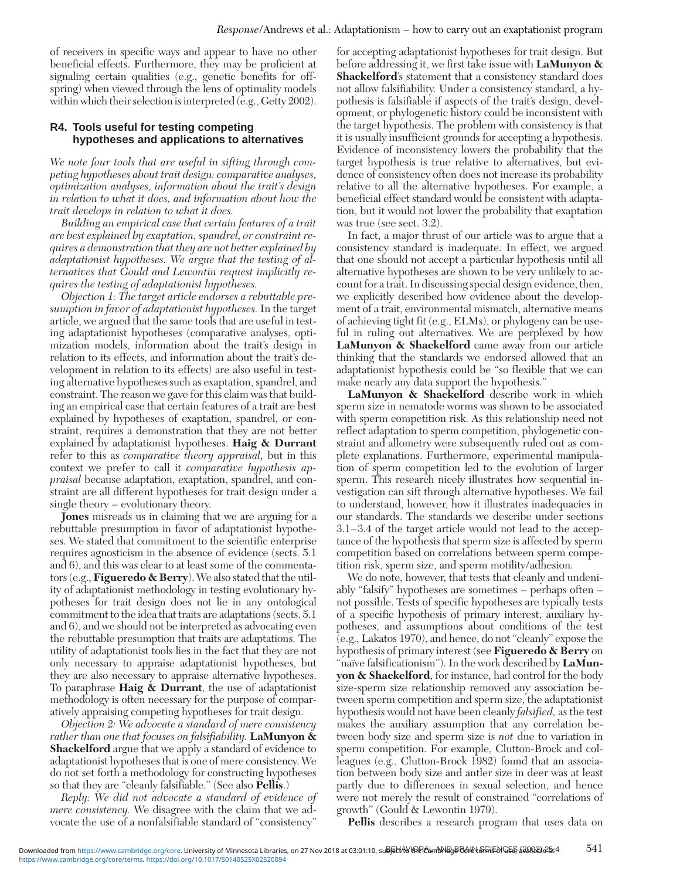of receivers in specific ways and appear to have no other beneficial effects. Furthermore, they may be proficient at signaling certain qualities (e.g., genetic benefits for offspring) when viewed through the lens of optimality models within which their selection is interpreted (e.g., Getty 2002).

## R4. Tools useful for testing competing hypotheses and applications to alternatives

*We note four tools that are useful in sifting through competing hypotheses about trait design: comparative analyses, optimization analyses, information about the trait's design in relation to what it does, and information about how the trait develops in relation to what it does.*

*Building an empirical case that certain features of a trait are best explained by exaptation, spandrel, or constraint requires a demonstration that they are not better explained by adaptationist hypotheses. We argue that the testing of alternatives that Gould and Lewontin request implicitly requires the testing of adaptationist hypotheses.*

*Objection 1: The target article endorses a rebuttable presumption in favor of adaptationist hypotheses.* In the target article, we argued that the same tools that are useful in testing adaptationist hypotheses (comparative analyses, optimization models, information about the trait's design in relation to its effects, and information about the trait's development in relation to its effects) are also useful in testing alternative hypotheses such as exaptation, spandrel, and constraint. The reason we gave for this claim was that building an empirical case that certain features of a trait are best explained by hypotheses of exaptation, spandrel, or constraint, requires a demonstration that they are not better explained by adaptationist hypotheses. **Haig & Durrant** refer to this as *comparative theory appraisal*, but in this context we prefer to call it *comparative hypothesis appraisal* because adaptation, exaptation, spandrel, and constraint are all different hypotheses for trait design under a single theory – evolutionary theory.

**Jones** misreads us in claiming that we are arguing for a rebuttable presumption in favor of adaptationist hypotheses. We stated that commitment to the scientific enterprise requires agnosticism in the absence of evidence (sects. 5.1 and 6), and this was clear to at least some of the commentators (e.g., **Figueredo & Berry**). We also stated that the utility of adaptationist methodology in testing evolutionary hypotheses for trait design does not lie in any ontological commitment to the idea that traits are adaptations (sects. 5.1 and 6), and we should not be interpreted as advocating even the rebuttable presumption that traits are adaptations. The utility of adaptationist tools lies in the fact that they are not only necessary to appraise adaptationist hypotheses, but they are also necessary to appraise alternative hypotheses. To paraphrase **Haig & Durrant**, the use of adaptationist methodology is often necessary for the purpose of comparatively appraising competing hypotheses for trait design.

*Objection 2: We advocate a standard of mere consistency rather than one that focuses on falsifiability.* **LaMunyon & Shackelford** argue that we apply a standard of evidence to adaptationist hypotheses that is one of mere consistency. We do not set forth a methodology for constructing hypotheses so that they are "cleanly falsifiable." (See also **Pellis**.)

*Reply: We did not advocate a standard of evidence of mere consistency.* We disagree with the claim that we advocate the use of a nonfalsifiable standard of "consistency" for accepting adaptationist hypotheses for trait design. But before addressing it, we first take issue with **LaMunyon & Shackelford**'s statement that a consistency standard does not allow falsifiability. Under a consistency standard, a hypothesis is falsifiable if aspects of the trait's design, development, or phylogenetic history could be inconsistent with the target hypothesis. The problem with consistency is that it is usually insufficient grounds for accepting a hypothesis. Evidence of inconsistency lowers the probability that the target hypothesis is true relative to alternatives, but evidence of consistency often does not increase its probability relative to all the alternative hypotheses. For example, a beneficial effect standard would be consistent with adaptation, but it would not lower the probability that exaptation was true (see sect. 3.2).

In fact, a major thrust of our article was to argue that a consistency standard is inadequate. In effect, we argued that one should not accept a particular hypothesis until all alternative hypotheses are shown to be very unlikely to account for a trait. In discussing special design evidence, then, we explicitly described how evidence about the development of a trait, environmental mismatch, alternative means of achieving tight fit (e.g., ELMs), or phylogeny can be useful in ruling out alternatives. We are perplexed by how **LaMunyon & Shackelford** came away from our article thinking that the standards we endorsed allowed that an adaptationist hypothesis could be "so flexible that we can make nearly any data support the hypothesis."

**LaMunyon & Shackelford** describe work in which sperm size in nematode worms was shown to be associated with sperm competition risk. As this relationship need not reflect adaptation to sperm competition, phylogenetic constraint and allometry were subsequently ruled out as complete explanations. Furthermore, experimental manipulation of sperm competition led to the evolution of larger sperm. This research nicely illustrates how sequential investigation can sift through alternative hypotheses. We fail to understand, however, how it illustrates inadequacies in our standards. The standards we describe under sections 3.1–3.4 of the target article would not lead to the acceptance of the hypothesis that sperm size is affected by sperm competition based on correlations between sperm competition risk, sperm size, and sperm motility/adhesion.

We do note, however, that tests that cleanly and undeniably "falsify" hypotheses are sometimes – perhaps often – not possible. Tests of specific hypotheses are typically tests of a specific hypothesis of primary interest, auxiliary hypotheses, and assumptions about conditions of the test (e.g., Lakatos 1970), and hence, do not "cleanly" expose the hypothesis of primary interest (see **Figueredo & Berry** on "naïve falsificationism"). In the work described by **LaMunyon & Shackelford**, for instance, had control for the body size-sperm size relationship removed any association between sperm competition and sperm size, the adaptationist hypothesis would not have been cleanly *falsified,* as the test makes the auxiliary assumption that any correlation between body size and sperm size is *not* due to variation in sperm competition. For example, Clutton-Brock and colleagues (e.g., Clutton-Brock 1982) found that an association between body size and antler size in deer was at least partly due to differences in sexual selection, and hence were not merely the result of constrained "correlations of growth" (Gould & Lewontin 1979).

**Pellis** describes a research program that uses data on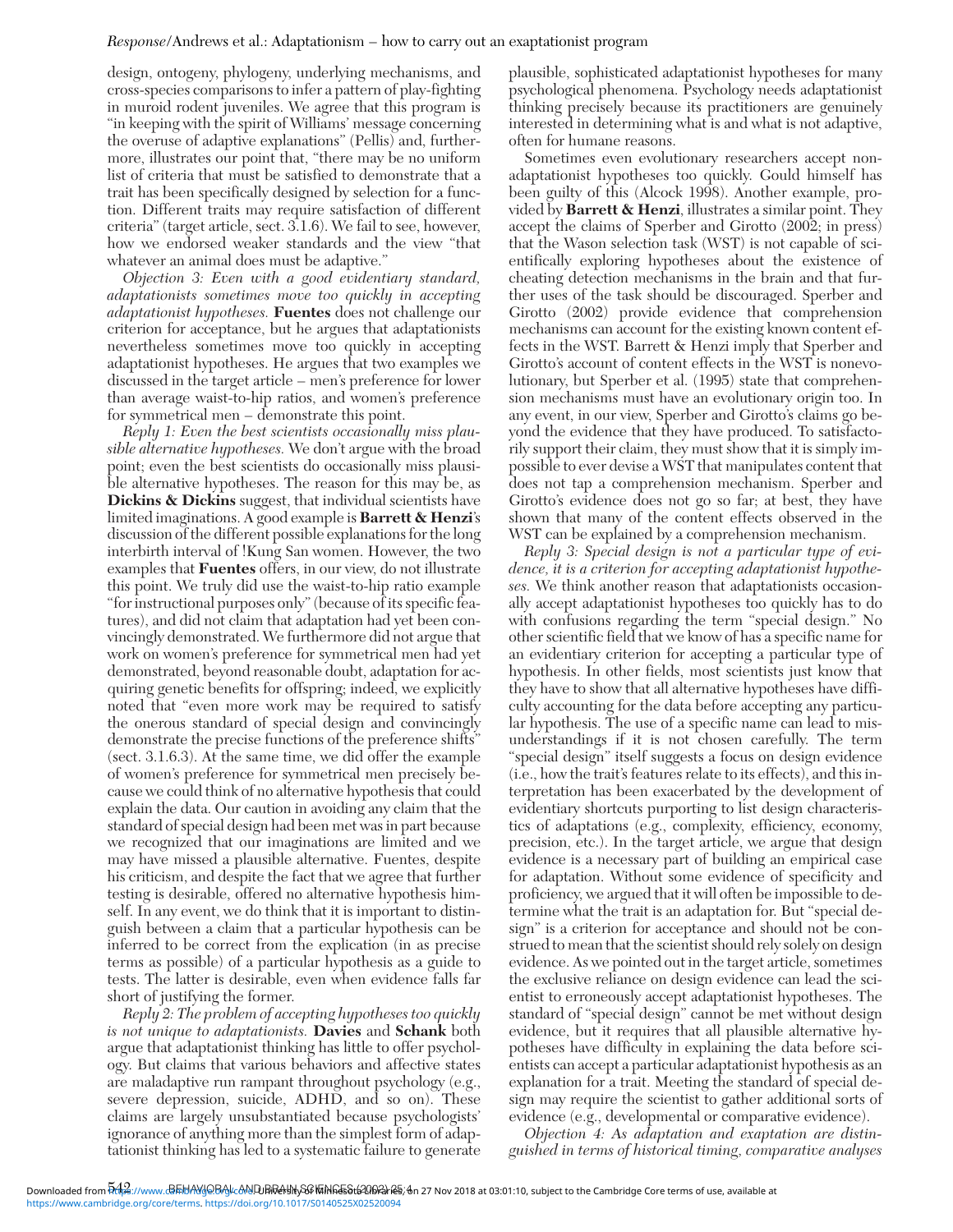design, ontogeny, phylogeny, underlying mechanisms, and cross-species comparisons to infer a pattern of play-fighting in muroid rodent juveniles. We agree that this program is "in keeping with the spirit of Williams' message concerning the overuse of adaptive explanations" (Pellis) and, furthermore, illustrates our point that, "there may be no uniform list of criteria that must be satisfied to demonstrate that a trait has been specifically designed by selection for a function. Different traits may require satisfaction of different criteria" (target article, sect. 3.1.6). We fail to see, however, how we endorsed weaker standards and the view "that whatever an animal does must be adaptive."

*Objection 3: Even with a good evidentiary standard, adaptationists sometimes move too quickly in accepting adaptationist hypotheses.* **Fuentes** does not challenge our criterion for acceptance, but he argues that adaptationists nevertheless sometimes move too quickly in accepting adaptationist hypotheses. He argues that two examples we discussed in the target article – men's preference for lower than average waist-to-hip ratios, and women's preference for symmetrical men – demonstrate this point.

*Reply 1: Even the best scientists occasionally miss plausible alternative hypotheses.* We don't argue with the broad point; even the best scientists do occasionally miss plausible alternative hypotheses. The reason for this may be, as **Dickins & Dickins** suggest, that individual scientists have limited imaginations. A good example is **Barrett & Henzi**'s discussion of the different possible explanations for the long interbirth interval of !Kung San women. However, the two examples that **Fuentes** offers, in our view, do not illustrate this point. We truly did use the waist-to-hip ratio example "for instructional purposes only" (because of its specific features), and did not claim that adaptation had yet been convincingly demonstrated. We furthermore did not argue that work on women's preference for symmetrical men had yet demonstrated, beyond reasonable doubt, adaptation for acquiring genetic benefits for offspring; indeed, we explicitly noted that "even more work may be required to satisfy the onerous standard of special design and convincingly demonstrate the precise functions of the preference shifts" (sect. 3.1.6.3). At the same time, we did offer the example of women's preference for symmetrical men precisely because we could think of no alternative hypothesis that could explain the data. Our caution in avoiding any claim that the standard of special design had been met was in part because we recognized that our imaginations are limited and we may have missed a plausible alternative. Fuentes, despite his criticism, and despite the fact that we agree that further testing is desirable, offered no alternative hypothesis himself. In any event, we do think that it is important to distinguish between a claim that a particular hypothesis can be inferred to be correct from the explication (in as precise terms as possible) of a particular hypothesis as a guide to tests. The latter is desirable, even when evidence falls far short of justifying the former.

*Reply 2: The problem of accepting hypotheses too quickly is not unique to adaptationists.* **Davies** and **Schank** both argue that adaptationist thinking has little to offer psychology. But claims that various behaviors and affective states are maladaptive run rampant throughout psychology (e.g., severe depression, suicide, ADHD, and so on). These claims are largely unsubstantiated because psychologists' ignorance of anything more than the simplest form of adaptationist thinking has led to a systematic failure to generate plausible, sophisticated adaptationist hypotheses for many psychological phenomena. Psychology needs adaptationist thinking precisely because its practitioners are genuinely interested in determining what is and what is not adaptive, often for humane reasons.

Sometimes even evolutionary researchers accept nonadaptationist hypotheses too quickly. Gould himself has been guilty of this (Alcock 1998). Another example, provided by **Barrett & Henzi**, illustrates a similar point. They accept the claims of Sperber and Girotto (2002; in press) that the Wason selection task (WST) is not capable of scientifically exploring hypotheses about the existence of cheating detection mechanisms in the brain and that further uses of the task should be discouraged. Sperber and Girotto (2002) provide evidence that comprehension mechanisms can account for the existing known content effects in the WST. Barrett & Henzi imply that Sperber and Girotto's account of content effects in the WST is nonevolutionary, but Sperber et al. (1995) state that comprehension mechanisms must have an evolutionary origin too. In any event, in our view, Sperber and Girotto's claims go beyond the evidence that they have produced. To satisfactorily support their claim, they must show that it is simply impossible to ever devise a WST that manipulates content that does not tap a comprehension mechanism. Sperber and Girotto's evidence does not go so far; at best, they have shown that many of the content effects observed in the WST can be explained by a comprehension mechanism.

*Reply 3: Special design is not a particular type of evidence, it is a criterion for accepting adaptationist hypotheses.* We think another reason that adaptationists occasionally accept adaptationist hypotheses too quickly has to do with confusions regarding the term "special design." No other scientific field that we know of has a specific name for an evidentiary criterion for accepting a particular type of hypothesis. In other fields, most scientists just know that they have to show that all alternative hypotheses have difficulty accounting for the data before accepting any particular hypothesis. The use of a specific name can lead to misunderstandings if it is not chosen carefully. The term "special design" itself suggests a focus on design evidence (i.e., how the trait's features relate to its effects), and this interpretation has been exacerbated by the development of evidentiary shortcuts purporting to list design characteristics of adaptations (e.g., complexity, efficiency, economy, precision, etc.). In the target article, we argue that design evidence is a necessary part of building an empirical case for adaptation. Without some evidence of specificity and proficiency, we argued that it will often be impossible to determine what the trait is an adaptation for. But "special design" is a criterion for acceptance and should not be construed to mean that the scientist should rely solely on design evidence. As we pointed out in the target article, sometimes the exclusive reliance on design evidence can lead the scientist to erroneously accept adaptationist hypotheses. The standard of "special design" cannot be met without design evidence, but it requires that all plausible alternative hypotheses have difficulty in explaining the data before scientists can accept a particular adaptationist hypothesis as an explanation for a trait. Meeting the standard of special design may require the scientist to gather additional sorts of evidence (e.g., developmental or comparative evidence).

*Objection 4: As adaptation and exaptation are distinguished in terms of historical timing, comparative analyses*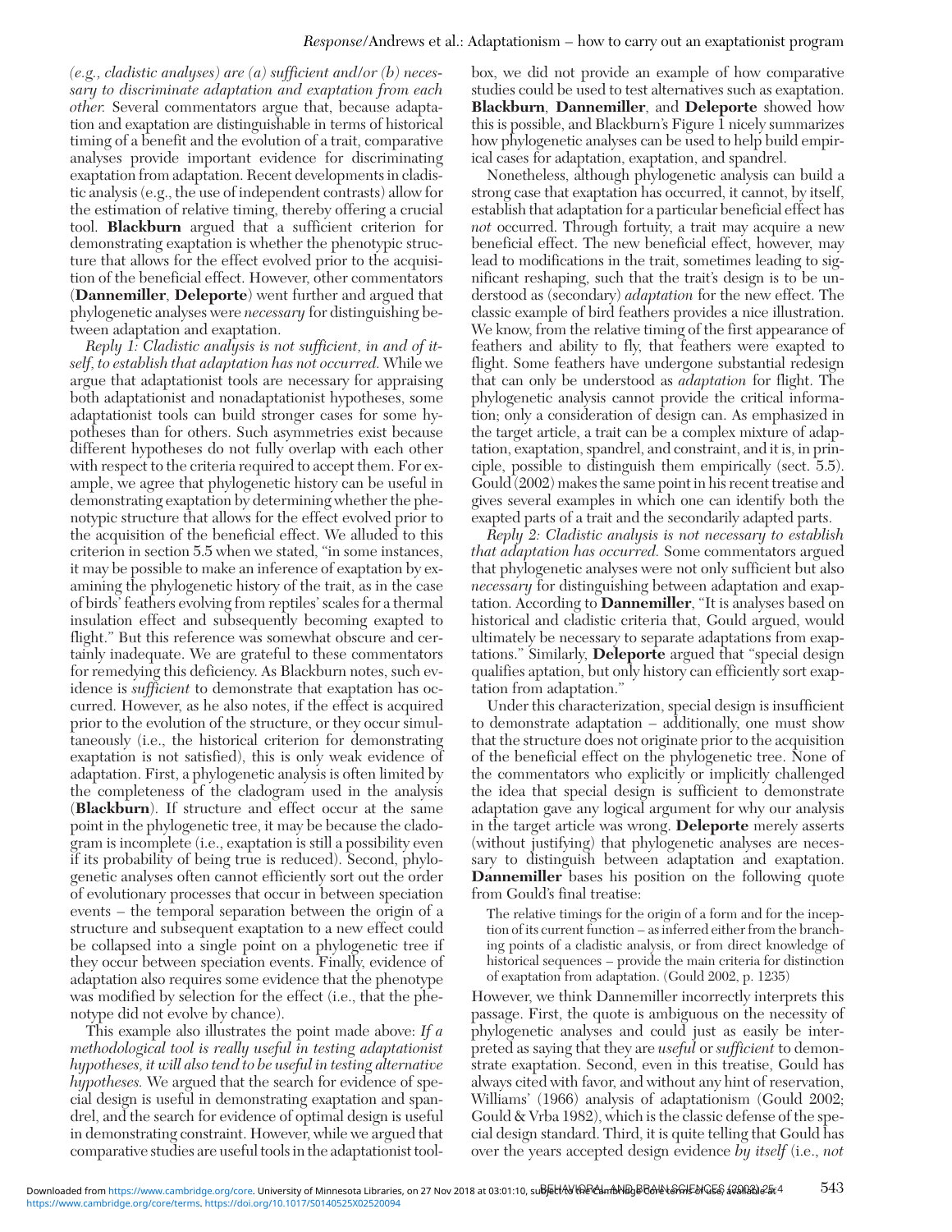*(e.g., cladistic analyses) are (a) sufficient and/or (b) necessary to discriminate adaptation and exaptation from each other.* Several commentators argue that, because adaptation and exaptation are distinguishable in terms of historical timing of a benefit and the evolution of a trait, comparative analyses provide important evidence for discriminating exaptation from adaptation. Recent developments in cladistic analysis (e.g., the use of independent contrasts) allow for the estimation of relative timing, thereby offering a crucial tool. **Blackburn** argued that a sufficient criterion for demonstrating exaptation is whether the phenotypic structure that allows for the effect evolved prior to the acquisition of the beneficial effect. However, other commentators (**Dannemiller**, **Deleporte**) went further and argued that phylogenetic analyses were *necessary* for distinguishing between adaptation and exaptation.

*Reply 1: Cladistic analysis is not sufficient, in and of itself, to establish that adaptation has not occurred.* While we argue that adaptationist tools are necessary for appraising both adaptationist and nonadaptationist hypotheses, some adaptationist tools can build stronger cases for some hypotheses than for others. Such asymmetries exist because different hypotheses do not fully overlap with each other with respect to the criteria required to accept them. For example, we agree that phylogenetic history can be useful in demonstrating exaptation by determining whether the phenotypic structure that allows for the effect evolved prior to the acquisition of the beneficial effect. We alluded to this criterion in section 5.5 when we stated, "in some instances, it may be possible to make an inference of exaptation by examining the phylogenetic history of the trait, as in the case of birds' feathers evolving from reptiles' scales for a thermal insulation effect and subsequently becoming exapted to flight." But this reference was somewhat obscure and certainly inadequate. We are grateful to these commentators for remedying this deficiency. As Blackburn notes, such evidence is *sufficient* to demonstrate that exaptation has occurred. However, as he also notes, if the effect is acquired prior to the evolution of the structure, or they occur simultaneously (i.e., the historical criterion for demonstrating exaptation is not satisfied), this is only weak evidence of adaptation. First, a phylogenetic analysis is often limited by the completeness of the cladogram used in the analysis (**Blackburn**). If structure and effect occur at the same point in the phylogenetic tree, it may be because the cladogram is incomplete (i.e., exaptation is still a possibility even if its probability of being true is reduced). Second, phylogenetic analyses often cannot efficiently sort out the order of evolutionary processes that occur in between speciation events – the temporal separation between the origin of a structure and subsequent exaptation to a new effect could be collapsed into a single point on a phylogenetic tree if they occur between speciation events. Finally, evidence of adaptation also requires some evidence that the phenotype was modified by selection for the effect (i.e., that the phenotype did not evolve by chance).

This example also illustrates the point made above: *If a methodological tool is really useful in testing adaptationist hypotheses, it will also tend to be useful in testing alternative hypotheses.* We argued that the search for evidence of special design is useful in demonstrating exaptation and spandrel, and the search for evidence of optimal design is useful in demonstrating constraint. However, while we argued that comparative studies are useful tools in the adaptationist toolbox, we did not provide an example of how comparative studies could be used to test alternatives such as exaptation. **Blackburn**, **Dannemiller**, and **Deleporte** showed how this is possible, and Blackburn's Figure 1 nicely summarizes how phylogenetic analyses can be used to help build empirical cases for adaptation, exaptation, and spandrel.

Nonetheless, although phylogenetic analysis can build a strong case that exaptation has occurred, it cannot, by itself, establish that adaptation for a particular beneficial effect has *not* occurred. Through fortuity, a trait may acquire a new beneficial effect. The new beneficial effect, however, may lead to modifications in the trait, sometimes leading to significant reshaping, such that the trait's design is to be understood as (secondary) *adaptation* for the new effect. The classic example of bird feathers provides a nice illustration. We know, from the relative timing of the first appearance of feathers and ability to fly, that feathers were exapted to flight. Some feathers have undergone substantial redesign that can only be understood as *adaptation* for flight. The phylogenetic analysis cannot provide the critical information; only a consideration of design can. As emphasized in the target article, a trait can be a complex mixture of adaptation, exaptation, spandrel, and constraint, and it is, in principle, possible to distinguish them empirically (sect. 5.5). Gould (2002) makes the same point in his recent treatise and gives several examples in which one can identify both the exapted parts of a trait and the secondarily adapted parts.

*Reply 2: Cladistic analysis is not necessary to establish that adaptation has occurred.* Some commentators argued that phylogenetic analyses were not only sufficient but also *necessary* for distinguishing between adaptation and exaptation. According to **Dannemiller**, "It is analyses based on historical and cladistic criteria that, Gould argued, would ultimately be necessary to separate adaptations from exaptations." Similarly, **Deleporte** argued that "special design qualifies aptation, but only history can efficiently sort exaptation from adaptation."

Under this characterization, special design is insufficient to demonstrate adaptation – additionally, one must show that the structure does not originate prior to the acquisition of the beneficial effect on the phylogenetic tree. None of the commentators who explicitly or implicitly challenged the idea that special design is sufficient to demonstrate adaptation gave any logical argument for why our analysis in the target article was wrong. **Deleporte** merely asserts (without justifying) that phylogenetic analyses are necessary to distinguish between adaptation and exaptation. **Dannemiller** bases his position on the following quote from Gould's final treatise:

> The relative timings for the origin of a form and for the inception of its current function – as inferred either from the branching points of a cladistic analysis, or from direct knowledge of historical sequences – provide the main criteria for distinction of exaptation from adaptation. (Gould 2002, p. 1235)

However, we think Dannemiller incorrectly interprets this passage. First, the quote is ambiguous on the necessity of phylogenetic analyses and could just as easily be interpreted as saying that they are *useful* or *sufficient* to demonstrate exaptation. Second, even in this treatise, Gould has always cited with favor, and without any hint of reservation, Williams' (1966) analysis of adaptationism (Gould 2002; Gould & Vrba 1982), which is the classic defense of the special design standard. Third, it is quite telling that Gould has over the years accepted design evidence *by itself* (i.e., *not*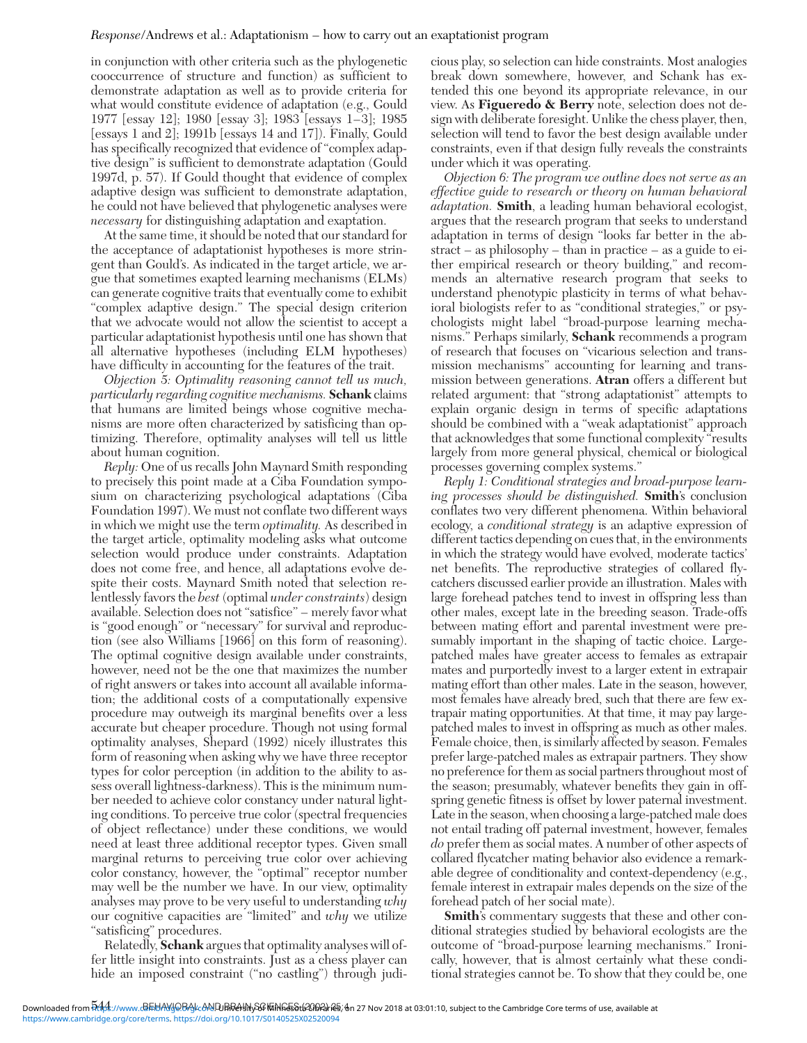in conjunction with other criteria such as the phylogenetic cooccurrence of structure and function) as sufficient to demonstrate adaptation as well as to provide criteria for what would constitute evidence of adaptation (e.g., Gould 1977 [essay 12]; 1980 [essay 3]; 1983 [essays 1–3]; 1985 [essays 1 and 2]; 1991b [essays 14 and 17]). Finally, Gould has specifically recognized that evidence of "complex adaptive design" is sufficient to demonstrate adaptation (Gould 1997d, p. 57). If Gould thought that evidence of complex adaptive design was sufficient to demonstrate adaptation, he could not have believed that phylogenetic analyses were *necessary* for distinguishing adaptation and exaptation.

At the same time, it should be noted that our standard for the acceptance of adaptationist hypotheses is more stringent than Gould's. As indicated in the target article, we argue that sometimes exapted learning mechanisms (ELMs) can generate cognitive traits that eventually come to exhibit "complex adaptive design." The special design criterion that we advocate would not allow the scientist to accept a particular adaptationist hypothesis until one has shown that all alternative hypotheses (including ELM hypotheses) have difficulty in accounting for the features of the trait.

*Objection 5: Optimality reasoning cannot tell us much, particularly regarding cognitive mechanisms.* **Schank** claims that humans are limited beings whose cognitive mechanisms are more often characterized by satisficing than optimizing. Therefore, optimality analyses will tell us little about human cognition.

*Reply:* One of us recalls John Maynard Smith responding to precisely this point made at a Ciba Foundation symposium on characterizing psychological adaptations (Ciba Foundation 1997). We must not conflate two different ways in which we might use the term *optimality.* As described in the target article, optimality modeling asks what outcome selection would produce under constraints. Adaptation does not come free, and hence, all adaptations evolve despite their costs. Maynard Smith noted that selection relentlessly favors the *best* (optimal *under constraints*) design available. Selection does not "satisfice" – merely favor what is "good enough" or "necessary" for survival and reproduction (see also Williams [1966] on this form of reasoning). The optimal cognitive design available under constraints, however, need not be the one that maximizes the number of right answers or takes into account all available information; the additional costs of a computationally expensive procedure may outweigh its marginal benefits over a less accurate but cheaper procedure. Though not using formal optimality analyses, Shepard (1992) nicely illustrates this form of reasoning when asking why we have three receptor types for color perception (in addition to the ability to assess overall lightness-darkness). This is the minimum number needed to achieve color constancy under natural lighting conditions. To perceive true color (spectral frequencies of object reflectance) under these conditions, we would need at least three additional receptor types. Given small marginal returns to perceiving true color over achieving color constancy, however, the "optimal" receptor number may well be the number we have. In our view, optimality analyses may prove to be very useful to understanding *why* our cognitive capacities are "limited" and *why* we utilize "satisficing" procedures.

Relatedly, **Schank** argues that optimality analyses will offer little insight into constraints. Just as a chess player can hide an imposed constraint ("no castling") through judicious play, so selection can hide constraints. Most analogies break down somewhere, however, and Schank has extended this one beyond its appropriate relevance, in our view. As **Figueredo & Berry** note, selection does not design with deliberate foresight. Unlike the chess player, then, selection will tend to favor the best design available under constraints, even if that design fully reveals the constraints under which it was operating.

*Objection 6: The program we outline does not serve as an effective guide to research or theory on human behavioral adaptation.* **Smith**, a leading human behavioral ecologist, argues that the research program that seeks to understand adaptation in terms of design "looks far better in the abstract – as philosophy – than in practice – as a guide to either empirical research or theory building," and recommends an alternative research program that seeks to understand phenotypic plasticity in terms of what behavioral biologists refer to as "conditional strategies," or psychologists might label "broad-purpose learning mechanisms." Perhaps similarly, **Schank** recommends a program of research that focuses on "vicarious selection and transmission mechanisms" accounting for learning and transmission between generations. **Atran** offers a different but related argument: that "strong adaptationist" attempts to explain organic design in terms of specific adaptations should be combined with a "weak adaptationist" approach that acknowledges that some functional complexity "results largely from more general physical, chemical or biological processes governing complex systems."

*Reply 1: Conditional strategies and broad-purpose learning processes should be distinguished.* **Smith**'s conclusion conflates two very different phenomena. Within behavioral ecology, a *conditional strategy* is an adaptive expression of different tactics depending on cues that, in the environments in which the strategy would have evolved, moderate tactics' net benefits. The reproductive strategies of collared flycatchers discussed earlier provide an illustration. Males with large forehead patches tend to invest in offspring less than other males, except late in the breeding season. Trade-offs between mating effort and parental investment were presumably important in the shaping of tactic choice. Large-patched males have greater access to females as extrapair mates and purportedly invest to a larger extent in extrapair mating effort than other males. Late in the season, however, most females have already bred, such that there are few extrapair mating opportunities. At that time, it may pay large-patched males to invest in offspring as much as other males. Female choice, then, is similarly affected by season. Females prefer large-patched males as extrapair partners. They show no preference for them as social partners throughout most of the season; presumably, whatever benefits they gain in offspring genetic fitness is offset by lower paternal investment. Late in the season, when choosing a large-patched male does not entail trading off paternal investment, however, females *do* prefer them as social mates. A number of other aspects of collared flycatcher mating behavior also evidence a remarkable degree of conditionality and context-dependency (e.g., female interest in extrapair males depends on the size of the forehead patch of her social mate).

**Smith**'s commentary suggests that these and other conditional strategies studied by behavioral ecologists are the outcome of "broad-purpose learning mechanisms." Ironically, however, that is almost certainly what these conditional strategies cannot be. To show that they could be, one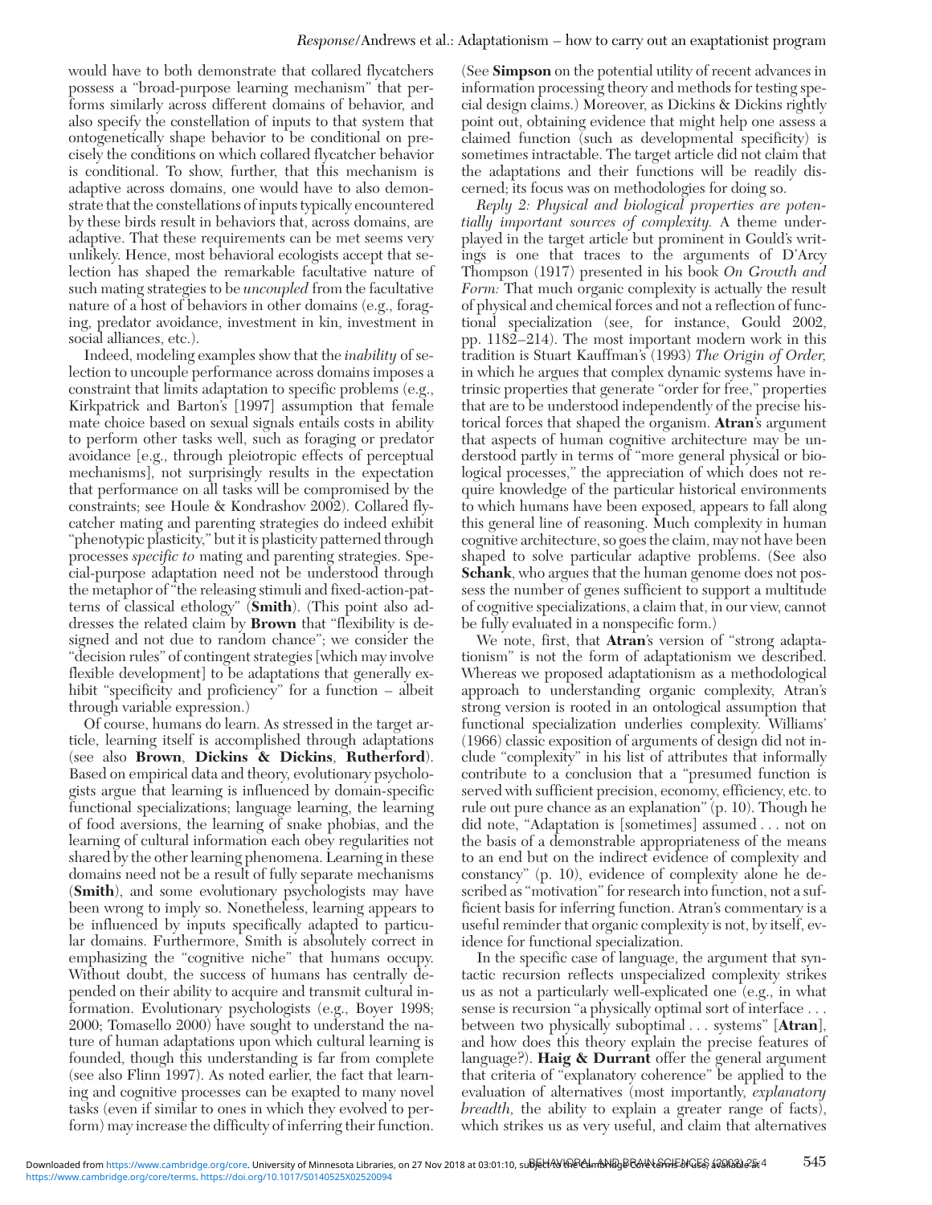would have to both demonstrate that collared flycatchers possess a "broad-purpose learning mechanism" that performs similarly across different domains of behavior, and also specify the constellation of inputs to that system that ontogenetically shape behavior to be conditional on precisely the conditions on which collared flycatcher behavior is conditional. To show, further, that this mechanism is adaptive across domains, one would have to also demonstrate that the constellations of inputs typically encountered by these birds result in behaviors that, across domains, are adaptive. That these requirements can be met seems very unlikely. Hence, most behavioral ecologists accept that selection has shaped the remarkable facultative nature of such mating strategies to be *uncoupled* from the facultative nature of a host of behaviors in other domains (e.g., foraging, predator avoidance, investment in kin, investment in social alliances, etc.).

Indeed, modeling examples show that the *inability* of selection to uncouple performance across domains imposes a constraint that limits adaptation to specific problems (e.g., Kirkpatrick and Barton's [1997] assumption that female mate choice based on sexual signals entails costs in ability to perform other tasks well, such as foraging or predator avoidance [e.g., through pleiotropic effects of perceptual mechanisms], not surprisingly results in the expectation that performance on all tasks will be compromised by the constraints; see Houle & Kondrashov 2002). Collared flycatcher mating and parenting strategies do indeed exhibit "phenotypic plasticity," but it is plasticity patterned through processes *specific to* mating and parenting strategies. Special-purpose adaptation need not be understood through the metaphor of "the releasing stimuli and fixed-action-patterns of classical ethology" (**Smith**). (This point also addresses the related claim by **Brown** that "flexibility is designed and not due to random chance"; we consider the "decision rules" of contingent strategies [which may involve flexible development] to be adaptations that generally exhibit "specificity and proficiency" for a function – albeit through variable expression.)

Of course, humans do learn. As stressed in the target article, learning itself is accomplished through adaptations (see also **Brown**, **Dickins & Dickins**, **Rutherford**). Based on empirical data and theory, evolutionary psychologists argue that learning is influenced by domain-specific functional specializations; language learning, the learning of food aversions, the learning of snake phobias, and the learning of cultural information each obey regularities not shared by the other learning phenomena. Learning in these domains need not be a result of fully separate mechanisms (**Smith**), and some evolutionary psychologists may have been wrong to imply so. Nonetheless, learning appears to be influenced by inputs specifically adapted to particular domains. Furthermore, Smith is absolutely correct in emphasizing the "cognitive niche" that humans occupy. Without doubt, the success of humans has centrally depended on their ability to acquire and transmit cultural information. Evolutionary psychologists (e.g., Boyer 1998; 2000; Tomasello 2000) have sought to understand the nature of human adaptations upon which cultural learning is founded, though this understanding is far from complete (see also Flinn 1997). As noted earlier, the fact that learning and cognitive processes can be exapted to many novel tasks (even if similar to ones in which they evolved to perform) may increase the difficulty of inferring their function. (See **Simpson** on the potential utility of recent advances in information processing theory and methods for testing special design claims.) Moreover, as Dickins & Dickins rightly point out, obtaining evidence that might help one assess a claimed function (such as developmental specificity) is sometimes intractable. The target article did not claim that the adaptations and their functions will be readily discerned; its focus was on methodologies for doing so.

*Reply 2: Physical and biological properties are potentially important sources of complexity.* A theme underplayed in the target article but prominent in Gould's writings is one that traces to the arguments of D'Arcy Thompson (1917) presented in his book *On Growth and Form:* That much organic complexity is actually the result of physical and chemical forces and not a reflection of functional specialization (see, for instance, Gould 2002, pp. 1182–214). The most important modern work in this tradition is Stuart Kauffman's (1993) *The Origin of Order,* in which he argues that complex dynamic systems have intrinsic properties that generate "order for free," properties that are to be understood independently of the precise historical forces that shaped the organism. **Atran**'s argument that aspects of human cognitive architecture may be understood partly in terms of "more general physical or biological processes," the appreciation of which does not require knowledge of the particular historical environments to which humans have been exposed, appears to fall along this general line of reasoning. Much complexity in human cognitive architecture, so goes the claim, may not have been shaped to solve particular adaptive problems. (See also **Schank**, who argues that the human genome does not possess the number of genes sufficient to support a multitude of cognitive specializations, a claim that, in our view, cannot be fully evaluated in a nonspecific form.)

We note, first, that **Atran**'s version of "strong adaptationism" is not the form of adaptationism we described. Whereas we proposed adaptationism as a methodological approach to understanding organic complexity, Atran's strong version is rooted in an ontological assumption that functional specialization underlies complexity. Williams' (1966) classic exposition of arguments of design did not include "complexity" in his list of attributes that informally contribute to a conclusion that a "presumed function is served with sufficient precision, economy, efficiency, etc. to rule out pure chance as an explanation" (p. 10). Though he did note, "Adaptation is [sometimes] assumed . . . not on the basis of a demonstrable appropriateness of the means to an end but on the indirect evidence of complexity and constancy" (p. 10), evidence of complexity alone he described as "motivation" for research into function, not a sufficient basis for inferring function. Atran's commentary is a useful reminder that organic complexity is not, by itself, evidence for functional specialization.

In the specific case of language, the argument that syntactic recursion reflects unspecialized complexity strikes us as not a particularly well-explicated one (e.g., in what sense is recursion "a physically optimal sort of interface . . . between two physically suboptimal . . . systems" [**Atran**], and how does this theory explain the precise features of language?). **Haig & Durrant** offer the general argument that criteria of "explanatory coherence" be applied to the evaluation of alternatives (most importantly, *explanatory breadth,* the ability to explain a greater range of facts), which strikes us as very useful, and claim that alternatives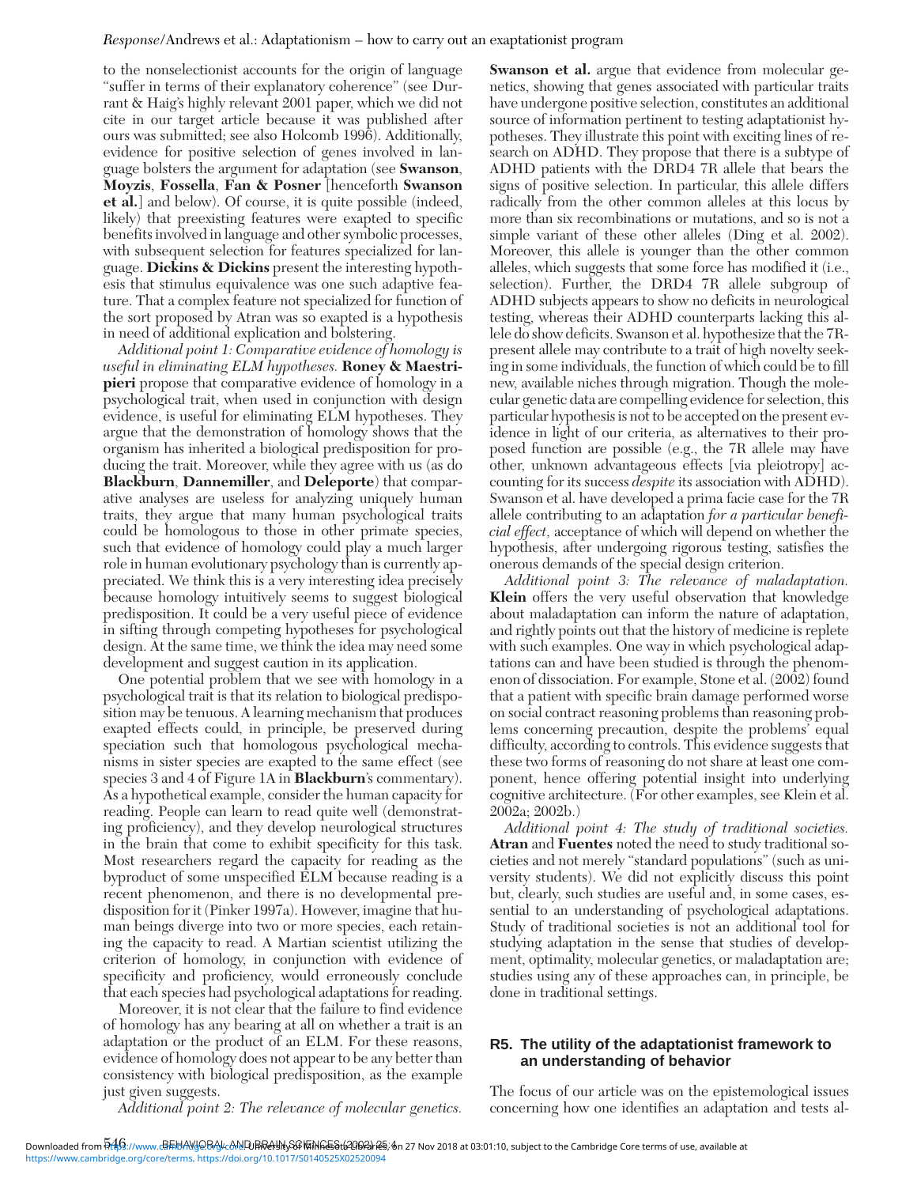to the nonselectionist accounts for the origin of language "suffer in terms of their explanatory coherence" (see Durrant & Haig's highly relevant 2001 paper, which we did not cite in our target article because it was published after ours was submitted; see also Holcomb 1996). Additionally, evidence for positive selection of genes involved in language bolsters the argument for adaptation (see **Swanson, Moyzis, Fossella, Fan & Posner** [henceforth **Swanson et al.**] and below). Of course, it is quite possible (indeed, likely) that preexisting features were exapted to specific benefits involved in language and other symbolic processes, with subsequent selection for features specialized for language. **Dickins & Dickins** present the interesting hypothesis that stimulus equivalence was one such adaptive feature. That a complex feature not specialized for function of the sort proposed by Atran was so exapted is a hypothesis in need of additional explication and bolstering.

*Additional point 1: Comparative evidence of homology is useful in eliminating ELM hypotheses.* **Roney & Maestripieri** propose that comparative evidence of homology in a psychological trait, when used in conjunction with design evidence, is useful for eliminating ELM hypotheses. They argue that the demonstration of homology shows that the organism has inherited a biological predisposition for producing the trait. Moreover, while they agree with us (as do **Blackburn**, **Dannemiller**, and **Deleporte**) that comparative analyses are useless for analyzing uniquely human traits, they argue that many human psychological traits could be homologous to those in other primate species, such that evidence of homology could play a much larger role in human evolutionary psychology than is currently appreciated. We think this is a very interesting idea precisely because homology intuitively seems to suggest biological predisposition. It could be a very useful piece of evidence in sifting through competing hypotheses for psychological design. At the same time, we think the idea may need some development and suggest caution in its application.

One potential problem that we see with homology in a psychological trait is that its relation to biological predisposition may be tenuous. A learning mechanism that produces exapted effects could, in principle, be preserved during speciation such that homologous psychological mechanisms in sister species are exapted to the same effect (see species 3 and 4 of Figure 1A in **Blackburn**'s commentary). As a hypothetical example, consider the human capacity for reading. People can learn to read quite well (demonstrating proficiency), and they develop neurological structures in the brain that come to exhibit specificity for this task. Most researchers regard the capacity for reading as the byproduct of some unspecified ELM because reading is a recent phenomenon, and there is no developmental predisposition for it (Pinker 1997a). However, imagine that human beings diverge into two or more species, each retaining the capacity to read. A Martian scientist utilizing the criterion of homology, in conjunction with evidence of specificity and proficiency, would erroneously conclude that each species had psychological adaptations for reading.

Moreover, it is not clear that the failure to find evidence of homology has any bearing at all on whether a trait is an adaptation or the product of an ELM. For these reasons, evidence of homology does not appear to be any better than consistency with biological predisposition, as the example just given suggests.

*Additional point 2: The relevance of molecular genetics.* **Swanson et al.** argue that evidence from molecular genetics, showing that genes associated with particular traits have undergone positive selection, constitutes an additional source of information pertinent to testing adaptationist hypotheses. They illustrate this point with exciting lines of research on ADHD. They propose that there is a subtype of ADHD patients with the DRD4 7R allele that bears the signs of positive selection. In particular, this allele differs radically from the other common alleles at this locus by more than six recombinations or mutations, and so is not a simple variant of these other alleles (Ding et al. 2002). Moreover, this allele is younger than the other common alleles, which suggests that some force has modified it (i.e., selection). Further, the DRD4 7R allele subgroup of ADHD subjects appears to show no deficits in neurological testing, whereas their ADHD counterparts lacking this allele do show deficits. Swanson et al. hypothesize that the 7R-present allele may contribute to a trait of high novelty seeking in some individuals, the function of which could be to fill new, available niches through migration. Though the molecular genetic data are compelling evidence for selection, this particular hypothesis is not to be accepted on the present evidence in light of our criteria, as alternatives to their proposed function are possible (e.g., the 7R allele may have other, unknown advantageous effects [via pleiotropy] accounting for its success *despite* its association with ADHD). Swanson et al. have developed a prima facie case for the 7R allele contributing to an adaptation *for a particular beneficial effect,* acceptance of which will depend on whether the hypothesis, after undergoing rigorous testing, satisfies the onerous demands of the special design criterion.

*Additional point 3: The relevance of maladaptation.* **Klein** offers the very useful observation that knowledge about maladaptation can inform the nature of adaptation, and rightly points out that the history of medicine is replete with such examples. One way in which psychological adaptations can and have been studied is through the phenomenon of dissociation. For example, Stone et al. (2002) found that a patient with specific brain damage performed worse on social contract reasoning problems than reasoning problems concerning precaution, despite the problems' equal difficulty, according to controls. This evidence suggests that these two forms of reasoning do not share at least one component, hence offering potential insight into underlying cognitive architecture. (For other examples, see Klein et al. 2002a; 2002b.)

*Additional point 4: The study of traditional societies.* **Atran** and **Fuentes** noted the need to study traditional societies and not merely "standard populations" (such as university students). We did not explicitly discuss this point but, clearly, such studies are useful and, in some cases, essential to an understanding of psychological adaptations. Study of traditional societies is not an additional tool for studying adaptation in the sense that studies of development, optimality, molecular genetics, or maladaptation are; studies using any of these approaches can, in principle, be done in traditional settings.

## R5. The utility of the adaptationist framework to an understanding of behavior

The focus of our article was on the epistemological issues concerning how one identifies an adaptation and tests al-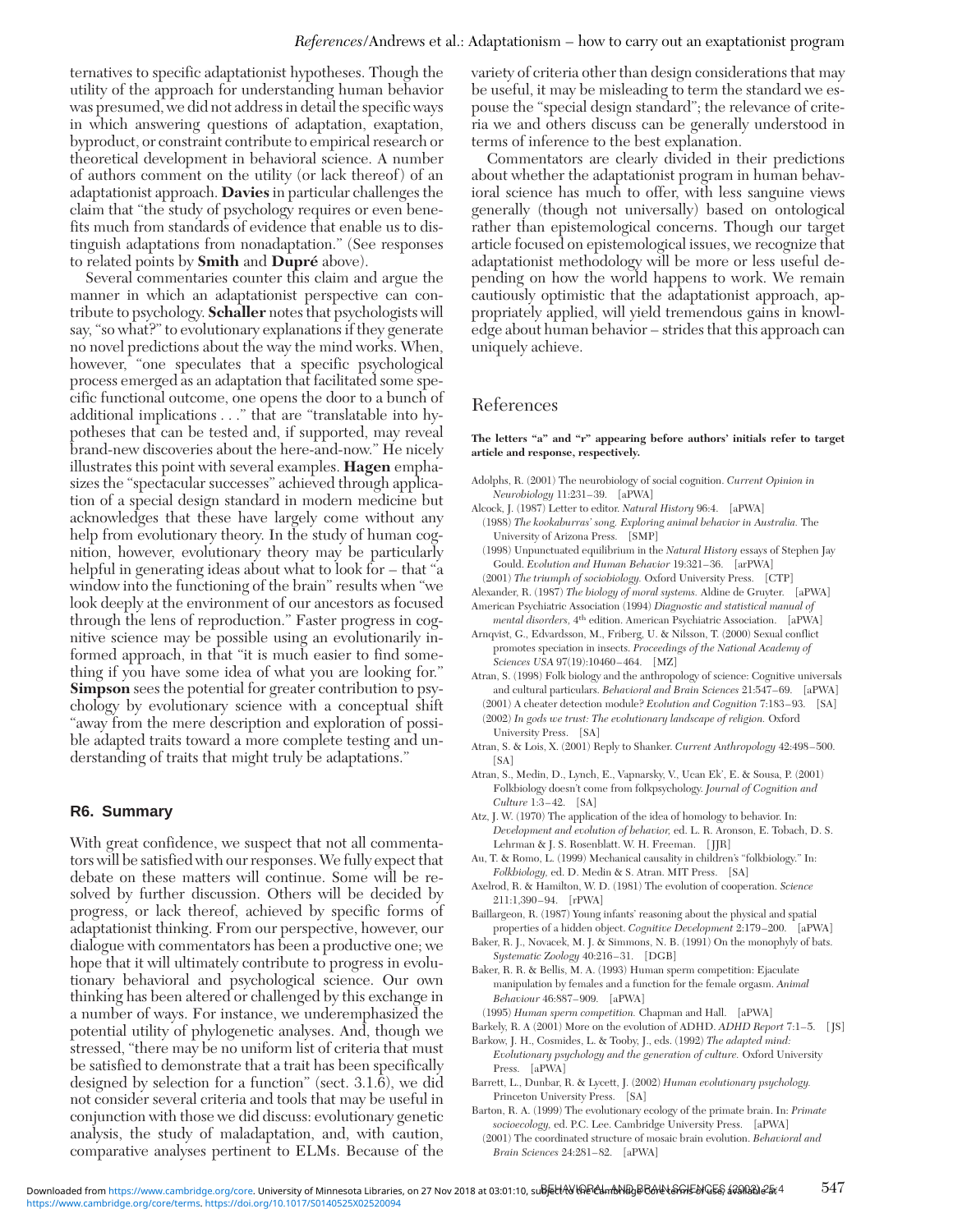ternatives to specific adaptationist hypotheses. Though the utility of the approach for understanding human behavior was presumed, we did not address in detail the specific ways in which answering questions of adaptation, exaptation, byproduct, or constraint contribute to empirical research or theoretical development in behavioral science. A number of authors comment on the utility (or lack thereof) of an adaptationist approach. **Davies** in particular challenges the claim that "the study of psychology requires or even benefits much from standards of evidence that enable us to distinguish adaptations from nonadaptation." (See responses to related points by **Smith** and **Dupré** above).

Several commentaries counter this claim and argue the manner in which an adaptationist perspective can contribute to psychology. **Schaller** notes that psychologists will say, "so what?" to evolutionary explanations if they generate no novel predictions about the way the mind works. When, however, "one speculates that a specific psychological process emerged as an adaptation that facilitated some specific functional outcome, one opens the door to a bunch of additional implications . . ." that are "translatable into hypotheses that can be tested and, if supported, may reveal brand-new discoveries about the here-and-now." He nicely illustrates this point with several examples. **Hagen** emphasizes the "spectacular successes" achieved through application of a special design standard in modern medicine but acknowledges that these have largely come without any help from evolutionary theory. In the study of human cognition, however, evolutionary theory may be particularly helpful in generating ideas about what to look for – that "a window into the functioning of the brain" results when "we look deeply at the environment of our ancestors as focused through the lens of reproduction." Faster progress in cognitive science may be possible using an evolutionarily informed approach, in that "it is much easier to find something if you have some idea of what you are looking for." **Simpson** sees the potential for greater contribution to psychology by evolutionary science with a conceptual shift "away from the mere description and exploration of possible adapted traits toward a more complete testing and understanding of traits that might truly be adaptations."

## R6. Summary

With great confidence, we suspect that not all commentators will be satisfied with our responses. We fully expect that debate on these matters will continue. Some will be resolved by further discussion. Others will be decided by progress, or lack thereof, achieved by specific forms of adaptationist thinking. From our perspective, however, our dialogue with commentators has been a productive one; we hope that it will ultimately contribute to progress in evolutionary behavioral and psychological science. Our own thinking has been altered or challenged by this exchange in a number of ways. For instance, we underemphasized the potential utility of phylogenetic analyses. And, though we stressed, "there may be no uniform list of criteria that must be satisfied to demonstrate that a trait has been specifically designed by selection for a function" (sect. 3.1.6), we did not consider several criteria and tools that may be useful in conjunction with those we did discuss: evolutionary genetic analysis, the study of maladaptation, and, with caution, comparative analyses pertinent to ELMs. Because of the variety of criteria other than design considerations that may be useful, it may be misleading to term the standard we espouse the "special design standard"; the relevance of criteria we and others discuss can be generally understood in terms of inference to the best explanation.

Commentators are clearly divided in their predictions about whether the adaptationist program in human behavioral science has much to offer, with less sanguine views generally (though not universally) based on ontological rather than epistemological concerns. Though our target article focused on epistemological issues, we recognize that adaptationist methodology will be more or less useful depending on how the world happens to work. We remain cautiously optimistic that the adaptationist approach, appropriately applied, will yield tremendous gains in knowledge about human behavior – strides that this approach can uniquely achieve.

# References

**The letters "a" and "r" appearing before authors' initials refer to target article and response, respectively.**

Adolphs, R. (2001) The neurobiology of social cognition. *Current Opinion in Neurobiology* 11:231–39. [aPWA]

Alcock, J. (1987) Letter to editor. *Natural History* 96:4. [aPWA]

(1988) *The kookaburras' song. Exploring animal behavior in Australia.* The University of Arizona Press. [SMP]

(1998) Unpunctuated equilibrium in the *Natural History* essays of Stephen Jay Gould. *Evolution and Human Behavior* 19:321–36. [arPWA]

(2001) *The triumph of sociobiology.* Oxford University Press. [CTP]

Alexander, R. (1987) *The biology of moral systems.* Aldine de Gruyter. [aPWA]

American Psychiatric Association (1994) *Diagnostic and statistical manual of mental disorders*, 4th edition. American Psychiatric Association. [aPWA]

Arnqvist, G., Edvardsson, M., Friberg, U. & Nilsson, T. (2000) Sexual conflict promotes speciation in insects. *Proceedings of the National Academy of Sciences USA* 97(19):10460–464. [MZ]

Atran, S. (1998) Folk biology and the anthropology of science: Cognitive universals and cultural particulars. *Behavioral and Brain Sciences* 21:547–69. [aPWA]

(2001) A cheater detection module? *Evolution and Cognition* 7:183–93. [SA]

(2002) *In gods we trust: The evolutionary landscape of religion.* Oxford University Press. [SA]

Atran, S. & Lois, X. (2001) Reply to Shanker. *Current Anthropology* 42:498–500. [SA]

Atran, S., Medin, D., Lynch, E., Vapnarsky, V., Ucan Ek', E. & Sousa, P. (2001) Folkbiology doesn't come from folkpsychology. *Journal of Cognition and Culture* 1:3–42. [SA]

Atz, J. W. (1970) The application of the idea of homology to behavior. In: *Development and evolution of behavior,* ed. L. R. Aronson, E. Tobach, D. S. Lehrman & J. S. Rosenblatt. W. H. Freeman. [JJR]

Au, T. & Romo, L. (1999) Mechanical causality in children's "folkbiology." In: *Folkbiology,* ed. D. Medin & S. Atran. MIT Press. [SA]

Axelrod, R. & Hamilton, W. D. (1981) The evolution of cooperation. *Science* 211:1,390–94. [rPWA]

Baillargeon, R. (1987) Young infants' reasoning about the physical and spatial properties of a hidden object. *Cognitive Development* 2:179–200. [aPWA]

Baker, R. J., Novacek, M. J. & Simmons, N. B. (1991) On the monophyly of bats. *Systematic Zoology* 40:216–31. [DGB]

Baker, R. R. & Bellis, M. A. (1993) Human sperm competition: Ejaculate manipulation by females and a function for the female orgasm. *Animal Behaviour* 46:887–909. [aPWA]

(1995) *Human sperm competition.* Chapman and Hall. [aPWA]

Barkely, R. A (2001) More on the evolution of ADHD. *ADHD Report* 7:1–5. [JS]

Barkow, J. H., Cosmides, L. & Tooby, J., eds. (1992) *The adapted mind: Evolutionary psychology and the generation of culture.* Oxford University Press. [aPWA]

Barrett, L., Dunbar, R. & Lycett, J. (2002) *Human evolutionary psychology.* Princeton University Press. [SA]

Barton, R. A. (1999) The evolutionary ecology of the primate brain. In: *Primate socioecology,* ed. P.C. Lee. Cambridge University Press. [aPWA]

(2001) The coordinated structure of mosaic brain evolution. *Behavioral and Brain Sciences* 24:281–82. [aPWA]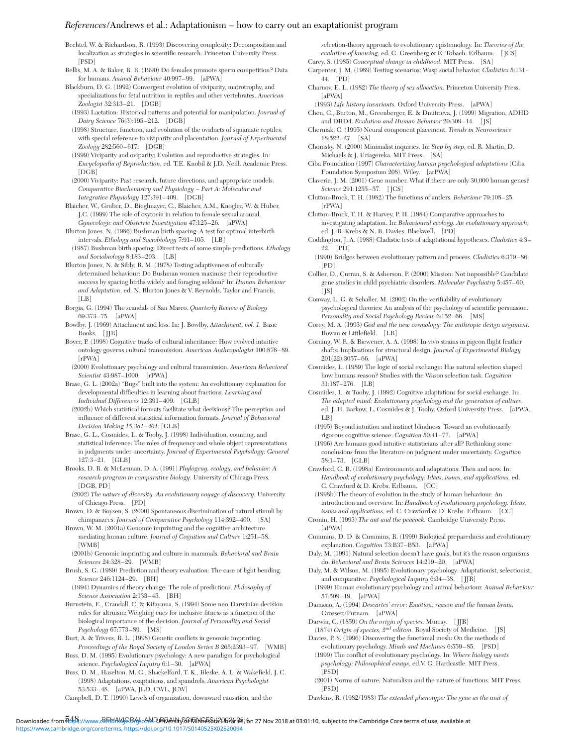Bechtel, W. & Richardson, R. (1993) Discovering complexity: Decomposition and localization as strategies in scientific research. Princeton University Press. [PSD]

Bellis, M. A. & Baker, R. R. (1990) Do females promote sperm competition? Data for humans. *Animal Behaviour* 40:997–99. [aPWA]

Blackburn, D. G. (1992) Convergent evolution of viviparity, matrotrophy, and specializations for fetal nutrition in reptiles and other vertebrates. *American Zoologist* 32:313–21. [DGB]

(1993) Lactation: Historical patterns and potential for manipulation. *Journal of Dairy Science* 76(3):195–212. [DGB]

(1998) Structure, function, and evolution of the oviducts of squamate reptiles, with special reference to viviparity and placentation. *Journal of Experimental Zoology* 282:560–617. [DGB]

(1999) Viviparity and oviparity: Evolution and reproductive strategies. In: *Encyclopedia of Reproduction*, ed. T.E. Knobil & J.D. Neill. Academic Press. [DGB]

(2000) Viviparity: Past research, future directions, and appropriate models. *Comparative Biochemistry and Physiology – Part A: Molecular and Integrative Physiology* 127:391–409. [DGB]

Blaicher, W., Gruber, D., Bieglmayer, C., Blaicher, A.M., Knogler, W. & Huber, J.C. (1999) The role of oxytocin in relation to female sexual arousal. *Gynecologic and Obstetric Investigation* 47:125–26. [aPWA]

Blurton Jones, N. (1986) Bushman birth spacing: A test for optimal interbirth intervals. *Ethology and Sociobiology* 7:91–105. [LB]

(1987) Bushman birth spacing: Direct tests of some simple predictions. *Ethology and Sociobiology* 8:183–203. [LB]

Blurton Jones, N. & Sibly, R. M. (1978) Testing adaptiveness of culturally determined behaviour: Do Bushman women maximise their reproductive success by spacing births widely and foraging seldom? In: *Human Behaviour and Adaptation,* ed. N. Blurton Jones & V. Reynolds. Taylor and Francis. [LB]

Borgia, G. (1994) The scandals of San Marco. *Quarterly Review of Biology* 69:373–75. [aPWA]

Bowlby, J. (1969) Attachment and loss. In: J. Bowlby, *Attachment, vol. 1.* Basic Books. [JJR]

Boyer, P. (1998) Cognitive tracks of cultural inheritance: How evolved intuitive ontology governs cultural transmission. *American Anthropologist* 100:876–89. [rPWA]

(2000) Evolutionary psychology and cultural transmission. *American Behavioral Scientist* 43:987–1000. [rPWA]

Brase, G. L. (2002a) "Bugs" built into the system: An evolutionary explanation for developmental difficulties in learning about fractions. *Learning and Individual Differences* 12:391–409. [GLB]

(2002b) Which statistical formats facilitate what decisions? The perception and influence of different statistical information formats. *Journal of Behavioral Decision Making 15:381–401.* [GLB]

Brase, G. L., Cosmides, L. & Tooby, J. (1998) Individuation, counting, and statistical inference: The roles of frequency and whole object representations in judgments under uncertainty. *Journal of Experimental Psychology: General* 127:3–21. [GLB]

Brooks, D. R. & McLennan, D. A. (1991) *Phylogeny, ecology, and behavior. A research program in comparative biology.* University of Chicago Press. [DGB, PD]

(2002) *The nature of diversity. An evolutionary voyage of discovery.* University of Chicago Press. [PD]

Brown, D. & Boysen, S. (2000) Spontaneous discrimination of natural stimuli by chimpanzees. *Journal of Comparative Psychology* 114:392–400. [SA]

Brown, W. M. (2001a) Genomic imprinting and the cognitive architecture mediating human culture. *Journal of Cognition and Culture* 1:251–58. [WMB]

(2001b) Genomic imprinting and culture in mammals. *Behavioral and Brain Sciences* 24:328–29. [WMB]

Brush, S. G. (1989) Prediction and theory evaluation: The case of light bending. *Science* 246:1124–29. [BH]

(1994) Dynamics of theory change: The role of predictions. *Philosophy of Science Association* 2:133–45. [BH]

Burnstein, E., Crandall, C. & Kitayama, S. (1994) Some neo-Darwinian decision rules for altruism: Weighing cues for inclusive fitness as a function of the biological importance of the decision. *Journal of Personality and Social Psychology* 67:773–89. [MS]

Burt, A. & Trivers, R. L. (1998) Genetic conflicts in genomic imprinting. *Proceedings of the Royal Society of London Series B* 265:2393–97. [WMB]

Buss, D. M. (1995) Evolutionary psychology: A new paradigm for psychological science. *Psychological Inquiry* 6:1–30. [aPWA]

Buss, D. M., Haselton. M. G., Shackelford, T. K., Bleske, A. L. & Wakefield, J. C. (1998) Adaptations, exaptations, and spandrels. *American Psychologist* 53:533–48. [aPWA, JLD, CWL, JCW]

Campbell, D. T. (1990) Levels of organization, downward causation, and the selection-theory approach to evolutionary epistemology. In: *Theories of the evolution of knowing,* ed. G. Greenberg & E. Tobach. Erlbaum. [JCS]

Carey, S. (1985) *Conceptual change in childhood.* MIT Press. [SA]

Carpenter, J. M. (1989) Testing scenarios: Wasp social behavior. *Cladistics* 5:131–44. [PD]

Charnov, E. L. (1982) *The theory of sex allocation.* Princeton University Press. [aPWA]

(1993) *Life history invariants.* Oxford University Press. [aPWA]

Chen, C., Burton, M., Greenberger, E. & Dmitrieva, J. (1999) Migration, ADHD and DRD4. *Evolution and Human Behavior* 20:309–14. [JS]

Cherniak, C. (1995) Neural component placement. *Trends in Neuroscience* 18:522–27. [SA]

Chomsky, N. (2000) Minimalist inquiries. In: *Step by step,* ed. R. Martin, D. Michaels & J. Uriagereka. MIT Press. [SA]

Ciba Foundation (1997) *Characterizing human psychological adaptations* (Ciba Foundation Symposium 208). Wiley. [arPWA]

Claverie, J. M. (2001) Gene number. What if there are only 30,000 human genes? *Science* 291:1255–57. [JCS]

Clutton-Brock, T. H. (1982) The functions of antlers. *Behaviour* 79:108–25. [rPWA]

Clutton-Brock, T. H. & Harvey, P. H. (1984) Comparative approaches to investigating adaptation. In: *Behavioural ecology. An evolutionary approach,* ed. J. R. Krebs & N. B. Davies. Blackwell. [PD]

Coddington, J. A. (1988) Cladistic tests of adaptational hypotheses. *Cladistics* 4:3–22. [PD]

(1990) Bridges between evolutionary pattern and process. *Cladistics* 6:379–86. [PD]

Collier, D., Curran, S. & Asherson, P. (2000) Mission: Not impossible? Candidate gene studies in child psychiatric disorders. *Molecular Psychiatry* 5:457–60. [JS]

Conway, L. G. & Schaller, M. (2002) On the verifiability of evolutionary psychological theories: An analysis of the psychology of scientific persuasion. *Personality and Social Psychology Review* 6:152–66. [MS]

Corey, M. A. (1993) *God and the new cosmology: The anthropic design argument.* Rowan & Littlefield. [LB]

Corning, W. R. & Biewener, A. A. (1998) In vivo strains in pigeon flight feather shafts: Implications for structural design. *Journal of Experimental Biology* 201(22):3057–66. [aPWA]

Cosmides, L. (1989) The logic of social exchange: Has natural selection shaped how humans reason? Studies with the Wason selection task. *Cognition* 31:187–276. [LB]

Cosmides, L. & Tooby, J. (1992) Cognitive adaptations for social exchange. In: *The adapted mind: Evolutionary psychology and the generation of culture,* ed. J. H. Barkow, L. Cosmides & J. Tooby. Oxford University Press. [aPWA, LB]

(1995) Beyond intuition and instinct blindness: Toward an evolutionarily rigorous cognitive science. *Cognition* 50:41–77. [aPWA]

(1996) Are humans good intuitive statisticians after all? Rethinking some conclusions from the literature on judgment under uncertainty. *Cognition* 58:1–73. [GLB]

Crawford, C. B. (1998a) Environments and adaptations: Then and now. In: *Handbook of evolutionary psychology: Ideas, issues, and applications,* ed. C. Crawford & D. Krebs. Erlbaum. [CC]

(1998b) The theory of evolution in the study of human behaviour: An introduction and overview. In: *Handbook of evolutionary psychology. Ideas, issues and applications,* ed. C. Crawford & D. Krebs. Erlbaum. [CC]

Cronin, H. (1993) *The ant and the peacock.* Cambridge University Press. [aPWA]

Cummins, D. D. & Cummins, R. (1999) Biological preparedness and evolutionary explanation. *Cognition* 73:B37–B53. [aPWA]

Daly, M. (1991) Natural selection doesn't have goals, but it's the reason organisms do. *Behavioral and Brain Sciences* 14:219–20. [aPWA]

Daly, M. & Wilson, M. (1995) Evolutionary psychology: Adaptationist, selectionist, and comparative. *Psychological Inquiry* 6:34–38. [JJR]

(1999) Human evolutionary psychology and animal behaviour. *Animal Behaviour* 57:509–19. [aPWA]

Damasio, A. (1994) *Descartes' error: Emotion, reason and the human brain.* Grossett/Putnam. [aPWA]

Darwin, C. (1859) *On the origin of species.* Murray. [JJR]

(1874) *Origin of species, 2*[nd] *edition.* Royal Society of Medicine. [JS]

Davies, P. S. (1996) Discovering the functional mesh: On the methods of evolutionary psychology. *Minds and Machines* 6:559–85. [PSD]

(1999) The conflict of evolutionary psychology. In: *Where biology meets psychology: Philosophical essays,* ed.V. G. Hardcastle. MIT Press. [PSD]

(2001) Norms of nature: Naturalism and the nature of functions. MIT Press. [PSD]

Dawkins, R. (1982/1983) *The extended phenotype: The gene as the unit of*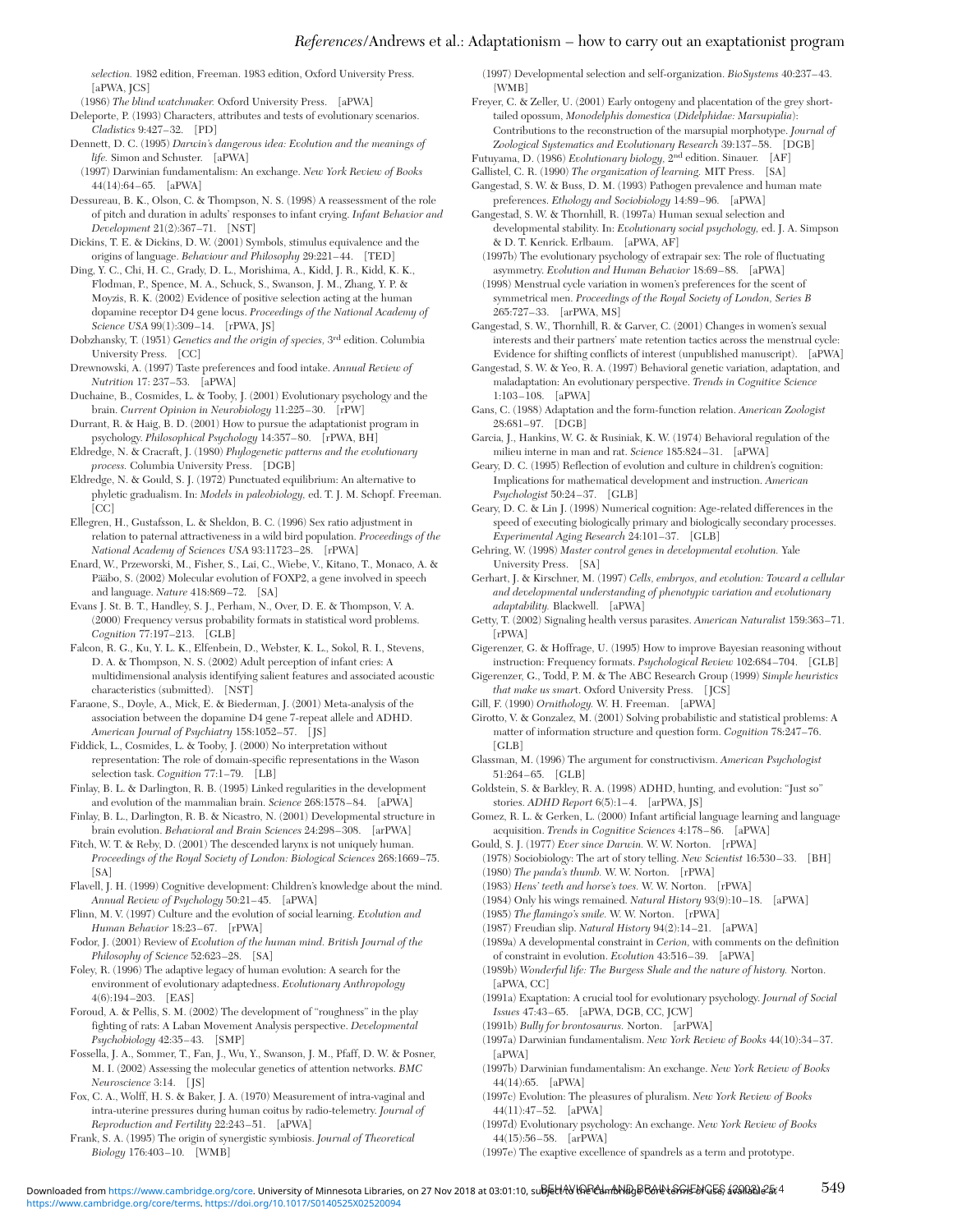selection. 1982 edition, Freeman. 1983 edition, Oxford University Press. [aPWA, JCS]

(1986) *The blind watchmaker.* Oxford University Press. [aPWA]

Deleporte, P. (1993) Characters, attributes and tests of evolutionary scenarios. *Cladistics* 9:427–32. [PD]

Dennett, D. C. (1995) *Darwin's dangerous idea: Evolution and the meanings of life.* Simon and Schuster. [aPWA]

(1997) Darwinian fundamentalism: An exchange. *New York Review of Books* 44(14):64–65. [aPWA]

Dessureau, B. K., Olson, C. & Thompson, N. S. (1998) A reassessment of the role of pitch and duration in adults' responses to infant crying. *Infant Behavior and Development* 21(2):367–71. [NST]

Dickins, T. E. & Dickins, D. W. (2001) Symbols, stimulus equivalence and the origins of language. *Behaviour and Philosophy* 29:221–44. [TED]

Ding, Y. C., Chi, H. C., Grady, D. L., Morishima, A., Kidd, J. R., Kidd, K. K., Flodman, P., Spence, M. A., Schuck, S., Swanson, J. M., Zhang, Y. P. & Moyzis, R. K. (2002) Evidence of positive selection acting at the human dopamine receptor D4 gene locus. *Proceedings of the National Academy of Science USA* 99(1):309–14. [rPWA, JS]

Dobzhansky, T. (1951) *Genetics and the origin of species,* 3rd edition. Columbia University Press. [CC]

Drewnowski, A. (1997) Taste preferences and food intake. *Annual Review of Nutrition* 17: 237–53. [aPWA]

Duchaine, B., Cosmides, L. & Tooby, J. (2001) Evolutionary psychology and the brain. *Current Opinion in Neurobiology* 11:225–30. [rPW]

Durrant, R. & Haig, B. D. (2001) How to pursue the adaptationist program in psychology. *Philosophical Psychology* 14:357–80. [rPWA, BH]

Eldredge, N. & Cracraft, J. (1980) *Phylogenetic patterns and the evolutionary process.* Columbia University Press. [DGB]

Eldredge, N. & Gould, S. J. (1972) Punctuated equilibrium: An alternative to phyletic gradualism. In: *Models in paleobiology,* ed. T. J. M. Schopf. Freeman. [CC]

Ellegren, H., Gustafsson, L. & Sheldon, B. C. (1996) Sex ratio adjustment in relation to paternal attractiveness in a wild bird population. *Proceedings of the National Academy of Sciences USA* 93:11723–28. [rPWA]

Enard, W., Przeworski, M., Fisher, S., Lai, C., Wiebe, V., Kitano, T., Monaco, A. & Pääbo, S. (2002) Molecular evolution of FOXP2, a gene involved in speech and language. *Nature* 418:869–72. [SA]

Evans J. St. B. T., Handley, S. J., Perham, N., Over, D. E. & Thompson, V. A. (2000) Frequency versus probability formats in statistical word problems. *Cognition* 77:197–213. [GLB]

Falcon, R. G., Ku, Y. L. K., Elfenbein, D., Webster, K. L., Sokol, R. I., Stevens, D. A. & Thompson, N. S. (2002) Adult perception of infant cries: A multidimensional analysis identifying salient features and associated acoustic characteristics (submitted). [NST]

Faraone, S., Doyle, A., Mick, E. & Biederman, J. (2001) Meta-analysis of the association between the dopamine D4 gene 7-repeat allele and ADHD. *American Journal of Psychiatry* 158:1052–57. [JS]

Fiddick, L., Cosmides, L. & Tooby, J. (2000) No interpretation without representation: The role of domain-specific representations in the Wason selection task. *Cognition* 77:1–79. [LB]

Finlay, B. L. & Darlington, R. B. (1995) Linked regularities in the development and evolution of the mammalian brain. *Science* 268:1578–84. [aPWA]

Finlay, B. L., Darlington, R. B. & Nicastro, N. (2001) Developmental structure in brain evolution. *Behavioral and Brain Sciences* 24:298–308. [arPWA]

Fitch, W. T. & Reby, D. (2001) The descended larynx is not uniquely human. *Proceedings of the Royal Society of London: Biological Sciences* 268:1669–75. [SA]

Flavell, J. H. (1999) Cognitive development: Children's knowledge about the mind. *Annual Review of Psychology* 50:21–45. [aPWA]

Flinn, M. V. (1997) Culture and the evolution of social learning. *Evolution and Human Behavior* 18:23–67. [rPWA]

Fodor, J. (2001) Review of *Evolution of the human mind. British Journal of the Philosophy of Science* 52:623–28. [SA]

Foley, R. (1996) The adaptive legacy of human evolution: A search for the environment of evolutionary adaptedness. *Evolutionary Anthropology* 4(6):194–203. [EAS]

Foroud, A. & Pellis, S. M. (2002) The development of "roughness" in the play fighting of rats: A Laban Movement Analysis perspective. *Developmental Psychobiology* 42:35–43. [SMP]

Fossella, J. A., Sommer, T., Fan, J., Wu, Y., Swanson, J. M., Pfaff, D. W. & Posner, M. I. (2002) Assessing the molecular genetics of attention networks. *BMC Neuroscience* 3:14. [JS]

Fox, C. A., Wolff, H. S. & Baker, J. A. (1970) Measurement of intra-vaginal and intra-uterine pressures during human coitus by radio-telemetry. *Journal of Reproduction and Fertility* 22:243–51. [aPWA]

Frank, S. A. (1995) The origin of synergistic symbiosis. *Journal of Theoretical Biology* 176:403–10. [WMB]

(1997) Developmental selection and self-organization. *BioSystems* 40:237–43. [WMB]

Freyer, C. & Zeller, U. (2001) Early ontogeny and placentation of the grey short-tailed opossum, *Monodelphis domestica* (*Didelphidae: Marsupialia*): Contributions to the reconstruction of the marsupial morphotype. *Journal of Zoological Systematics and Evolutionary Research* 39:137–58. [DGB]

Futuyama, D. (1986) *Evolutionary biology,* 2nd edition. Sinauer. [AF]

Gallistel, C. R. (1990) *The organization of learning.* MIT Press. [SA]

Gangestad, S. W. & Buss, D. M. (1993) Pathogen prevalence and human mate preferences. *Ethology and Sociobiology* 14:89–96. [aPWA]

Gangestad, S. W. & Thornhill, R. (1997a) Human sexual selection and developmental stability. In: *Evolutionary social psychology,* ed. J. A. Simpson & D. T. Kenrick. Erlbaum. [aPWA, AF]

(1997b) The evolutionary psychology of extrapair sex: The role of fluctuating asymmetry. *Evolution and Human Behavior* 18:69–88. [aPWA]

(1998) Menstrual cycle variation in women's preferences for the scent of symmetrical men. *Proceedings of the Royal Society of London, Series B* 265:727–33. [arPWA, MS]

Gangestad, S. W., Thornhill, R. & Garver, C. (2001) Changes in women's sexual interests and their partners' mate retention tactics across the menstrual cycle: Evidence for shifting conflicts of interest (unpublished manuscript). [aPWA]

Gangestad, S. W. & Yeo, R. A. (1997) Behavioral genetic variation, adaptation, and maladaptation: An evolutionary perspective. *Trends in Cognitive Science* 1:103–108. [aPWA]

Gans, C. (1988) Adaptation and the form-function relation. *American Zoologist* 28:681–97. [DGB]

Garcia, J., Hankins, W. G. & Rusiniak, K. W. (1974) Behavioral regulation of the milieu interne in man and rat. *Science* 185:824–31. [aPWA]

Geary, D. C. (1995) Reflection of evolution and culture in children's cognition: Implications for mathematical development and instruction. *American Psychologist* 50:24–37. [GLB]

Geary, D. C. & Lin J. (1998) Numerical cognition: Age-related differences in the speed of executing biologically primary and biologically secondary processes. *Experimental Aging Research* 24:101–37. [GLB]

Gehring, W. (1998) *Master control genes in developmental evolution.* Yale University Press. [SA]

Gerhart, J. & Kirschner, M. (1997) *Cells, embryos, and evolution: Toward a cellular and developmental understanding of phenotypic variation and evolutionary adaptability.* Blackwell. [aPWA]

Getty, T. (2002) Signaling health versus parasites. *American Naturalist* 159:363–71. [rPWA]

Gigerenzer, G. & Hoffrage, U. (1995) How to improve Bayesian reasoning without instruction: Frequency formats. *Psychological Review* 102:684–704. [GLB]

Gigerenzer, G., Todd, P. M. & The ABC Research Group (1999) *Simple heuristics that make us smart.* Oxford University Press. [JCS]

Gill, F. (1990) *Ornithology.* W. H. Freeman. [aPWA]

Girotto, V. & Gonzalez, M. (2001) Solving probabilistic and statistical problems: A matter of information structure and question form. *Cognition* 78:247–76. [GLB]

Glassman, M. (1996) The argument for constructivism. *American Psychologist* 51:264–65. [GLB]

Goldstein, S. & Barkley, R. A. (1998) ADHD, hunting, and evolution: "Just so" stories. *ADHD Report* 6(5):1–4. [arPWA, JS]

Gomez, R. L. & Gerken, L. (2000) Infant artificial language learning and language acquisition. *Trends in Cognitive Sciences* 4:178–86. [aPWA]

Gould, S. J. (1977) *Ever since Darwin.* W. W. Norton. [rPWA]

(1978) Sociobiology: The art of story telling. *New Scientist* 16:530–33. [BH]

(1980) *The panda's thumb.* W. W. Norton. [rPWA]

(1983) *Hens' teeth and horse's toes.* W. W. Norton. [rPWA]

(1984) Only his wings remained. *Natural History* 93(9):10–18. [aPWA]

(1985) *The flamingo's smile.* W. W. Norton. [rPWA]

(1987) Freudian slip. *Natural History* 94(2):14–21. [aPWA]

(1989a) A developmental constraint in *Cerion,* with comments on the definition of constraint in evolution. *Evolution* 43:516–39. [aPWA]

(1989b) *Wonderful life: The Burgess Shale and the nature of history.* Norton. [aPWA, CC]

(1991a) Exaptation: A crucial tool for evolutionary psychology. *Journal of Social Issues* 47:43–65. [aPWA, DGB, CC, JCW]

(1991b) *Bully for brontosaurus.* Norton. [arPWA]

(1997a) Darwinian fundamentalism. *New York Review of Books* 44(10):34–37. [aPWA]

(1997b) Darwinian fundamentalism: An exchange. *New York Review of Books* 44(14):65. [aPWA]

(1997c) Evolution: The pleasures of pluralism. *New York Review of Books* 44(11):47–52. [aPWA]

(1997d) Evolutionary psychology: An exchange. *New York Review of Books* 44(15):56–58. [arPWA]

(1997e) The exaptive excellence of spandrels as a term and prototype.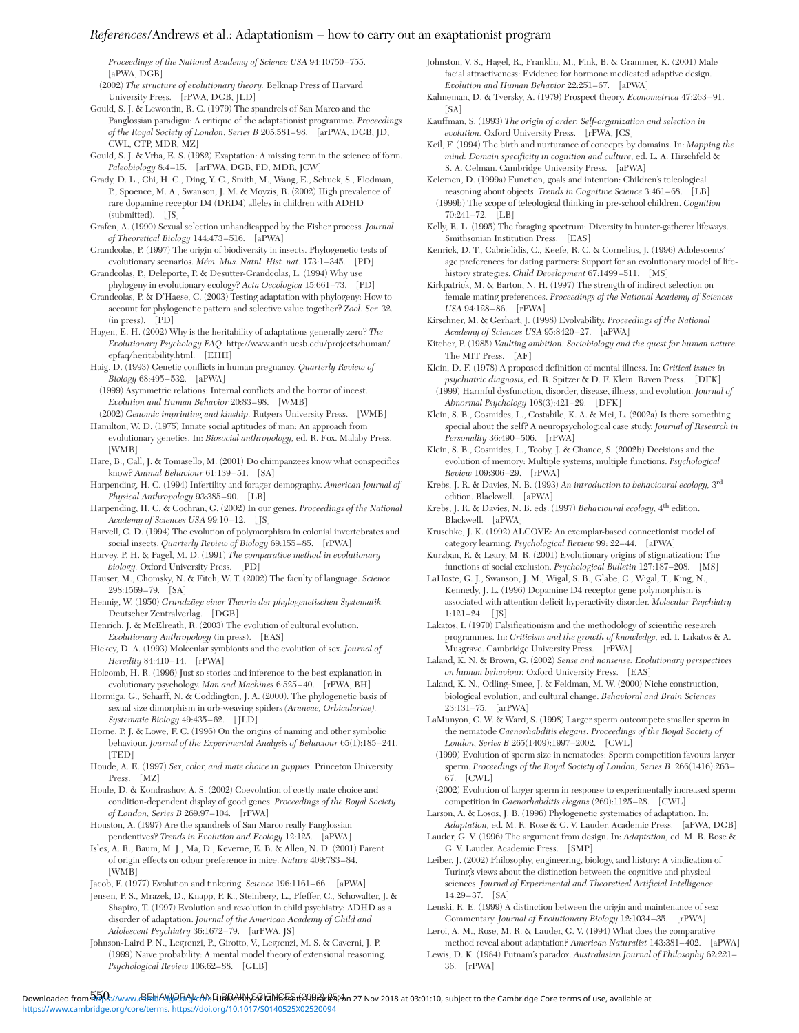Proceedings of the National Academy of Science USA 94:10750–755. [aPWA, DGB]

(2002) *The structure of evolutionary theory.* Belknap Press of Harvard University Press. [rPWA, DGB, JLD]

Gould, S. J. & Lewontin, R. C. (1979) The spandrels of San Marco and the Panglossian paradigm: A critique of the adaptationist programme. *Proceedings of the Royal Society of London, Series B* 205:581–98. [arPWA, DGB, JD, CWL, CTP, MDR, MZ]

Gould, S. J. & Vrba, E. S. (1982) Exaptation: A missing term in the science of form. *Paleobiology* 8:4–15. [arPWA, DGB, PD, MDR, JCW]

Grady, D. L., Chi, H. C., Ding, Y. C., Smith, M., Wang, E., Schuck, S., Flodman, P., Spoence, M. A., Swanson, J. M. & Moyzis, R. (2002) High prevalence of rare dopamine receptor D4 (DRD4) alleles in children with ADHD (submitted). [JS]

Grafen, A. (1990) Sexual selection unhandicapped by the Fisher process. *Journal of Theoretical Biology* 144:473–516. [aPWA]

Grandcolas, P. (1997) The origin of biodiversity in insects. Phylogenetic tests of evolutionary scenarios. *Mém. Mus. Natnl. Hist. nat.* 173:1–345. [PD]

Grandcolas, P., Deleporte, P. & Desutter-Grandcolas, L. (1994) Why use phylogeny in evolutionary ecology? *Acta Oecologica* 15:661–73. [PD]

Grandcolas, P. & D'Haese, C. (2003) Testing adaptation with phylogeny: How to account for phylogenetic pattern and selective value together? *Zool. Scr.* 32. (in press). [PD]

Hagen, E. H. (2002) Why is the heritability of adaptations generally zero? *The Evolutionary Psychology FAQ.* http://www.anth.ucsb.edu/projects/human/epfaq/heritability.html. [EHH]

Haig, D. (1993) Genetic conflicts in human pregnancy. *Quarterly Review of Biology* 68:495–532. [aPWA]

(1999) Asymmetric relations: Internal conflicts and the horror of incest. *Evolution and Human Behavior* 20:83–98. [WMB]

(2002) *Genomic imprinting and kinship.* Rutgers University Press. [WMB]

Hamilton, W. D. (1975) Innate social aptitudes of man: An approach from evolutionary genetics. In: *Biosocial anthropology,* ed. R. Fox. Malaby Press. [WMB]

Hare, B., Call, J. & Tomasello, M. (2001) Do chimpanzees know what conspecifics know? *Animal Behaviour* 61:139–51. [SA]

Harpending, H. C. (1994) Infertility and forager demography. *American Journal of Physical Anthropology* 93:385–90. [LB]

Harpending, H. C. & Cochran, G. (2002) In our genes. *Proceedings of the National Academy of Sciences USA* 99:10–12. [JS]

Harvell, C. D. (1994) The evolution of polymorphism in colonial invertebrates and social insects. *Quarterly Review of Biology* 69:155–85. [rPWA]

Harvey, P. H. & Pagel, M. D. (1991) *The comparative method in evolutionary biology.* Oxford University Press. [PD]

Hauser, M., Chomsky, N. & Fitch, W. T. (2002) The faculty of language. *Science* 298:1569–79. [SA]

Hennig, W. (1950) *Grundzüge einer Theorie der phylogenetischen Systematik.* Deutscher Zentralverlag. [DGB]

Henrich, J. & McElreath, R. (2003) The evolution of cultural evolution. *Evolutionary Anthropology* (in press). [EAS]

Hickey, D. A. (1993) Molecular symbionts and the evolution of sex. *Journal of Heredity* 84:410–14. [rPWA]

Holcomb, H. R. (1996) Just so stories and inference to the best explanation in evolutionary psychology. *Man and Machines* 6:525–40. [rPWA, BH]

Hormiga, G., Scharff, N. & Coddington, J. A. (2000). The phylogenetic basis of sexual size dimorphism in orb-weaving spiders *(Araneae, Orbiculariae). Systematic Biology* 49:435–62. [JLD]

Horne, P. J. & Lowe, F. C. (1996) On the origins of naming and other symbolic behaviour. *Journal of the Experimental Analysis of Behaviour* 65(1):185–241. [TED]

Houde, A. E. (1997) *Sex, color, and mate choice in guppies.* Princeton University Press. [MZ]

Houle, D. & Kondrashov, A. S. (2002) Coevolution of costly mate choice and condition-dependent display of good genes. *Proceedings of the Royal Society of London, Series B* 269:97–104. [rPWA]

Houston, A. (1997) Are the spandrels of San Marco really Panglossian pendentives? *Trends in Evolution and Ecology* 12:125. [aPWA]

Isles, A. R., Baum, M. J., Ma, D., Keverne, E. B. & Allen, N. D. (2001) Parent of origin effects on odour preference in mice. *Nature* 409:783–84. [WMB]

Jacob, F. (1977) Evolution and tinkering. *Science* 196:1161–66. [aPWA]

Jensen, P. S., Mrazek, D., Knapp, P. K., Steinberg, L., Pfeffer, C., Schowalter, J. & Shapiro, T. (1997) Evolution and revolution in child psychiatry: ADHD as a disorder of adaptation. *Journal of the American Academy of Child and Adolescent Psychiatry* 36:1672–79. [arPWA, JS]

Johnson-Laird P. N., Legrenzi, P., Girotto, V., Legrenzi, M. S. & Caverni, J. P. (1999) Naive probability: A mental model theory of extensional reasoning. *Psychological Review* 106:62–88. [GLB]

Johnston, V. S., Hagel, R., Franklin, M., Fink, B. & Grammer, K. (2001) Male facial attractiveness: Evidence for hormone medicated adaptive design. *Evolution and Human Behavior* 22:251–67. [aPWA]

Kahneman, D. & Tversky, A. (1979) Prospect theory. *Econometrica* 47:263–91. [SA]

Kauffman, S. (1993) *The origin of order: Self-organization and selection in evolution.* Oxford University Press. [rPWA, JCS]

Keil, F. (1994) The birth and nurturance of concepts by domains. In: *Mapping the mind: Domain specificity in cognition and culture,* ed. L. A. Hirschfeld & S. A. Gelman. Cambridge University Press. [aPWA]

Kelemen, D. (1999a) Function, goals and intention: Children's teleological reasoning about objects. *Trends in Cognitive Science* 3:461–68. [LB]

(1999b) The scope of teleological thinking in pre-school children. *Cognition* 70:241–72. [LB]

Kelly, R. L. (1995) The foraging spectrum: Diversity in hunter-gatherer lifeways. Smithsonian Institution Press. [EAS]

Kenrick, D. T., Gabrielidis, C., Keefe, R. C. & Cornelius, J. (1996) Adolescents' age preferences for dating partners: Support for an evolutionary model of life-history strategies. *Child Development* 67:1499–511. [MS]

Kirkpatrick, M. & Barton, N. H. (1997) The strength of indirect selection on female mating preferences. *Proceedings of the National Academy of Sciences USA* 94:128–86. [rPWA]

Kirschner, M. & Gerhart, J. (1998) Evolvability. *Proceedings of the National Academy of Sciences USA* 95:8420–27. [aPWA]

Kitcher, P. (1985) *Vaulting ambition: Sociobiology and the quest for human nature.* The MIT Press. [AF]

Klein, D. F. (1978) A proposed definition of mental illness. In: *Critical issues in psychiatric diagnosis,* ed. R. Spitzer & D. F. Klein. Raven Press. [DFK]

(1999) Harmful dysfunction, disorder, disease, illness, and evolution. *Journal of Abnormal Psychology* 108(3):421–29. [DFK]

Klein, S. B., Cosmides, L., Costabile, K. A. & Mei, L. (2002a) Is there something special about the self? A neuropsychological case study. *Journal of Research in Personality* 36:490–506. [rPWA]

Klein, S. B., Cosmides, L., Tooby, J. & Chance, S. (2002b) Decisions and the evolution of memory: Multiple systems, multiple functions. *Psychological Review* 109:306–29. [rPWA]

Krebs, J. R. & Davies, N. B. (1993) *An introduction to behavioural ecology,* 3[rd] edition. Blackwell. [aPWA]

Krebs, J. R. & Davies, N. B. eds. (1997) *Behavioural ecology,* 4[th] edition. Blackwell. [aPWA]

Kruschke, J. K. (1992) ALCOVE: An exemplar-based connectionist model of category learning. *Psychological Review* 99: 22–44. [aPWA]

Kurzban, R. & Leary, M. R. (2001) Evolutionary origins of stigmatization: The functions of social exclusion. *Psychological Bulletin* 127:187–208. [MS]

LaHoste, G. J., Swanson, J. M., Wigal, S. B., Glabe, C., Wigal, T., King, N., Kennedy, J. L. (1996) Dopamine D4 receptor gene polymorphism is associated with attention deficit hyperactivity disorder. *Molecular Psychiatry* 1:121–24. [JS]

Lakatos, I. (1970) Falsificationism and the methodology of scientific research programmes. In: *Criticism and the growth of knowledge,* ed. I. Lakatos & A. Musgrave. Cambridge University Press. [rPWA]

Laland, K. N. & Brown, G. (2002) *Sense and nonsense: Evolutionary perspectives on human behaviour.* Oxford University Press. [EAS]

Laland, K. N., Odling-Smee, J. & Feldman, M. W. (2000) Niche construction, biological evolution, and cultural change. *Behavioral and Brain Sciences* 23:131–75. [arPWA]

LaMunyon, C. W. & Ward, S. (1998) Larger sperm outcompete smaller sperm in the nematode *Caenorhabditis elegans. Proceedings of the Royal Society of London, Series B* 265(1409):1997–2002. [CWL]

(1999) Evolution of sperm size in nematodes: Sperm competition favours larger sperm. *Proceedings of the Royal Society of London, Series B* 266(1416):263–67. [CWL]

(2002) Evolution of larger sperm in response to experimentally increased sperm competition in *Caenorhabditis elegans* (269):1125–28. [CWL]

Larson, A. & Losos, J. B. (1996) Phylogenetic systematics of adaptation. In: *Adaptation,* ed. M. R. Rose & G. V. Lauder. Academic Press. [aPWA, DGB]

Lauder, G. V. (1996) The argument from design. In: *Adaptation,* ed. M. R. Rose & G. V. Lauder. Academic Press. [SMP]

Leiber, J. (2002) Philosophy, engineering, biology, and history: A vindication of Turing's views about the distinction between the cognitive and physical sciences. *Journal of Experimental and Theoretical Artificial Intelligence* 14:29–37. [SA]

Lenski, R. E. (1999) A distinction between the origin and maintenance of sex: Commentary. *Journal of Evolutionary Biology* 12:1034–35. [rPWA]

Leroi, A. M., Rose, M. R. & Lauder, G. V. (1994) What does the comparative method reveal about adaptation? *American Naturalist* 143:381–402. [aPWA]

Lewis, D. K. (1984) Putnam's paradox. *Australasian Journal of Philosophy* 62:221–36. [rPWA]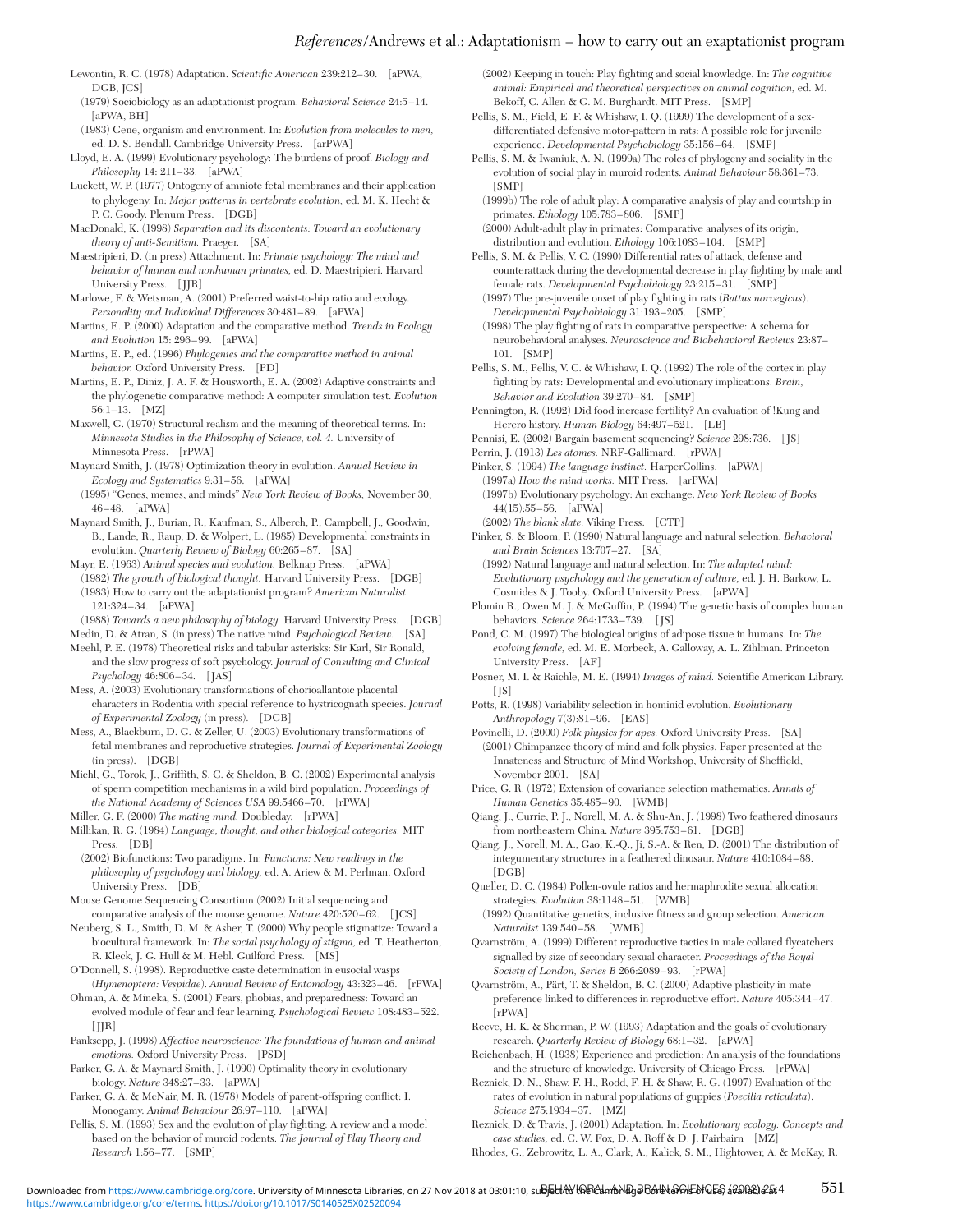Lewontin, R. C. (1978) Adaptation. *Scientific American* 239:212–30. [aPWA, DGB, JCS]

(1979) Sociobiology as an adaptationist program. *Behavioral Science* 24:5–14. [aPWA, BH]

(1983) Gene, organism and environment. In: *Evolution from molecules to men,* ed. D. S. Bendall. Cambridge University Press. [arPWA]

Lloyd, E. A. (1999) Evolutionary psychology: The burdens of proof. *Biology and Philosophy* 14: 211–33. [aPWA]

Luckett, W. P. (1977) Ontogeny of amniote fetal membranes and their application to phylogeny. In: *Major patterns in vertebrate evolution,* ed. M. K. Hecht & P. C. Goody. Plenum Press. [DGB]

MacDonald, K. (1998) *Separation and its discontents: Toward an evolutionary theory of anti-Semitism.* Praeger. [SA]

Maestripieri, D. (in press) Attachment. In: *Primate psychology: The mind and behavior of human and nonhuman primates,* ed. D. Maestripieri. Harvard University Press. [JJR]

Marlowe, F. & Wetsman, A. (2001) Preferred waist-to-hip ratio and ecology. *Personality and Individual Differences* 30:481–89. [aPWA]

Martins, E. P. (2000) Adaptation and the comparative method. *Trends in Ecology and Evolution* 15: 296–99. [aPWA]

Martins, E. P., ed. (1996) *Phylogenies and the comparative method in animal behavior.* Oxford University Press. [PD]

Martins, E. P., Diniz, J. A. F. & Housworth, E. A. (2002) Adaptive constraints and the phylogenetic comparative method: A computer simulation test. *Evolution* 56:1–13. [MZ]

Maxwell, G. (1970) Structural realism and the meaning of theoretical terms. In: *Minnesota Studies in the Philosophy of Science, vol. 4.* University of Minnesota Press. [rPWA]

Maynard Smith, J. (1978) Optimization theory in evolution. *Annual Review in Ecology and Systematics* 9:31–56. [aPWA]

(1995) "Genes, memes, and minds" *New York Review of Books,* November 30, 46–48. [aPWA]

Maynard Smith, J., Burian, R., Kaufman, S., Alberch, P., Campbell, J., Goodwin, B., Lande, R., Raup, D. & Wolpert, L. (1985) Developmental constraints in evolution. *Quarterly Review of Biology* 60:265–87. [SA]

Mayr, E. (1963) *Animal species and evolution.* Belknap Press. [aPWA]

(1982) *The growth of biological thought.* Harvard University Press. [DGB]

(1983) How to carry out the adaptationist program? *American Naturalist* 121:324–34. [aPWA]

(1988) *Towards a new philosophy of biology.* Harvard University Press. [DGB]

Medin, D. & Atran, S. (in press) The native mind. *Psychological Review.* [SA]

Meehl, P. E. (1978) Theoretical risks and tabular asterisks: Sir Karl, Sir Ronald, and the slow progress of soft psychology. *Journal of Consulting and Clinical Psychology* 46:806–34. [JAS]

Mess, A. (2003) Evolutionary transformations of chorioallantoic placental characters in Rodentia with special reference to hystricognath species. *Journal of Experimental Zoology* (in press). [DGB]

Mess, A., Blackburn, D. G. & Zeller, U. (2003) Evolutionary transformations of fetal membranes and reproductive strategies. *Journal of Experimental Zoology* (in press). [DGB]

Michl, G., Torok, J., Griffith, S. C. & Sheldon, B. C. (2002) Experimental analysis of sperm competition mechanisms in a wild bird population. *Proceedings of the National Academy of Sciences USA* 99:5466–70. [rPWA]

Miller, G. F. (2000) *The mating mind.* Doubleday. [rPWA]

Millikan, R. G. (1984) *Language, thought, and other biological categories.* MIT Press. [DB]

(2002) Biofunctions: Two paradigms. In: *Functions: New readings in the philosophy of psychology and biology,* ed. A. Ariew & M. Perlman. Oxford University Press. [DB]

Mouse Genome Sequencing Consortium (2002) Initial sequencing and comparative analysis of the mouse genome. *Nature* 420:520–62. [JCS]

Neuberg, S. L., Smith, D. M. & Asher, T. (2000) Why people stigmatize: Toward a biocultural framework. In: *The social psychology of stigma,* ed. T. Heatherton, R. Kleck, J. G. Hull & M. Hebl. Guilford Press. [MS]

O'Donnell, S. (1998). Reproductive caste determination in eusocial wasps (*Hymenoptera: Vespidae*). *Annual Review of Entomology* 43:323–46. [rPWA]

Ohman, A. & Mineka, S. (2001) Fears, phobias, and preparedness: Toward an evolved module of fear and fear learning. *Psychological Review* 108:483–522. [JJR]

Panksepp, J. (1998) *Affective neuroscience: The foundations of human and animal emotions.* Oxford University Press. [PSD]

Parker, G. A. & Maynard Smith, J. (1990) Optimality theory in evolutionary biology. *Nature* 348:27–33. [aPWA]

Parker, G. A. & McNair, M. R. (1978) Models of parent-offspring conflict: I. Monogamy. *Animal Behaviour* 26:97–110. [aPWA]

Pellis, S. M. (1993) Sex and the evolution of play fighting: A review and a model based on the behavior of muroid rodents. *The Journal of Play Theory and Research* 1:56–77. [SMP]

(2002) Keeping in touch: Play fighting and social knowledge. In: *The cognitive animal: Empirical and theoretical perspectives on animal cognition,* ed. M. Bekoff, C. Allen & G. M. Burghardt. MIT Press. [SMP]

Pellis, S. M., Field, E. F. & Whishaw, I. Q. (1999) The development of a sex-differentiated defensive motor-pattern in rats: A possible role for juvenile experience. *Developmental Psychobiology* 35:156–64. [SMP]

Pellis, S. M. & Iwaniuk, A. N. (1999a) The roles of phylogeny and sociality in the evolution of social play in muroid rodents. *Animal Behaviour* 58:361–73. [SMP]

(1999b) The role of adult play: A comparative analysis of play and courtship in primates. *Ethology* 105:783–806. [SMP]

(2000) Adult-adult play in primates: Comparative analyses of its origin, distribution and evolution. *Ethology* 106:1083–104. [SMP]

Pellis, S. M. & Pellis, V. C. (1990) Differential rates of attack, defense and counterattack during the developmental decrease in play fighting by male and female rats. *Developmental Psychobiology* 23:215–31. [SMP]

(1997) The pre-juvenile onset of play fighting in rats (*Rattus norvegicus*). *Developmental Psychobiology* 31:193–205. [SMP]

(1998) The play fighting of rats in comparative perspective: A schema for neurobehavioral analyses. *Neuroscience and Biobehavioral Reviews* 23:87–101. [SMP]

Pellis, S. M., Pellis, V. C. & Whishaw, I. Q. (1992) The role of the cortex in play fighting by rats: Developmental and evolutionary implications. *Brain, Behavior and Evolution* 39:270–84. [SMP]

Pennington, R. (1992) Did food increase fertility? An evaluation of !Kung and Herero history. *Human Biology* 64:497–521. [LB]

Pennisi, E. (2002) Bargain basement sequencing? *Science* 298:736. [JS]

Perrin, J. (1913) *Les atomes.* NRF-Gallimard. [rPWA]

Pinker, S. (1994) *The language instinct.* HarperCollins. [aPWA]

(1997a) *How the mind works.* MIT Press. [arPWA]

(1997b) Evolutionary psychology: An exchange. *New York Review of Books* 44(15):55–56. [aPWA]

(2002) *The blank slate.* Viking Press. [CTP]

Pinker, S. & Bloom, P. (1990) Natural language and natural selection. *Behavioral and Brain Sciences* 13:707–27. [SA]

(1992) Natural language and natural selection. In: *The adapted mind: Evolutionary psychology and the generation of culture,* ed. J. H. Barkow, L. Cosmides & J. Tooby. Oxford University Press. [aPWA]

Plomin R., Owen M. J. & McGuffin, P. (1994) The genetic basis of complex human behaviors. *Science* 264:1733–739. [JS]

Pond, C. M. (1997) The biological origins of adipose tissue in humans. In: *The evolving female,* ed. M. E. Morbeck, A. Galloway, A. L. Zihlman. Princeton University Press. [AF]

Posner, M. I. & Raichle, M. E. (1994) *Images of mind.* Scientific American Library. [JS]

Potts, R. (1998) Variability selection in hominid evolution. *Evolutionary Anthropology* 7(3):81–96. [EAS]

Povinelli, D. (2000) *Folk physics for apes.* Oxford University Press. [SA]

(2001) Chimpanzee theory of mind and folk physics. Paper presented at the Innateness and Structure of Mind Workshop, University of Sheffield, November 2001. [SA]

Price, G. R. (1972) Extension of covariance selection mathematics. *Annals of Human Genetics* 35:485–90. [WMB]

Qiang, J., Currie, P. J., Norell, M. A. & Shu-An, J. (1998) Two feathered dinosaurs from northeastern China. *Nature* 395:753–61. [DGB]

Qiang, J., Norell, M. A., Gao, K.-Q., Ji, S.-A. & Ren, D. (2001) The distribution of integumentary structures in a feathered dinosaur. *Nature* 410:1084–88. [DGB]

Queller, D. C. (1984) Pollen-ovule ratios and hermaphrodite sexual allocation strategies. *Evolution* 38:1148–51. [WMB]

(1992) Quantitative genetics, inclusive fitness and group selection. *American Naturalist* 139:540–58. [WMB]

Qvarnström, A. (1999) Different reproductive tactics in male collared flycatchers signalled by size of secondary sexual character. *Proceedings of the Royal Society of London, Series B* 266:2089–93. [rPWA]

Qvarnström, A., Pärt, T. & Sheldon, B. C. (2000) Adaptive plasticity in mate preference linked to differences in reproductive effort. *Nature* 405:344–47. [rPWA]

Reeve, H. K. & Sherman, P. W. (1993) Adaptation and the goals of evolutionary research. *Quarterly Review of Biology* 68:1–32. [aPWA]

Reichenbach, H. (1938) Experience and prediction: An analysis of the foundations and the structure of knowledge. University of Chicago Press. [rPWA]

Reznick, D. N., Shaw, F. H., Rodd, F. H. & Shaw, R. G. (1997) Evaluation of the rates of evolution in natural populations of guppies (*Poecilia reticulata*). *Science* 275:1934–37. [MZ]

Reznick, D. & Travis, J. (2001) Adaptation. In: *Evolutionary ecology: Concepts and case studies,* ed. C. W. Fox, D. A. Roff & D. J. Fairbairn [MZ]

Rhodes, G., Zebrowitz, L. A., Clark, A., Kalick, S. M., Hightower, A. & McKay, R.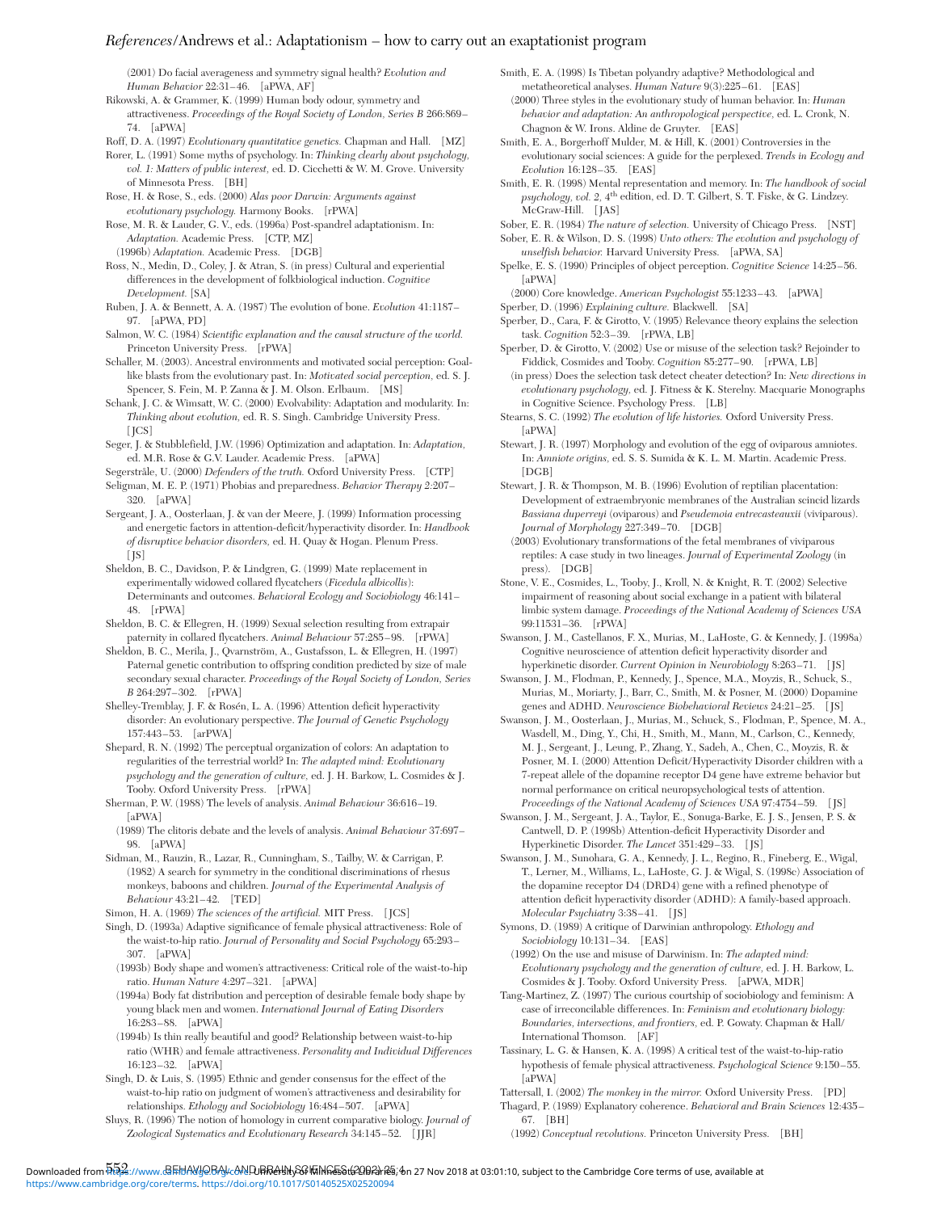(2001) Do facial averageness and symmetry signal health? *Evolution and Human Behavior* 22:31–46. [aPWA, AF]

Rikowski, A. & Grammer, K. (1999) Human body odour, symmetry and attractiveness. *Proceedings of the Royal Society of London, Series B* 266:869–74. [aPWA]

Roff, D. A. (1997) *Evolutionary quantitative genetics.* Chapman and Hall. [MZ]

Rorer, L. (1991) Some myths of psychology. In: *Thinking clearly about psychology, vol. 1: Matters of public interest,* ed. D. Cicchetti & W. M. Grove. University of Minnesota Press. [BH]

Rose, H. & Rose, S., eds. (2000) *Alas poor Darwin: Arguments against evolutionary psychology.* Harmony Books. [rPWA]

Rose, M. R. & Lauder, G. V., eds. (1996a) Post-spandrel adaptationism. In: *Adaptation.* Academic Press. [CTP, MZ]

(1996b) *Adaptation.* Academic Press. [DGB]

Ross, N., Medin, D., Coley, J. & Atran, S. (in press) Cultural and experiential differences in the development of folkbiological induction. *Cognitive Development.* [SA]

Ruben, J. A. & Bennett, A. A. (1987) The evolution of bone. *Evolution* 41:1187–97. [aPWA, PD]

Salmon, W. C. (1984) *Scientific explanation and the causal structure of the world.* Princeton University Press. [rPWA]

Schaller, M. (2003). Ancestral environments and motivated social perception: Goal-like blasts from the evolutionary past. In: *Motivated social perception,* ed. S. J. Spencer, S. Fein, M. P. Zanna & J. M. Olson. Erlbaum. [MS]

Schank, J. C. & Wimsatt, W. C. (2000) Evolvability: Adaptation and modularity. In: *Thinking about evolution,* ed. R. S. Singh. Cambridge University Press. [JCS]

Seger, J. & Stubblefield, J.W. (1996) Optimization and adaptation. In: *Adaptation,* ed. M.R. Rose & G.V. Lauder. Academic Press. [aPWA]

Segerstråle, U. (2000) *Defenders of the truth.* Oxford University Press. [CTP]

Seligman, M. E. P. (1971) Phobias and preparedness. *Behavior Therapy* 2:207–320. [aPWA]

Sergeant, J. A., Oosterlaan, J. & van der Meere, J. (1999) Information processing and energetic factors in attention-deficit/hyperactivity disorder. In: *Handbook of disruptive behavior disorders,* ed. H. Quay & Hogan. Plenum Press. [JS]

Sheldon, B. C., Davidson, P. & Lindgren, G. (1999) Mate replacement in experimentally widowed collared flycatchers (*Ficedula albicollis*): Determinants and outcomes. *Behavioral Ecology and Sociobiology* 46:141–48. [rPWA]

Sheldon, B. C. & Ellegren, H. (1999) Sexual selection resulting from extrapair paternity in collared flycatchers. *Animal Behaviour* 57:285–98. [rPWA]

Sheldon, B. C., Merila, J., Qvarnström, A., Gustafsson, L. & Ellegren, H. (1997) Paternal genetic contribution to offspring condition predicted by size of male secondary sexual character. *Proceedings of the Royal Society of London, Series B* 264:297–302. [rPWA]

Shelley-Tremblay, J. F. & Rosén, L. A. (1996) Attention deficit hyperactivity disorder: An evolutionary perspective. *The Journal of Genetic Psychology* 157:443–53. [arPWA]

Shepard, R. N. (1992) The perceptual organization of colors: An adaptation to regularities of the terrestrial world? In: *The adapted mind: Evolutionary psychology and the generation of culture,* ed. J. H. Barkow, L. Cosmides & J. Tooby. Oxford University Press. [rPWA]

Sherman, P. W. (1988) The levels of analysis. *Animal Behaviour* 36:616–19. [aPWA]

(1989) The clitoris debate and the levels of analysis. *Animal Behaviour* 37:697–98. [aPWA]

Sidman, M., Rauzin, R., Lazar, R., Cunningham, S., Tailby, W. & Carrigan, P. (1982) A search for symmetry in the conditional discriminations of rhesus monkeys, baboons and children. *Journal of the Experimental Analysis of Behaviour* 43:21–42. [TED]

Simon, H. A. (1969) *The sciences of the artificial.* MIT Press. [JCS]

Singh, D. (1993a) Adaptive significance of female physical attractiveness: Role of the waist-to-hip ratio. *Journal of Personality and Social Psychology* 65:293–307. [aPWA]

(1993b) Body shape and women's attractiveness: Critical role of the waist-to-hip ratio. *Human Nature* 4:297–321. [aPWA]

(1994a) Body fat distribution and perception of desirable female body shape by young black men and women. *International Journal of Eating Disorders* 16:283–88. [aPWA]

(1994b) Is thin really beautiful and good? Relationship between waist-to-hip ratio (WHR) and female attractiveness. *Personality and Individual Differences* 16:123–32. [aPWA]

Singh, D. & Luis, S. (1995) Ethnic and gender consensus for the effect of the waist-to-hip ratio on judgment of women's attractiveness and desirability for relationships. *Ethology and Sociobiology* 16:484–507. [aPWA]

Sluys, R. (1996) The notion of homology in current comparative biology. *Journal of Zoological Systematics and Evolutionary Research* 34:145–52. [JJR]

Smith, E. A. (1998) Is Tibetan polyandry adaptive? Methodological and metatheoretical analyses. *Human Nature* 9(3):225–61. [EAS]

(2000) Three styles in the evolutionary study of human behavior. In: *Human behavior and adaptation: An anthropological perspective,* ed. L. Cronk, N. Chagnon & W. Irons. Aldine de Gruyter. [EAS]

Smith, E. A., Borgerhoff Mulder, M. & Hill, K. (2001) Controversies in the evolutionary social sciences: A guide for the perplexed. *Trends in Ecology and Evolution* 16:128–35. [EAS]

Smith, E. R. (1998) Mental representation and memory. In: *The handbook of social psychology, vol. 2,* 4th edition, ed. D. T. Gilbert, S. T. Fiske, & G. Lindzey. McGraw-Hill. [JAS]

Sober, E. R. (1984) *The nature of selection.* University of Chicago Press. [NST]

Sober, E. R. & Wilson, D. S. (1998) *Unto others: The evolution and psychology of unselfish behavior.* Harvard University Press. [aPWA, SA]

Spelke, E. S. (1990) Principles of object perception. *Cognitive Science* 14:25–56. [aPWA]

(2000) Core knowledge. *American Psychologist* 55:1233–43. [aPWA]

Sperber, D. (1996) *Explaining culture.* Blackwell. [SA]

Sperber, D., Cara, F. & Girotto, V. (1995) Relevance theory explains the selection task. *Cognition* 52:3–39. [rPWA, LB]

Sperber, D. & Girotto, V. (2002) Use or misuse of the selection task? Rejoinder to Fiddick, Cosmides and Tooby. *Cognition* 85:277–90. [rPWA, LB]

(in press) Does the selection task detect cheater detection? In: *New directions in evolutionary psychology,* ed. J. Fitness & K. Sterelny. Macquarie Monographs in Cognitive Science. Psychology Press. [LB]

Stearns, S. C. (1992) *The evolution of life histories.* Oxford University Press. [aPWA]

Stewart, J. R. (1997) Morphology and evolution of the egg of oviparous amniotes. In: *Amniote origins,* ed. S. S. Sumida & K. L. M. Martin. Academic Press. [DGB]

Stewart, J. R. & Thompson, M. B. (1996) Evolution of reptilian placentation: Development of extraembryonic membranes of the Australian scincid lizards *Bassiana duperreyi* (oviparous) and *Pseudemoia entrecasteauxii* (viviparous). *Journal of Morphology* 227:349–70. [DGB]

(2003) Evolutionary transformations of the fetal membranes of viviparous reptiles: A case study in two lineages. *Journal of Experimental Zoology* (in press). [DGB]

Stone, V. E., Cosmides, L., Tooby, J., Kroll, N. & Knight, R. T. (2002) Selective impairment of reasoning about social exchange in a patient with bilateral limbic system damage. *Proceedings of the National Academy of Sciences USA* 99:11531–36. [rPWA]

Swanson, J. M., Castellanos, F. X., Murias, M., LaHoste, G. & Kennedy, J. (1998a) Cognitive neuroscience of attention deficit hyperactivity disorder and hyperkinetic disorder. *Current Opinion in Neurobiology* 8:263–71. [JS]

Swanson, J. M., Flodman, P., Kennedy, J., Spence, M.A., Moyzis, R., Schuck, S., Murias, M., Moriarty, J., Barr, C., Smith, M. & Posner, M. (2000) Dopamine genes and ADHD. *Neuroscience Biobehavioral Reviews* 24:21–25. [JS]

Swanson, J. M., Oosterlaan, J., Murias, M., Schuck, S., Flodman, P., Spence, M. A., Wasdell, M., Ding, Y., Chi, H., Smith, M., Mann, M., Carlson, C., Kennedy, M. J., Sergeant, J., Leung, P., Zhang, Y., Sadeh, A., Chen, C., Moyzis, R. & Posner, M. I. (2000) Attention Deficit/Hyperactivity Disorder children with a 7-repeat allele of the dopamine receptor D4 gene have extreme behavior but normal performance on critical neuropsychological tests of attention. *Proceedings of the National Academy of Sciences USA* 97:4754–59. [JS]

Swanson, J. M., Sergeant, J. A., Taylor, E., Sonuga-Barke, E. J. S., Jensen, P. S. & Cantwell, D. P. (1998b) Attention-deficit Hyperactivity Disorder and Hyperkinetic Disorder. *The Lancet* 351:429–33. [JS]

Swanson, J. M., Sunohara, G. A., Kennedy, J. L., Regino, R., Fineberg, E., Wigal, T., Lerner, M., Williams, L., LaHoste, G. J. & Wigal, S. (1998c) Association of the dopamine receptor D4 (DRD4) gene with a refined phenotype of attention deficit hyperactivity disorder (ADHD): A family-based approach. *Molecular Psychiatry* 3:38–41. [JS]

Symons, D. (1989) A critique of Darwinian anthropology. *Ethology and Sociobiology* 10:131–34. [EAS]

(1992) On the use and misuse of Darwinism. In: *The adapted mind: Evolutionary psychology and the generation of culture,* ed. J. H. Barkow, L. Cosmides & J. Tooby. Oxford University Press. [aPWA, MDR]

Tang-Martinez, Z. (1997) The curious courtship of sociobiology and feminism: A case of irreconcilable differences. In: *Feminism and evolutionary biology: Boundaries, intersections, and frontiers,* ed. P. Gowaty. Chapman & Hall/International Thomson. [AF]

Tassinary, L. G. & Hansen, K. A. (1998) A critical test of the waist-to-hip-ratio hypothesis of female physical attractiveness. *Psychological Science* 9:150–55. [aPWA]

Tattersall, I. (2002) *The monkey in the mirror.* Oxford University Press. [PD]

Thagard, P. (1989) Explanatory coherence. *Behavioral and Brain Sciences* 12:435–67. [BH]

(1992) *Conceptual revolutions.* Princeton University Press. [BH]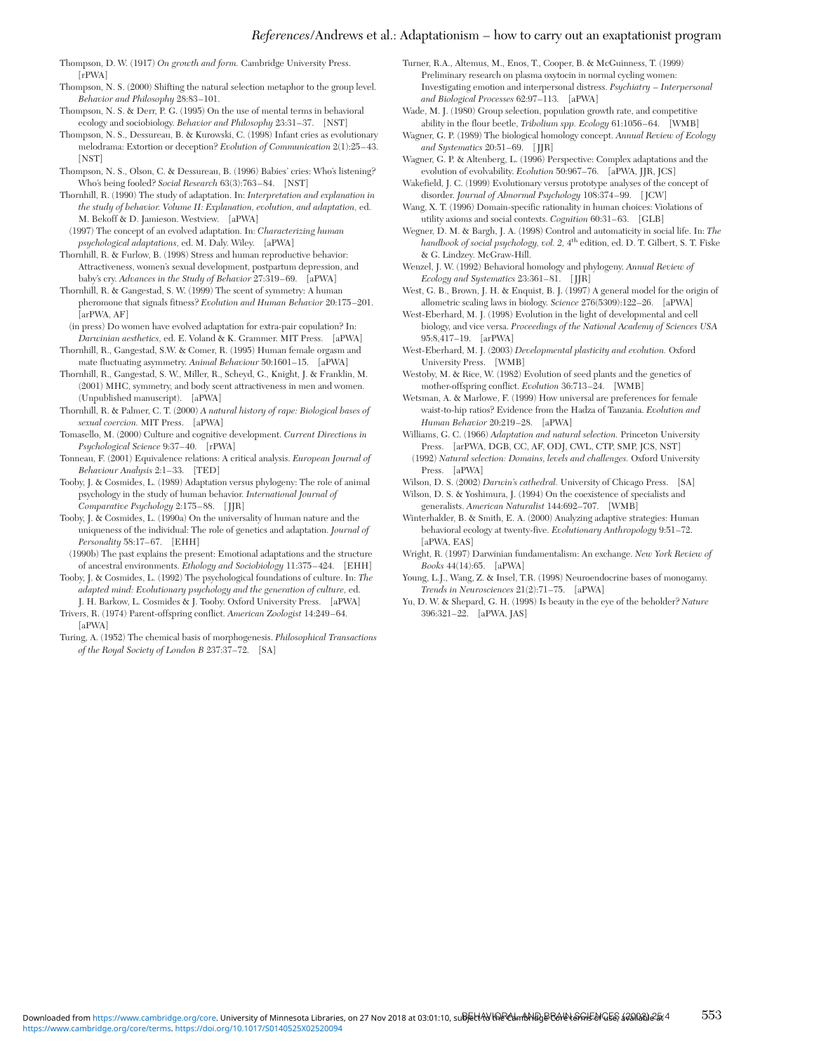Thompson, D. W. (1917) *On growth and form.* Cambridge University Press. [rPWA]

Thompson, N. S. (2000) Shifting the natural selection metaphor to the group level. *Behavior and Philosophy* 28:83–101.

Thompson, N. S. & Derr, P. G. (1995) On the use of mental terms in behavioral ecology and sociobiology. *Behavior and Philosophy* 23:31–37. [NST]

Thompson, N. S., Dessureau, B. & Kurowski, C. (1998) Infant cries as evolutionary melodrama: Extortion or deception? *Evolution of Communication* 2(1):25–43. [NST]

Thompson, N. S., Olson, C. & Dessureau, B. (1996) Babies' cries: Who's listening? Who's being fooled? *Social Research* 63(3):763–84. [NST]

Thornhill, R. (1990) The study of adaptation. In: *Interpretation and explanation in the study of behavior. Volume II: Explanation, evolution, and adaptation,* ed. M. Bekoff & D. Jamieson. Westview. [aPWA]

(1997) The concept of an evolved adaptation. In: *Characterizing human psychological adaptations,* ed. M. Daly. Wiley. [aPWA]

Thornhill, R. & Furlow, B. (1998) Stress and human reproductive behavior: Attractiveness, women's sexual development, postpartum depression, and baby's cry. *Advances in the Study of Behavior* 27:319–69. [aPWA]

Thornhill, R. & Gangestad, S. W. (1999) The scent of symmetry: A human pheromone that signals fitness? *Evolution and Human Behavior* 20:175–201. [arPWA, AF]

(in press) Do women have evolved adaptation for extra-pair copulation? In: *Darwinian aesthetics,* ed. E. Voland & K. Grammer. MIT Press. [aPWA]

Thornhill, R., Gangestad, S.W. & Comer, R. (1995) Human female orgasm and mate fluctuating asymmetry. *Animal Behaviour* 50:1601–15. [aPWA]

Thornhill, R., Gangestad, S. W., Miller, R., Scheyd, G., Knight, J. & Franklin, M. (2001) MHC, symmetry, and body scent attractiveness in men and women. (Unpublished manuscript). [aPWA]

Thornhill, R. & Palmer, C. T. (2000) *A natural history of rape: Biological bases of sexual coercion.* MIT Press. [aPWA]

Tomasello, M. (2000) Culture and cognitive development. *Current Directions in Psychological Science* 9:37–40. [rPWA]

Tonneau, F. (2001) Equivalence relations: A critical analysis. *European Journal of Behaviour Analysis* 2:1–33. [TED]

Tooby, J. & Cosmides, L. (1989) Adaptation versus phylogeny: The role of animal psychology in the study of human behavior. *International Journal of Comparative Psychology* 2:175–88. [JJR]

Tooby, J. & Cosmides, L. (1990a) On the universality of human nature and the uniqueness of the individual: The role of genetics and adaptation. *Journal of Personality* 58:17–67. [EHH]

(1990b) The past explains the present: Emotional adaptations and the structure of ancestral environments. *Ethology and Sociobiology* 11:375–424. [EHH]

Tooby, J. & Cosmides, L. (1992) The psychological foundations of culture. In: *The adapted mind: Evolutionary psychology and the generation of culture,* ed. J. H. Barkow, L. Cosmides & J. Tooby. Oxford University Press. [aPWA]

Trivers, R. (1974) Parent-offspring conflict. *American Zoologist* 14:249–64. [aPWA]

Turing, A. (1952) The chemical basis of morphogenesis. *Philosophical Transactions of the Royal Society of London B* 237:37–72. [SA]

Turner, R.A., Altemus, M., Enos, T., Cooper, B. & McGuinness, T. (1999) Preliminary research on plasma oxytocin in normal cycling women: Investigating emotion and interpersonal distress. *Psychiatry – Interpersonal and Biological Processes* 62:97–113. [aPWA]

Wade, M. J. (1980) Group selection, population growth rate, and competitive ability in the flour beetle, *Tribolium spp. Ecology* 61:1056–64. [WMB]

Wagner, G. P. (1989) The biological homology concept. *Annual Review of Ecology and Systematics* 20:51–69. [JJR]

Wagner, G. P. & Altenberg, L. (1996) Perspective: Complex adaptations and the evolution of evolvability. *Evolution* 50:967–76. [aPWA, JJR, JCS]

Wakefield, J. C. (1999) Evolutionary versus prototype analyses of the concept of disorder. *Journal of Abnormal Psychology* 108:374–99. [JCW]

Wang, X. T. (1996) Domain-specific rationality in human choices: Violations of utility axioms and social contexts. *Cognition* 60:31–63. [GLB]

Wegner, D. M. & Bargh, J. A. (1998) Control and automaticity in social life. In: *The handbook of social psychology, vol. 2,* 4th edition, ed. D. T. Gilbert, S. T. Fiske & G. Lindzey. McGraw-Hill.

Wenzel, J. W. (1992) Behavioral homology and phylogeny. *Annual Review of Ecology and Systematics* 23:361–81. [JJR]

West, G. B., Brown, J. H. & Enquist, B. J. (1997) A general model for the origin of allometric scaling laws in biology. *Science* 276(5309):122–26. [aPWA]

West-Eberhard, M. J. (1998) Evolution in the light of developmental and cell biology, and vice versa. *Proceedings of the National Academy of Sciences USA* 95:8,417–19. [arPWA]

West-Eberhard, M. J. (2003) *Developmental plasticity and evolution.* Oxford University Press. [WMB]

Westoby, M. & Rice, W. (1982) Evolution of seed plants and the genetics of mother-offspring conflict. *Evolution* 36:713–24. [WMB]

Wetsman, A. & Marlowe, F. (1999) How universal are preferences for female waist-to-hip ratios? Evidence from the Hadza of Tanzania. *Evolution and Human Behavior* 20:219–28. [aPWA]

Williams, G. C. (1966) *Adaptation and natural selection.* Princeton University Press. [arPWA, DGB, CC, AF, ODJ, CWL, CTP, SMP, JCS, NST]

(1992) *Natural selection: Domains, levels and challenges.* Oxford University Press. [aPWA]

Wilson, D. S. (2002) *Darwin's cathedral.* University of Chicago Press. [SA]

Wilson, D. S. & Yoshimura, J. (1994) On the coexistence of specialists and generalists. *American Naturalist* 144:692–707. [WMB]

Winterhalder, B. & Smith, E. A. (2000) Analyzing adaptive strategies: Human behavioral ecology at twenty-five. *Evolutionary Anthropology* 9:51–72. [aPWA, EAS]

Wright, R. (1997) Darwinian fundamentalism: An exchange. *New York Review of Books* 44(14):65. [aPWA]

Young, L.J., Wang, Z. & Insel, T.R. (1998) Neuroendocrine bases of monogamy. *Trends in Neurosciences* 21(2):71–75. [aPWA]

Yu, D. W. & Shepard, G. H. (1998) Is beauty in the eye of the beholder? *Nature* 396:321–22. [aPWA, JAS]